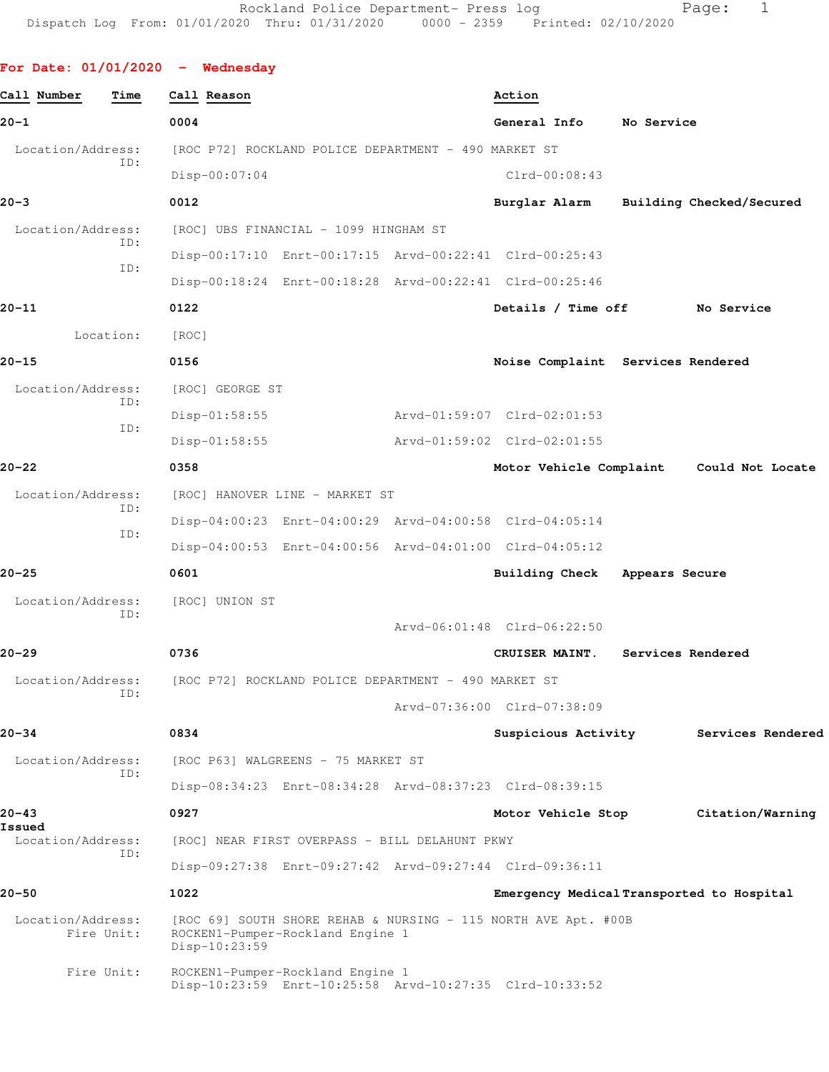Rockland Police Department- Press log
Dispatch Log From: 01/01/2020 Thru: 01/31/2020 0000 - 2359 Printed: 02/10/2020

## For Date: 01/01/2020 - Wednesday

| Call Number | Time | Call Reason | Action |
|---|---|---|---|

**20-1** 0004 General Info No Service

Location/Address: [ROC P72] ROCKLAND POLICE DEPARTMENT - 490 MARKET ST
ID: Disp-00:07:04 Clrd-00:08:43

**20-3** 0012 Burglar Alarm Building Checked/Secured

Location/Address: [ROC] UBS FINANCIAL - 1099 HINGHAM ST
ID: Disp-00:17:10 Enrt-00:17:15 Arvd-00:22:41 Clrd-00:25:43
ID: Disp-00:18:24 Enrt-00:18:28 Arvd-00:22:41 Clrd-00:25:46

**20-11** 0122 Details / Time off No Service

Location: [ROC]

**20-15** 0156 Noise Complaint Services Rendered

Location/Address: [ROC] GEORGE ST
ID: Disp-01:58:55 Arvd-01:59:07 Clrd-02:01:53
ID: Disp-01:58:55 Arvd-01:59:02 Clrd-02:01:55

**20-22** 0358 Motor Vehicle Complaint Could Not Locate

Location/Address: [ROC] HANOVER LINE - MARKET ST
ID: Disp-04:00:23 Enrt-04:00:29 Arvd-04:00:58 Clrd-04:05:14
ID: Disp-04:00:53 Enrt-04:00:56 Arvd-04:01:00 Clrd-04:05:12

**20-25** 0601 Building Check Appears Secure

Location/Address: [ROC] UNION ST
ID: Arvd-06:01:48 Clrd-06:22:50

**20-29** 0736 CRUISER MAINT. Services Rendered

Location/Address: [ROC P72] ROCKLAND POLICE DEPARTMENT - 490 MARKET ST
ID: Arvd-07:36:00 Clrd-07:38:09

**20-34** 0834 Suspicious Activity Services Rendered

Location/Address: [ROC P63] WALGREENS - 75 MARKET ST
ID: Disp-08:34:23 Enrt-08:34:28 Arvd-08:37:23 Clrd-08:39:15

**20-43** 0927 Motor Vehicle Stop Citation/Warning Issued

Location/Address: [ROC] NEAR FIRST OVERPASS - BILL DELAHUNT PKWY
ID: Disp-09:27:38 Enrt-09:27:42 Arvd-09:27:44 Clrd-09:36:11

**20-50** 1022 Emergency Medical Transported to Hospital

Location/Address: [ROC 69] SOUTH SHORE REHAB & NURSING - 115 NORTH AVE Apt. #00B
Fire Unit: ROCKEN1-Pumper-Rockland Engine 1
Disp-10:23:59
Fire Unit: ROCKEN1-Pumper-Rockland Engine 1
Disp-10:23:59 Enrt-10:25:58 Arvd-10:27:35 Clrd-10:33:52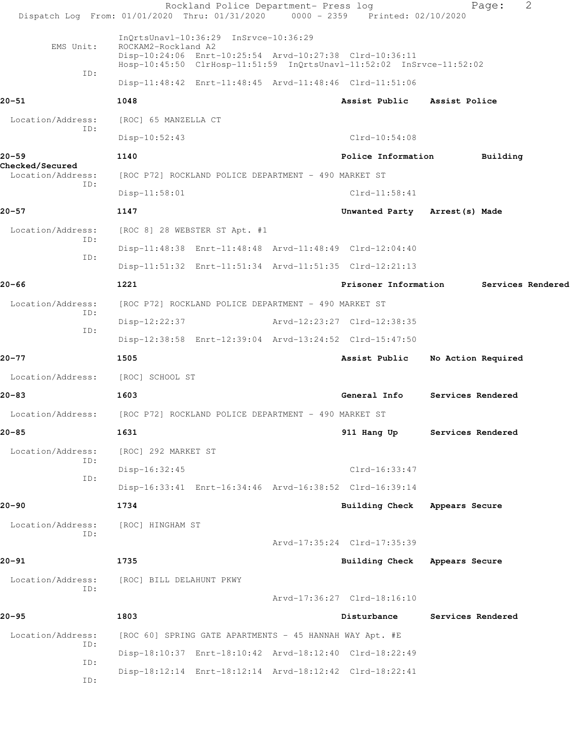Rockland Police Department- Press log
Dispatch Log From: 01/01/2020 Thru: 01/31/2020 0000 - 2359 Printed: 02/10/2020

InQrtsUnavl-10:36:29 InSrvce-10:36:29
EMS Unit: ROCKAM2-Rockland A2
Disp-10:24:06 Enrt-10:25:54 Arvd-10:27:38 Clrd-10:36:11
Hosp-10:45:50 ClrHosp-11:51:59 InQrtsUnavl-11:52:02 InSrvce-11:52:02
ID:
Disp-11:48:42 Enrt-11:48:45 Arvd-11:48:46 Clrd-11:51:06

**20-51** **1048** **Assist Public** **Assist Police**
Location/Address: [ROC] 65 MANZELLA CT
ID:
Disp-10:52:43 Clrd-10:54:08

**20-59** **1140** **Police Information** **Building Checked/Secured**
Location/Address: [ROC P72] ROCKLAND POLICE DEPARTMENT - 490 MARKET ST
ID:
Disp-11:58:01 Clrd-11:58:41

**20-57** **1147** **Unwanted Party** **Arrest(s) Made**
Location/Address: [ROC 8] 28 WEBSTER ST Apt. #1
ID:
Disp-11:48:38 Enrt-11:48:48 Arvd-11:48:49 Clrd-12:04:40
ID:
Disp-11:51:32 Enrt-11:51:34 Arvd-11:51:35 Clrd-12:21:13

**20-66** **1221** **Prisoner Information** **Services Rendered**
Location/Address: [ROC P72] ROCKLAND POLICE DEPARTMENT - 490 MARKET ST
ID:
Disp-12:22:37 Arvd-12:23:27 Clrd-12:38:35
ID:
Disp-12:38:58 Enrt-12:39:04 Arvd-13:24:52 Clrd-15:47:50

**20-77** **1505** **Assist Public** **No Action Required**
Location/Address: [ROC] SCHOOL ST

**20-83** **1603** **General Info** **Services Rendered**
Location/Address: [ROC P72] ROCKLAND POLICE DEPARTMENT - 490 MARKET ST

**20-85** **1631** **911 Hang Up** **Services Rendered**
Location/Address: [ROC] 292 MARKET ST
ID:
Disp-16:32:45 Clrd-16:33:47
ID:
Disp-16:33:41 Enrt-16:34:46 Arvd-16:38:52 Clrd-16:39:14

**20-90** **1734** **Building Check** **Appears Secure**
Location/Address: [ROC] HINGHAM ST
ID:
Arvd-17:35:24 Clrd-17:35:39

**20-91** **1735** **Building Check** **Appears Secure**
Location/Address: [ROC] BILL DELAHUNT PKWY
ID:
Arvd-17:36:27 Clrd-18:16:10

**20-95** **1803** **Disturbance** **Services Rendered**
Location/Address: [ROC 60] SPRING GATE APARTMENTS - 45 HANNAH WAY Apt. #E
ID:
Disp-18:10:37 Enrt-18:10:42 Arvd-18:12:40 Clrd-18:22:49
ID:
Disp-18:12:14 Enrt-18:12:14 Arvd-18:12:42 Clrd-18:22:41
ID: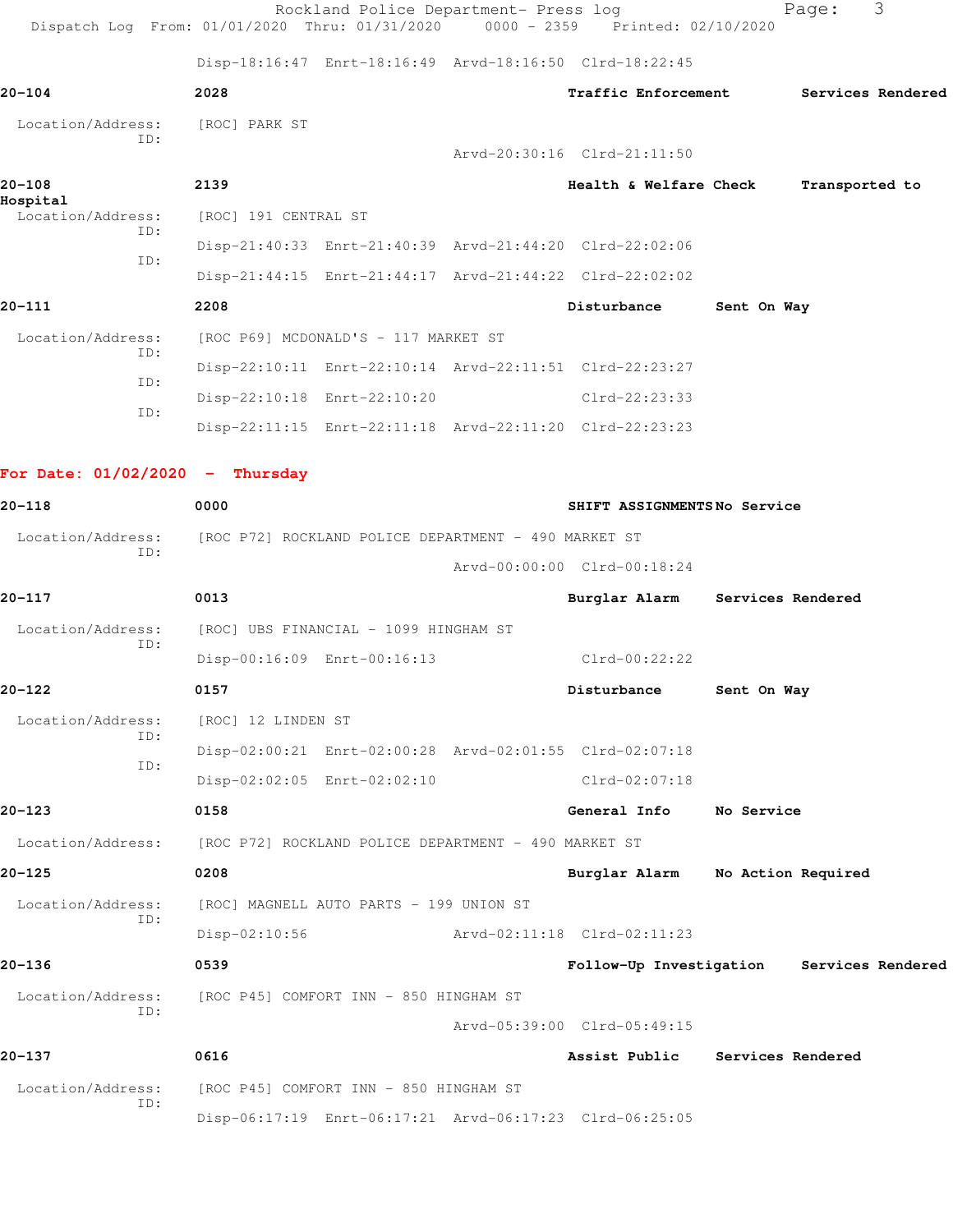Disp-18:16:47 Enrt-18:16:49 Arvd-18:16:50 Clrd-18:22:45

**20-104** **2028** **Traffic Enforcement** **Services Rendered**

Location/Address: [ROC] PARK ST
ID:
Arvd-20:30:16 Clrd-21:11:50

**20-108** **2139** **Health & Welfare Check** **Transported to Hospital**

Location/Address: [ROC] 191 CENTRAL ST
ID:
Disp-21:40:33 Enrt-21:40:39 Arvd-21:44:20 Clrd-22:02:06
ID:
Disp-21:44:15 Enrt-21:44:17 Arvd-21:44:22 Clrd-22:02:02

**20-111** **2208** **Disturbance** **Sent On Way**

Location/Address: [ROC P69] MCDONALD'S - 117 MARKET ST
ID:
Disp-22:10:11 Enrt-22:10:14 Arvd-22:11:51 Clrd-22:23:27
ID:
Disp-22:10:18 Enrt-22:10:20 Clrd-22:23:33
ID:
Disp-22:11:15 Enrt-22:11:18 Arvd-22:11:20 Clrd-22:23:23

## For Date: 01/02/2020 - Thursday

**20-118** **0000** **SHIFT ASSIGNMENTS** **No Service**

Location/Address: [ROC P72] ROCKLAND POLICE DEPARTMENT - 490 MARKET ST
ID:
Arvd-00:00:00 Clrd-00:18:24

**20-117** **0013** **Burglar Alarm** **Services Rendered**

Location/Address: [ROC] UBS FINANCIAL - 1099 HINGHAM ST
ID:
Disp-00:16:09 Enrt-00:16:13 Clrd-00:22:22

**20-122** **0157** **Disturbance** **Sent On Way**

Location/Address: [ROC] 12 LINDEN ST
ID:
Disp-02:00:21 Enrt-02:00:28 Arvd-02:01:55 Clrd-02:07:18
ID:
Disp-02:02:05 Enrt-02:02:10 Clrd-02:07:18

**20-123** **0158** **General Info** **No Service**

Location/Address: [ROC P72] ROCKLAND POLICE DEPARTMENT - 490 MARKET ST

**20-125** **0208** **Burglar Alarm** **No Action Required**

Location/Address: [ROC] MAGNELL AUTO PARTS - 199 UNION ST
ID:
Disp-02:10:56 Arvd-02:11:18 Clrd-02:11:23

**20-136** **0539** **Follow-Up Investigation** **Services Rendered**

Location/Address: [ROC P45] COMFORT INN - 850 HINGHAM ST
ID:
Arvd-05:39:00 Clrd-05:49:15

**20-137** **0616** **Assist Public** **Services Rendered**

Location/Address: [ROC P45] COMFORT INN - 850 HINGHAM ST
ID:
Disp-06:17:19 Enrt-06:17:21 Arvd-06:17:23 Clrd-06:25:05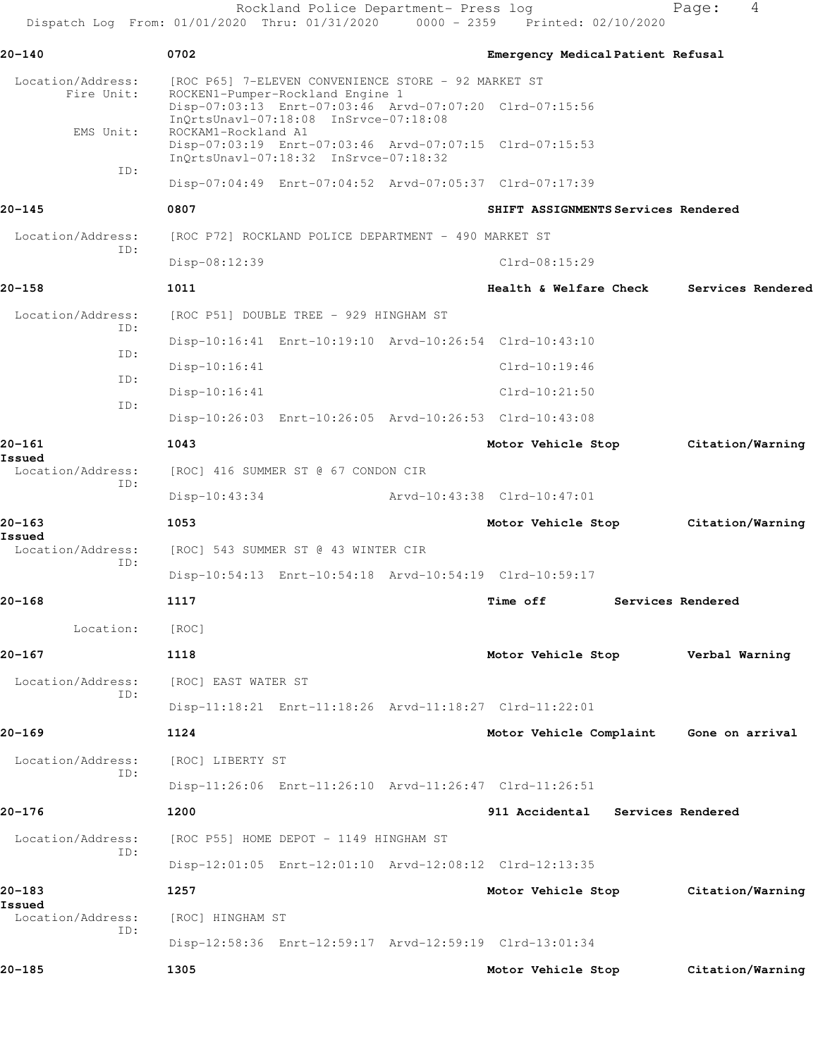**20-140** 0702 Emergency Medical Patient Refusal

Location/Address: [ROC P65] 7-ELEVEN CONVENIENCE STORE - 92 MARKET ST
Fire Unit: ROCKEN1-Pumper-Rockland Engine 1
Disp-07:03:13 Enrt-07:03:46 Arvd-07:07:20 Clrd-07:15:56
InQrtsUnavl-07:18:08 InSrvce-07:18:08
EMS Unit: ROCKAM1-Rockland A1
Disp-07:03:19 Enrt-07:03:46 Arvd-07:07:15 Clrd-07:15:53
InQrtsUnavl-07:18:32 InSrvce-07:18:32
ID:
Disp-07:04:49 Enrt-07:04:52 Arvd-07:05:37 Clrd-07:17:39

**20-145** 0807 SHIFT ASSIGNMENTS Services Rendered

Location/Address: [ROC P72] ROCKLAND POLICE DEPARTMENT - 490 MARKET ST
ID:
Disp-08:12:39 Clrd-08:15:29

**20-158** 1011 Health & Welfare Check Services Rendered

Location/Address: [ROC P51] DOUBLE TREE - 929 HINGHAM ST
ID:
Disp-10:16:41 Enrt-10:19:10 Arvd-10:26:54 Clrd-10:43:10
ID:
Disp-10:16:41 Clrd-10:19:46
ID:
Disp-10:16:41 Clrd-10:21:50
ID:
Disp-10:26:03 Enrt-10:26:05 Arvd-10:26:53 Clrd-10:43:08

**20-161** 1043 Motor Vehicle Stop Citation/Warning Issued

Location/Address: [ROC] 416 SUMMER ST @ 67 CONDON CIR
ID:
Disp-10:43:34 Arvd-10:43:38 Clrd-10:47:01

**20-163** 1053 Motor Vehicle Stop Citation/Warning Issued

Location/Address: [ROC] 543 SUMMER ST @ 43 WINTER CIR
ID:
Disp-10:54:13 Enrt-10:54:18 Arvd-10:54:19 Clrd-10:59:17

**20-168** 1117 Time off Services Rendered

Location: [ROC]

**20-167** 1118 Motor Vehicle Stop Verbal Warning

Location/Address: [ROC] EAST WATER ST
ID:
Disp-11:18:21 Enrt-11:18:26 Arvd-11:18:27 Clrd-11:22:01

**20-169** 1124 Motor Vehicle Complaint Gone on arrival

Location/Address: [ROC] LIBERTY ST
ID:
Disp-11:26:06 Enrt-11:26:10 Arvd-11:26:47 Clrd-11:26:51

**20-176** 1200 911 Accidental Services Rendered

Location/Address: [ROC P55] HOME DEPOT - 1149 HINGHAM ST
ID:
Disp-12:01:05 Enrt-12:01:10 Arvd-12:08:12 Clrd-12:13:35

**20-183** 1257 Motor Vehicle Stop Citation/Warning Issued

Location/Address: [ROC] HINGHAM ST
ID:
Disp-12:58:36 Enrt-12:59:17 Arvd-12:59:19 Clrd-13:01:34

**20-185** 1305 Motor Vehicle Stop Citation/Warning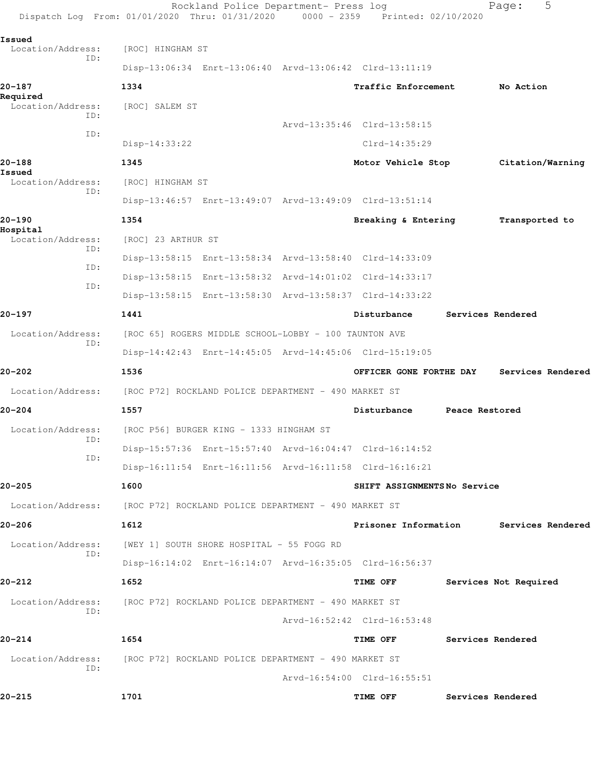Issued
  Location/Address:   [ROC] HINGHAM ST
  ID:
  Disp-13:06:34  Enrt-13:06:40  Arvd-13:06:42  Clrd-13:11:19

**20-187**   1334   **Traffic Enforcement**   **No Action Required**
  Location/Address:   [ROC] SALEM ST
  ID:
  Arvd-13:35:46  Clrd-13:58:15
  ID:
  Disp-14:33:22  Clrd-14:35:29

**20-188**   1345   **Motor Vehicle Stop**   **Citation/Warning Issued**
  Location/Address:   [ROC] HINGHAM ST
  ID:
  Disp-13:46:57  Enrt-13:49:07  Arvd-13:49:09  Clrd-13:51:14

**20-190**   1354   **Breaking & Entering**   **Transported to Hospital**
  Location/Address:   [ROC] 23 ARTHUR ST
  ID:
  Disp-13:58:15  Enrt-13:58:34  Arvd-13:58:40  Clrd-14:33:09
  ID:
  Disp-13:58:15  Enrt-13:58:32  Arvd-14:01:02  Clrd-14:33:17
  ID:
  Disp-13:58:15  Enrt-13:58:30  Arvd-13:58:37  Clrd-14:33:22

**20-197**   1441   **Disturbance**   **Services Rendered**
  Location/Address:   [ROC 65] ROGERS MIDDLE SCHOOL-LOBBY - 100 TAUNTON AVE
  ID:
  Disp-14:42:43  Enrt-14:45:05  Arvd-14:45:06  Clrd-15:19:05

**20-202**   1536   **OFFICER GONE FORTHE DAY**   **Services Rendered**
  Location/Address:   [ROC P72] ROCKLAND POLICE DEPARTMENT - 490 MARKET ST

**20-204**   1557   **Disturbance**   **Peace Restored**
  Location/Address:   [ROC P56] BURGER KING - 1333 HINGHAM ST
  ID:
  Disp-15:57:36  Enrt-15:57:40  Arvd-16:04:47  Clrd-16:14:52
  ID:
  Disp-16:11:54  Enrt-16:11:56  Arvd-16:11:58  Clrd-16:16:21

**20-205**   1600   **SHIFT ASSIGNMENTS**   **No Service**
  Location/Address:   [ROC P72] ROCKLAND POLICE DEPARTMENT - 490 MARKET ST

**20-206**   1612   **Prisoner Information**   **Services Rendered**
  Location/Address:   [WEY 1] SOUTH SHORE HOSPITAL - 55 FOGG RD
  ID:
  Disp-16:14:02  Enrt-16:14:07  Arvd-16:35:05  Clrd-16:56:37

**20-212**   1652   **TIME OFF**   **Services Not Required**
  Location/Address:   [ROC P72] ROCKLAND POLICE DEPARTMENT - 490 MARKET ST
  ID:
  Arvd-16:52:42  Clrd-16:53:48

**20-214**   1654   **TIME OFF**   **Services Rendered**
  Location/Address:   [ROC P72] ROCKLAND POLICE DEPARTMENT - 490 MARKET ST
  ID:
  Arvd-16:54:00  Clrd-16:55:51

**20-215**   1701   **TIME OFF**   **Services Rendered**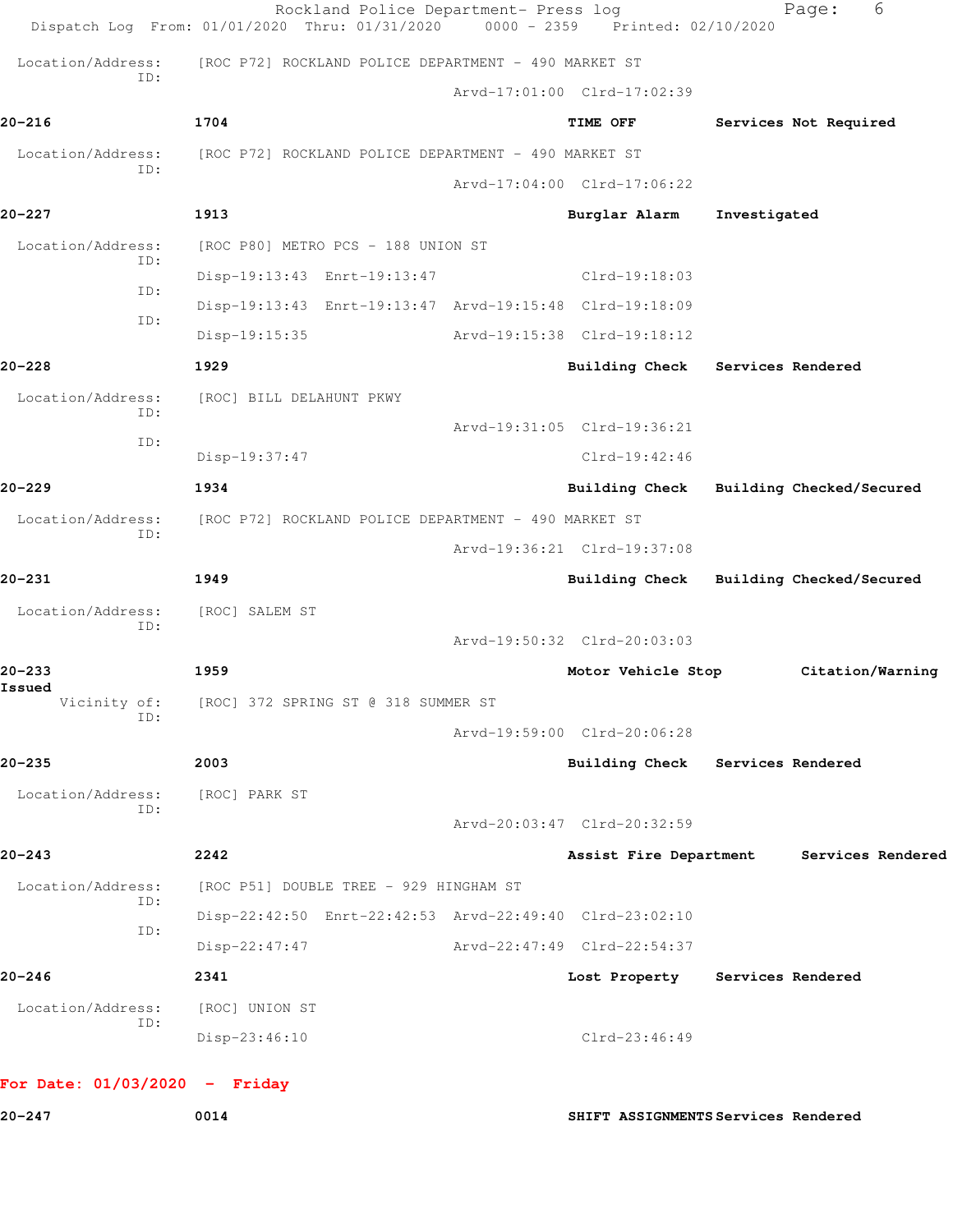Location/Address: [ROC P72] ROCKLAND POLICE DEPARTMENT - 490 MARKET ST
ID:
Arvd-17:01:00 Clrd-17:02:39

**20-216** **1704** **TIME OFF** **Services Not Required**

Location/Address: [ROC P72] ROCKLAND POLICE DEPARTMENT - 490 MARKET ST
ID:
Arvd-17:04:00 Clrd-17:06:22

**20-227** **1913** **Burglar Alarm** **Investigated**

Location/Address: [ROC P80] METRO PCS - 188 UNION ST
ID: Disp-19:13:43 Enrt-19:13:47 Clrd-19:18:03
ID: Disp-19:13:43 Enrt-19:13:47 Arvd-19:15:48 Clrd-19:18:09
ID: Disp-19:15:35 Arvd-19:15:38 Clrd-19:18:12

**20-228** **1929** **Building Check** **Services Rendered**

Location/Address: [ROC] BILL DELAHUNT PKWY
ID: Arvd-19:31:05 Clrd-19:36:21
ID: Disp-19:37:47 Clrd-19:42:46

**20-229** **1934** **Building Check** **Building Checked/Secured**

Location/Address: [ROC P72] ROCKLAND POLICE DEPARTMENT - 490 MARKET ST
ID:
Arvd-19:36:21 Clrd-19:37:08

**20-231** **1949** **Building Check** **Building Checked/Secured**

Location/Address: [ROC] SALEM ST
ID:
Arvd-19:50:32 Clrd-20:03:03

**20-233** **1959** **Motor Vehicle Stop** **Citation/Warning Issued**

Vicinity of: [ROC] 372 SPRING ST @ 318 SUMMER ST
ID:
Arvd-19:59:00 Clrd-20:06:28

**20-235** **2003** **Building Check** **Services Rendered**

Location/Address: [ROC] PARK ST
ID:
Arvd-20:03:47 Clrd-20:32:59

**20-243** **2242** **Assist Fire Department** **Services Rendered**

Location/Address: [ROC P51] DOUBLE TREE - 929 HINGHAM ST
ID: Disp-22:42:50 Enrt-22:42:53 Arvd-22:49:40 Clrd-23:02:10
ID: Disp-22:47:47 Arvd-22:47:49 Clrd-22:54:37

**20-246** **2341** **Lost Property** **Services Rendered**

Location/Address: [ROC] UNION ST
ID: Disp-23:46:10 Clrd-23:46:49

**For Date: 01/03/2020 - Friday**

**20-247** **0014** **SHIFT ASSIGNMENTS** **Services Rendered**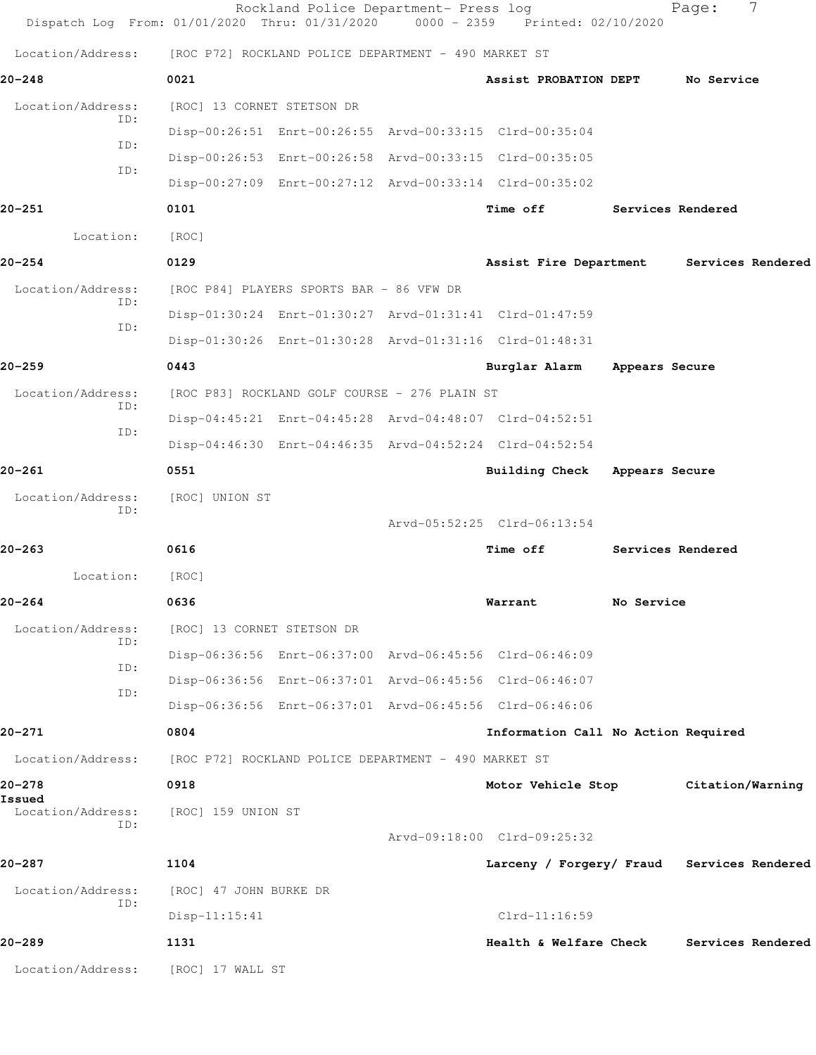Location/Address: [ROC P72] ROCKLAND POLICE DEPARTMENT - 490 MARKET ST

**20-248** 0021 Assist PROBATION DEPT No Service

Location/Address: [ROC] 13 CORNET STETSON DR
ID: Disp-00:26:51 Enrt-00:26:55 Arvd-00:33:15 Clrd-00:35:04
ID: Disp-00:26:53 Enrt-00:26:58 Arvd-00:33:15 Clrd-00:35:05
ID: Disp-00:27:09 Enrt-00:27:12 Arvd-00:33:14 Clrd-00:35:02

**20-251** 0101 Time off Services Rendered

Location: [ROC]

**20-254** 0129 Assist Fire Department Services Rendered

Location/Address: [ROC P84] PLAYERS SPORTS BAR - 86 VFW DR
ID: Disp-01:30:24 Enrt-01:30:27 Arvd-01:31:41 Clrd-01:47:59
ID: Disp-01:30:26 Enrt-01:30:28 Arvd-01:31:16 Clrd-01:48:31

**20-259** 0443 Burglar Alarm Appears Secure

Location/Address: [ROC P83] ROCKLAND GOLF COURSE - 276 PLAIN ST
ID: Disp-04:45:21 Enrt-04:45:28 Arvd-04:48:07 Clrd-04:52:51
ID: Disp-04:46:30 Enrt-04:46:35 Arvd-04:52:24 Clrd-04:52:54

**20-261** 0551 Building Check Appears Secure

Location/Address: [ROC] UNION ST
ID: Arvd-05:52:25 Clrd-06:13:54

**20-263** 0616 Time off Services Rendered

Location: [ROC]

**20-264** 0636 Warrant No Service

Location/Address: [ROC] 13 CORNET STETSON DR
ID: Disp-06:36:56 Enrt-06:37:00 Arvd-06:45:56 Clrd-06:46:09
ID: Disp-06:36:56 Enrt-06:37:01 Arvd-06:45:56 Clrd-06:46:07
ID: Disp-06:36:56 Enrt-06:37:01 Arvd-06:45:56 Clrd-06:46:06

**20-271** 0804 Information Call No Action Required

Location/Address: [ROC P72] ROCKLAND POLICE DEPARTMENT - 490 MARKET ST

**20-278** 0918 Motor Vehicle Stop Citation/Warning Issued

Location/Address: [ROC] 159 UNION ST
ID: Arvd-09:18:00 Clrd-09:25:32

**20-287** 1104 Larceny / Forgery/ Fraud Services Rendered

Location/Address: [ROC] 47 JOHN BURKE DR
ID: Disp-11:15:41 Clrd-11:16:59

**20-289** 1131 Health & Welfare Check Services Rendered

Location/Address: [ROC] 17 WALL ST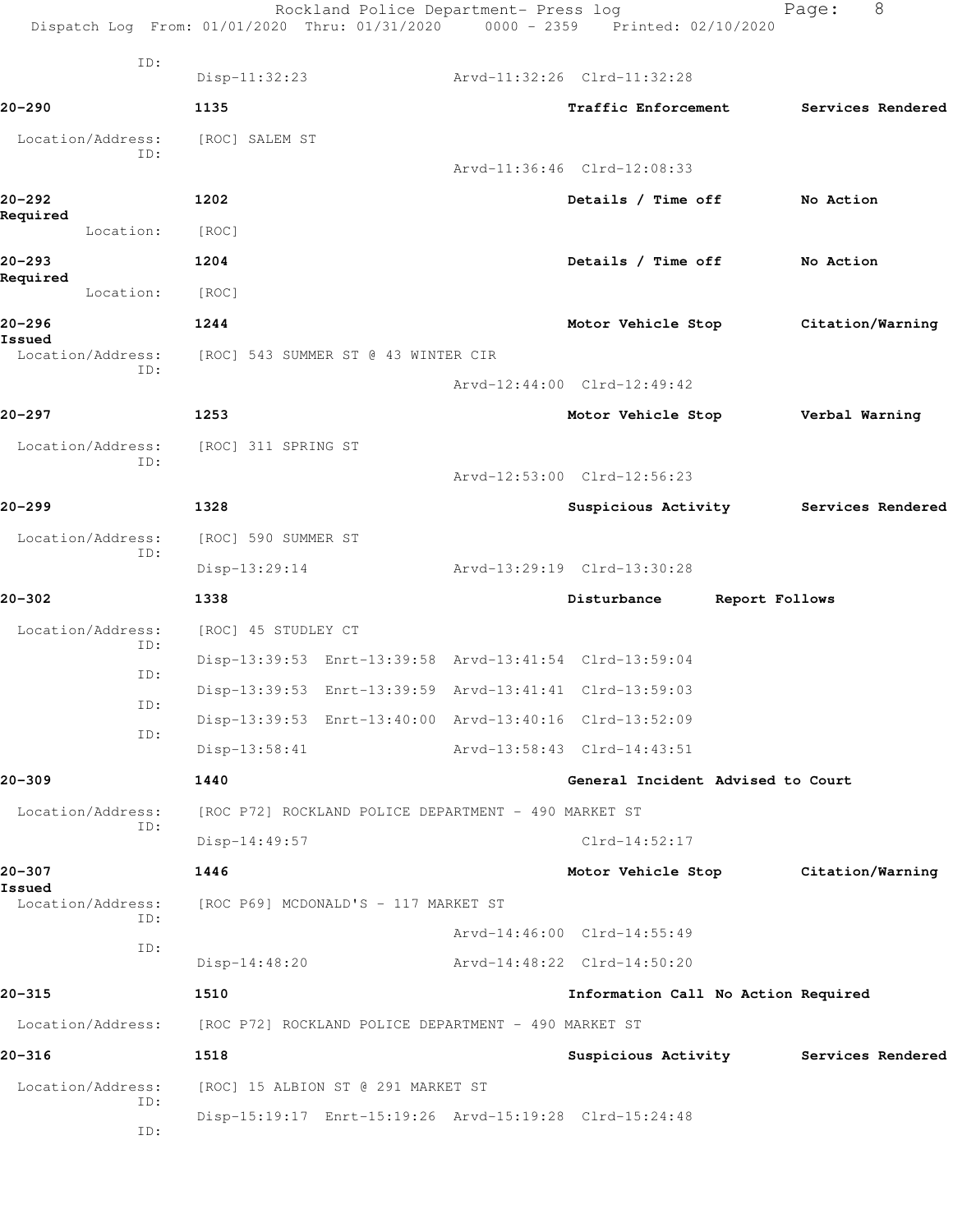ID:
Disp-11:32:23 Arvd-11:32:26 Clrd-11:32:28

**20-290** **1135** **Traffic Enforcement** **Services Rendered**

Location/Address: [ROC] SALEM ST
ID:
Arvd-11:36:46 Clrd-12:08:33

**20-292** **1202** **Details / Time off** **No Action Required**

Location: [ROC]

**20-293** **1204** **Details / Time off** **No Action Required**

Location: [ROC]

**20-296** **1244** **Motor Vehicle Stop** **Citation/Warning Issued**

Location/Address: [ROC] 543 SUMMER ST @ 43 WINTER CIR
ID:
Arvd-12:44:00 Clrd-12:49:42

**20-297** **1253** **Motor Vehicle Stop** **Verbal Warning**

Location/Address: [ROC] 311 SPRING ST
ID:
Arvd-12:53:00 Clrd-12:56:23

**20-299** **1328** **Suspicious Activity** **Services Rendered**

Location/Address: [ROC] 590 SUMMER ST
ID:
Disp-13:29:14 Arvd-13:29:19 Clrd-13:30:28

**20-302** **1338** **Disturbance** **Report Follows**

Location/Address: [ROC] 45 STUDLEY CT
ID:
Disp-13:39:53 Enrt-13:39:58 Arvd-13:41:54 Clrd-13:59:04
ID:
Disp-13:39:53 Enrt-13:39:59 Arvd-13:41:41 Clrd-13:59:03
ID:
Disp-13:39:53 Enrt-13:40:00 Arvd-13:40:16 Clrd-13:52:09
ID:
Disp-13:58:41 Arvd-13:58:43 Clrd-14:43:51

**20-309** **1440** **General Incident** **Advised to Court**

Location/Address: [ROC P72] ROCKLAND POLICE DEPARTMENT - 490 MARKET ST
ID:
Disp-14:49:57 Clrd-14:52:17

**20-307** **1446** **Motor Vehicle Stop** **Citation/Warning Issued**

Location/Address: [ROC P69] MCDONALD'S - 117 MARKET ST
ID:
Arvd-14:46:00 Clrd-14:55:49
ID:
Disp-14:48:20 Arvd-14:48:22 Clrd-14:50:20

**20-315** **1510** **Information Call** **No Action Required**

Location/Address: [ROC P72] ROCKLAND POLICE DEPARTMENT - 490 MARKET ST

**20-316** **1518** **Suspicious Activity** **Services Rendered**

Location/Address: [ROC] 15 ALBION ST @ 291 MARKET ST
ID:
Disp-15:19:17 Enrt-15:19:26 Arvd-15:19:28 Clrd-15:24:48
ID: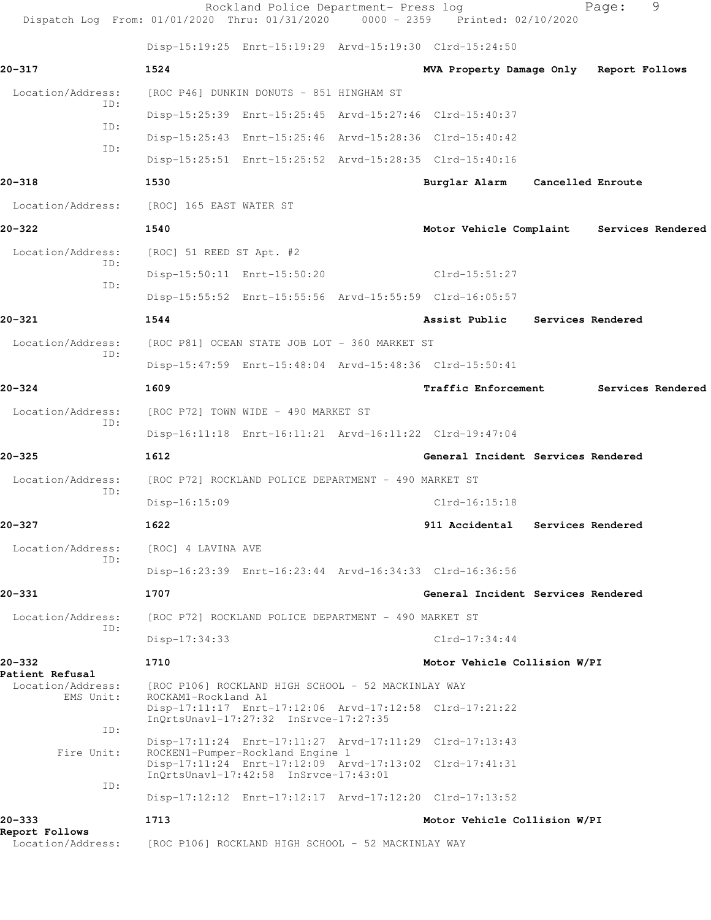Disp-15:19:25 Enrt-15:19:29 Arvd-15:19:30 Clrd-15:24:50

**20-317** **1524** **MVA Property Damage Only** **Report Follows**

Location/Address: [ROC P46] DUNKIN DONUTS - 851 HINGHAM ST
ID: Disp-15:25:39 Enrt-15:25:45 Arvd-15:27:46 Clrd-15:40:37
ID: Disp-15:25:43 Enrt-15:25:46 Arvd-15:28:36 Clrd-15:40:42
ID: Disp-15:25:51 Enrt-15:25:52 Arvd-15:28:35 Clrd-15:40:16

**20-318** **1530** **Burglar Alarm** **Cancelled Enroute**

Location/Address: [ROC] 165 EAST WATER ST

**20-322** **1540** **Motor Vehicle Complaint** **Services Rendered**

Location/Address: [ROC] 51 REED ST Apt. #2
ID: Disp-15:50:11 Enrt-15:50:20 Clrd-15:51:27
ID: Disp-15:55:52 Enrt-15:55:56 Arvd-15:55:59 Clrd-16:05:57

**20-321** **1544** **Assist Public** **Services Rendered**

Location/Address: [ROC P81] OCEAN STATE JOB LOT - 360 MARKET ST
ID: Disp-15:47:59 Enrt-15:48:04 Arvd-15:48:36 Clrd-15:50:41

**20-324** **1609** **Traffic Enforcement** **Services Rendered**

Location/Address: [ROC P72] TOWN WIDE - 490 MARKET ST
ID: Disp-16:11:18 Enrt-16:11:21 Arvd-16:11:22 Clrd-19:47:04

**20-325** **1612** **General Incident** **Services Rendered**

Location/Address: [ROC P72] ROCKLAND POLICE DEPARTMENT - 490 MARKET ST
ID: Disp-16:15:09 Clrd-16:15:18

**20-327** **1622** **911 Accidental** **Services Rendered**

Location/Address: [ROC] 4 LAVINA AVE
ID: Disp-16:23:39 Enrt-16:23:44 Arvd-16:34:33 Clrd-16:36:56

**20-331** **1707** **General Incident** **Services Rendered**

Location/Address: [ROC P72] ROCKLAND POLICE DEPARTMENT - 490 MARKET ST
ID: Disp-17:34:33 Clrd-17:34:44

**20-332** **1710** **Motor Vehicle Collision W/PI**
**Patient Refusal**

Location/Address: [ROC P106] ROCKLAND HIGH SCHOOL - 52 MACKINLAY WAY
EMS Unit: ROCKAM1-Rockland A1
Disp-17:11:17 Enrt-17:12:06 Arvd-17:12:58 Clrd-17:21:22
InQrtsUnavl-17:27:32 InSrvce-17:27:35
ID: Disp-17:11:24 Enrt-17:11:27 Arvd-17:11:29 Clrd-17:13:43
Fire Unit: ROCKEN1-Pumper-Rockland Engine 1
Disp-17:11:24 Enrt-17:12:09 Arvd-17:13:02 Clrd-17:41:31
InQrtsUnavl-17:42:58 InSrvce-17:43:01
ID: Disp-17:12:12 Enrt-17:12:17 Arvd-17:12:20 Clrd-17:13:52

**20-333** **1713** **Motor Vehicle Collision W/PI**
**Report Follows**

Location/Address: [ROC P106] ROCKLAND HIGH SCHOOL - 52 MACKINLAY WAY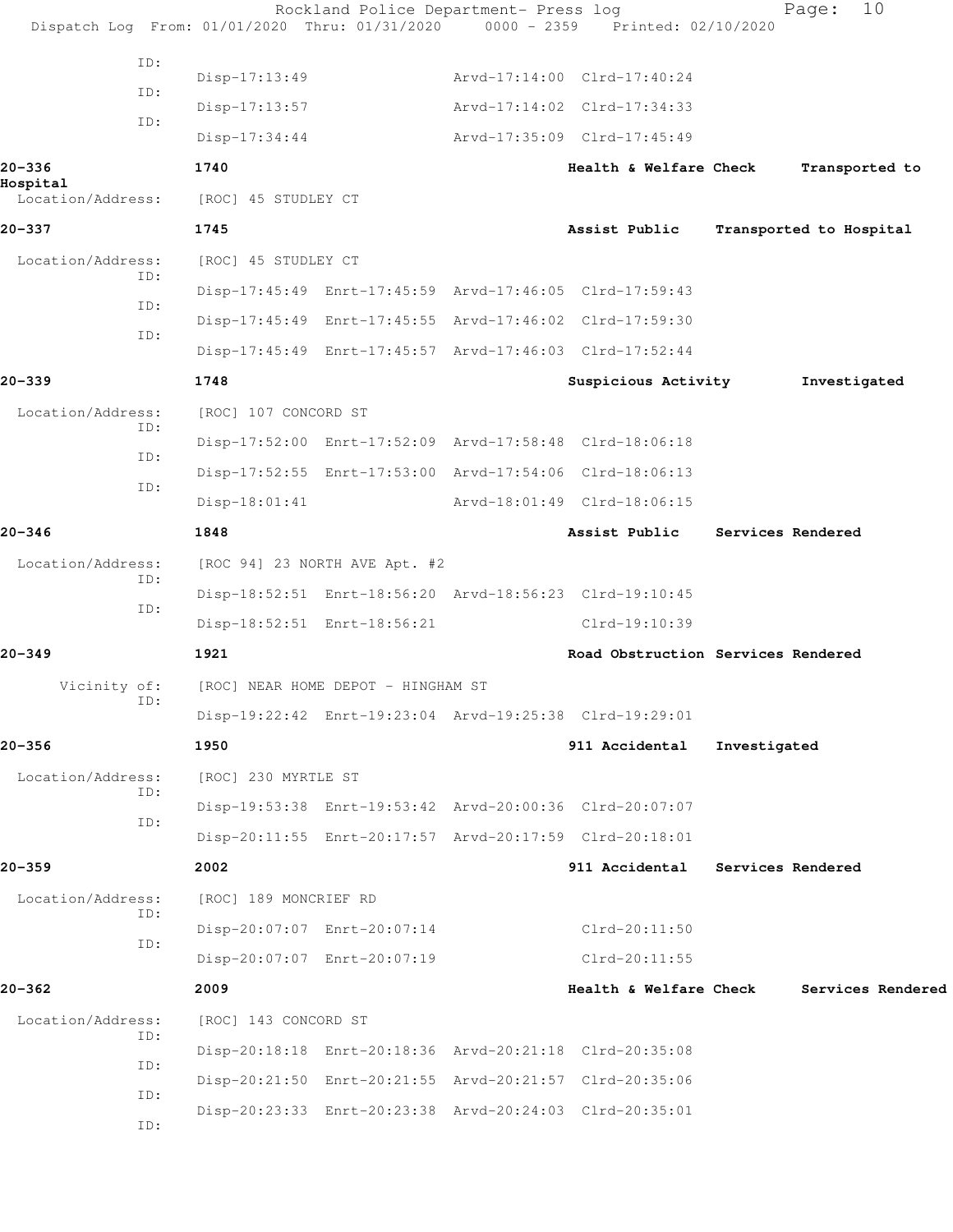ID:
Disp-17:13:49 Arvd-17:14:00 Clrd-17:40:24
ID:
Disp-17:13:57 Arvd-17:14:02 Clrd-17:34:33
ID:
Disp-17:34:44 Arvd-17:35:09 Clrd-17:45:49

**20-336** **1740** **Health & Welfare Check** **Transported to Hospital**
Location/Address: [ROC] 45 STUDLEY CT

**20-337** **1745** **Assist Public** **Transported to Hospital**
Location/Address: [ROC] 45 STUDLEY CT
ID:
Disp-17:45:49 Enrt-17:45:59 Arvd-17:46:05 Clrd-17:59:43
ID:
Disp-17:45:49 Enrt-17:45:55 Arvd-17:46:02 Clrd-17:59:30
ID:
Disp-17:45:49 Enrt-17:45:57 Arvd-17:46:03 Clrd-17:52:44

**20-339** **1748** **Suspicious Activity** **Investigated**
Location/Address: [ROC] 107 CONCORD ST
ID:
Disp-17:52:00 Enrt-17:52:09 Arvd-17:58:48 Clrd-18:06:18
ID:
Disp-17:52:55 Enrt-17:53:00 Arvd-17:54:06 Clrd-18:06:13
ID:
Disp-18:01:41 Arvd-18:01:49 Clrd-18:06:15

**20-346** **1848** **Assist Public** **Services Rendered**
Location/Address: [ROC 94] 23 NORTH AVE Apt. #2
ID:
Disp-18:52:51 Enrt-18:56:20 Arvd-18:56:23 Clrd-19:10:45
ID:
Disp-18:52:51 Enrt-18:56:21 Clrd-19:10:39

**20-349** **1921** **Road Obstruction** **Services Rendered**
Vicinity of: [ROC] NEAR HOME DEPOT - HINGHAM ST
ID:
Disp-19:22:42 Enrt-19:23:04 Arvd-19:25:38 Clrd-19:29:01

**20-356** **1950** **911 Accidental** **Investigated**
Location/Address: [ROC] 230 MYRTLE ST
ID:
Disp-19:53:38 Enrt-19:53:42 Arvd-20:00:36 Clrd-20:07:07
ID:
Disp-20:11:55 Enrt-20:17:57 Arvd-20:17:59 Clrd-20:18:01

**20-359** **2002** **911 Accidental** **Services Rendered**
Location/Address: [ROC] 189 MONCRIEF RD
ID:
Disp-20:07:07 Enrt-20:07:14 Clrd-20:11:50
ID:
Disp-20:07:07 Enrt-20:07:19 Clrd-20:11:55

**20-362** **2009** **Health & Welfare Check** **Services Rendered**
Location/Address: [ROC] 143 CONCORD ST
ID:
Disp-20:18:18 Enrt-20:18:36 Arvd-20:21:18 Clrd-20:35:08
ID:
Disp-20:21:50 Enrt-20:21:55 Arvd-20:21:57 Clrd-20:35:06
ID:
Disp-20:23:33 Enrt-20:23:38 Arvd-20:24:03 Clrd-20:35:01
ID: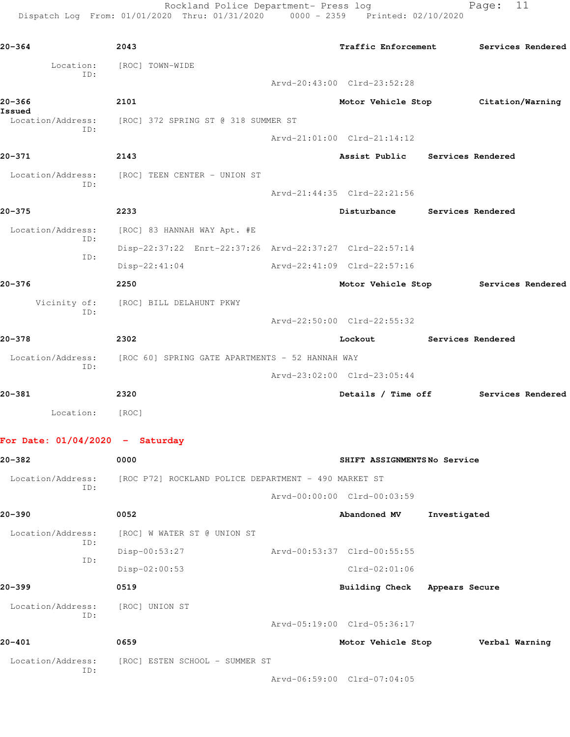**20-364** **2043** **Traffic Enforcement** **Services Rendered**

Location: [ROC] TOWN-WIDE
ID:
Arvd-20:43:00 Clrd-23:52:28

**20-366** **2101** **Motor Vehicle Stop** **Citation/Warning Issued**

Location/Address: [ROC] 372 SPRING ST @ 318 SUMMER ST
ID:
Arvd-21:01:00 Clrd-21:14:12

**20-371** **2143** **Assist Public** **Services Rendered**

Location/Address: [ROC] TEEN CENTER - UNION ST
ID:
Arvd-21:44:35 Clrd-22:21:56

**20-375** **2233** **Disturbance** **Services Rendered**

Location/Address: [ROC] 83 HANNAH WAY Apt. #E
ID:
Disp-22:37:22 Enrt-22:37:26 Arvd-22:37:27 Clrd-22:57:14
ID:
Disp-22:41:04 Arvd-22:41:09 Clrd-22:57:16

**20-376** **2250** **Motor Vehicle Stop** **Services Rendered**

Vicinity of: [ROC] BILL DELAHUNT PKWY
ID:
Arvd-22:50:00 Clrd-22:55:32

**20-378** **2302** **Lockout** **Services Rendered**

Location/Address: [ROC 60] SPRING GATE APARTMENTS - 52 HANNAH WAY
ID:
Arvd-23:02:00 Clrd-23:05:44

**20-381** **2320** **Details / Time off** **Services Rendered**

Location: [ROC]

## For Date: 01/04/2020 - Saturday

**20-382** **0000** **SHIFT ASSIGNMENTS** **No Service**

Location/Address: [ROC P72] ROCKLAND POLICE DEPARTMENT - 490 MARKET ST
ID:
Arvd-00:00:00 Clrd-00:03:59

**20-390** **0052** **Abandoned MV** **Investigated**

Location/Address: [ROC] W WATER ST @ UNION ST
ID:
Disp-00:53:27 Arvd-00:53:37 Clrd-00:55:55
ID:
Disp-02:00:53 Clrd-02:01:06

**20-399** **0519** **Building Check** **Appears Secure**

Location/Address: [ROC] UNION ST
ID:
Arvd-05:19:00 Clrd-05:36:17

**20-401** **0659** **Motor Vehicle Stop** **Verbal Warning**

Location/Address: [ROC] ESTEN SCHOOL - SUMMER ST
ID:
Arvd-06:59:00 Clrd-07:04:05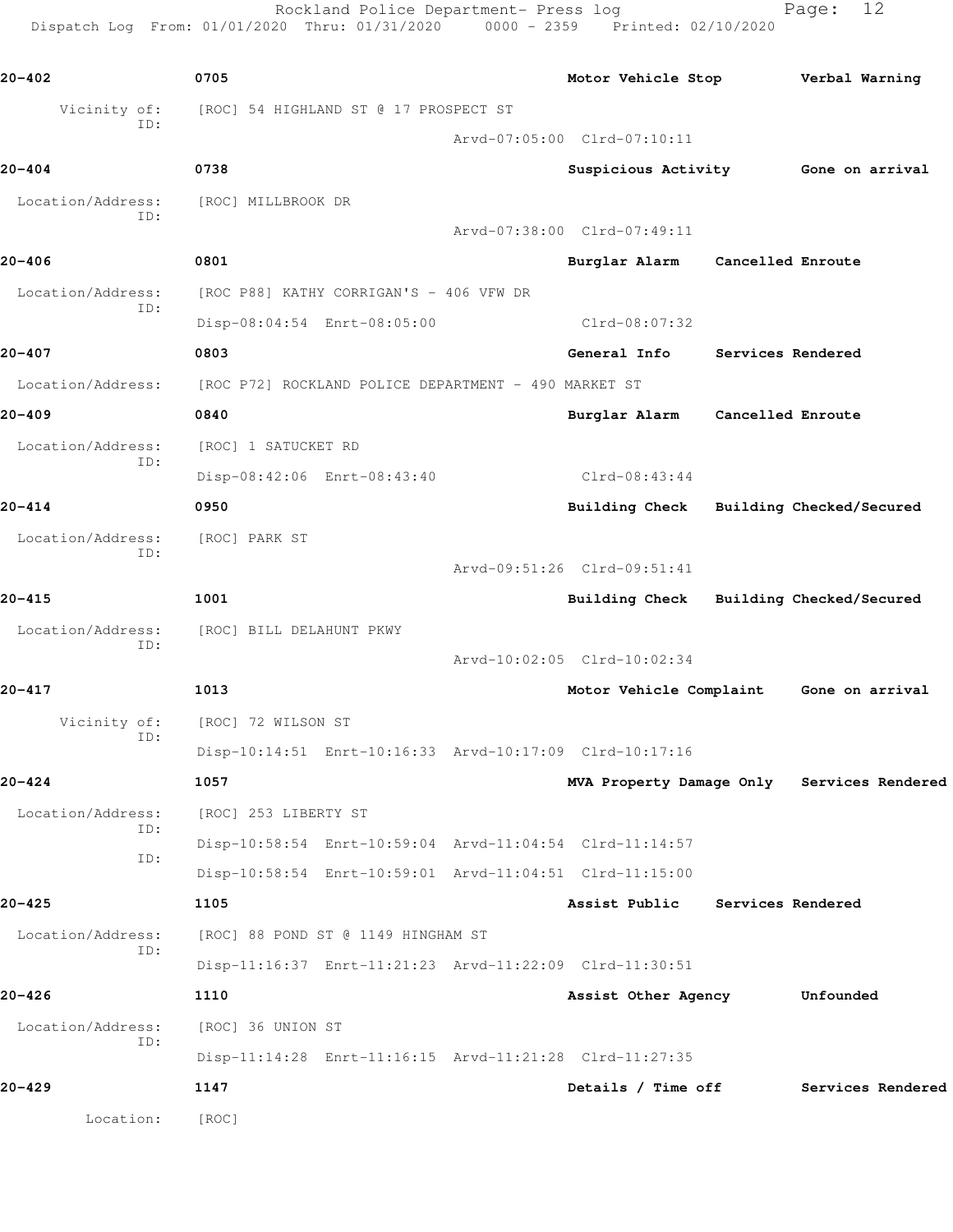**20-402** 0705 **Motor Vehicle Stop** **Verbal Warning**

Vicinity of: [ROC] 54 HIGHLAND ST @ 17 PROSPECT ST
ID:
Arvd-07:05:00 Clrd-07:10:11

**20-404** 0738 **Suspicious Activity** **Gone on arrival**

Location/Address: [ROC] MILLBROOK DR
ID:
Arvd-07:38:00 Clrd-07:49:11

**20-406** 0801 **Burglar Alarm** **Cancelled Enroute**

Location/Address: [ROC P88] KATHY CORRIGAN'S - 406 VFW DR
ID:
Disp-08:04:54 Enrt-08:05:00 Clrd-08:07:32

**20-407** 0803 **General Info** **Services Rendered**

Location/Address: [ROC P72] ROCKLAND POLICE DEPARTMENT - 490 MARKET ST

**20-409** 0840 **Burglar Alarm** **Cancelled Enroute**

Location/Address: [ROC] 1 SATUCKET RD
ID:
Disp-08:42:06 Enrt-08:43:40 Clrd-08:43:44

**20-414** 0950 **Building Check** **Building Checked/Secured**

Location/Address: [ROC] PARK ST
ID:
Arvd-09:51:26 Clrd-09:51:41

**20-415** 1001 **Building Check** **Building Checked/Secured**

Location/Address: [ROC] BILL DELAHUNT PKWY
ID:
Arvd-10:02:05 Clrd-10:02:34

**20-417** 1013 **Motor Vehicle Complaint** **Gone on arrival**

Vicinity of: [ROC] 72 WILSON ST
ID:
Disp-10:14:51 Enrt-10:16:33 Arvd-10:17:09 Clrd-10:17:16

**20-424** 1057 **MVA Property Damage Only** **Services Rendered**

Location/Address: [ROC] 253 LIBERTY ST
ID:
Disp-10:58:54 Enrt-10:59:04 Arvd-11:04:54 Clrd-11:14:57
ID:
Disp-10:58:54 Enrt-10:59:01 Arvd-11:04:51 Clrd-11:15:00

**20-425** 1105 **Assist Public** **Services Rendered**

Location/Address: [ROC] 88 POND ST @ 1149 HINGHAM ST
ID:
Disp-11:16:37 Enrt-11:21:23 Arvd-11:22:09 Clrd-11:30:51

**20-426** 1110 **Assist Other Agency** **Unfounded**

Location/Address: [ROC] 36 UNION ST
ID:
Disp-11:14:28 Enrt-11:16:15 Arvd-11:21:28 Clrd-11:27:35

**20-429** 1147 **Details / Time off** **Services Rendered**

Location: [ROC]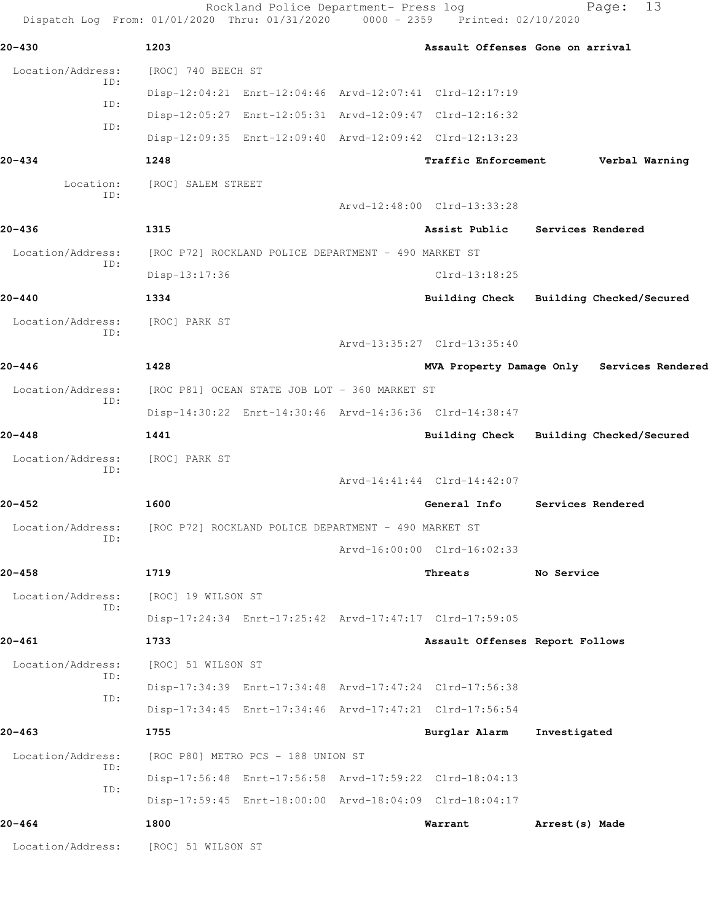**20-430** | **1203** | **Assault Offenses Gone on arrival**

Location/Address: [ROC] 740 BEECH ST

ID: Disp-12:04:21 Enrt-12:04:46 Arvd-12:07:41 Clrd-12:17:19

ID: Disp-12:05:27 Enrt-12:05:31 Arvd-12:09:47 Clrd-12:16:32

ID: Disp-12:09:35 Enrt-12:09:40 Arvd-12:09:42 Clrd-12:13:23

**20-434** | **1248** | **Traffic Enforcement Verbal Warning**

Location: [ROC] SALEM STREET

ID: Arvd-12:48:00 Clrd-13:33:28

**20-436** | **1315** | **Assist Public Services Rendered**

Location/Address: [ROC P72] ROCKLAND POLICE DEPARTMENT - 490 MARKET ST

ID: Disp-13:17:36 Clrd-13:18:25

**20-440** | **1334** | **Building Check Building Checked/Secured**

Location/Address: [ROC] PARK ST

ID: Arvd-13:35:27 Clrd-13:35:40

**20-446** | **1428** | **MVA Property Damage Only Services Rendered**

Location/Address: [ROC P81] OCEAN STATE JOB LOT - 360 MARKET ST

ID: Disp-14:30:22 Enrt-14:30:46 Arvd-14:36:36 Clrd-14:38:47

**20-448** | **1441** | **Building Check Building Checked/Secured**

Location/Address: [ROC] PARK ST

ID: Arvd-14:41:44 Clrd-14:42:07

**20-452** | **1600** | **General Info Services Rendered**

Location/Address: [ROC P72] ROCKLAND POLICE DEPARTMENT - 490 MARKET ST

ID: Arvd-16:00:00 Clrd-16:02:33

**20-458** | **1719** | **Threats No Service**

Location/Address: [ROC] 19 WILSON ST

ID: Disp-17:24:34 Enrt-17:25:42 Arvd-17:47:17 Clrd-17:59:05

**20-461** | **1733** | **Assault Offenses Report Follows**

Location/Address: [ROC] 51 WILSON ST

ID: Disp-17:34:39 Enrt-17:34:48 Arvd-17:47:24 Clrd-17:56:38

ID: Disp-17:34:45 Enrt-17:34:46 Arvd-17:47:21 Clrd-17:56:54

**20-463** | **1755** | **Burglar Alarm Investigated**

Location/Address: [ROC P80] METRO PCS - 188 UNION ST

ID: Disp-17:56:48 Enrt-17:56:58 Arvd-17:59:22 Clrd-18:04:13

ID: Disp-17:59:45 Enrt-18:00:00 Arvd-18:04:09 Clrd-18:04:17

**20-464** | **1800** | **Warrant Arrest(s) Made**

Location/Address: [ROC] 51 WILSON ST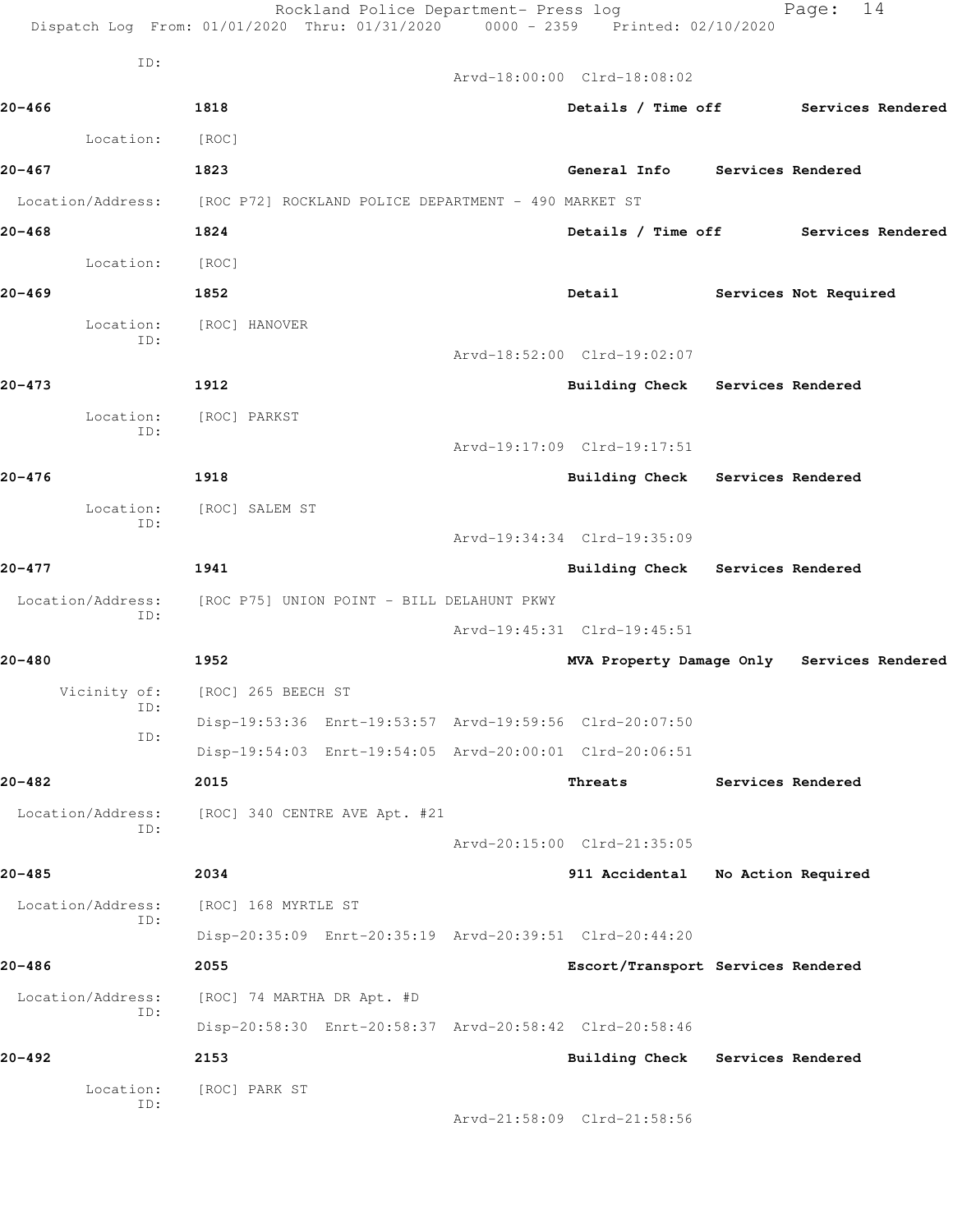ID:

Arvd-18:00:00 Clrd-18:08:02

**20-466** 1818 Details / Time off Services Rendered

Location: [ROC]

**20-467** 1823 General Info Services Rendered

Location/Address: [ROC P72] ROCKLAND POLICE DEPARTMENT - 490 MARKET ST

**20-468** 1824 Details / Time off Services Rendered

Location: [ROC]

**20-469** 1852 Detail Services Not Required

Location: [ROC] HANOVER
ID:

Arvd-18:52:00 Clrd-19:02:07

**20-473** 1912 Building Check Services Rendered

Location: [ROC] PARKST
ID:

Arvd-19:17:09 Clrd-19:17:51

**20-476** 1918 Building Check Services Rendered

Location: [ROC] SALEM ST
ID:

Arvd-19:34:34 Clrd-19:35:09

**20-477** 1941 Building Check Services Rendered

Location/Address: [ROC P75] UNION POINT - BILL DELAHUNT PKWY
ID:

Arvd-19:45:31 Clrd-19:45:51

**20-480** 1952 MVA Property Damage Only Services Rendered

Vicinity of: [ROC] 265 BEECH ST
ID:
Disp-19:53:36 Enrt-19:53:57 Arvd-19:59:56 Clrd-20:07:50
ID:
Disp-19:54:03 Enrt-19:54:05 Arvd-20:00:01 Clrd-20:06:51

**20-482** 2015 Threats Services Rendered

Location/Address: [ROC] 340 CENTRE AVE Apt. #21
ID:

Arvd-20:15:00 Clrd-21:35:05

**20-485** 2034 911 Accidental No Action Required

Location/Address: [ROC] 168 MYRTLE ST
ID:
Disp-20:35:09 Enrt-20:35:19 Arvd-20:39:51 Clrd-20:44:20

**20-486** 2055 Escort/Transport Services Rendered

Location/Address: [ROC] 74 MARTHA DR Apt. #D
ID:
Disp-20:58:30 Enrt-20:58:37 Arvd-20:58:42 Clrd-20:58:46

**20-492** 2153 Building Check Services Rendered

Location: [ROC] PARK ST
ID:

Arvd-21:58:09 Clrd-21:58:56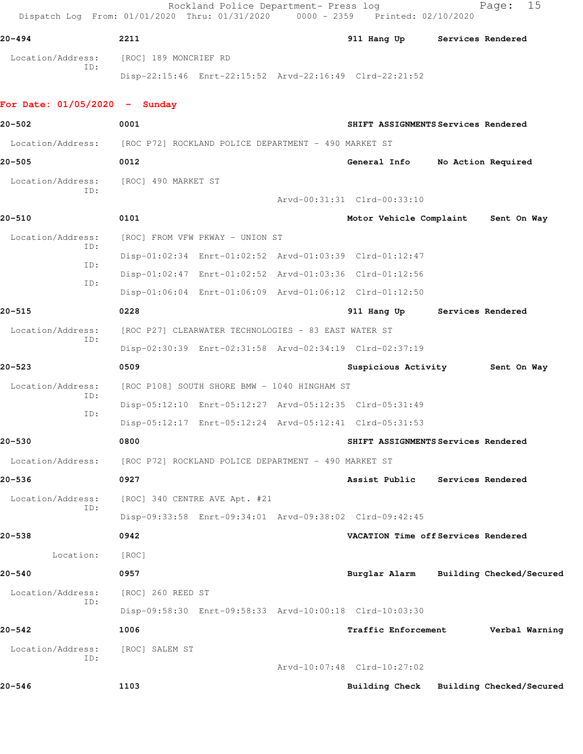**20-494** 2211 911 Hang Up Services Rendered

Location/Address: [ROC] 189 MONCRIEF RD
ID:
Disp-22:15:46 Enrt-22:15:52 Arvd-22:16:49 Clrd-22:21:52

## For Date: 01/05/2020 - Sunday

**20-502** 0001 SHIFT ASSIGNMENTS Services Rendered

Location/Address: [ROC P72] ROCKLAND POLICE DEPARTMENT - 490 MARKET ST

**20-505** 0012 General Info No Action Required

Location/Address: [ROC] 490 MARKET ST
ID:
Arvd-00:31:31 Clrd-00:33:10

**20-510** 0101 Motor Vehicle Complaint Sent On Way

Location/Address: [ROC] FROM VFW PKWAY - UNION ST
ID:
Disp-01:02:34 Enrt-01:02:52 Arvd-01:03:39 Clrd-01:12:47
ID:
Disp-01:02:47 Enrt-01:02:52 Arvd-01:03:36 Clrd-01:12:56
ID:
Disp-01:06:04 Enrt-01:06:09 Arvd-01:06:12 Clrd-01:12:50

**20-515** 0228 911 Hang Up Services Rendered

Location/Address: [ROC P27] CLEARWATER TECHNOLOGIES - 83 EAST WATER ST
ID:
Disp-02:30:39 Enrt-02:31:58 Arvd-02:34:19 Clrd-02:37:19

**20-523** 0509 Suspicious Activity Sent On Way

Location/Address: [ROC P108] SOUTH SHORE BMW - 1040 HINGHAM ST
ID:
Disp-05:12:10 Enrt-05:12:27 Arvd-05:12:35 Clrd-05:31:49
ID:
Disp-05:12:17 Enrt-05:12:24 Arvd-05:12:41 Clrd-05:31:53

**20-530** 0800 SHIFT ASSIGNMENTS Services Rendered

Location/Address: [ROC P72] ROCKLAND POLICE DEPARTMENT - 490 MARKET ST

**20-536** 0927 Assist Public Services Rendered

Location/Address: [ROC] 340 CENTRE AVE Apt. #21
ID:
Disp-09:33:58 Enrt-09:34:01 Arvd-09:38:02 Clrd-09:42:45

**20-538** 0942 VACATION Time off Services Rendered

Location: [ROC]

**20-540** 0957 Burglar Alarm Building Checked/Secured

Location/Address: [ROC] 260 REED ST
ID:
Disp-09:58:30 Enrt-09:58:33 Arvd-10:00:18 Clrd-10:03:30

**20-542** 1006 Traffic Enforcement Verbal Warning

Location/Address: [ROC] SALEM ST
ID:
Arvd-10:07:48 Clrd-10:27:02

**20-546** 1103 Building Check Building Checked/Secured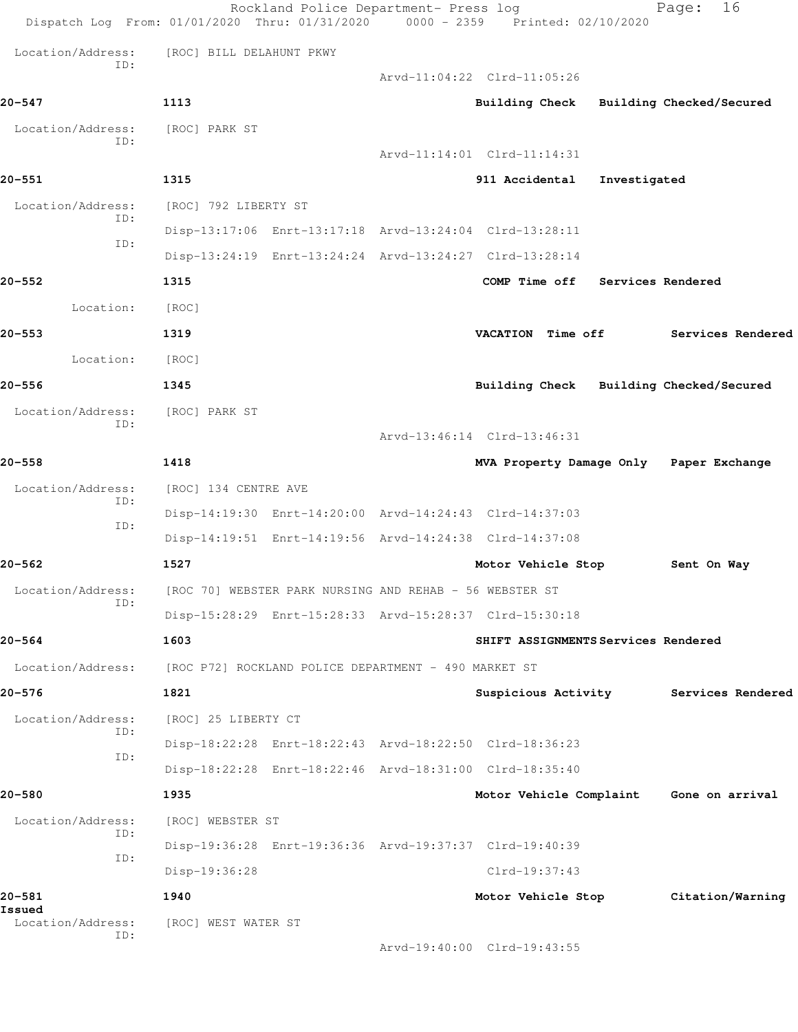Location/Address: [ROC] BILL DELAHUNT PKWY
ID:
Arvd-11:04:22 Clrd-11:05:26

**20-547** 1113 **Building Check** **Building Checked/Secured**

Location/Address: [ROC] PARK ST
ID:
Arvd-11:14:01 Clrd-11:14:31

**20-551** 1315 **911 Accidental** **Investigated**

Location/Address: [ROC] 792 LIBERTY ST
ID:
Disp-13:17:06 Enrt-13:17:18 Arvd-13:24:04 Clrd-13:28:11
ID:
Disp-13:24:19 Enrt-13:24:24 Arvd-13:24:27 Clrd-13:28:14

**20-552** 1315 **COMP Time off** **Services Rendered**

Location: [ROC]

**20-553** 1319 **VACATION Time off** **Services Rendered**

Location: [ROC]

**20-556** 1345 **Building Check** **Building Checked/Secured**

Location/Address: [ROC] PARK ST
ID:
Arvd-13:46:14 Clrd-13:46:31

**20-558** 1418 **MVA Property Damage Only** **Paper Exchange**

Location/Address: [ROC] 134 CENTRE AVE
ID:
Disp-14:19:30 Enrt-14:20:00 Arvd-14:24:43 Clrd-14:37:03
ID:
Disp-14:19:51 Enrt-14:19:56 Arvd-14:24:38 Clrd-14:37:08

**20-562** 1527 **Motor Vehicle Stop** **Sent On Way**

Location/Address: [ROC 70] WEBSTER PARK NURSING AND REHAB - 56 WEBSTER ST
ID:
Disp-15:28:29 Enrt-15:28:33 Arvd-15:28:37 Clrd-15:30:18

**20-564** 1603 **SHIFT ASSIGNMENTS** **Services Rendered**

Location/Address: [ROC P72] ROCKLAND POLICE DEPARTMENT - 490 MARKET ST

**20-576** 1821 **Suspicious Activity** **Services Rendered**

Location/Address: [ROC] 25 LIBERTY CT
ID:
Disp-18:22:28 Enrt-18:22:43 Arvd-18:22:50 Clrd-18:36:23
ID:
Disp-18:22:28 Enrt-18:22:46 Arvd-18:31:00 Clrd-18:35:40

**20-580** 1935 **Motor Vehicle Complaint** **Gone on arrival**

Location/Address: [ROC] WEBSTER ST
ID:
Disp-19:36:28 Enrt-19:36:36 Arvd-19:37:37 Clrd-19:40:39
ID:
Disp-19:36:28 Clrd-19:37:43

**20-581** 1940 **Motor Vehicle Stop** **Citation/Warning Issued**

Location/Address: [ROC] WEST WATER ST
ID:
Arvd-19:40:00 Clrd-19:43:55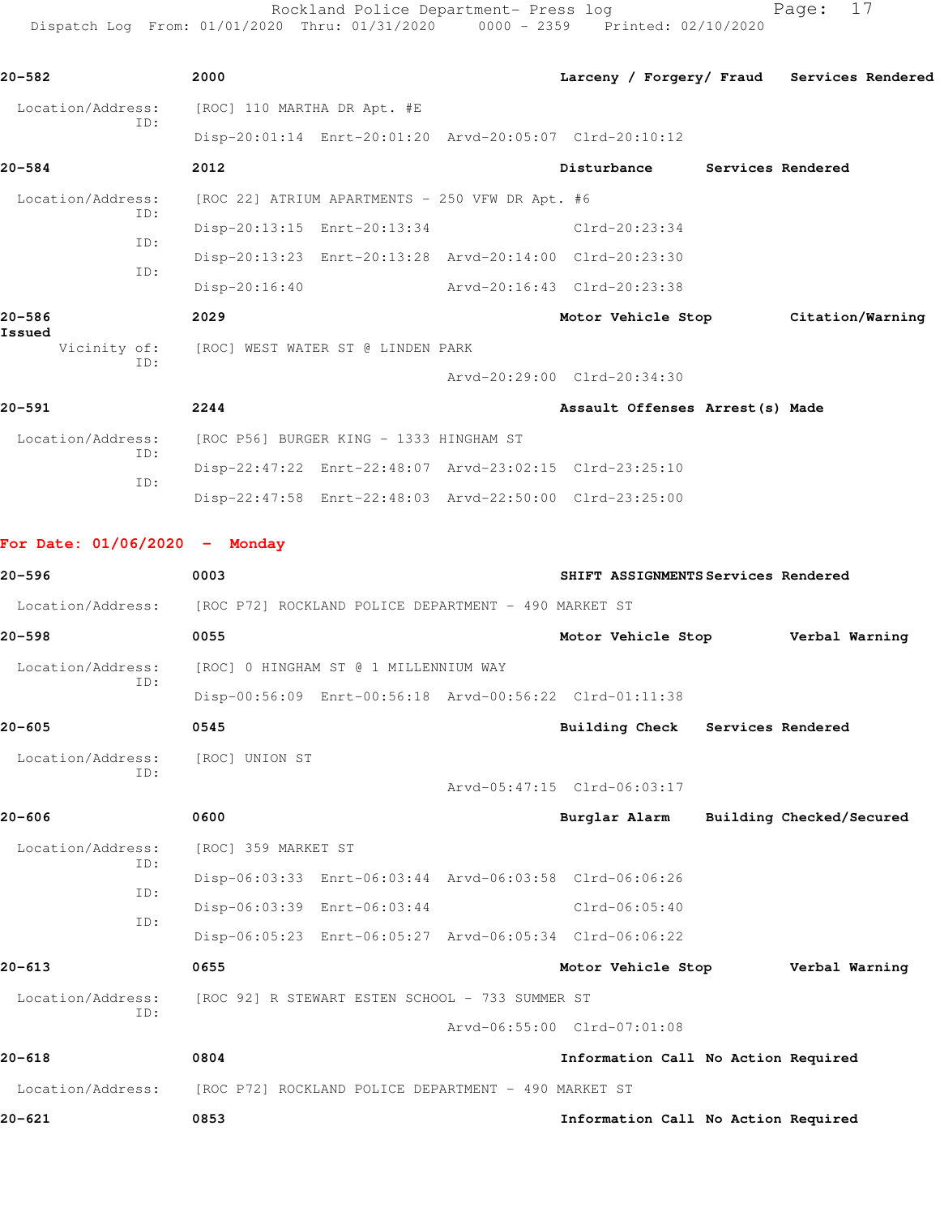**20-582** 2000 **Larceny / Forgery/ Fraud** **Services Rendered**

Location/Address: [ROC] 110 MARTHA DR Apt. #E
ID:
Disp-20:01:14 Enrt-20:01:20 Arvd-20:05:07 Clrd-20:10:12

**20-584** 2012 **Disturbance** **Services Rendered**

Location/Address: [ROC 22] ATRIUM APARTMENTS - 250 VFW DR Apt. #6
ID:
Disp-20:13:15 Enrt-20:13:34 Clrd-20:23:34
ID:
Disp-20:13:23 Enrt-20:13:28 Arvd-20:14:00 Clrd-20:23:30
ID:
Disp-20:16:40 Arvd-20:16:43 Clrd-20:23:38

**20-586** 2029 **Motor Vehicle Stop** **Citation/Warning Issued**

Vicinity of: [ROC] WEST WATER ST @ LINDEN PARK
ID:
Arvd-20:29:00 Clrd-20:34:30

**20-591** 2244 **Assault Offenses** **Arrest(s) Made**

Location/Address: [ROC P56] BURGER KING - 1333 HINGHAM ST
ID:
Disp-22:47:22 Enrt-22:48:07 Arvd-23:02:15 Clrd-23:25:10
ID:
Disp-22:47:58 Enrt-22:48:03 Arvd-22:50:00 Clrd-23:25:00

## For Date: 01/06/2020 - Monday

**20-596** 0003 **SHIFT ASSIGNMENTS** **Services Rendered**

Location/Address: [ROC P72] ROCKLAND POLICE DEPARTMENT - 490 MARKET ST

**20-598** 0055 **Motor Vehicle Stop** **Verbal Warning**

Location/Address: [ROC] 0 HINGHAM ST @ 1 MILLENNIUM WAY
ID:
Disp-00:56:09 Enrt-00:56:18 Arvd-00:56:22 Clrd-01:11:38

**20-605** 0545 **Building Check** **Services Rendered**

Location/Address: [ROC] UNION ST
ID:
Arvd-05:47:15 Clrd-06:03:17

**20-606** 0600 **Burglar Alarm** **Building Checked/Secured**

Location/Address: [ROC] 359 MARKET ST
ID:
Disp-06:03:33 Enrt-06:03:44 Arvd-06:03:58 Clrd-06:06:26
ID:
Disp-06:03:39 Enrt-06:03:44 Clrd-06:05:40
ID:
Disp-06:05:23 Enrt-06:05:27 Arvd-06:05:34 Clrd-06:06:22

**20-613** 0655 **Motor Vehicle Stop** **Verbal Warning**

Location/Address: [ROC 92] R STEWART ESTEN SCHOOL - 733 SUMMER ST
ID:
Arvd-06:55:00 Clrd-07:01:08

**20-618** 0804 **Information Call** **No Action Required**

Location/Address: [ROC P72] ROCKLAND POLICE DEPARTMENT - 490 MARKET ST

**20-621** 0853 **Information Call** **No Action Required**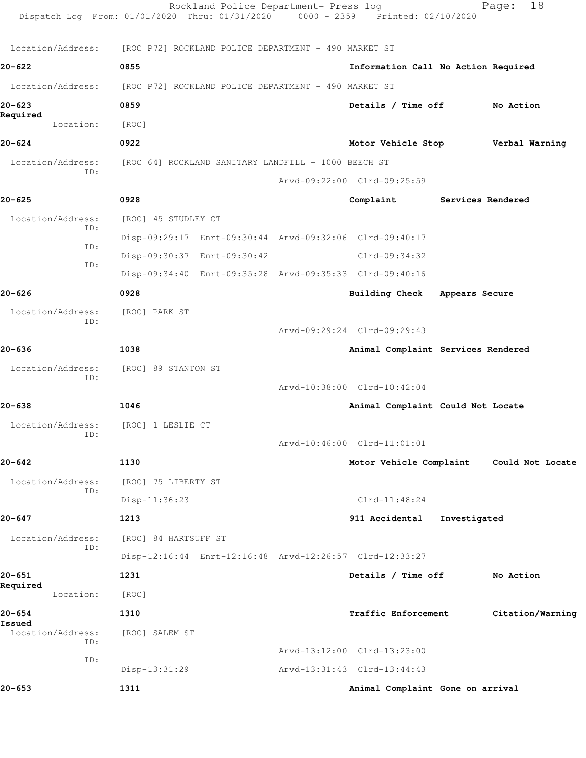Location/Address: [ROC P72] ROCKLAND POLICE DEPARTMENT - 490 MARKET ST

**20-622** 0855 Information Call No Action Required

Location/Address: [ROC P72] ROCKLAND POLICE DEPARTMENT - 490 MARKET ST

**20-623** 0859 Details / Time off No Action Required

Location: [ROC]

**20-624** 0922 Motor Vehicle Stop Verbal Warning

Location/Address: [ROC 64] ROCKLAND SANITARY LANDFILL - 1000 BEECH ST
ID:
Arvd-09:22:00 Clrd-09:25:59

**20-625** 0928 Complaint Services Rendered

Location/Address: [ROC] 45 STUDLEY CT
ID:
Disp-09:29:17 Enrt-09:30:44 Arvd-09:32:06 Clrd-09:40:17
ID:
Disp-09:30:37 Enrt-09:30:42 Clrd-09:34:32
ID:
Disp-09:34:40 Enrt-09:35:28 Arvd-09:35:33 Clrd-09:40:16

**20-626** 0928 Building Check Appears Secure

Location/Address: [ROC] PARK ST
ID:
Arvd-09:29:24 Clrd-09:29:43

**20-636** 1038 Animal Complaint Services Rendered

Location/Address: [ROC] 89 STANTON ST
ID:
Arvd-10:38:00 Clrd-10:42:04

**20-638** 1046 Animal Complaint Could Not Locate

Location/Address: [ROC] 1 LESLIE CT
ID:
Arvd-10:46:00 Clrd-11:01:01

**20-642** 1130 Motor Vehicle Complaint Could Not Locate

Location/Address: [ROC] 75 LIBERTY ST
ID:
Disp-11:36:23 Clrd-11:48:24

**20-647** 1213 911 Accidental Investigated

Location/Address: [ROC] 84 HARTSUFF ST
ID:
Disp-12:16:44 Enrt-12:16:48 Arvd-12:26:57 Clrd-12:33:27

**20-651** 1231 Details / Time off No Action Required

Location: [ROC]

**20-654** 1310 Traffic Enforcement Citation/Warning Issued

Location/Address: [ROC] SALEM ST
ID:
Arvd-13:12:00 Clrd-13:23:00
ID:
Disp-13:31:29 Arvd-13:31:43 Clrd-13:44:43

**20-653** 1311 Animal Complaint Gone on arrival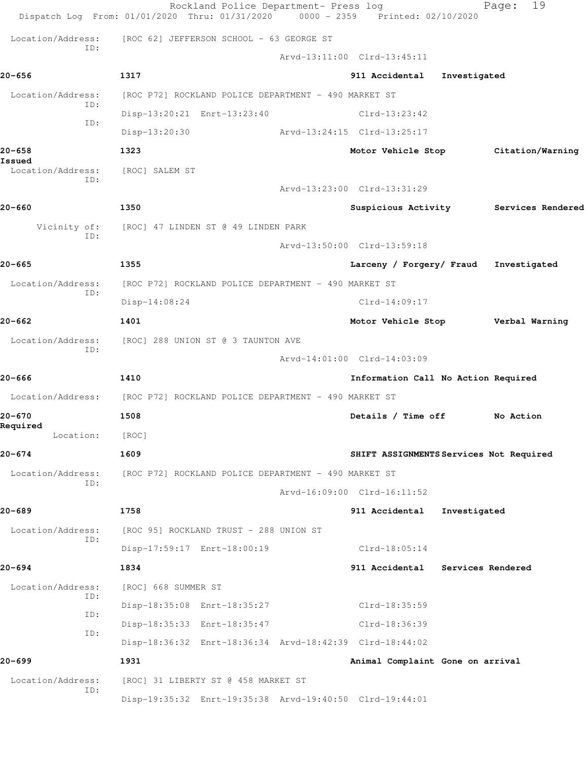Location/Address: [ROC 62] JEFFERSON SCHOOL - 63 GEORGE ST
ID:
Arvd-13:11:00 Clrd-13:45:11

**20-656** 1317 911 Accidental Investigated

Location/Address: [ROC P72] ROCKLAND POLICE DEPARTMENT - 490 MARKET ST
ID:
Disp-13:20:21 Enrt-13:23:40 Clrd-13:23:42
ID:
Disp-13:20:30 Arvd-13:24:15 Clrd-13:25:17

**20-658** 1323 Motor Vehicle Stop Citation/Warning Issued

Location/Address: [ROC] SALEM ST
ID:
Arvd-13:23:00 Clrd-13:31:29

**20-660** 1350 Suspicious Activity Services Rendered

Vicinity of: [ROC] 47 LINDEN ST @ 49 LINDEN PARK
ID:
Arvd-13:50:00 Clrd-13:59:18

**20-665** 1355 Larceny / Forgery/ Fraud Investigated

Location/Address: [ROC P72] ROCKLAND POLICE DEPARTMENT - 490 MARKET ST
ID:
Disp-14:08:24 Clrd-14:09:17

**20-662** 1401 Motor Vehicle Stop Verbal Warning

Location/Address: [ROC] 288 UNION ST @ 3 TAUNTON AVE
ID:
Arvd-14:01:00 Clrd-14:03:09

**20-666** 1410 Information Call No Action Required

Location/Address: [ROC P72] ROCKLAND POLICE DEPARTMENT - 490 MARKET ST

**20-670** 1508 Details / Time off No Action Required

Location: [ROC]

**20-674** 1609 SHIFT ASSIGNMENTS Services Not Required

Location/Address: [ROC P72] ROCKLAND POLICE DEPARTMENT - 490 MARKET ST
ID:
Arvd-16:09:00 Clrd-16:11:52

**20-689** 1758 911 Accidental Investigated

Location/Address: [ROC 95] ROCKLAND TRUST - 288 UNION ST
ID:
Disp-17:59:17 Enrt-18:00:19 Clrd-18:05:14

**20-694** 1834 911 Accidental Services Rendered

Location/Address: [ROC] 668 SUMMER ST
ID:
Disp-18:35:08 Enrt-18:35:27 Clrd-18:35:59
ID:
Disp-18:35:33 Enrt-18:35:47 Clrd-18:36:39
ID:
Disp-18:36:32 Enrt-18:36:34 Arvd-18:42:39 Clrd-18:44:02

**20-699** 1931 Animal Complaint Gone on arrival

Location/Address: [ROC] 31 LIBERTY ST @ 458 MARKET ST
ID:
Disp-19:35:32 Enrt-19:35:38 Arvd-19:40:50 Clrd-19:44:01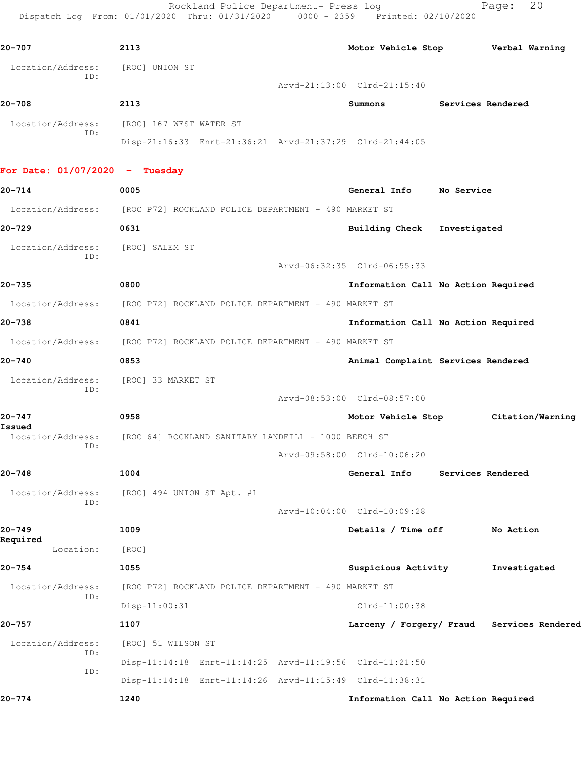20-707 2113 Motor Vehicle Stop Verbal Warning

Location/Address: [ROC] UNION ST
ID:
Arvd-21:13:00 Clrd-21:15:40

20-708 2113 Summons Services Rendered

Location/Address: [ROC] 167 WEST WATER ST
ID:
Disp-21:16:33 Enrt-21:36:21 Arvd-21:37:29 Clrd-21:44:05

**For Date: 01/07/2020 - Tuesday**

20-714 0005 General Info No Service

Location/Address: [ROC P72] ROCKLAND POLICE DEPARTMENT - 490 MARKET ST

20-729 0631 Building Check Investigated

Location/Address: [ROC] SALEM ST
ID:
Arvd-06:32:35 Clrd-06:55:33

20-735 0800 Information Call No Action Required

Location/Address: [ROC P72] ROCKLAND POLICE DEPARTMENT - 490 MARKET ST

20-738 0841 Information Call No Action Required

Location/Address: [ROC P72] ROCKLAND POLICE DEPARTMENT - 490 MARKET ST

20-740 0853 Animal Complaint Services Rendered

Location/Address: [ROC] 33 MARKET ST
ID:
Arvd-08:53:00 Clrd-08:57:00

20-747 0958 Motor Vehicle Stop Citation/Warning Issued

Location/Address: [ROC 64] ROCKLAND SANITARY LANDFILL - 1000 BEECH ST
ID:
Arvd-09:58:00 Clrd-10:06:20

20-748 1004 General Info Services Rendered

Location/Address: [ROC] 494 UNION ST Apt. #1
ID:
Arvd-10:04:00 Clrd-10:09:28

20-749 1009 Details / Time off No Action Required

Location: [ROC]

20-754 1055 Suspicious Activity Investigated

Location/Address: [ROC P72] ROCKLAND POLICE DEPARTMENT - 490 MARKET ST
ID:
Disp-11:00:31 Clrd-11:00:38

20-757 1107 Larceny / Forgery/ Fraud Services Rendered

Location/Address: [ROC] 51 WILSON ST
ID:
Disp-11:14:18 Enrt-11:14:25 Arvd-11:19:56 Clrd-11:21:50
ID:
Disp-11:14:18 Enrt-11:14:26 Arvd-11:15:49 Clrd-11:38:31

20-774 1240 Information Call No Action Required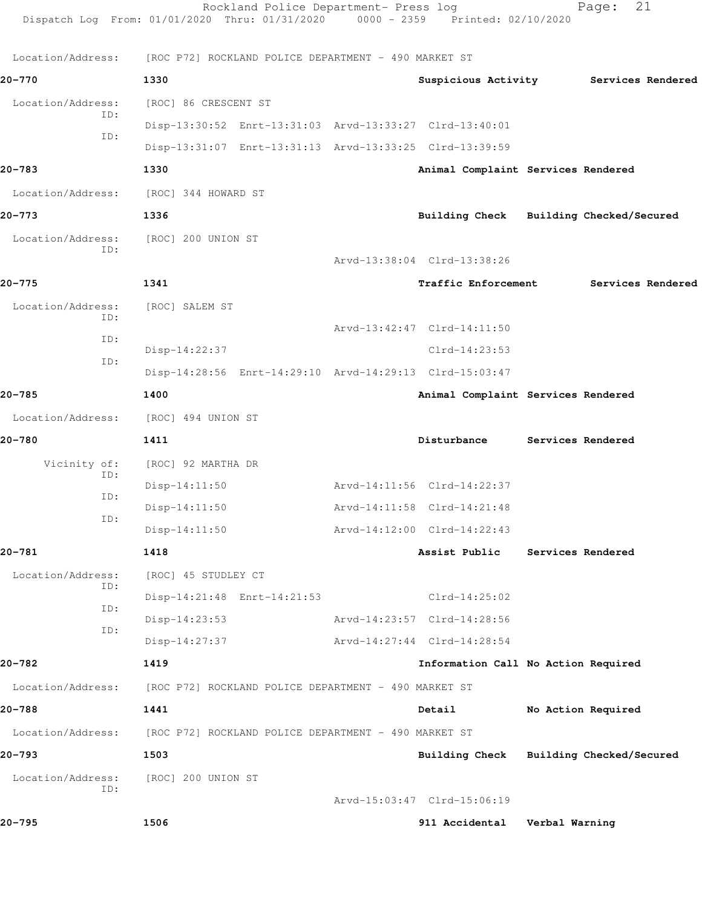Location/Address: [ROC P72] ROCKLAND POLICE DEPARTMENT - 490 MARKET ST

**20-770** 1330 Suspicious Activity Services Rendered

Location/Address: [ROC] 86 CRESCENT ST

ID: Disp-13:30:52 Enrt-13:31:03 Arvd-13:33:27 Clrd-13:40:01

ID: Disp-13:31:07 Enrt-13:31:13 Arvd-13:33:25 Clrd-13:39:59

**20-783** 1330 Animal Complaint Services Rendered

Location/Address: [ROC] 344 HOWARD ST

**20-773** 1336 Building Check Building Checked/Secured

Location/Address: [ROC] 200 UNION ST

ID: Arvd-13:38:04 Clrd-13:38:26

**20-775** 1341 Traffic Enforcement Services Rendered

Location/Address: [ROC] SALEM ST

ID: Arvd-13:42:47 Clrd-14:11:50

ID: Disp-14:22:37 Clrd-14:23:53

ID: Disp-14:28:56 Enrt-14:29:10 Arvd-14:29:13 Clrd-15:03:47

**20-785** 1400 Animal Complaint Services Rendered

Location/Address: [ROC] 494 UNION ST

**20-780** 1411 Disturbance Services Rendered

Vicinity of: [ROC] 92 MARTHA DR

ID: Disp-14:11:50 Arvd-14:11:56 Clrd-14:22:37

ID: Disp-14:11:50 Arvd-14:11:58 Clrd-14:21:48

ID: Disp-14:11:50 Arvd-14:12:00 Clrd-14:22:43

**20-781** 1418 Assist Public Services Rendered

Location/Address: [ROC] 45 STUDLEY CT

ID: Disp-14:21:48 Enrt-14:21:53 Clrd-14:25:02

ID: Disp-14:23:53 Arvd-14:23:57 Clrd-14:28:56

ID: Disp-14:27:37 Arvd-14:27:44 Clrd-14:28:54

**20-782** 1419 Information Call No Action Required

Location/Address: [ROC P72] ROCKLAND POLICE DEPARTMENT - 490 MARKET ST

**20-788** 1441 Detail No Action Required

Location/Address: [ROC P72] ROCKLAND POLICE DEPARTMENT - 490 MARKET ST

**20-793** 1503 Building Check Building Checked/Secured

Location/Address: [ROC] 200 UNION ST

ID: Arvd-15:03:47 Clrd-15:06:19

**20-795** 1506 911 Accidental Verbal Warning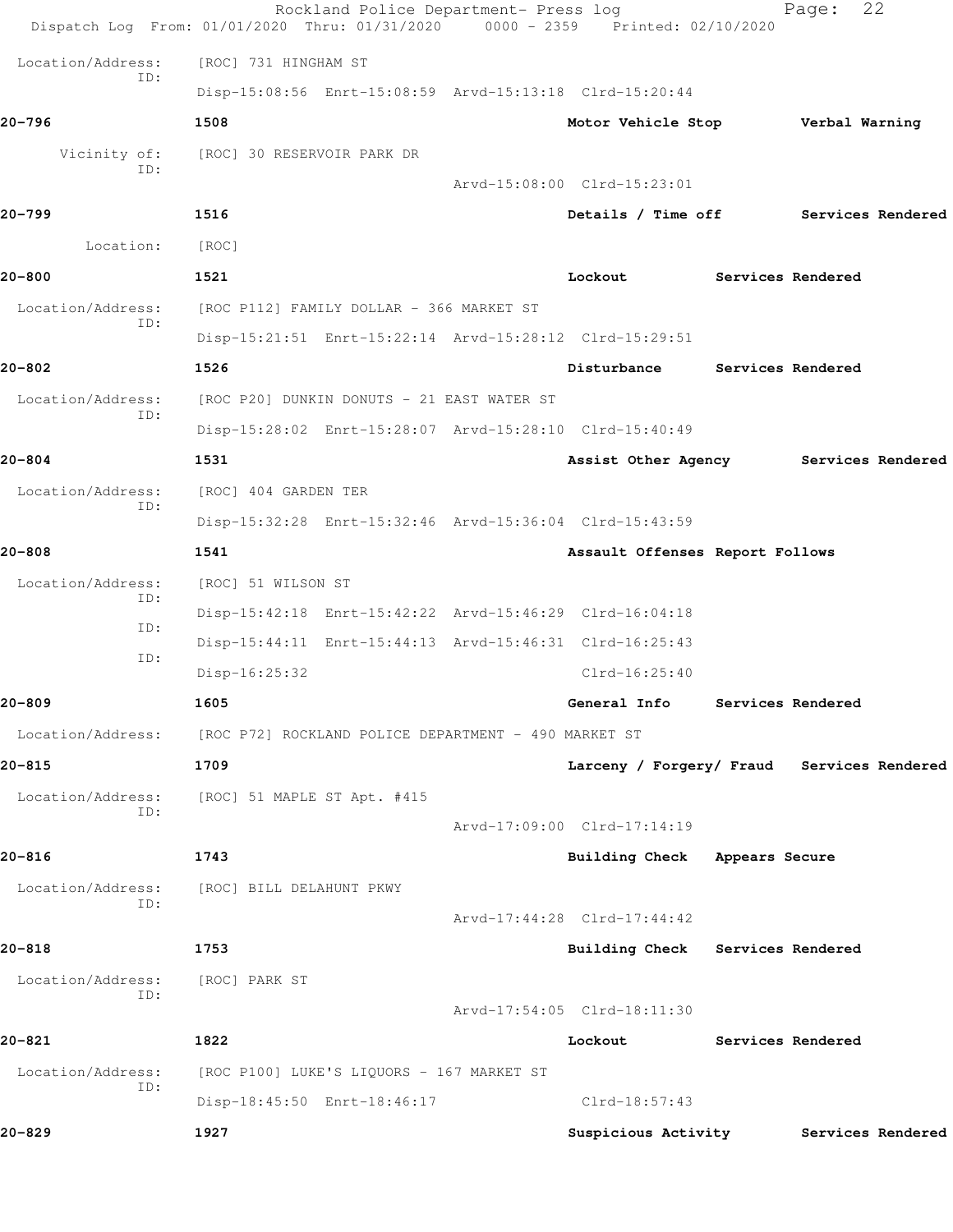Location/Address: [ROC] 731 HINGHAM ST
ID:
Disp-15:08:56 Enrt-15:08:59 Arvd-15:13:18 Clrd-15:20:44

**20-796** **1508** **Motor Vehicle Stop** **Verbal Warning**

Vicinity of: [ROC] 30 RESERVOIR PARK DR
ID:
Arvd-15:08:00 Clrd-15:23:01

**20-799** **1516** **Details / Time off** **Services Rendered**

Location: [ROC]

**20-800** **1521** **Lockout** **Services Rendered**

Location/Address: [ROC P112] FAMILY DOLLAR - 366 MARKET ST
ID:
Disp-15:21:51 Enrt-15:22:14 Arvd-15:28:12 Clrd-15:29:51

**20-802** **1526** **Disturbance** **Services Rendered**

Location/Address: [ROC P20] DUNKIN DONUTS - 21 EAST WATER ST
ID:
Disp-15:28:02 Enrt-15:28:07 Arvd-15:28:10 Clrd-15:40:49

**20-804** **1531** **Assist Other Agency** **Services Rendered**

Location/Address: [ROC] 404 GARDEN TER
ID:
Disp-15:32:28 Enrt-15:32:46 Arvd-15:36:04 Clrd-15:43:59

**20-808** **1541** **Assault Offenses** **Report Follows**

Location/Address: [ROC] 51 WILSON ST
ID:
Disp-15:42:18 Enrt-15:42:22 Arvd-15:46:29 Clrd-16:04:18
ID:
Disp-15:44:11 Enrt-15:44:13 Arvd-15:46:31 Clrd-16:25:43
ID:
Disp-16:25:32 Clrd-16:25:40

**20-809** **1605** **General Info** **Services Rendered**

Location/Address: [ROC P72] ROCKLAND POLICE DEPARTMENT - 490 MARKET ST

**20-815** **1709** **Larceny / Forgery/ Fraud** **Services Rendered**

Location/Address: [ROC] 51 MAPLE ST Apt. #415
ID:
Arvd-17:09:00 Clrd-17:14:19

**20-816** **1743** **Building Check** **Appears Secure**

Location/Address: [ROC] BILL DELAHUNT PKWY
ID:
Arvd-17:44:28 Clrd-17:44:42

**20-818** **1753** **Building Check** **Services Rendered**

Location/Address: [ROC] PARK ST
ID:
Arvd-17:54:05 Clrd-18:11:30

**20-821** **1822** **Lockout** **Services Rendered**

Location/Address: [ROC P100] LUKE'S LIQUORS - 167 MARKET ST
ID:
Disp-18:45:50 Enrt-18:46:17 Clrd-18:57:43

**20-829** **1927** **Suspicious Activity** **Services Rendered**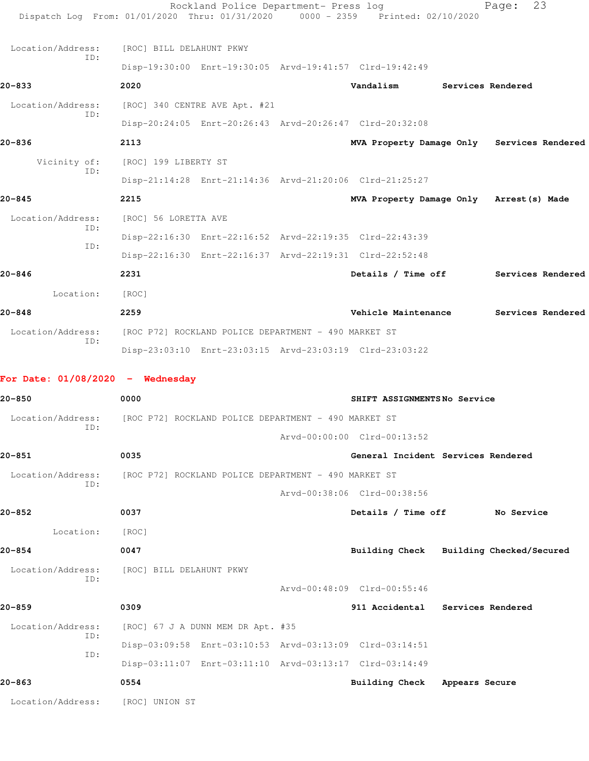Location/Address: [ROC] BILL DELAHUNT PKWY
ID:
Disp-19:30:00 Enrt-19:30:05 Arvd-19:41:57 Clrd-19:42:49

**20-833** **2020** **Vandalism** **Services Rendered**

Location/Address: [ROC] 340 CENTRE AVE Apt. #21
ID:
Disp-20:24:05 Enrt-20:26:43 Arvd-20:26:47 Clrd-20:32:08

**20-836** **2113** **MVA Property Damage Only** **Services Rendered**

Vicinity of: [ROC] 199 LIBERTY ST
ID:
Disp-21:14:28 Enrt-21:14:36 Arvd-21:20:06 Clrd-21:25:27

**20-845** **2215** **MVA Property Damage Only** **Arrest(s) Made**

Location/Address: [ROC] 56 LORETTA AVE
ID:
Disp-22:16:30 Enrt-22:16:52 Arvd-22:19:35 Clrd-22:43:39
ID:
Disp-22:16:30 Enrt-22:16:37 Arvd-22:19:31 Clrd-22:52:48

**20-846** **2231** **Details / Time off** **Services Rendered**

Location: [ROC]

**20-848** **2259** **Vehicle Maintenance** **Services Rendered**

Location/Address: [ROC P72] ROCKLAND POLICE DEPARTMENT - 490 MARKET ST
ID:
Disp-23:03:10 Enrt-23:03:15 Arvd-23:03:19 Clrd-23:03:22

## For Date: 01/08/2020 - Wednesday

**20-850** **0000** **SHIFT ASSIGNMENTS** **No Service**

Location/Address: [ROC P72] ROCKLAND POLICE DEPARTMENT - 490 MARKET ST
ID:
Arvd-00:00:00 Clrd-00:13:52

**20-851** **0035** **General Incident** **Services Rendered**

Location/Address: [ROC P72] ROCKLAND POLICE DEPARTMENT - 490 MARKET ST
ID:
Arvd-00:38:06 Clrd-00:38:56

**20-852** **0037** **Details / Time off** **No Service**

Location: [ROC]

**20-854** **0047** **Building Check** **Building Checked/Secured**

Location/Address: [ROC] BILL DELAHUNT PKWY
ID:
Arvd-00:48:09 Clrd-00:55:46

**20-859** **0309** **911 Accidental** **Services Rendered**

Location/Address: [ROC] 67 J A DUNN MEM DR Apt. #35
ID:
Disp-03:09:58 Enrt-03:10:53 Arvd-03:13:09 Clrd-03:14:51
ID:
Disp-03:11:07 Enrt-03:11:10 Arvd-03:13:17 Clrd-03:14:49

**20-863** **0554** **Building Check** **Appears Secure**

Location/Address: [ROC] UNION ST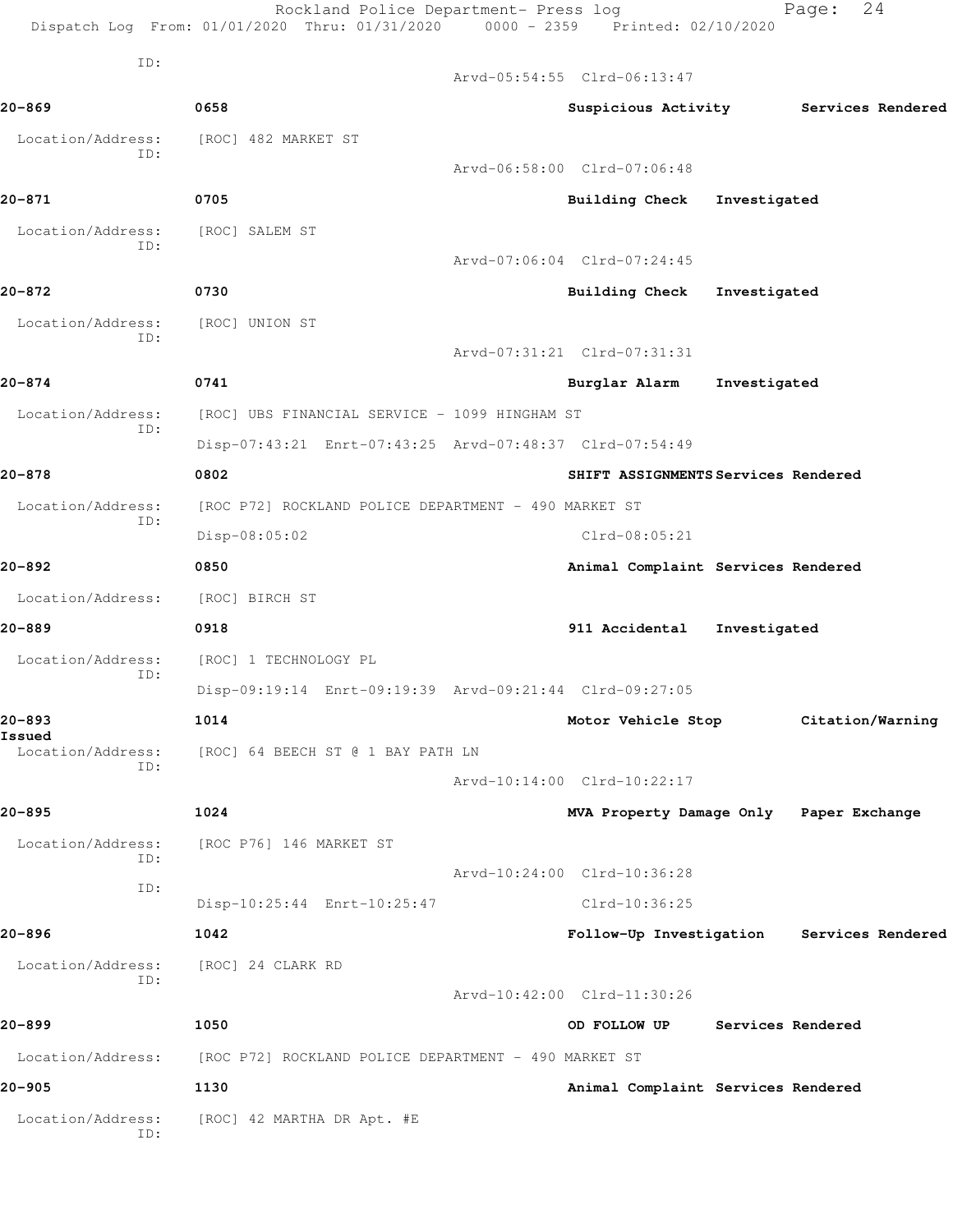ID:
Arvd-05:54:55 Clrd-06:13:47

**20-869** 0658 **Suspicious Activity** **Services Rendered**

Location/Address: [ROC] 482 MARKET ST
ID:
Arvd-06:58:00 Clrd-07:06:48

**20-871** 0705 **Building Check** **Investigated**

Location/Address: [ROC] SALEM ST
ID:
Arvd-07:06:04 Clrd-07:24:45

**20-872** 0730 **Building Check** **Investigated**

Location/Address: [ROC] UNION ST
ID:
Arvd-07:31:21 Clrd-07:31:31

**20-874** 0741 **Burglar Alarm** **Investigated**

Location/Address: [ROC] UBS FINANCIAL SERVICE - 1099 HINGHAM ST
ID:
Disp-07:43:21 Enrt-07:43:25 Arvd-07:48:37 Clrd-07:54:49

**20-878** 0802 **SHIFT ASSIGNMENTS** **Services Rendered**

Location/Address: [ROC P72] ROCKLAND POLICE DEPARTMENT - 490 MARKET ST
ID:
Disp-08:05:02 Clrd-08:05:21

**20-892** 0850 **Animal Complaint** **Services Rendered**

Location/Address: [ROC] BIRCH ST

**20-889** 0918 **911 Accidental** **Investigated**

Location/Address: [ROC] 1 TECHNOLOGY PL
ID:
Disp-09:19:14 Enrt-09:19:39 Arvd-09:21:44 Clrd-09:27:05

**20-893** 1014 **Motor Vehicle Stop** **Citation/Warning Issued**

Location/Address: [ROC] 64 BEECH ST @ 1 BAY PATH LN
ID:
Arvd-10:14:00 Clrd-10:22:17

**20-895** 1024 **MVA Property Damage Only** **Paper Exchange**

Location/Address: [ROC P76] 146 MARKET ST
ID:
Arvd-10:24:00 Clrd-10:36:28
ID:
Disp-10:25:44 Enrt-10:25:47 Clrd-10:36:25

**20-896** 1042 **Follow-Up Investigation** **Services Rendered**

Location/Address: [ROC] 24 CLARK RD
ID:
Arvd-10:42:00 Clrd-11:30:26

**20-899** 1050 **OD FOLLOW UP** **Services Rendered**

Location/Address: [ROC P72] ROCKLAND POLICE DEPARTMENT - 490 MARKET ST

**20-905** 1130 **Animal Complaint** **Services Rendered**

Location/Address: [ROC] 42 MARTHA DR Apt. #E
ID: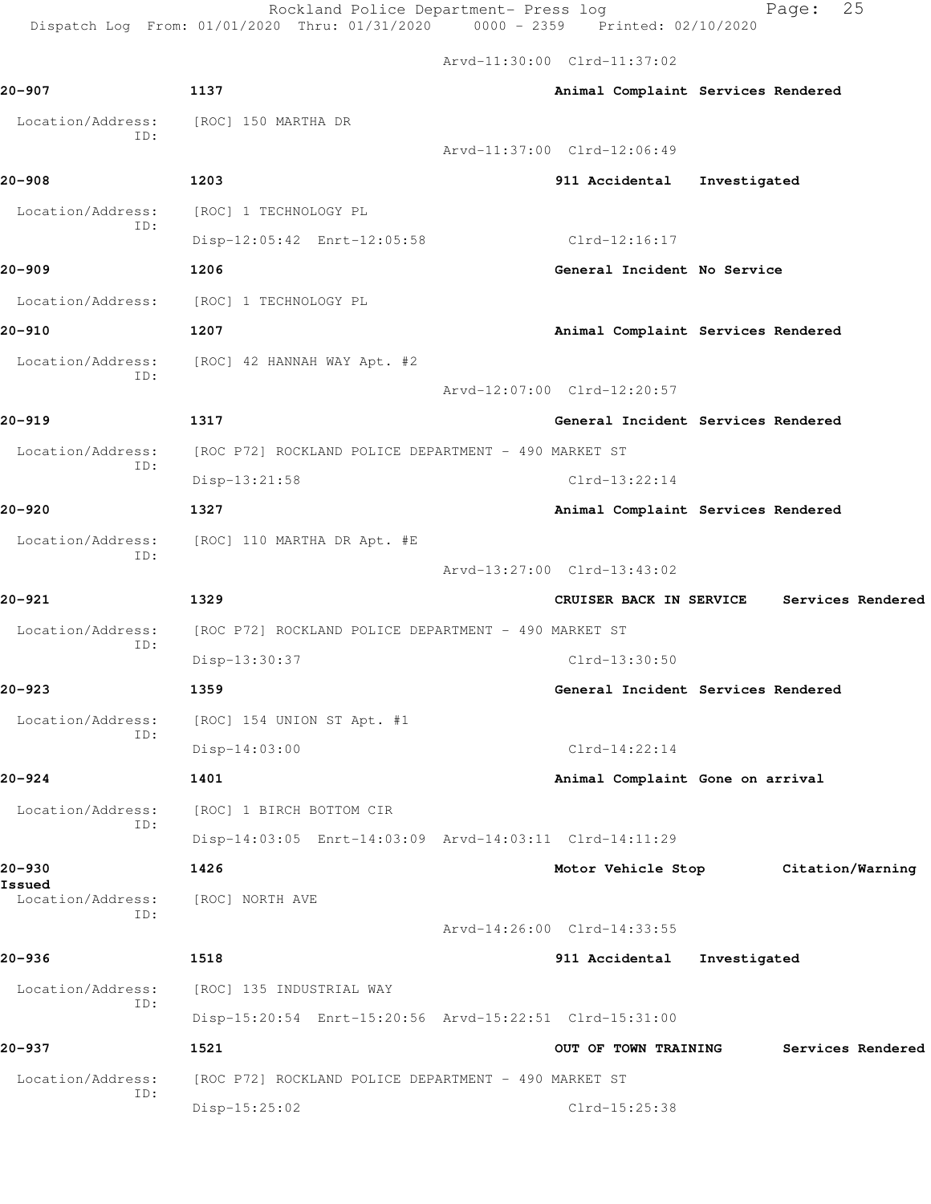Arvd-11:30:00 Clrd-11:37:02

**20-907** 1137 Animal Complaint Services Rendered

Location/Address: [ROC] 150 MARTHA DR
ID:
Arvd-11:37:00 Clrd-12:06:49

**20-908** 1203 911 Accidental Investigated

Location/Address: [ROC] 1 TECHNOLOGY PL
ID:
Disp-12:05:42 Enrt-12:05:58 Clrd-12:16:17

**20-909** 1206 General Incident No Service

Location/Address: [ROC] 1 TECHNOLOGY PL

**20-910** 1207 Animal Complaint Services Rendered

Location/Address: [ROC] 42 HANNAH WAY Apt. #2
ID:
Arvd-12:07:00 Clrd-12:20:57

**20-919** 1317 General Incident Services Rendered

Location/Address: [ROC P72] ROCKLAND POLICE DEPARTMENT - 490 MARKET ST
ID:
Disp-13:21:58 Clrd-13:22:14

**20-920** 1327 Animal Complaint Services Rendered

Location/Address: [ROC] 110 MARTHA DR Apt. #E
ID:
Arvd-13:27:00 Clrd-13:43:02

**20-921** 1329 CRUISER BACK IN SERVICE Services Rendered

Location/Address: [ROC P72] ROCKLAND POLICE DEPARTMENT - 490 MARKET ST
ID:
Disp-13:30:37 Clrd-13:30:50

**20-923** 1359 General Incident Services Rendered

Location/Address: [ROC] 154 UNION ST Apt. #1
ID:
Disp-14:03:00 Clrd-14:22:14

**20-924** 1401 Animal Complaint Gone on arrival

Location/Address: [ROC] 1 BIRCH BOTTOM CIR
ID:
Disp-14:03:05 Enrt-14:03:09 Arvd-14:03:11 Clrd-14:11:29

**20-930** 1426 Motor Vehicle Stop Citation/Warning Issued

Location/Address: [ROC] NORTH AVE
ID:
Arvd-14:26:00 Clrd-14:33:55

**20-936** 1518 911 Accidental Investigated

Location/Address: [ROC] 135 INDUSTRIAL WAY
ID:
Disp-15:20:54 Enrt-15:20:56 Arvd-15:22:51 Clrd-15:31:00

**20-937** 1521 OUT OF TOWN TRAINING Services Rendered

Location/Address: [ROC P72] ROCKLAND POLICE DEPARTMENT - 490 MARKET ST
ID:
Disp-15:25:02 Clrd-15:25:38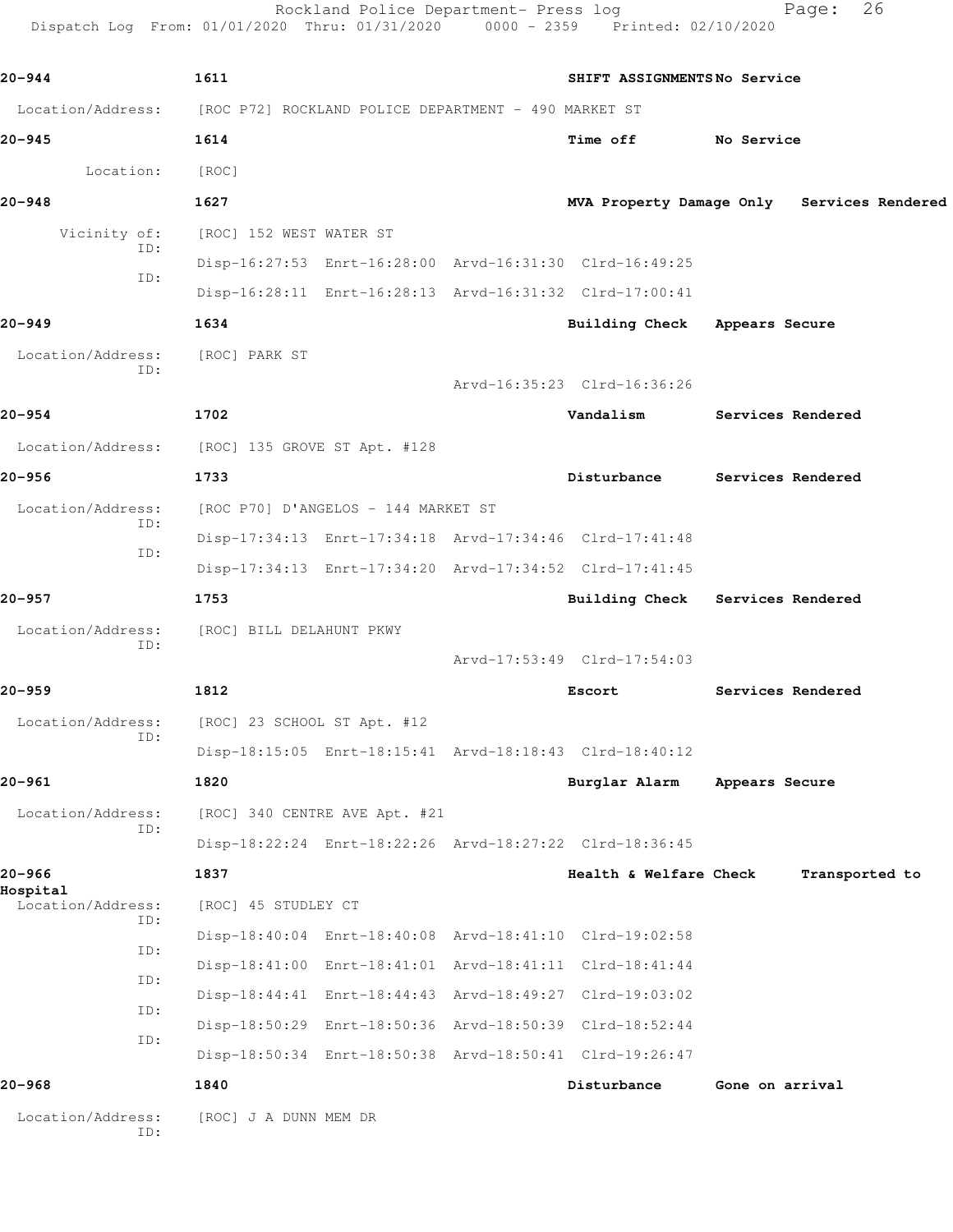**20-944** 1611 **SHIFT ASSIGNMENTS** No Service

Location/Address: [ROC P72] ROCKLAND POLICE DEPARTMENT - 490 MARKET ST

**20-945** 1614 **Time off** No Service

Location: [ROC]

**20-948** 1627 **MVA Property Damage Only** Services Rendered

Vicinity of: [ROC] 152 WEST WATER ST

ID: Disp-16:27:53 Enrt-16:28:00 Arvd-16:31:30 Clrd-16:49:25

ID: Disp-16:28:11 Enrt-16:28:13 Arvd-16:31:32 Clrd-17:00:41

**20-949** 1634 **Building Check** Appears Secure

Location/Address: [ROC] PARK ST

ID: Arvd-16:35:23 Clrd-16:36:26

**20-954** 1702 **Vandalism** Services Rendered

Location/Address: [ROC] 135 GROVE ST Apt. #128

**20-956** 1733 **Disturbance** Services Rendered

Location/Address: [ROC P70] D'ANGELOS - 144 MARKET ST

ID: Disp-17:34:13 Enrt-17:34:18 Arvd-17:34:46 Clrd-17:41:48

ID: Disp-17:34:13 Enrt-17:34:20 Arvd-17:34:52 Clrd-17:41:45

**20-957** 1753 **Building Check** Services Rendered

Location/Address: [ROC] BILL DELAHUNT PKWY

ID: Arvd-17:53:49 Clrd-17:54:03

**20-959** 1812 **Escort** Services Rendered

Location/Address: [ROC] 23 SCHOOL ST Apt. #12

ID: Disp-18:15:05 Enrt-18:15:41 Arvd-18:18:43 Clrd-18:40:12

**20-961** 1820 **Burglar Alarm** Appears Secure

Location/Address: [ROC] 340 CENTRE AVE Apt. #21

ID: Disp-18:22:24 Enrt-18:22:26 Arvd-18:27:22 Clrd-18:36:45

**20-966** 1837 **Health & Welfare Check** Transported to Hospital

Location/Address: [ROC] 45 STUDLEY CT

ID: Disp-18:40:04 Enrt-18:40:08 Arvd-18:41:10 Clrd-19:02:58

ID: Disp-18:41:00 Enrt-18:41:01 Arvd-18:41:11 Clrd-18:41:44

ID: Disp-18:44:41 Enrt-18:44:43 Arvd-18:49:27 Clrd-19:03:02

ID: Disp-18:50:29 Enrt-18:50:36 Arvd-18:50:39 Clrd-18:52:44

ID: Disp-18:50:34 Enrt-18:50:38 Arvd-18:50:41 Clrd-19:26:47

**20-968** 1840 **Disturbance** Gone on arrival

Location/Address: [ROC] J A DUNN MEM DR

ID: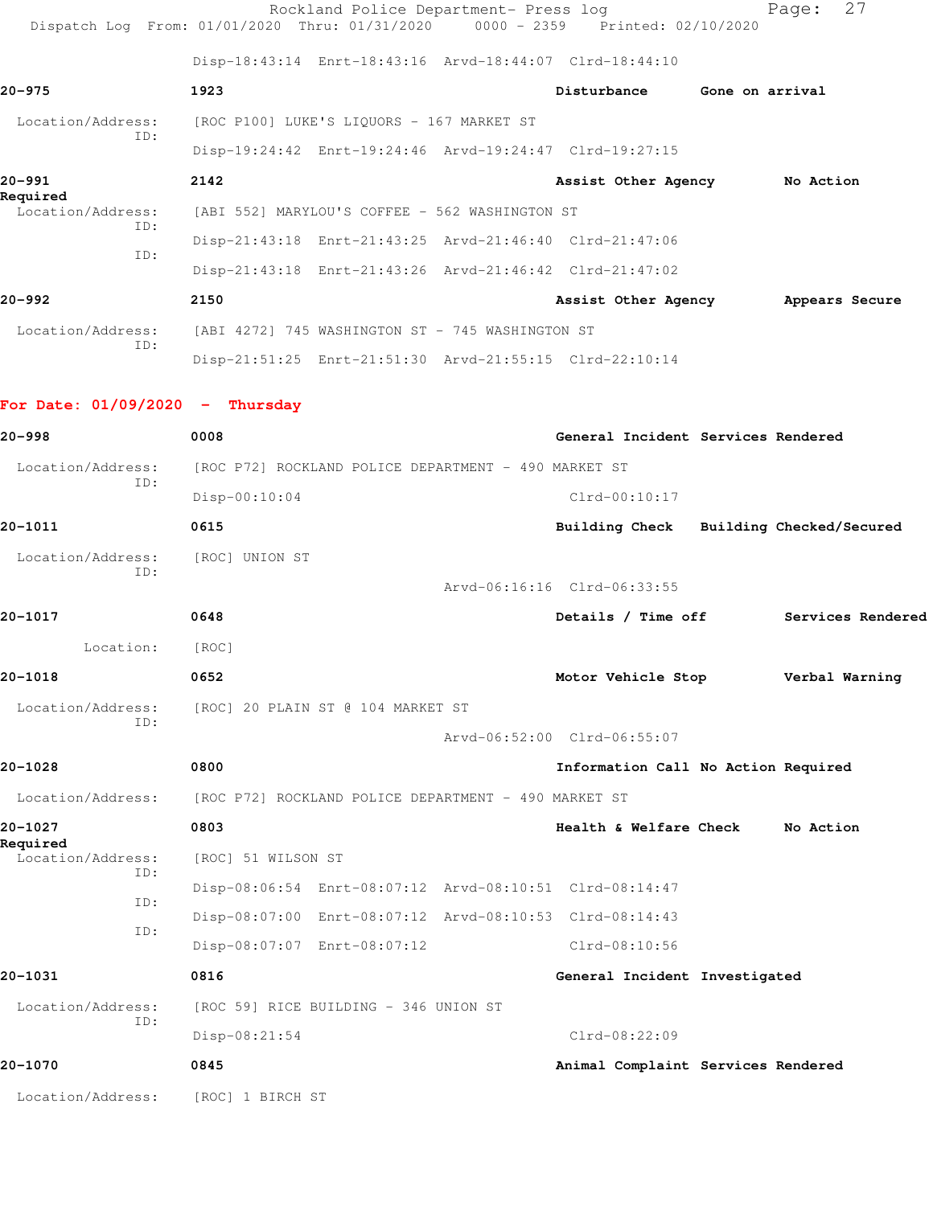Disp-18:43:14 Enrt-18:43:16 Arvd-18:44:07 Clrd-18:44:10

**20-975** **1923** **Disturbance** **Gone on arrival**

Location/Address: [ROC P100] LUKE'S LIQUORS - 167 MARKET ST
ID:
Disp-19:24:42 Enrt-19:24:46 Arvd-19:24:47 Clrd-19:27:15

**20-991** **2142** **Assist Other Agency** **No Action Required**

Location/Address: [ABI 552] MARYLOU'S COFFEE - 562 WASHINGTON ST
ID:
Disp-21:43:18 Enrt-21:43:25 Arvd-21:46:40 Clrd-21:47:06
ID:
Disp-21:43:18 Enrt-21:43:26 Arvd-21:46:42 Clrd-21:47:02

**20-992** **2150** **Assist Other Agency** **Appears Secure**

Location/Address: [ABI 4272] 745 WASHINGTON ST - 745 WASHINGTON ST
ID:
Disp-21:51:25 Enrt-21:51:30 Arvd-21:55:15 Clrd-22:10:14

## For Date: 01/09/2020 - Thursday

**20-998** **0008** **General Incident** **Services Rendered**

Location/Address: [ROC P72] ROCKLAND POLICE DEPARTMENT - 490 MARKET ST
ID:
Disp-00:10:04 Clrd-00:10:17

**20-1011** **0615** **Building Check** **Building Checked/Secured**

Location/Address: [ROC] UNION ST
ID:
Arvd-06:16:16 Clrd-06:33:55

**20-1017** **0648** **Details / Time off** **Services Rendered**

Location: [ROC]

**20-1018** **0652** **Motor Vehicle Stop** **Verbal Warning**

Location/Address: [ROC] 20 PLAIN ST @ 104 MARKET ST
ID:
Arvd-06:52:00 Clrd-06:55:07

**20-1028** **0800** **Information Call** **No Action Required**

Location/Address: [ROC P72] ROCKLAND POLICE DEPARTMENT - 490 MARKET ST

**20-1027** **0803** **Health & Welfare Check** **No Action Required**

Location/Address: [ROC] 51 WILSON ST
ID:
Disp-08:06:54 Enrt-08:07:12 Arvd-08:10:51 Clrd-08:14:47
ID:
Disp-08:07:00 Enrt-08:07:12 Arvd-08:10:53 Clrd-08:14:43
ID:
Disp-08:07:07 Enrt-08:07:12 Clrd-08:10:56

**20-1031** **0816** **General Incident** **Investigated**

Location/Address: [ROC 59] RICE BUILDING - 346 UNION ST
ID:
Disp-08:21:54 Clrd-08:22:09

**20-1070** **0845** **Animal Complaint** **Services Rendered**

Location/Address: [ROC] 1 BIRCH ST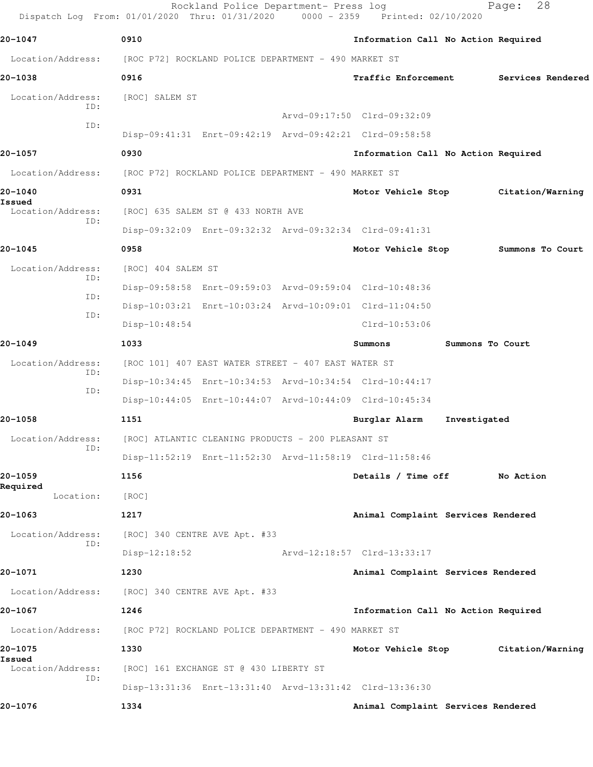20-1047 0910 Information Call No Action Required

Location/Address: [ROC P72] ROCKLAND POLICE DEPARTMENT - 490 MARKET ST

20-1038 0916 Traffic Enforcement Services Rendered

Location/Address: [ROC] SALEM ST
ID:
Arvd-09:17:50 Clrd-09:32:09
ID:
Disp-09:41:31 Enrt-09:42:19 Arvd-09:42:21 Clrd-09:58:58

20-1057 0930 Information Call No Action Required

Location/Address: [ROC P72] ROCKLAND POLICE DEPARTMENT - 490 MARKET ST

20-1040 0931 Motor Vehicle Stop Citation/Warning Issued

Location/Address: [ROC] 635 SALEM ST @ 433 NORTH AVE
ID:
Disp-09:32:09 Enrt-09:32:32 Arvd-09:32:34 Clrd-09:41:31

20-1045 0958 Motor Vehicle Stop Summons To Court

Location/Address: [ROC] 404 SALEM ST
ID:
Disp-09:58:58 Enrt-09:59:03 Arvd-09:59:04 Clrd-10:48:36
ID:
Disp-10:03:21 Enrt-10:03:24 Arvd-10:09:01 Clrd-11:04:50
ID:
Disp-10:48:54 Clrd-10:53:06

20-1049 1033 Summons Summons To Court

Location/Address: [ROC 101] 407 EAST WATER STREET - 407 EAST WATER ST
ID:
Disp-10:34:45 Enrt-10:34:53 Arvd-10:34:54 Clrd-10:44:17
ID:
Disp-10:44:05 Enrt-10:44:07 Arvd-10:44:09 Clrd-10:45:34

20-1058 1151 Burglar Alarm Investigated

Location/Address: [ROC] ATLANTIC CLEANING PRODUCTS - 200 PLEASANT ST
ID:
Disp-11:52:19 Enrt-11:52:30 Arvd-11:58:19 Clrd-11:58:46

20-1059 1156 Details / Time off No Action Required

Location: [ROC]

20-1063 1217 Animal Complaint Services Rendered

Location/Address: [ROC] 340 CENTRE AVE Apt. #33
ID:
Disp-12:18:52 Arvd-12:18:57 Clrd-13:33:17

20-1071 1230 Animal Complaint Services Rendered

Location/Address: [ROC] 340 CENTRE AVE Apt. #33

20-1067 1246 Information Call No Action Required

Location/Address: [ROC P72] ROCKLAND POLICE DEPARTMENT - 490 MARKET ST

20-1075 1330 Motor Vehicle Stop Citation/Warning Issued

Location/Address: [ROC] 161 EXCHANGE ST @ 430 LIBERTY ST
ID:
Disp-13:31:36 Enrt-13:31:40 Arvd-13:31:42 Clrd-13:36:30

20-1076 1334 Animal Complaint Services Rendered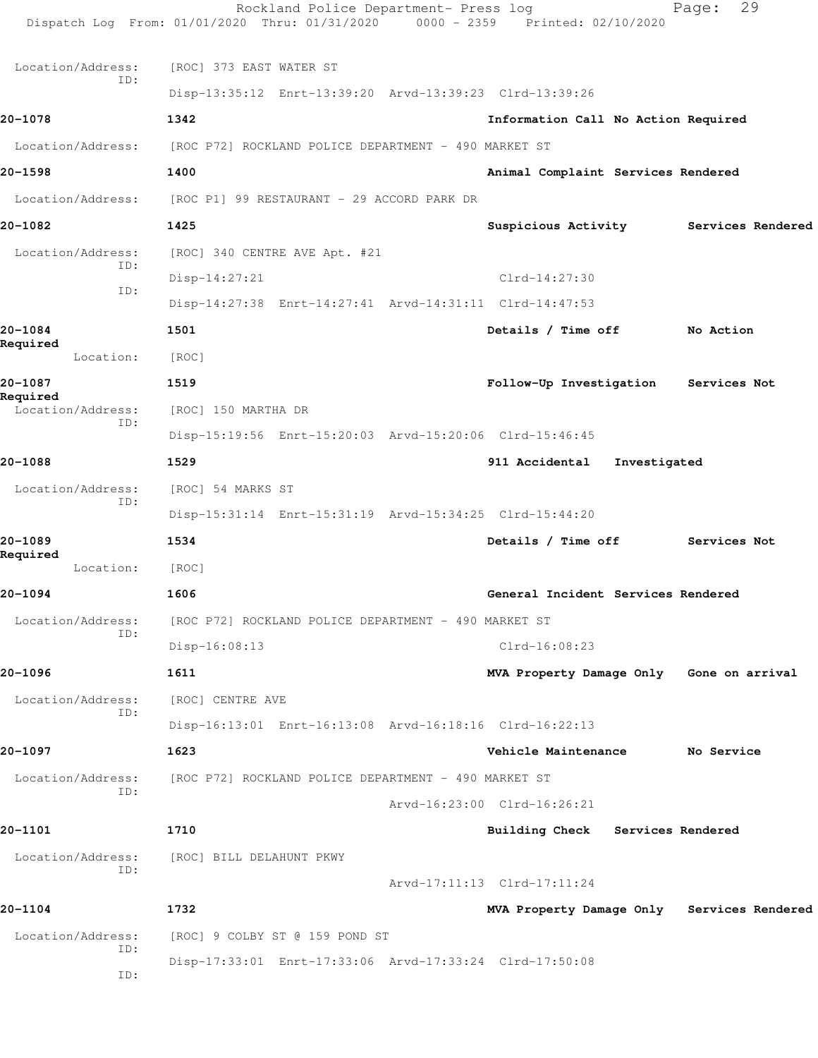Location/Address: [ROC] 373 EAST WATER ST
ID:
Disp-13:35:12 Enrt-13:39:20 Arvd-13:39:23 Clrd-13:39:26

**20-1078** 1342 Information Call No Action Required

Location/Address: [ROC P72] ROCKLAND POLICE DEPARTMENT - 490 MARKET ST

**20-1598** 1400 Animal Complaint Services Rendered

Location/Address: [ROC P1] 99 RESTAURANT - 29 ACCORD PARK DR

**20-1082** 1425 Suspicious Activity Services Rendered

Location/Address: [ROC] 340 CENTRE AVE Apt. #21
ID:
Disp-14:27:21 Clrd-14:27:30
ID:
Disp-14:27:38 Enrt-14:27:41 Arvd-14:31:11 Clrd-14:47:53

**20-1084** 1501 Details / Time off No Action Required

Location: [ROC]

**20-1087** 1519 Follow-Up Investigation Services Not Required

Location/Address: [ROC] 150 MARTHA DR
ID:
Disp-15:19:56 Enrt-15:20:03 Arvd-15:20:06 Clrd-15:46:45

**20-1088** 1529 911 Accidental Investigated

Location/Address: [ROC] 54 MARKS ST
ID:
Disp-15:31:14 Enrt-15:31:19 Arvd-15:34:25 Clrd-15:44:20

**20-1089** 1534 Details / Time off Services Not Required

Location: [ROC]

**20-1094** 1606 General Incident Services Rendered

Location/Address: [ROC P72] ROCKLAND POLICE DEPARTMENT - 490 MARKET ST
ID:
Disp-16:08:13 Clrd-16:08:23

**20-1096** 1611 MVA Property Damage Only Gone on arrival

Location/Address: [ROC] CENTRE AVE
ID:
Disp-16:13:01 Enrt-16:13:08 Arvd-16:18:16 Clrd-16:22:13

**20-1097** 1623 Vehicle Maintenance No Service

Location/Address: [ROC P72] ROCKLAND POLICE DEPARTMENT - 490 MARKET ST
ID:
Arvd-16:23:00 Clrd-16:26:21

**20-1101** 1710 Building Check Services Rendered

Location/Address: [ROC] BILL DELAHUNT PKWY
ID:
Arvd-17:11:13 Clrd-17:11:24

**20-1104** 1732 MVA Property Damage Only Services Rendered

Location/Address: [ROC] 9 COLBY ST @ 159 POND ST
ID:
Disp-17:33:01 Enrt-17:33:06 Arvd-17:33:24 Clrd-17:50:08
ID: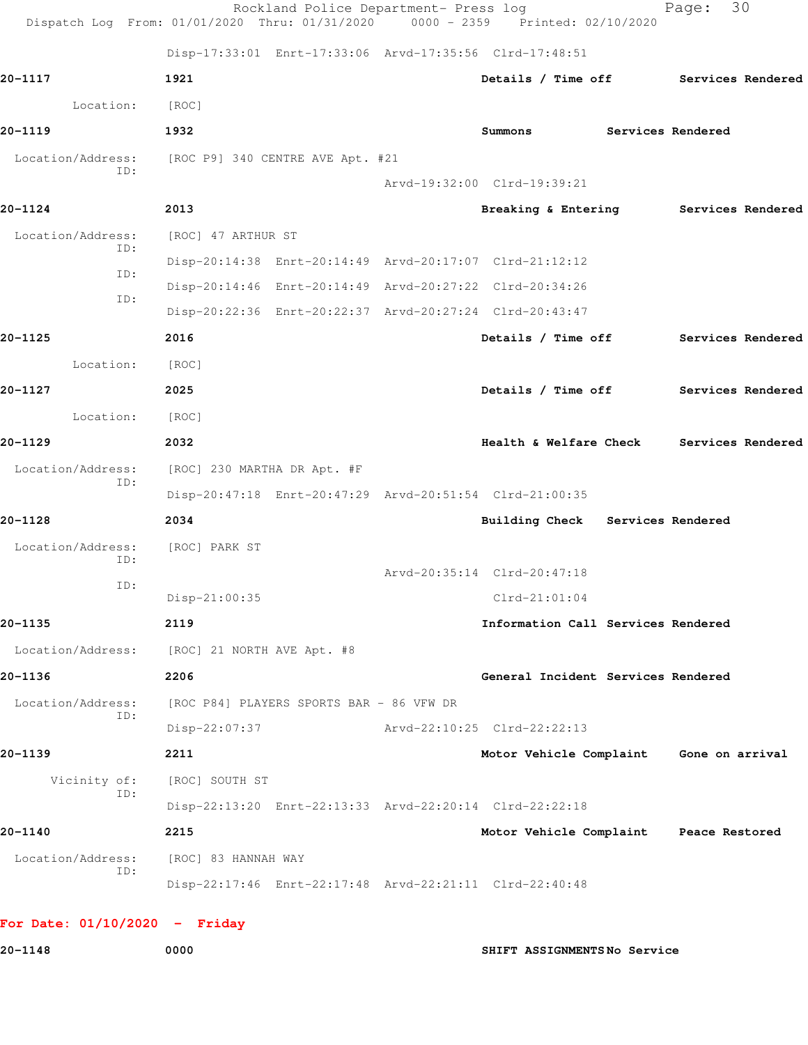Disp-17:33:01 Enrt-17:33:06 Arvd-17:35:56 Clrd-17:48:51

**20-1117** **1921** **Details / Time off** **Services Rendered**

Location: [ROC]

**20-1119** **1932** **Summons** **Services Rendered**

Location/Address: [ROC P9] 340 CENTRE AVE Apt. #21
ID:
Arvd-19:32:00 Clrd-19:39:21

**20-1124** **2013** **Breaking & Entering** **Services Rendered**

Location/Address: [ROC] 47 ARTHUR ST
ID:
Disp-20:14:38 Enrt-20:14:49 Arvd-20:17:07 Clrd-21:12:12
ID:
Disp-20:14:46 Enrt-20:14:49 Arvd-20:27:22 Clrd-20:34:26
ID:
Disp-20:22:36 Enrt-20:22:37 Arvd-20:27:24 Clrd-20:43:47

**20-1125** **2016** **Details / Time off** **Services Rendered**

Location: [ROC]

**20-1127** **2025** **Details / Time off** **Services Rendered**

Location: [ROC]

**20-1129** **2032** **Health & Welfare Check** **Services Rendered**

Location/Address: [ROC] 230 MARTHA DR Apt. #F
ID:
Disp-20:47:18 Enrt-20:47:29 Arvd-20:51:54 Clrd-21:00:35

**20-1128** **2034** **Building Check** **Services Rendered**

Location/Address: [ROC] PARK ST
ID:
Arvd-20:35:14 Clrd-20:47:18
ID:
Disp-21:00:35 Clrd-21:01:04

**20-1135** **2119** **Information Call** **Services Rendered**

Location/Address: [ROC] 21 NORTH AVE Apt. #8

**20-1136** **2206** **General Incident** **Services Rendered**

Location/Address: [ROC P84] PLAYERS SPORTS BAR - 86 VFW DR
ID:
Disp-22:07:37 Arvd-22:10:25 Clrd-22:22:13

**20-1139** **2211** **Motor Vehicle Complaint** **Gone on arrival**

Vicinity of: [ROC] SOUTH ST
ID:
Disp-22:13:20 Enrt-22:13:33 Arvd-22:20:14 Clrd-22:22:18

**20-1140** **2215** **Motor Vehicle Complaint** **Peace Restored**

Location/Address: [ROC] 83 HANNAH WAY
ID:
Disp-22:17:46 Enrt-22:17:48 Arvd-22:21:11 Clrd-22:40:48

## For Date: 01/10/2020 - Friday

**20-1148** **0000** **SHIFT ASSIGNMENTS** **No Service**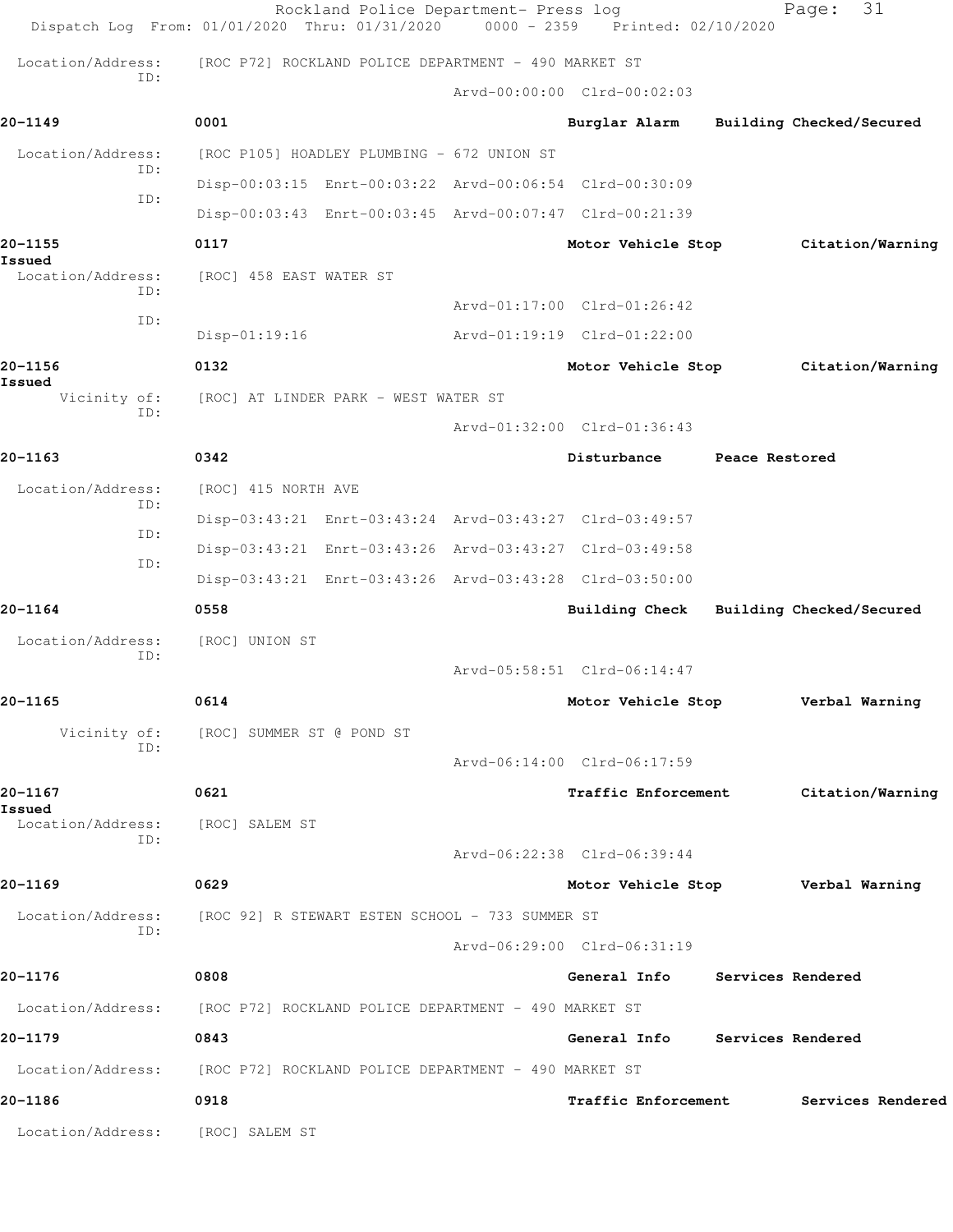Rockland Police Department- Press log

Dispatch Log From: 01/01/2020 Thru: 01/31/2020 0000 - 2359 Printed: 02/10/2020

Location/Address: [ROC P72] ROCKLAND POLICE DEPARTMENT - 490 MARKET ST
ID:
Arvd-00:00:00 Clrd-00:02:03

**20-1149** **0001** **Burglar Alarm** **Building Checked/Secured**

Location/Address: [ROC P105] HOADLEY PLUMBING - 672 UNION ST
ID:
Disp-00:03:15 Enrt-00:03:22 Arvd-00:06:54 Clrd-00:30:09
ID:
Disp-00:03:43 Enrt-00:03:45 Arvd-00:07:47 Clrd-00:21:39

**20-1155** **0117** **Motor Vehicle Stop** **Citation/Warning Issued**

Location/Address: [ROC] 458 EAST WATER ST
ID:
Arvd-01:17:00 Clrd-01:26:42
ID:
Disp-01:19:16 Arvd-01:19:19 Clrd-01:22:00

**20-1156** **0132** **Motor Vehicle Stop** **Citation/Warning Issued**

Vicinity of: [ROC] AT LINDER PARK - WEST WATER ST
ID:
Arvd-01:32:00 Clrd-01:36:43

**20-1163** **0342** **Disturbance** **Peace Restored**

Location/Address: [ROC] 415 NORTH AVE
ID:
Disp-03:43:21 Enrt-03:43:24 Arvd-03:43:27 Clrd-03:49:57
ID:
Disp-03:43:21 Enrt-03:43:26 Arvd-03:43:27 Clrd-03:49:58
ID:
Disp-03:43:21 Enrt-03:43:26 Arvd-03:43:28 Clrd-03:50:00

**20-1164** **0558** **Building Check** **Building Checked/Secured**

Location/Address: [ROC] UNION ST
ID:
Arvd-05:58:51 Clrd-06:14:47

**20-1165** **0614** **Motor Vehicle Stop** **Verbal Warning**

Vicinity of: [ROC] SUMMER ST @ POND ST
ID:
Arvd-06:14:00 Clrd-06:17:59

**20-1167** **0621** **Traffic Enforcement** **Citation/Warning Issued**

Location/Address: [ROC] SALEM ST
ID:
Arvd-06:22:38 Clrd-06:39:44

**20-1169** **0629** **Motor Vehicle Stop** **Verbal Warning**

Location/Address: [ROC 92] R STEWART ESTEN SCHOOL - 733 SUMMER ST
ID:
Arvd-06:29:00 Clrd-06:31:19

**20-1176** **0808** **General Info** **Services Rendered**

Location/Address: [ROC P72] ROCKLAND POLICE DEPARTMENT - 490 MARKET ST

**20-1179** **0843** **General Info** **Services Rendered**

Location/Address: [ROC P72] ROCKLAND POLICE DEPARTMENT - 490 MARKET ST

**20-1186** **0918** **Traffic Enforcement** **Services Rendered**

Location/Address: [ROC] SALEM ST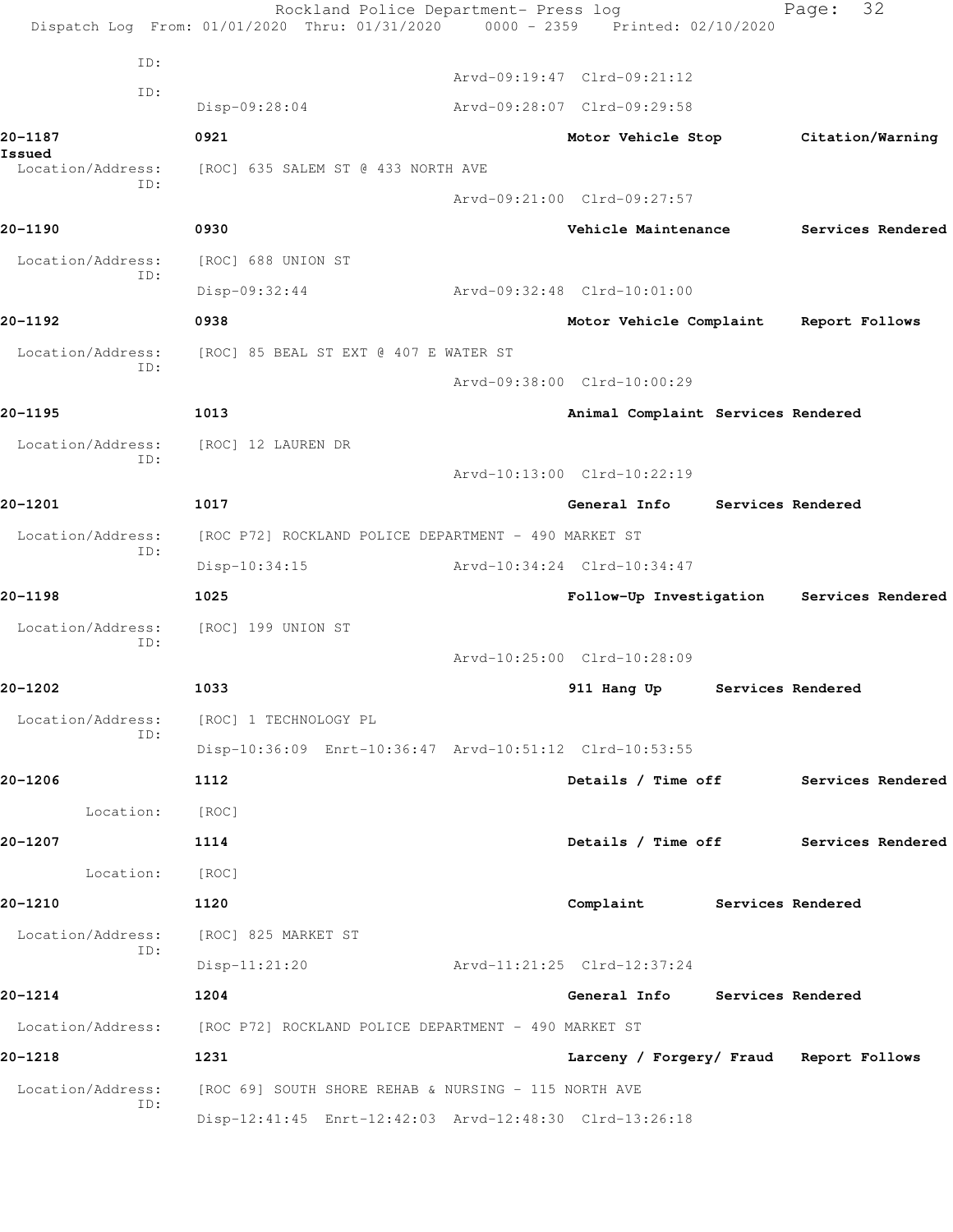```
              ID:
                                                 Arvd-09:19:47  Clrd-09:21:12
              ID:
                    Disp-09:28:04                Arvd-09:28:07  Clrd-09:29:58

20-1187             0921                                        Motor Vehicle Stop        Citation/Warning
Issued
  Location/Address:   [ROC] 635 SALEM ST @ 433 NORTH AVE
              ID:
                                                 Arvd-09:21:00  Clrd-09:27:57

20-1190             0930                                        Vehicle Maintenance       Services Rendered

  Location/Address:   [ROC] 688 UNION ST
              ID:
                    Disp-09:32:44                Arvd-09:32:48  Clrd-10:01:00

20-1192             0938                                        Motor Vehicle Complaint   Report Follows

  Location/Address:   [ROC] 85 BEAL ST EXT @ 407 E WATER ST
              ID:
                                                 Arvd-09:38:00  Clrd-10:00:29

20-1195             1013                                        Animal Complaint  Services Rendered

  Location/Address:   [ROC] 12 LAUREN DR
              ID:
                                                 Arvd-10:13:00  Clrd-10:22:19

20-1201             1017                                        General Info      Services Rendered

  Location/Address:   [ROC P72] ROCKLAND POLICE DEPARTMENT - 490 MARKET ST
              ID:
                    Disp-10:34:15                Arvd-10:34:24  Clrd-10:34:47

20-1198             1025                                        Follow-Up Investigation   Services Rendered

  Location/Address:   [ROC] 199 UNION ST
              ID:
                                                 Arvd-10:25:00  Clrd-10:28:09

20-1202             1033                                        911 Hang Up       Services Rendered

  Location/Address:   [ROC] 1 TECHNOLOGY PL
              ID:
                    Disp-10:36:09  Enrt-10:36:47  Arvd-10:51:12  Clrd-10:53:55

20-1206             1112                                        Details / Time off        Services Rendered

          Location:   [ROC]

20-1207             1114                                        Details / Time off        Services Rendered

          Location:   [ROC]

20-1210             1120                                        Complaint         Services Rendered

  Location/Address:   [ROC] 825 MARKET ST
              ID:
                    Disp-11:21:20                Arvd-11:21:25  Clrd-12:37:24

20-1214             1204                                        General Info      Services Rendered

  Location/Address:   [ROC P72] ROCKLAND POLICE DEPARTMENT - 490 MARKET ST

20-1218             1231                                        Larceny / Forgery/ Fraud   Report Follows

  Location/Address:   [ROC 69] SOUTH SHORE REHAB & NURSING - 115 NORTH AVE
              ID:
                    Disp-12:41:45  Enrt-12:42:03  Arvd-12:48:30  Clrd-13:26:18
```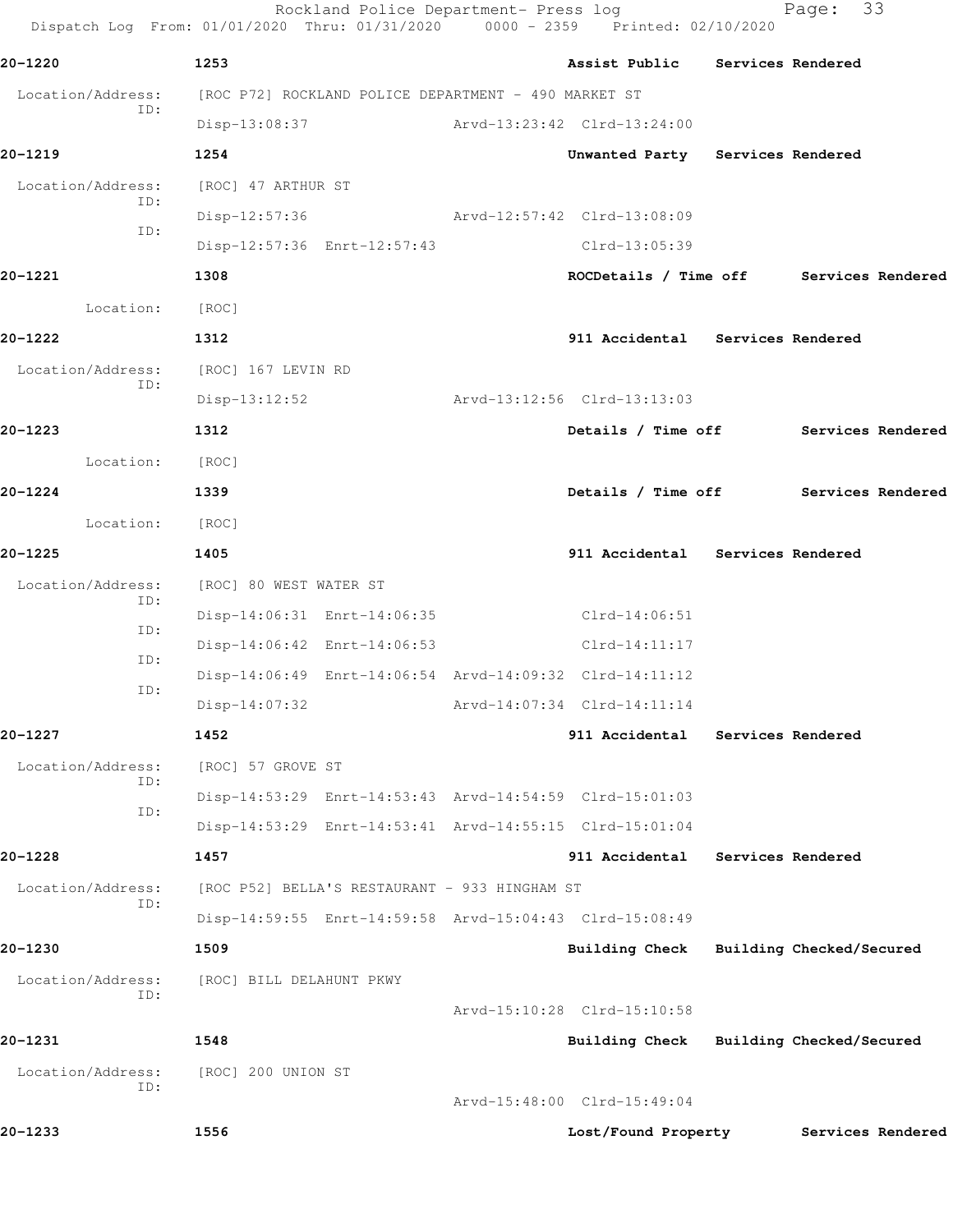20-1220 1253 Assist Public Services Rendered

Location/Address: [ROC P72] ROCKLAND POLICE DEPARTMENT - 490 MARKET ST
ID:
Disp-13:08:37 Arvd-13:23:42 Clrd-13:24:00

20-1219 1254 Unwanted Party Services Rendered

Location/Address: [ROC] 47 ARTHUR ST
ID:
Disp-12:57:36 Arvd-12:57:42 Clrd-13:08:09
ID:
Disp-12:57:36 Enrt-12:57:43 Clrd-13:05:39

20-1221 1308 ROCDetails / Time off Services Rendered

Location: [ROC]

20-1222 1312 911 Accidental Services Rendered

Location/Address: [ROC] 167 LEVIN RD
ID:
Disp-13:12:52 Arvd-13:12:56 Clrd-13:13:03

20-1223 1312 Details / Time off Services Rendered

Location: [ROC]

20-1224 1339 Details / Time off Services Rendered

Location: [ROC]

20-1225 1405 911 Accidental Services Rendered

Location/Address: [ROC] 80 WEST WATER ST
ID:
Disp-14:06:31 Enrt-14:06:35 Clrd-14:06:51
ID:
Disp-14:06:42 Enrt-14:06:53 Clrd-14:11:17
ID:
Disp-14:06:49 Enrt-14:06:54 Arvd-14:09:32 Clrd-14:11:12
ID:
Disp-14:07:32 Arvd-14:07:34 Clrd-14:11:14

20-1227 1452 911 Accidental Services Rendered

Location/Address: [ROC] 57 GROVE ST
ID:
Disp-14:53:29 Enrt-14:53:43 Arvd-14:54:59 Clrd-15:01:03
ID:
Disp-14:53:29 Enrt-14:53:41 Arvd-14:55:15 Clrd-15:01:04

20-1228 1457 911 Accidental Services Rendered

Location/Address: [ROC P52] BELLA'S RESTAURANT - 933 HINGHAM ST
ID:
Disp-14:59:55 Enrt-14:59:58 Arvd-15:04:43 Clrd-15:08:49

20-1230 1509 Building Check Building Checked/Secured

Location/Address: [ROC] BILL DELAHUNT PKWY
ID:
Arvd-15:10:28 Clrd-15:10:58

20-1231 1548 Building Check Building Checked/Secured

Location/Address: [ROC] 200 UNION ST
ID:
Arvd-15:48:00 Clrd-15:49:04

20-1233 1556 Lost/Found Property Services Rendered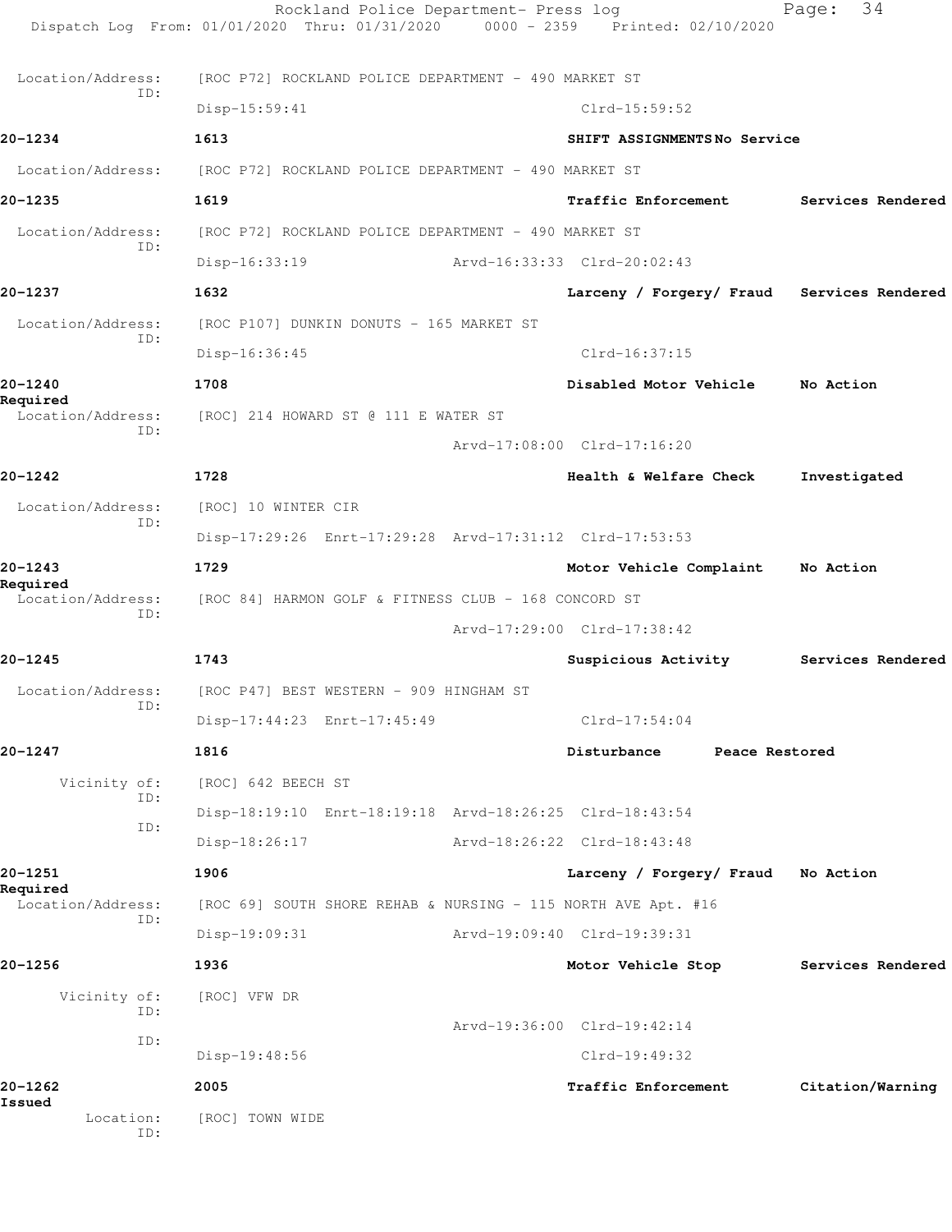Location/Address: [ROC P72] ROCKLAND POLICE DEPARTMENT - 490 MARKET ST
ID:
Disp-15:59:41 Clrd-15:59:52

**20-1234** 1613 **SHIFT ASSIGNMENTS** **No Service**

Location/Address: [ROC P72] ROCKLAND POLICE DEPARTMENT - 490 MARKET ST

**20-1235** 1619 **Traffic Enforcement** **Services Rendered**

Location/Address: [ROC P72] ROCKLAND POLICE DEPARTMENT - 490 MARKET ST
ID:
Disp-16:33:19 Arvd-16:33:33 Clrd-20:02:43

**20-1237** 1632 **Larceny / Forgery/ Fraud** **Services Rendered**

Location/Address: [ROC P107] DUNKIN DONUTS - 165 MARKET ST
ID:
Disp-16:36:45 Clrd-16:37:15

**20-1240** 1708 **Disabled Motor Vehicle** **No Action Required**

Location/Address: [ROC] 214 HOWARD ST @ 111 E WATER ST
ID:
Arvd-17:08:00 Clrd-17:16:20

**20-1242** 1728 **Health & Welfare Check** **Investigated**

Location/Address: [ROC] 10 WINTER CIR
ID:
Disp-17:29:26 Enrt-17:29:28 Arvd-17:31:12 Clrd-17:53:53

**20-1243** 1729 **Motor Vehicle Complaint** **No Action Required**

Location/Address: [ROC 84] HARMON GOLF & FITNESS CLUB - 168 CONCORD ST
ID:
Arvd-17:29:00 Clrd-17:38:42

**20-1245** 1743 **Suspicious Activity** **Services Rendered**

Location/Address: [ROC P47] BEST WESTERN - 909 HINGHAM ST
ID:
Disp-17:44:23 Enrt-17:45:49 Clrd-17:54:04

**20-1247** 1816 **Disturbance** **Peace Restored**

Vicinity of: [ROC] 642 BEECH ST
ID:
Disp-18:19:10 Enrt-18:19:18 Arvd-18:26:25 Clrd-18:43:54
ID:
Disp-18:26:17 Arvd-18:26:22 Clrd-18:43:48

**20-1251** 1906 **Larceny / Forgery/ Fraud** **No Action Required**

Location/Address: [ROC 69] SOUTH SHORE REHAB & NURSING - 115 NORTH AVE Apt. #16
ID:
Disp-19:09:31 Arvd-19:09:40 Clrd-19:39:31

**20-1256** 1936 **Motor Vehicle Stop** **Services Rendered**

Vicinity of: [ROC] VFW DR
ID:
Arvd-19:36:00 Clrd-19:42:14
ID:
Disp-19:48:56 Clrd-19:49:32

**20-1262** 2005 **Traffic Enforcement** **Citation/Warning Issued**

Location: [ROC] TOWN WIDE
ID: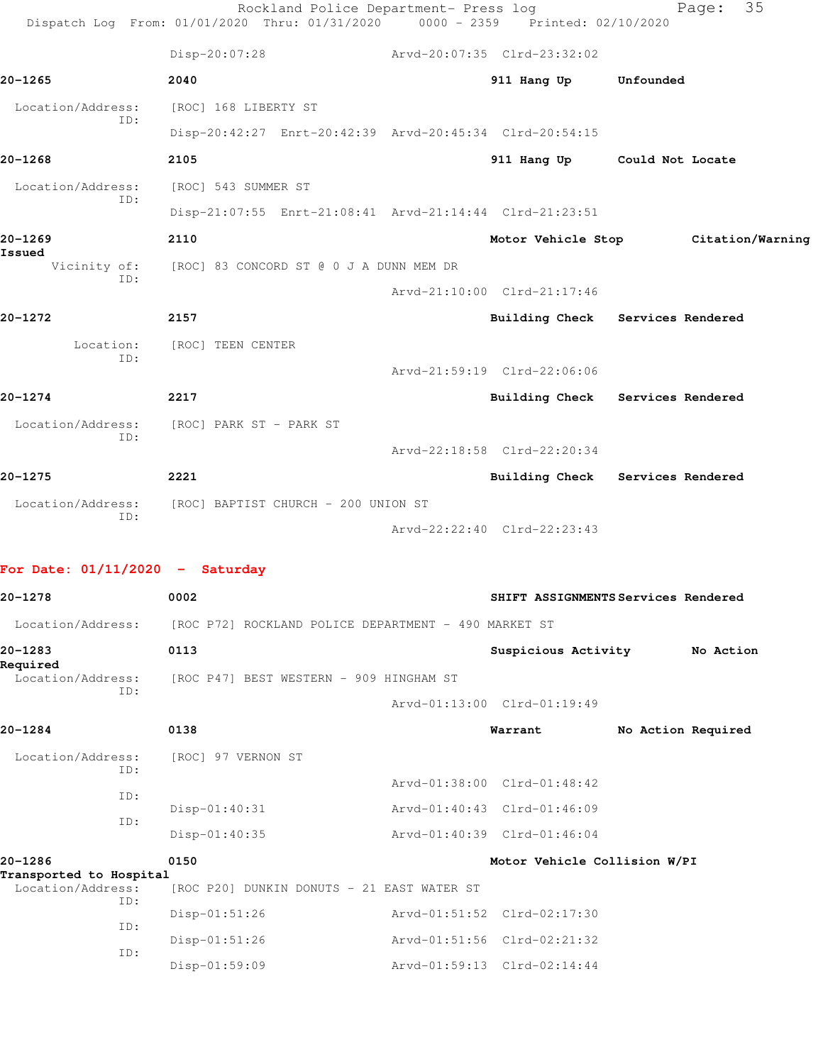Disp-20:07:28 Arvd-20:07:35 Clrd-23:32:02

**20-1265** 2040 911 Hang Up Unfounded

Location/Address: [ROC] 168 LIBERTY ST
ID:
Disp-20:42:27 Enrt-20:42:39 Arvd-20:45:34 Clrd-20:54:15

**20-1268** 2105 911 Hang Up Could Not Locate

Location/Address: [ROC] 543 SUMMER ST
ID:
Disp-21:07:55 Enrt-21:08:41 Arvd-21:14:44 Clrd-21:23:51

**20-1269** 2110 Motor Vehicle Stop Citation/Warning Issued

Vicinity of: [ROC] 83 CONCORD ST @ 0 J A DUNN MEM DR
ID:
Arvd-21:10:00 Clrd-21:17:46

**20-1272** 2157 Building Check Services Rendered

Location: [ROC] TEEN CENTER
ID:
Arvd-21:59:19 Clrd-22:06:06

**20-1274** 2217 Building Check Services Rendered

Location/Address: [ROC] PARK ST - PARK ST
ID:
Arvd-22:18:58 Clrd-22:20:34

**20-1275** 2221 Building Check Services Rendered

Location/Address: [ROC] BAPTIST CHURCH - 200 UNION ST
ID:
Arvd-22:22:40 Clrd-22:23:43

## For Date: 01/11/2020 - Saturday

**20-1278** 0002 SHIFT ASSIGNMENTS Services Rendered

Location/Address: [ROC P72] ROCKLAND POLICE DEPARTMENT - 490 MARKET ST

**20-1283** 0113 Suspicious Activity No Action Required

Location/Address: [ROC P47] BEST WESTERN - 909 HINGHAM ST
ID:
Arvd-01:13:00 Clrd-01:19:49

**20-1284** 0138 Warrant No Action Required

Location/Address: [ROC] 97 VERNON ST
ID:
Arvd-01:38:00 Clrd-01:48:42
ID:
Disp-01:40:31 Arvd-01:40:43 Clrd-01:46:09
ID:
Disp-01:40:35 Arvd-01:40:39 Clrd-01:46:04

**20-1286** 0150 Motor Vehicle Collision W/PI Transported to Hospital

Location/Address: [ROC P20] DUNKIN DONUTS - 21 EAST WATER ST
ID:
Disp-01:51:26 Arvd-01:51:52 Clrd-02:17:30
ID:
Disp-01:51:26 Arvd-01:51:56 Clrd-02:21:32
ID:
Disp-01:59:09 Arvd-01:59:13 Clrd-02:14:44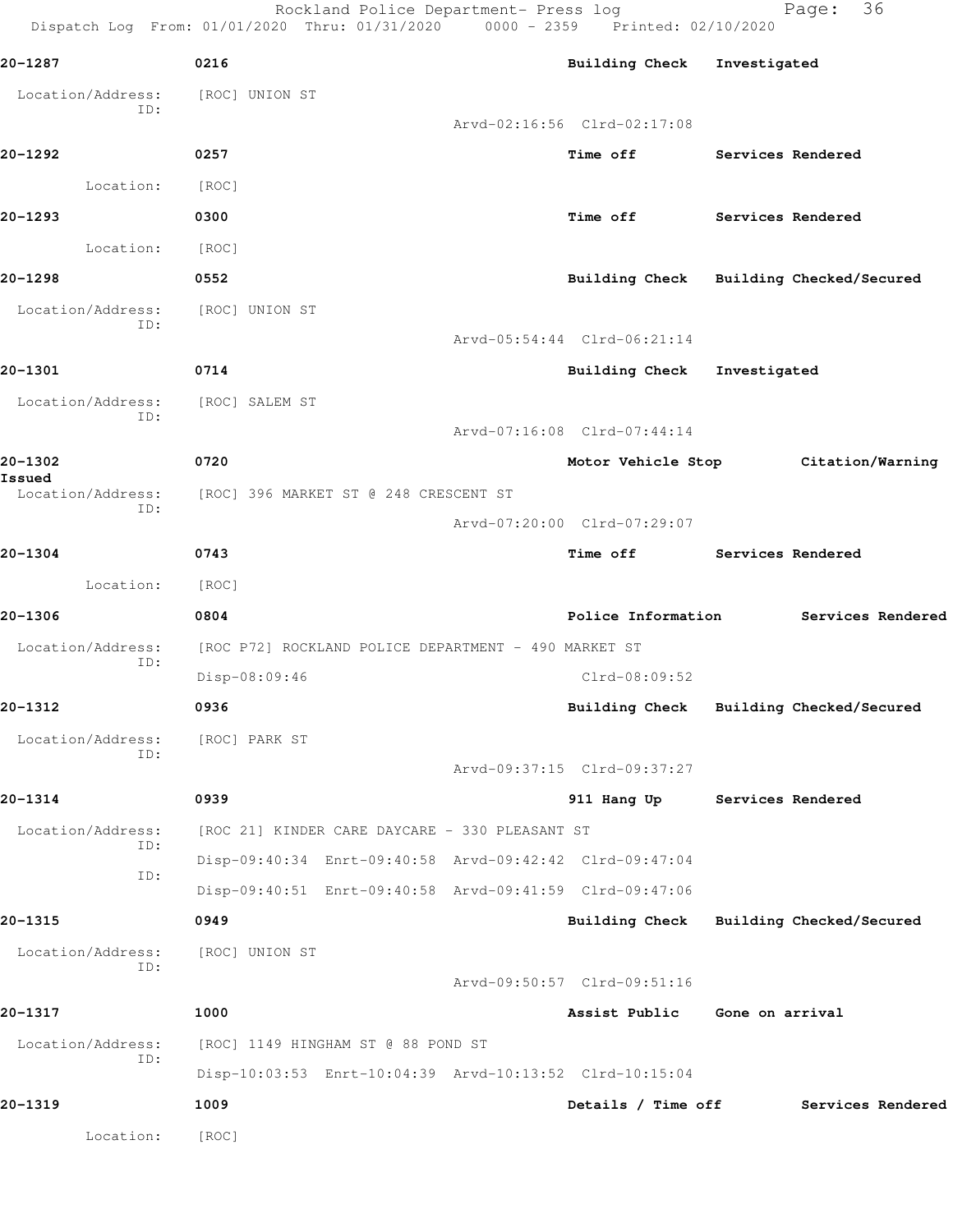**20-1287** 0216 Building Check Investigated

Location/Address: [ROC] UNION ST
ID:
Arvd-02:16:56 Clrd-02:17:08

**20-1292** 0257 Time off Services Rendered

Location: [ROC]

**20-1293** 0300 Time off Services Rendered

Location: [ROC]

**20-1298** 0552 Building Check Building Checked/Secured

Location/Address: [ROC] UNION ST
ID:
Arvd-05:54:44 Clrd-06:21:14

**20-1301** 0714 Building Check Investigated

Location/Address: [ROC] SALEM ST
ID:
Arvd-07:16:08 Clrd-07:44:14

**20-1302** 0720 Motor Vehicle Stop Citation/Warning Issued

Location/Address: [ROC] 396 MARKET ST @ 248 CRESCENT ST
ID:
Arvd-07:20:00 Clrd-07:29:07

**20-1304** 0743 Time off Services Rendered

Location: [ROC]

**20-1306** 0804 Police Information Services Rendered

Location/Address: [ROC P72] ROCKLAND POLICE DEPARTMENT - 490 MARKET ST
ID:
Disp-08:09:46 Clrd-08:09:52

**20-1312** 0936 Building Check Building Checked/Secured

Location/Address: [ROC] PARK ST
ID:
Arvd-09:37:15 Clrd-09:37:27

**20-1314** 0939 911 Hang Up Services Rendered

Location/Address: [ROC 21] KINDER CARE DAYCARE - 330 PLEASANT ST
ID:
Disp-09:40:34 Enrt-09:40:58 Arvd-09:42:42 Clrd-09:47:04
ID:
Disp-09:40:51 Enrt-09:40:58 Arvd-09:41:59 Clrd-09:47:06

**20-1315** 0949 Building Check Building Checked/Secured

Location/Address: [ROC] UNION ST
ID:
Arvd-09:50:57 Clrd-09:51:16

**20-1317** 1000 Assist Public Gone on arrival

Location/Address: [ROC] 1149 HINGHAM ST @ 88 POND ST
ID:
Disp-10:03:53 Enrt-10:04:39 Arvd-10:13:52 Clrd-10:15:04

**20-1319** 1009 Details / Time off Services Rendered

Location: [ROC]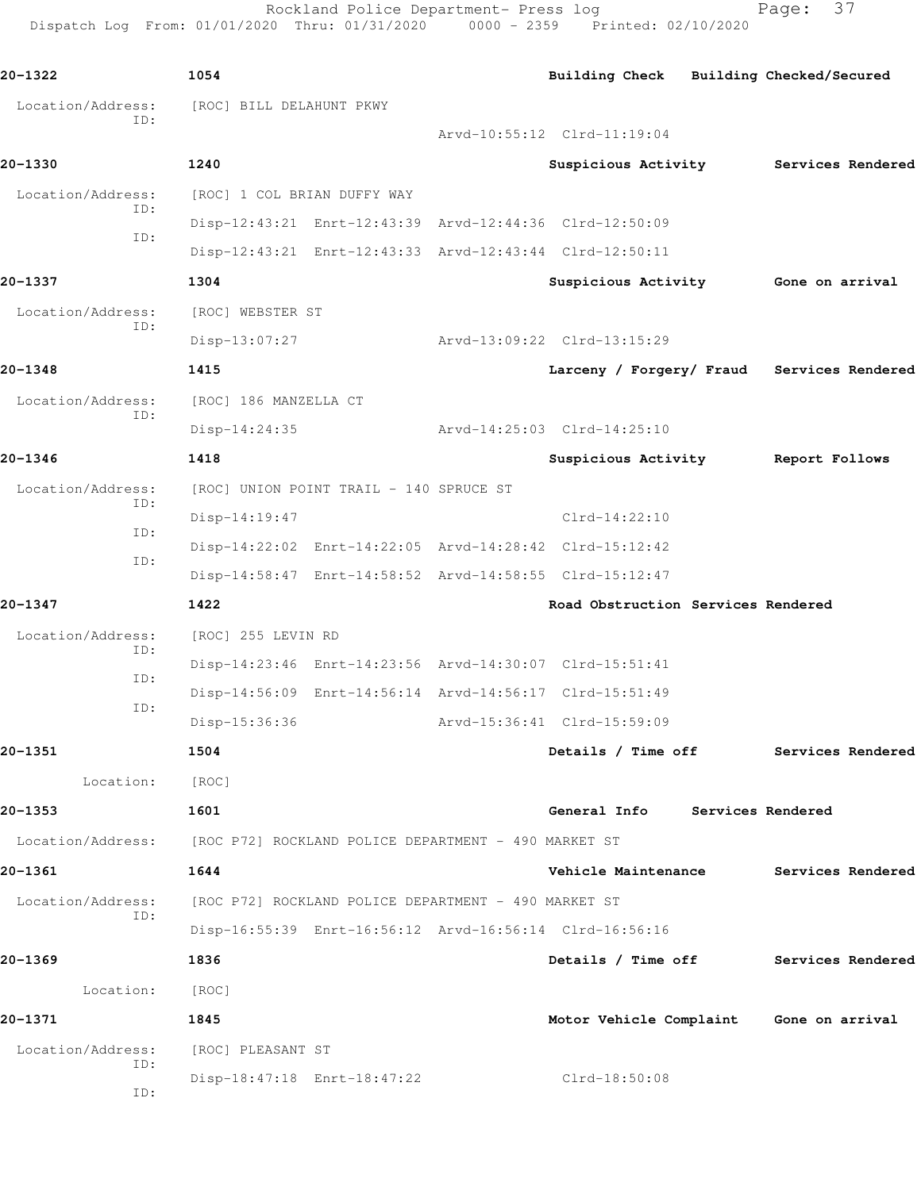**20-1322** 1054 Building Check Building Checked/Secured

Location/Address: [ROC] BILL DELAHUNT PKWY
ID:
Arvd-10:55:12 Clrd-11:19:04

**20-1330** 1240 Suspicious Activity Services Rendered

Location/Address: [ROC] 1 COL BRIAN DUFFY WAY
ID:
Disp-12:43:21 Enrt-12:43:39 Arvd-12:44:36 Clrd-12:50:09
ID:
Disp-12:43:21 Enrt-12:43:33 Arvd-12:43:44 Clrd-12:50:11

**20-1337** 1304 Suspicious Activity Gone on arrival

Location/Address: [ROC] WEBSTER ST
ID:
Disp-13:07:27 Arvd-13:09:22 Clrd-13:15:29

**20-1348** 1415 Larceny / Forgery/ Fraud Services Rendered

Location/Address: [ROC] 186 MANZELLA CT
ID:
Disp-14:24:35 Arvd-14:25:03 Clrd-14:25:10

**20-1346** 1418 Suspicious Activity Report Follows

Location/Address: [ROC] UNION POINT TRAIL - 140 SPRUCE ST
ID:
Disp-14:19:47 Clrd-14:22:10
ID:
Disp-14:22:02 Enrt-14:22:05 Arvd-14:28:42 Clrd-15:12:42
ID:
Disp-14:58:47 Enrt-14:58:52 Arvd-14:58:55 Clrd-15:12:47

**20-1347** 1422 Road Obstruction Services Rendered

Location/Address: [ROC] 255 LEVIN RD
ID:
Disp-14:23:46 Enrt-14:23:56 Arvd-14:30:07 Clrd-15:51:41
ID:
Disp-14:56:09 Enrt-14:56:14 Arvd-14:56:17 Clrd-15:51:49
ID:
Disp-15:36:36 Arvd-15:36:41 Clrd-15:59:09

**20-1351** 1504 Details / Time off Services Rendered

Location: [ROC]

**20-1353** 1601 General Info Services Rendered

Location/Address: [ROC P72] ROCKLAND POLICE DEPARTMENT - 490 MARKET ST

**20-1361** 1644 Vehicle Maintenance Services Rendered

Location/Address: [ROC P72] ROCKLAND POLICE DEPARTMENT - 490 MARKET ST
ID:
Disp-16:55:39 Enrt-16:56:12 Arvd-16:56:14 Clrd-16:56:16

**20-1369** 1836 Details / Time off Services Rendered

Location: [ROC]

**20-1371** 1845 Motor Vehicle Complaint Gone on arrival

Location/Address: [ROC] PLEASANT ST
ID:
Disp-18:47:18 Enrt-18:47:22 Clrd-18:50:08
ID: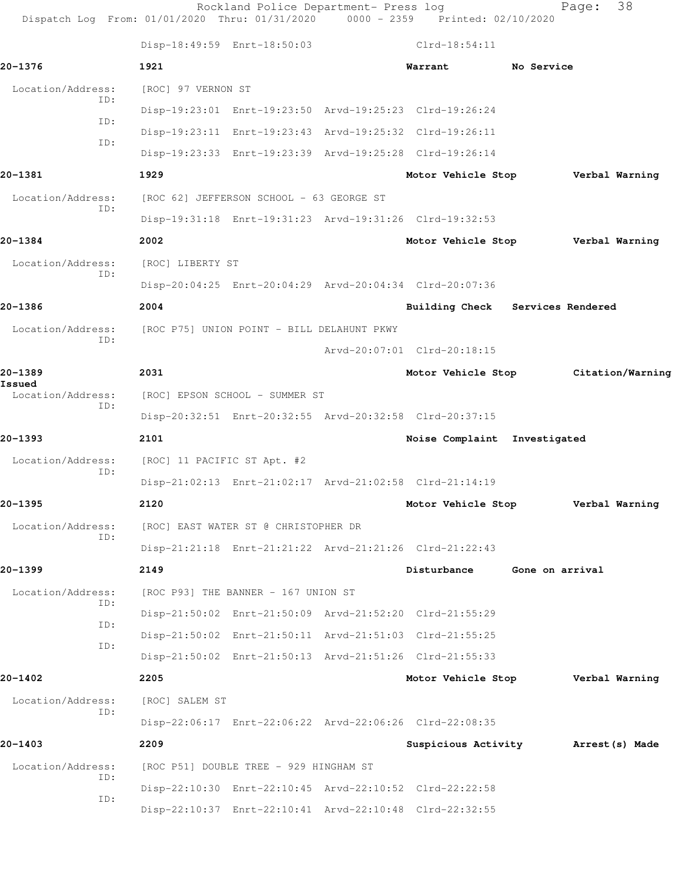Disp-18:49:59 Enrt-18:50:03 Clrd-18:54:11

**20-1376** 1921 Warrant No Service

Location/Address: [ROC] 97 VERNON ST

ID: Disp-19:23:01 Enrt-19:23:50 Arvd-19:25:23 Clrd-19:26:24

ID: Disp-19:23:11 Enrt-19:23:43 Arvd-19:25:32 Clrd-19:26:11

ID: Disp-19:23:33 Enrt-19:23:39 Arvd-19:25:28 Clrd-19:26:14

**20-1381** 1929 Motor Vehicle Stop Verbal Warning

Location/Address: [ROC 62] JEFFERSON SCHOOL - 63 GEORGE ST

ID: Disp-19:31:18 Enrt-19:31:23 Arvd-19:31:26 Clrd-19:32:53

**20-1384** 2002 Motor Vehicle Stop Verbal Warning

Location/Address: [ROC] LIBERTY ST

ID: Disp-20:04:25 Enrt-20:04:29 Arvd-20:04:34 Clrd-20:07:36

**20-1386** 2004 Building Check Services Rendered

Location/Address: [ROC P75] UNION POINT - BILL DELAHUNT PKWY

ID: Arvd-20:07:01 Clrd-20:18:15

**20-1389** 2031 Motor Vehicle Stop Citation/Warning Issued

Location/Address: [ROC] EPSON SCHOOL - SUMMER ST

ID: Disp-20:32:51 Enrt-20:32:55 Arvd-20:32:58 Clrd-20:37:15

**20-1393** 2101 Noise Complaint Investigated

Location/Address: [ROC] 11 PACIFIC ST Apt. #2

ID: Disp-21:02:13 Enrt-21:02:17 Arvd-21:02:58 Clrd-21:14:19

**20-1395** 2120 Motor Vehicle Stop Verbal Warning

Location/Address: [ROC] EAST WATER ST @ CHRISTOPHER DR

ID: Disp-21:21:18 Enrt-21:21:22 Arvd-21:21:26 Clrd-21:22:43

**20-1399** 2149 Disturbance Gone on arrival

Location/Address: [ROC P93] THE BANNER - 167 UNION ST

ID: Disp-21:50:02 Enrt-21:50:09 Arvd-21:52:20 Clrd-21:55:29

ID: Disp-21:50:02 Enrt-21:50:11 Arvd-21:51:03 Clrd-21:55:25

ID: Disp-21:50:02 Enrt-21:50:13 Arvd-21:51:26 Clrd-21:55:33

**20-1402** 2205 Motor Vehicle Stop Verbal Warning

Location/Address: [ROC] SALEM ST

ID: Disp-22:06:17 Enrt-22:06:22 Arvd-22:06:26 Clrd-22:08:35

**20-1403** 2209 Suspicious Activity Arrest(s) Made

Location/Address: [ROC P51] DOUBLE TREE - 929 HINGHAM ST

ID: Disp-22:10:30 Enrt-22:10:45 Arvd-22:10:52 Clrd-22:22:58

ID: Disp-22:10:37 Enrt-22:10:41 Arvd-22:10:48 Clrd-22:32:55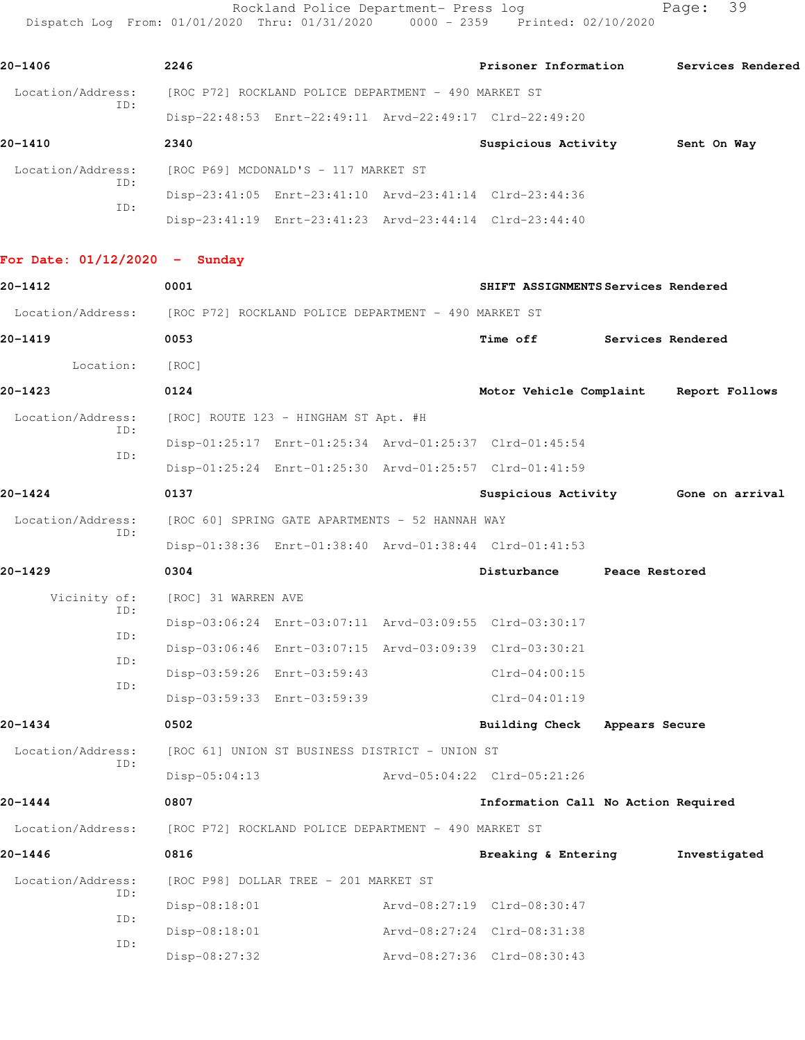20-1406 2246 Prisoner Information Services Rendered

Location/Address: [ROC P72] ROCKLAND POLICE DEPARTMENT - 490 MARKET ST
ID:
Disp-22:48:53 Enrt-22:49:11 Arvd-22:49:17 Clrd-22:49:20

20-1410 2340 Suspicious Activity Sent On Way

Location/Address: [ROC P69] MCDONALD'S - 117 MARKET ST
ID:
Disp-23:41:05 Enrt-23:41:10 Arvd-23:41:14 Clrd-23:44:36
ID:
Disp-23:41:19 Enrt-23:41:23 Arvd-23:44:14 Clrd-23:44:40

**For Date: 01/12/2020 - Sunday**

20-1412 0001 SHIFT ASSIGNMENTS Services Rendered

Location/Address: [ROC P72] ROCKLAND POLICE DEPARTMENT - 490 MARKET ST

20-1419 0053 Time off Services Rendered

Location: [ROC]

20-1423 0124 Motor Vehicle Complaint Report Follows

Location/Address: [ROC] ROUTE 123 - HINGHAM ST Apt. #H
ID:
Disp-01:25:17 Enrt-01:25:34 Arvd-01:25:37 Clrd-01:45:54
ID:
Disp-01:25:24 Enrt-01:25:30 Arvd-01:25:57 Clrd-01:41:59

20-1424 0137 Suspicious Activity Gone on arrival

Location/Address: [ROC 60] SPRING GATE APARTMENTS - 52 HANNAH WAY
ID:
Disp-01:38:36 Enrt-01:38:40 Arvd-01:38:44 Clrd-01:41:53

20-1429 0304 Disturbance Peace Restored

Vicinity of: [ROC] 31 WARREN AVE
ID:
Disp-03:06:24 Enrt-03:07:11 Arvd-03:09:55 Clrd-03:30:17
ID:
Disp-03:06:46 Enrt-03:07:15 Arvd-03:09:39 Clrd-03:30:21
ID:
Disp-03:59:26 Enrt-03:59:43 Clrd-04:00:15
ID:
Disp-03:59:33 Enrt-03:59:39 Clrd-04:01:19

20-1434 0502 Building Check Appears Secure

Location/Address: [ROC 61] UNION ST BUSINESS DISTRICT - UNION ST
ID:
Disp-05:04:13 Arvd-05:04:22 Clrd-05:21:26

20-1444 0807 Information Call No Action Required

Location/Address: [ROC P72] ROCKLAND POLICE DEPARTMENT - 490 MARKET ST

20-1446 0816 Breaking & Entering Investigated

Location/Address: [ROC P98] DOLLAR TREE - 201 MARKET ST
ID:
Disp-08:18:01 Arvd-08:27:19 Clrd-08:30:47
ID:
Disp-08:18:01 Arvd-08:27:24 Clrd-08:31:38
ID:
Disp-08:27:32 Arvd-08:27:36 Clrd-08:30:43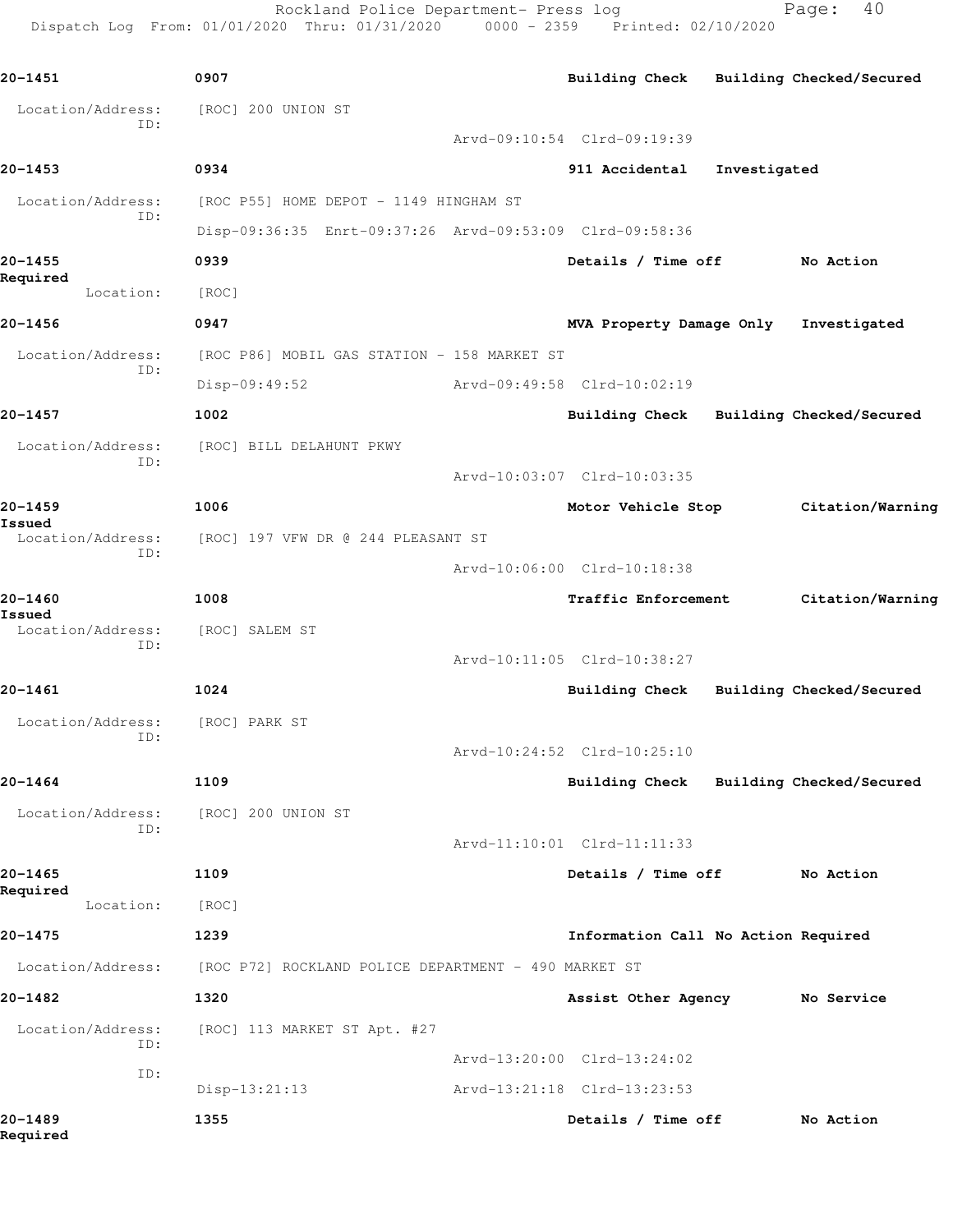Rockland Police Department- Press log
Dispatch Log From: 01/01/2020 Thru: 01/31/2020 0000 - 2359 Printed: 02/10/2020

**20-1451** 0907 Building Check Building Checked/Secured

Location/Address: [ROC] 200 UNION ST
ID:
Arvd-09:10:54 Clrd-09:19:39

**20-1453** 0934 911 Accidental Investigated

Location/Address: [ROC P55] HOME DEPOT - 1149 HINGHAM ST
ID:
Disp-09:36:35 Enrt-09:37:26 Arvd-09:53:09 Clrd-09:58:36

**20-1455** 0939 Details / Time off No Action Required

Location: [ROC]

**20-1456** 0947 MVA Property Damage Only Investigated

Location/Address: [ROC P86] MOBIL GAS STATION - 158 MARKET ST
ID:
Disp-09:49:52 Arvd-09:49:58 Clrd-10:02:19

**20-1457** 1002 Building Check Building Checked/Secured

Location/Address: [ROC] BILL DELAHUNT PKWY
ID:
Arvd-10:03:07 Clrd-10:03:35

**20-1459** 1006 Motor Vehicle Stop Citation/Warning Issued

Location/Address: [ROC] 197 VFW DR @ 244 PLEASANT ST
ID:
Arvd-10:06:00 Clrd-10:18:38

**20-1460** 1008 Traffic Enforcement Citation/Warning Issued

Location/Address: [ROC] SALEM ST
ID:
Arvd-10:11:05 Clrd-10:38:27

**20-1461** 1024 Building Check Building Checked/Secured

Location/Address: [ROC] PARK ST
ID:
Arvd-10:24:52 Clrd-10:25:10

**20-1464** 1109 Building Check Building Checked/Secured

Location/Address: [ROC] 200 UNION ST
ID:
Arvd-11:10:01 Clrd-11:11:33

**20-1465** 1109 Details / Time off No Action Required

Location: [ROC]

**20-1475** 1239 Information Call No Action Required

Location/Address: [ROC P72] ROCKLAND POLICE DEPARTMENT - 490 MARKET ST

**20-1482** 1320 Assist Other Agency No Service

Location/Address: [ROC] 113 MARKET ST Apt. #27
ID:
Arvd-13:20:00 Clrd-13:24:02
ID:
Disp-13:21:13 Arvd-13:21:18 Clrd-13:23:53

**20-1489** 1355 Details / Time off No Action Required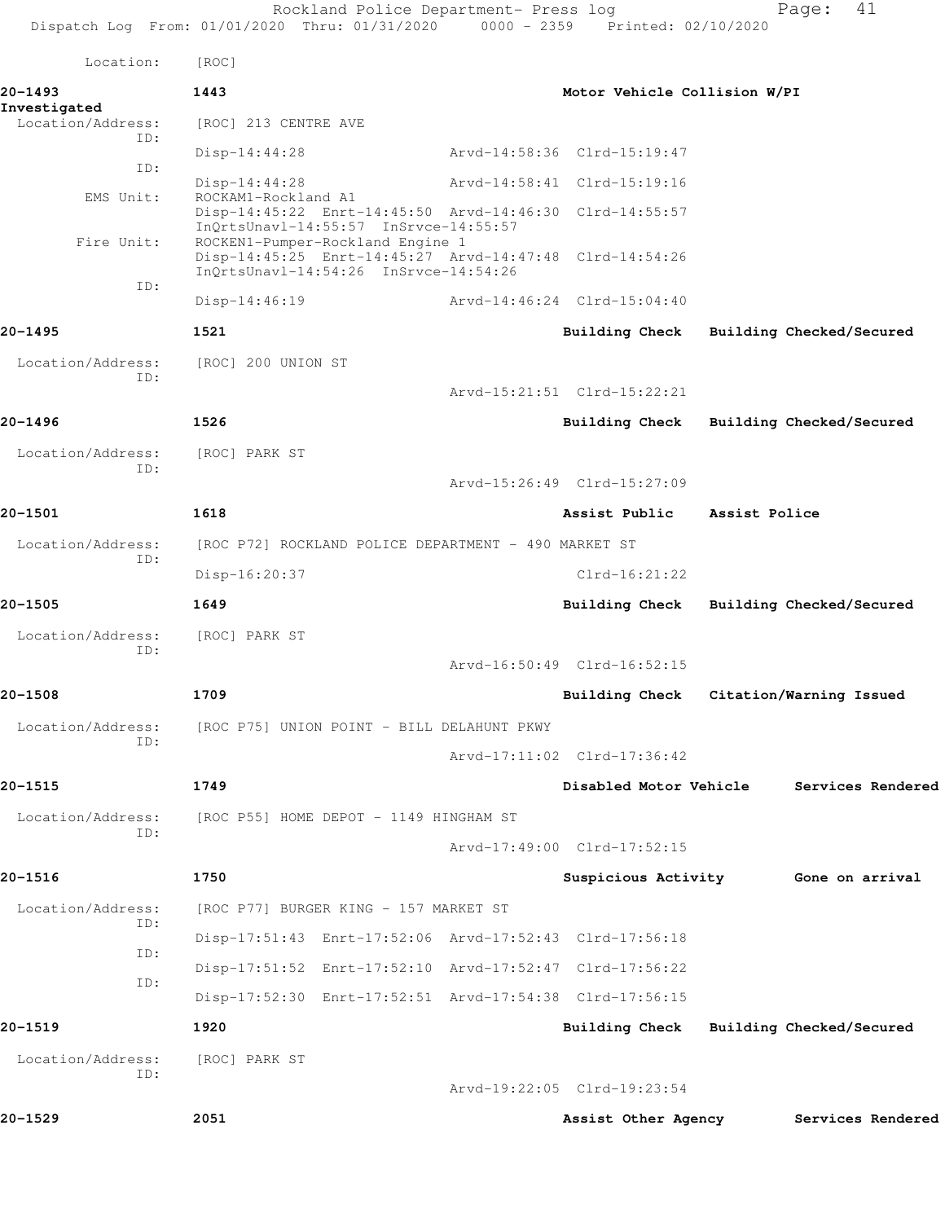Location: [ROC]

**20-1493** 1443 Motor Vehicle Collision W/PI
**Investigated**

Location/Address: [ROC] 213 CENTRE AVE

ID:
Disp-14:44:28 Arvd-14:58:36 Clrd-15:19:47

ID:
Disp-14:44:28 Arvd-14:58:41 Clrd-15:19:16

EMS Unit: ROCKAM1-Rockland A1
Disp-14:45:22 Enrt-14:45:50 Arvd-14:46:30 Clrd-14:55:57
InQrtsUnavl-14:55:57 InSrvce-14:55:57

Fire Unit: ROCKEN1-Pumper-Rockland Engine 1
Disp-14:45:25 Enrt-14:45:27 Arvd-14:47:48 Clrd-14:54:26
InQrtsUnavl-14:54:26 InSrvce-14:54:26

ID:
Disp-14:46:19 Arvd-14:46:24 Clrd-15:04:40

**20-1495** 1521 Building Check Building Checked/Secured

Location/Address: [ROC] 200 UNION ST

ID:
Arvd-15:21:51 Clrd-15:22:21

**20-1496** 1526 Building Check Building Checked/Secured

Location/Address: [ROC] PARK ST

ID:
Arvd-15:26:49 Clrd-15:27:09

**20-1501** 1618 Assist Public Assist Police

Location/Address: [ROC P72] ROCKLAND POLICE DEPARTMENT - 490 MARKET ST

ID:
Disp-16:20:37 Clrd-16:21:22

**20-1505** 1649 Building Check Building Checked/Secured

Location/Address: [ROC] PARK ST

ID:
Arvd-16:50:49 Clrd-16:52:15

**20-1508** 1709 Building Check Citation/Warning Issued

Location/Address: [ROC P75] UNION POINT - BILL DELAHUNT PKWY

ID:
Arvd-17:11:02 Clrd-17:36:42

**20-1515** 1749 Disabled Motor Vehicle Services Rendered

Location/Address: [ROC P55] HOME DEPOT - 1149 HINGHAM ST

ID:
Arvd-17:49:00 Clrd-17:52:15

**20-1516** 1750 Suspicious Activity Gone on arrival

Location/Address: [ROC P77] BURGER KING - 157 MARKET ST

ID:
Disp-17:51:43 Enrt-17:52:06 Arvd-17:52:43 Clrd-17:56:18

ID:
Disp-17:51:52 Enrt-17:52:10 Arvd-17:52:47 Clrd-17:56:22

ID:
Disp-17:52:30 Enrt-17:52:51 Arvd-17:54:38 Clrd-17:56:15

**20-1519** 1920 Building Check Building Checked/Secured

Location/Address: [ROC] PARK ST

ID:
Arvd-19:22:05 Clrd-19:23:54

**20-1529** 2051 Assist Other Agency Services Rendered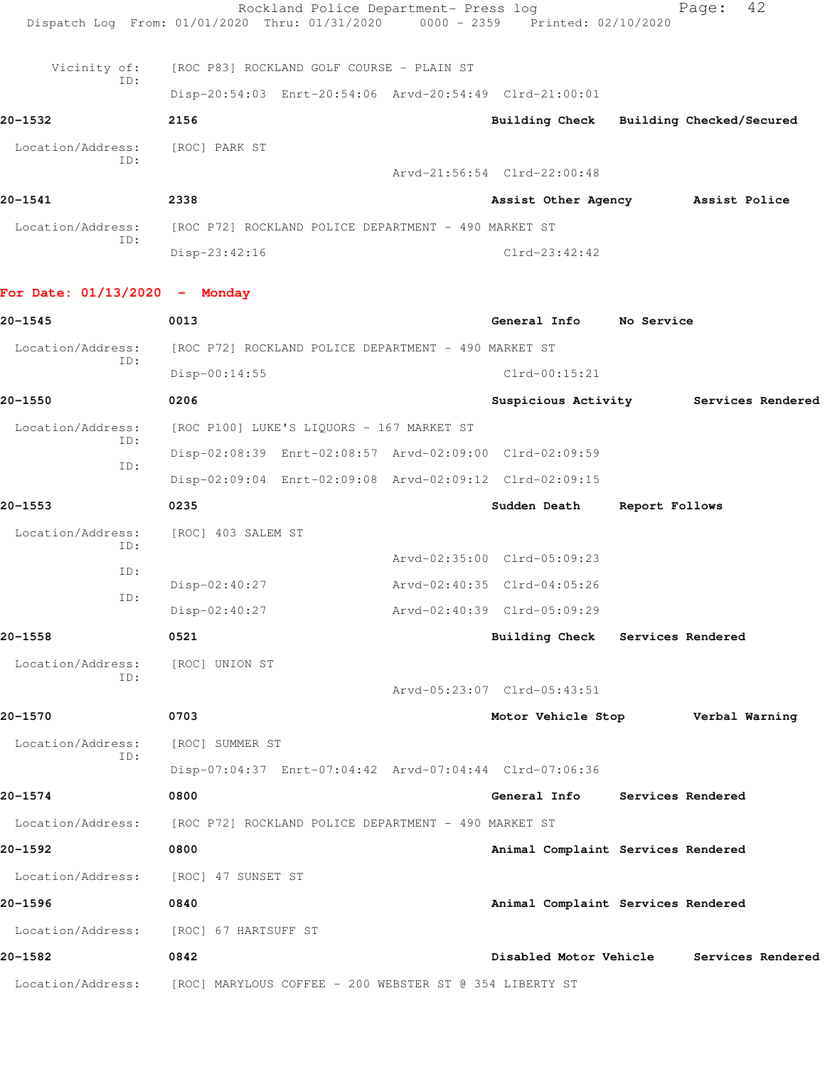Vicinity of: [ROC P83] ROCKLAND GOLF COURSE - PLAIN ST
ID:
Disp-20:54:03 Enrt-20:54:06 Arvd-20:54:49 Clrd-21:00:01

**20-1532** 2156 Building Check Building Checked/Secured

Location/Address: [ROC] PARK ST
ID:
Arvd-21:56:54 Clrd-22:00:48

**20-1541** 2338 Assist Other Agency Assist Police

Location/Address: [ROC P72] ROCKLAND POLICE DEPARTMENT - 490 MARKET ST
ID:
Disp-23:42:16 Clrd-23:42:42

**For Date: 01/13/2020 - Monday**

**20-1545** 0013 General Info No Service

Location/Address: [ROC P72] ROCKLAND POLICE DEPARTMENT - 490 MARKET ST
ID:
Disp-00:14:55 Clrd-00:15:21

**20-1550** 0206 Suspicious Activity Services Rendered

Location/Address: [ROC P100] LUKE'S LIQUORS - 167 MARKET ST
ID:
Disp-02:08:39 Enrt-02:08:57 Arvd-02:09:00 Clrd-02:09:59
ID:
Disp-02:09:04 Enrt-02:09:08 Arvd-02:09:12 Clrd-02:09:15

**20-1553** 0235 Sudden Death Report Follows

Location/Address: [ROC] 403 SALEM ST
ID:
Arvd-02:35:00 Clrd-05:09:23
ID:
Disp-02:40:27 Arvd-02:40:35 Clrd-04:05:26
ID:
Disp-02:40:27 Arvd-02:40:39 Clrd-05:09:29

**20-1558** 0521 Building Check Services Rendered

Location/Address: [ROC] UNION ST
ID:
Arvd-05:23:07 Clrd-05:43:51

**20-1570** 0703 Motor Vehicle Stop Verbal Warning

Location/Address: [ROC] SUMMER ST
ID:
Disp-07:04:37 Enrt-07:04:42 Arvd-07:04:44 Clrd-07:06:36

**20-1574** 0800 General Info Services Rendered

Location/Address: [ROC P72] ROCKLAND POLICE DEPARTMENT - 490 MARKET ST

**20-1592** 0800 Animal Complaint Services Rendered

Location/Address: [ROC] 47 SUNSET ST

**20-1596** 0840 Animal Complaint Services Rendered

Location/Address: [ROC] 67 HARTSUFF ST

**20-1582** 0842 Disabled Motor Vehicle Services Rendered

Location/Address: [ROC] MARYLOUS COFFEE - 200 WEBSTER ST @ 354 LIBERTY ST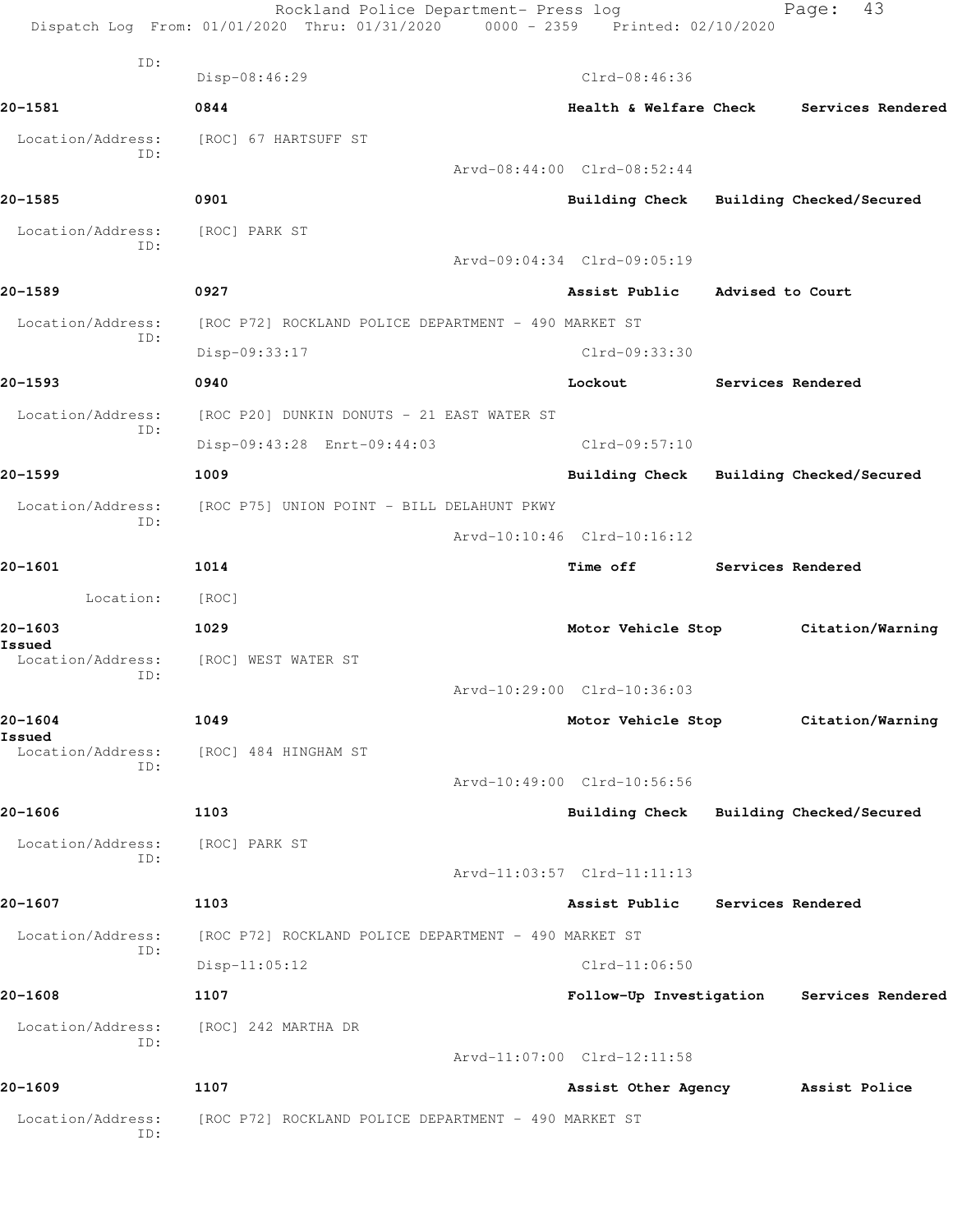ID:
Disp-08:46:29 Clrd-08:46:36

**20-1581** **0844** **Health & Welfare Check** **Services Rendered**

Location/Address: [ROC] 67 HARTSUFF ST
ID:
Arvd-08:44:00 Clrd-08:52:44

**20-1585** **0901** **Building Check** **Building Checked/Secured**

Location/Address: [ROC] PARK ST
ID:
Arvd-09:04:34 Clrd-09:05:19

**20-1589** **0927** **Assist Public** **Advised to Court**

Location/Address: [ROC P72] ROCKLAND POLICE DEPARTMENT - 490 MARKET ST
ID:
Disp-09:33:17 Clrd-09:33:30

**20-1593** **0940** **Lockout** **Services Rendered**

Location/Address: [ROC P20] DUNKIN DONUTS - 21 EAST WATER ST
ID:
Disp-09:43:28 Enrt-09:44:03 Clrd-09:57:10

**20-1599** **1009** **Building Check** **Building Checked/Secured**

Location/Address: [ROC P75] UNION POINT - BILL DELAHUNT PKWY
ID:
Arvd-10:10:46 Clrd-10:16:12

**20-1601** **1014** **Time off** **Services Rendered**

Location: [ROC]

**20-1603** **1029** **Motor Vehicle Stop** **Citation/Warning Issued**

Location/Address: [ROC] WEST WATER ST
ID:
Arvd-10:29:00 Clrd-10:36:03

**20-1604** **1049** **Motor Vehicle Stop** **Citation/Warning Issued**

Location/Address: [ROC] 484 HINGHAM ST
ID:
Arvd-10:49:00 Clrd-10:56:56

**20-1606** **1103** **Building Check** **Building Checked/Secured**

Location/Address: [ROC] PARK ST
ID:
Arvd-11:03:57 Clrd-11:11:13

**20-1607** **1103** **Assist Public** **Services Rendered**

Location/Address: [ROC P72] ROCKLAND POLICE DEPARTMENT - 490 MARKET ST
ID:
Disp-11:05:12 Clrd-11:06:50

**20-1608** **1107** **Follow-Up Investigation** **Services Rendered**

Location/Address: [ROC] 242 MARTHA DR
ID:
Arvd-11:07:00 Clrd-12:11:58

**20-1609** **1107** **Assist Other Agency** **Assist Police**

Location/Address: [ROC P72] ROCKLAND POLICE DEPARTMENT - 490 MARKET ST
ID: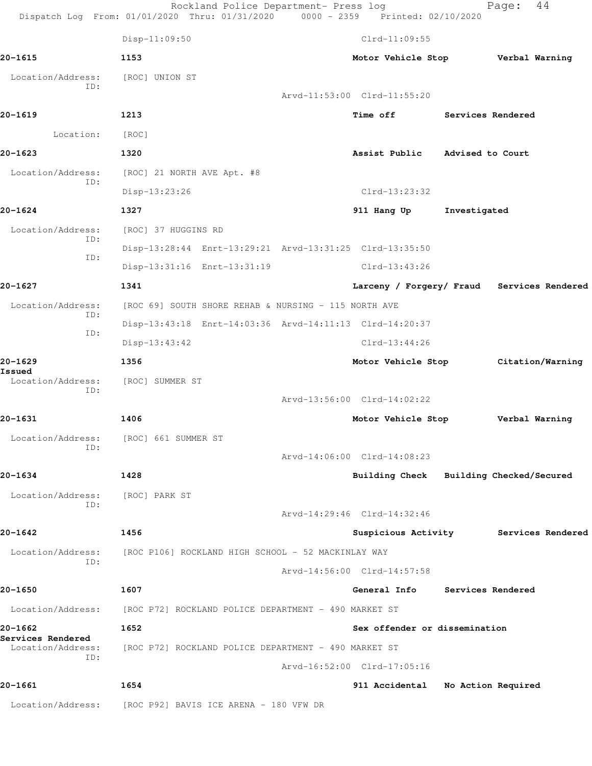Disp-11:09:50 Clrd-11:09:55

**20-1615** 1153 **Motor Vehicle Stop** **Verbal Warning**

Location/Address: [ROC] UNION ST
ID:
Arvd-11:53:00 Clrd-11:55:20

**20-1619** 1213 **Time off** **Services Rendered**

Location: [ROC]

**20-1623** 1320 **Assist Public** **Advised to Court**

Location/Address: [ROC] 21 NORTH AVE Apt. #8
ID:
Disp-13:23:26 Clrd-13:23:32

**20-1624** 1327 **911 Hang Up** **Investigated**

Location/Address: [ROC] 37 HUGGINS RD
ID:
Disp-13:28:44 Enrt-13:29:21 Arvd-13:31:25 Clrd-13:35:50
ID:
Disp-13:31:16 Enrt-13:31:19 Clrd-13:43:26

**20-1627** 1341 **Larceny / Forgery/ Fraud** **Services Rendered**

Location/Address: [ROC 69] SOUTH SHORE REHAB & NURSING - 115 NORTH AVE
ID:
Disp-13:43:18 Enrt-14:03:36 Arvd-14:11:13 Clrd-14:20:37
ID:
Disp-13:43:42 Clrd-13:44:26

**20-1629** 1356 **Motor Vehicle Stop** **Citation/Warning Issued**

Location/Address: [ROC] SUMMER ST
ID:
Arvd-13:56:00 Clrd-14:02:22

**20-1631** 1406 **Motor Vehicle Stop** **Verbal Warning**

Location/Address: [ROC] 661 SUMMER ST
ID:
Arvd-14:06:00 Clrd-14:08:23

**20-1634** 1428 **Building Check** **Building Checked/Secured**

Location/Address: [ROC] PARK ST
ID:
Arvd-14:29:46 Clrd-14:32:46

**20-1642** 1456 **Suspicious Activity** **Services Rendered**

Location/Address: [ROC P106] ROCKLAND HIGH SCHOOL - 52 MACKINLAY WAY
ID:
Arvd-14:56:00 Clrd-14:57:58

**20-1650** 1607 **General Info** **Services Rendered**

Location/Address: [ROC P72] ROCKLAND POLICE DEPARTMENT - 490 MARKET ST

**20-1662** 1652 **Sex offender or dissemination** **Services Rendered**

Location/Address: [ROC P72] ROCKLAND POLICE DEPARTMENT - 490 MARKET ST
ID:
Arvd-16:52:00 Clrd-17:05:16

**20-1661** 1654 **911 Accidental** **No Action Required**

Location/Address: [ROC P92] BAVIS ICE ARENA - 180 VFW DR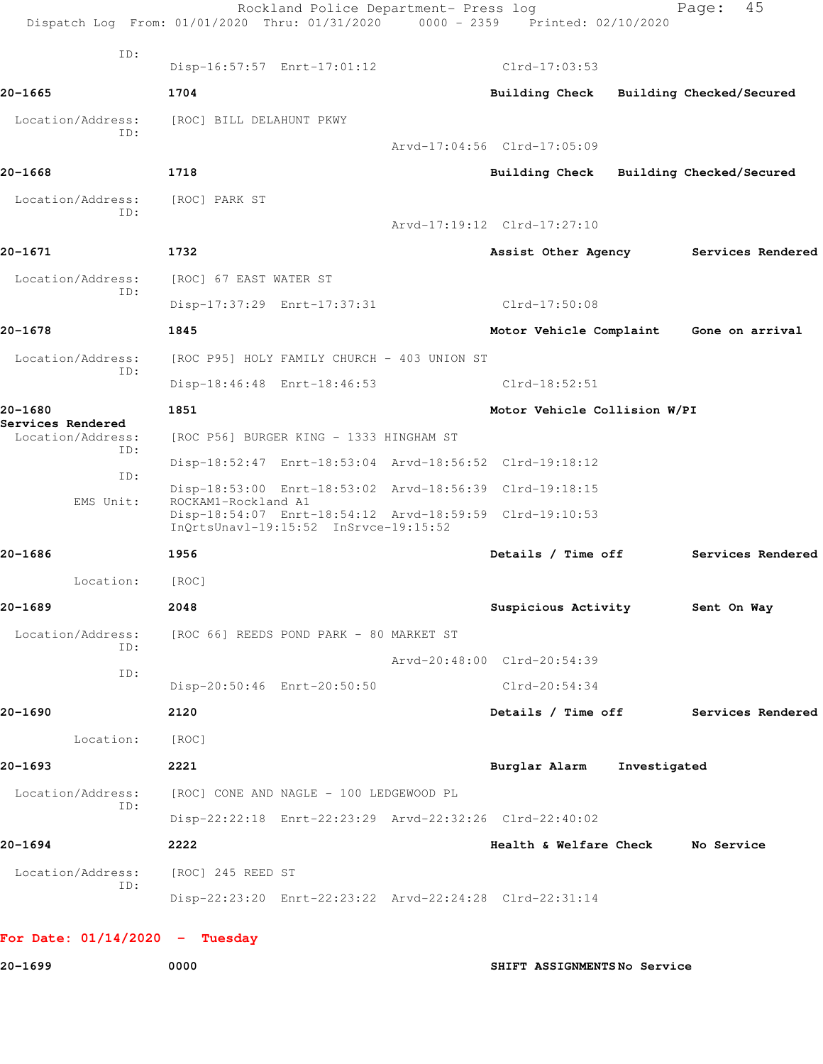ID:
Disp-16:57:57 Enrt-17:01:12 Clrd-17:03:53

**20-1665** 1704 **Building Check** **Building Checked/Secured**

Location/Address: [ROC] BILL DELAHUNT PKWY
ID:
Arvd-17:04:56 Clrd-17:05:09

**20-1668** 1718 **Building Check** **Building Checked/Secured**

Location/Address: [ROC] PARK ST
ID:
Arvd-17:19:12 Clrd-17:27:10

**20-1671** 1732 **Assist Other Agency** **Services Rendered**

Location/Address: [ROC] 67 EAST WATER ST
ID:
Disp-17:37:29 Enrt-17:37:31 Clrd-17:50:08

**20-1678** 1845 **Motor Vehicle Complaint** **Gone on arrival**

Location/Address: [ROC P95] HOLY FAMILY CHURCH - 403 UNION ST
ID:
Disp-18:46:48 Enrt-18:46:53 Clrd-18:52:51

**20-1680** 1851 **Motor Vehicle Collision W/PI**
**Services Rendered**

Location/Address: [ROC P56] BURGER KING - 1333 HINGHAM ST
ID:
Disp-18:52:47 Enrt-18:53:04 Arvd-18:56:52 Clrd-19:18:12
ID:
Disp-18:53:00 Enrt-18:53:02 Arvd-18:56:39 Clrd-19:18:15
EMS Unit: ROCKAM1-Rockland A1
Disp-18:54:07 Enrt-18:54:12 Arvd-18:59:59 Clrd-19:10:53
InQrtsUnavl-19:15:52 InSrvce-19:15:52

**20-1686** 1956 **Details / Time off** **Services Rendered**

Location: [ROC]

**20-1689** 2048 **Suspicious Activity** **Sent On Way**

Location/Address: [ROC 66] REEDS POND PARK - 80 MARKET ST
ID:
Arvd-20:48:00 Clrd-20:54:39
ID:
Disp-20:50:46 Enrt-20:50:50 Clrd-20:54:34

**20-1690** 2120 **Details / Time off** **Services Rendered**

Location: [ROC]

**20-1693** 2221 **Burglar Alarm** **Investigated**

Location/Address: [ROC] CONE AND NAGLE - 100 LEDGEWOOD PL
ID:
Disp-22:22:18 Enrt-22:23:29 Arvd-22:32:26 Clrd-22:40:02

**20-1694** 2222 **Health & Welfare Check** **No Service**

Location/Address: [ROC] 245 REED ST
ID:
Disp-22:23:20 Enrt-22:23:22 Arvd-22:24:28 Clrd-22:31:14

## For Date: 01/14/2020 - Tuesday

**20-1699** 0000 **SHIFT ASSIGNMENTS** **No Service**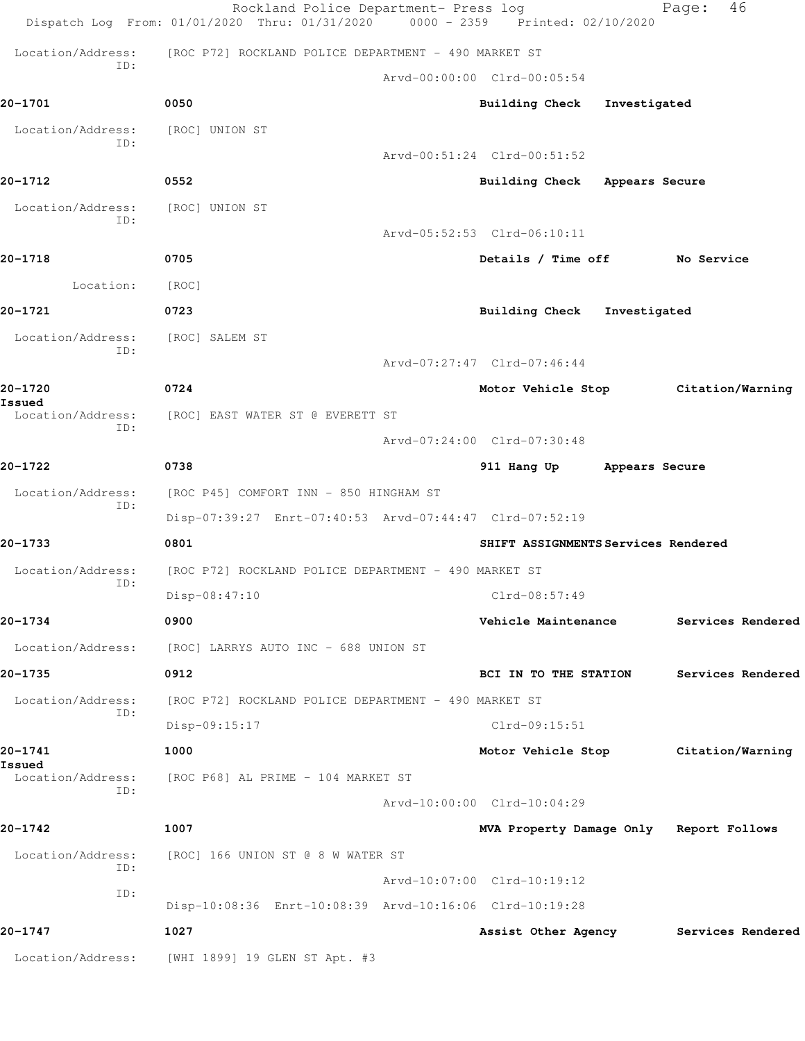Location/Address: [ROC P72] ROCKLAND POLICE DEPARTMENT - 490 MARKET ST
ID:
Arvd-00:00:00 Clrd-00:05:54

**20-1701** 0050 **Building Check Investigated**

Location/Address: [ROC] UNION ST
ID:
Arvd-00:51:24 Clrd-00:51:52

**20-1712** 0552 **Building Check Appears Secure**

Location/Address: [ROC] UNION ST
ID:
Arvd-05:52:53 Clrd-06:10:11

**20-1718** 0705 **Details / Time off No Service**

Location: [ROC]

**20-1721** 0723 **Building Check Investigated**

Location/Address: [ROC] SALEM ST
ID:
Arvd-07:27:47 Clrd-07:46:44

**20-1720** 0724 **Motor Vehicle Stop Citation/Warning Issued**

Location/Address: [ROC] EAST WATER ST @ EVERETT ST
ID:
Arvd-07:24:00 Clrd-07:30:48

**20-1722** 0738 **911 Hang Up Appears Secure**

Location/Address: [ROC P45] COMFORT INN - 850 HINGHAM ST
ID:
Disp-07:39:27 Enrt-07:40:53 Arvd-07:44:47 Clrd-07:52:19

**20-1733** 0801 **SHIFT ASSIGNMENTS Services Rendered**

Location/Address: [ROC P72] ROCKLAND POLICE DEPARTMENT - 490 MARKET ST
ID:
Disp-08:47:10 Clrd-08:57:49

**20-1734** 0900 **Vehicle Maintenance Services Rendered**

Location/Address: [ROC] LARRYS AUTO INC - 688 UNION ST

**20-1735** 0912 **BCI IN TO THE STATION Services Rendered**

Location/Address: [ROC P72] ROCKLAND POLICE DEPARTMENT - 490 MARKET ST
ID:
Disp-09:15:17 Clrd-09:15:51

**20-1741** 1000 **Motor Vehicle Stop Citation/Warning Issued**

Location/Address: [ROC P68] AL PRIME - 104 MARKET ST
ID:
Arvd-10:00:00 Clrd-10:04:29

**20-1742** 1007 **MVA Property Damage Only Report Follows**

Location/Address: [ROC] 166 UNION ST @ 8 W WATER ST
ID:
Arvd-10:07:00 Clrd-10:19:12
ID:
Disp-10:08:36 Enrt-10:08:39 Arvd-10:16:06 Clrd-10:19:28

**20-1747** 1027 **Assist Other Agency Services Rendered**

Location/Address: [WHI 1899] 19 GLEN ST Apt. #3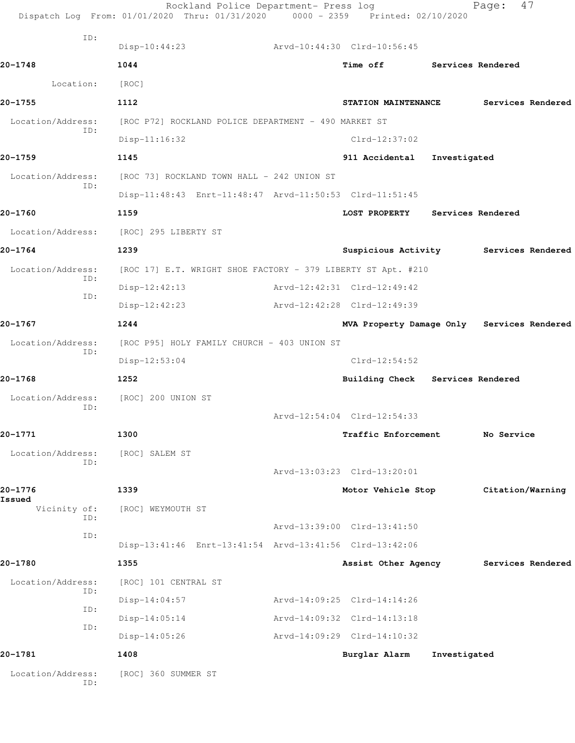ID:
Disp-10:44:23 Arvd-10:44:30 Clrd-10:56:45

**20-1748** 1044 **Time off** **Services Rendered**

Location: [ROC]

**20-1755** 1112 **STATION MAINTENANCE** **Services Rendered**

Location/Address: [ROC P72] ROCKLAND POLICE DEPARTMENT - 490 MARKET ST
ID:
Disp-11:16:32 Clrd-12:37:02

**20-1759** 1145 **911 Accidental** **Investigated**

Location/Address: [ROC 73] ROCKLAND TOWN HALL - 242 UNION ST
ID:
Disp-11:48:43 Enrt-11:48:47 Arvd-11:50:53 Clrd-11:51:45

**20-1760** 1159 **LOST PROPERTY** **Services Rendered**

Location/Address: [ROC] 295 LIBERTY ST

**20-1764** 1239 **Suspicious Activity** **Services Rendered**

Location/Address: [ROC 17] E.T. WRIGHT SHOE FACTORY - 379 LIBERTY ST Apt. #210
ID:
Disp-12:42:13 Arvd-12:42:31 Clrd-12:49:42
ID:
Disp-12:42:23 Arvd-12:42:28 Clrd-12:49:39

**20-1767** 1244 **MVA Property Damage Only** **Services Rendered**

Location/Address: [ROC P95] HOLY FAMILY CHURCH - 403 UNION ST
ID:
Disp-12:53:04 Clrd-12:54:52

**20-1768** 1252 **Building Check** **Services Rendered**

Location/Address: [ROC] 200 UNION ST
ID:
Arvd-12:54:04 Clrd-12:54:33

**20-1771** 1300 **Traffic Enforcement** **No Service**

Location/Address: [ROC] SALEM ST
ID:
Arvd-13:03:23 Clrd-13:20:01

**20-1776** 1339 **Motor Vehicle Stop** **Citation/Warning Issued**

Vicinity of: [ROC] WEYMOUTH ST
ID:
Arvd-13:39:00 Clrd-13:41:50
ID:
Disp-13:41:46 Enrt-13:41:54 Arvd-13:41:56 Clrd-13:42:06

**20-1780** 1355 **Assist Other Agency** **Services Rendered**

Location/Address: [ROC] 101 CENTRAL ST
ID:
Disp-14:04:57 Arvd-14:09:25 Clrd-14:14:26
ID:
Disp-14:05:14 Arvd-14:09:32 Clrd-14:13:18
ID:
Disp-14:05:26 Arvd-14:09:29 Clrd-14:10:32

**20-1781** 1408 **Burglar Alarm** **Investigated**

Location/Address: [ROC] 360 SUMMER ST
ID: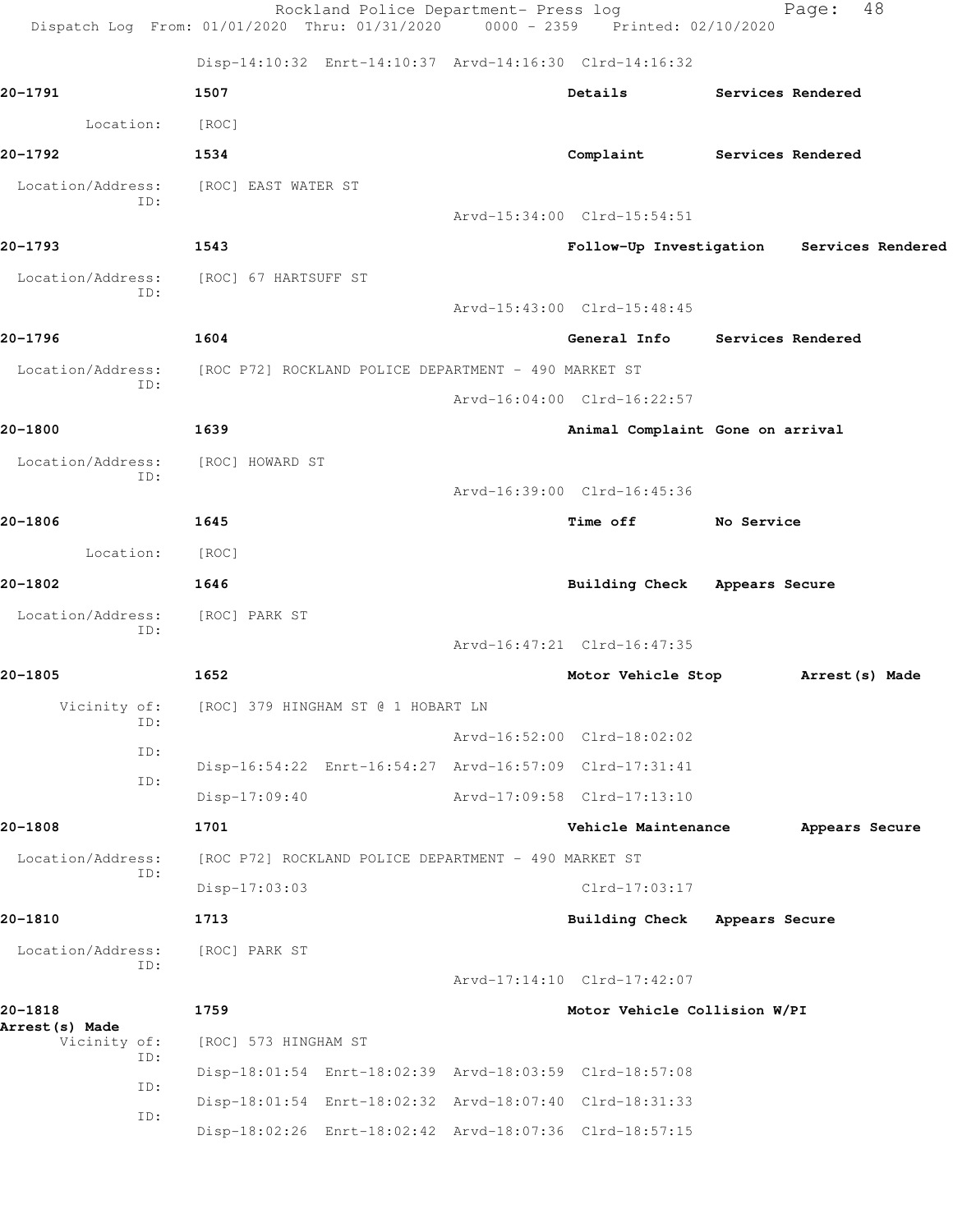Disp-14:10:32 Enrt-14:10:37 Arvd-14:16:30 Clrd-14:16:32

**20-1791** 1507 **Details** **Services Rendered**

Location: [ROC]

**20-1792** 1534 **Complaint** **Services Rendered**

Location/Address: [ROC] EAST WATER ST
ID:
Arvd-15:34:00 Clrd-15:54:51

**20-1793** 1543 **Follow-Up Investigation** **Services Rendered**

Location/Address: [ROC] 67 HARTSUFF ST
ID:
Arvd-15:43:00 Clrd-15:48:45

**20-1796** 1604 **General Info** **Services Rendered**

Location/Address: [ROC P72] ROCKLAND POLICE DEPARTMENT - 490 MARKET ST
ID:
Arvd-16:04:00 Clrd-16:22:57

**20-1800** 1639 **Animal Complaint** **Gone on arrival**

Location/Address: [ROC] HOWARD ST
ID:
Arvd-16:39:00 Clrd-16:45:36

**20-1806** 1645 **Time off** **No Service**

Location: [ROC]

**20-1802** 1646 **Building Check** **Appears Secure**

Location/Address: [ROC] PARK ST
ID:
Arvd-16:47:21 Clrd-16:47:35

**20-1805** 1652 **Motor Vehicle Stop** **Arrest(s) Made**

Vicinity of: [ROC] 379 HINGHAM ST @ 1 HOBART LN
ID:
Arvd-16:52:00 Clrd-18:02:02
ID:
Disp-16:54:22 Enrt-16:54:27 Arvd-16:57:09 Clrd-17:31:41
ID:
Disp-17:09:40 Arvd-17:09:58 Clrd-17:13:10

**20-1808** 1701 **Vehicle Maintenance** **Appears Secure**

Location/Address: [ROC P72] ROCKLAND POLICE DEPARTMENT - 490 MARKET ST
ID:
Disp-17:03:03 Clrd-17:03:17

**20-1810** 1713 **Building Check** **Appears Secure**

Location/Address: [ROC] PARK ST
ID:
Arvd-17:14:10 Clrd-17:42:07

**20-1818** 1759 **Motor Vehicle Collision W/PI**
**Arrest(s) Made**

Vicinity of: [ROC] 573 HINGHAM ST
ID:
Disp-18:01:54 Enrt-18:02:39 Arvd-18:03:59 Clrd-18:57:08
ID:
Disp-18:01:54 Enrt-18:02:32 Arvd-18:07:40 Clrd-18:31:33
ID:
Disp-18:02:26 Enrt-18:02:42 Arvd-18:07:36 Clrd-18:57:15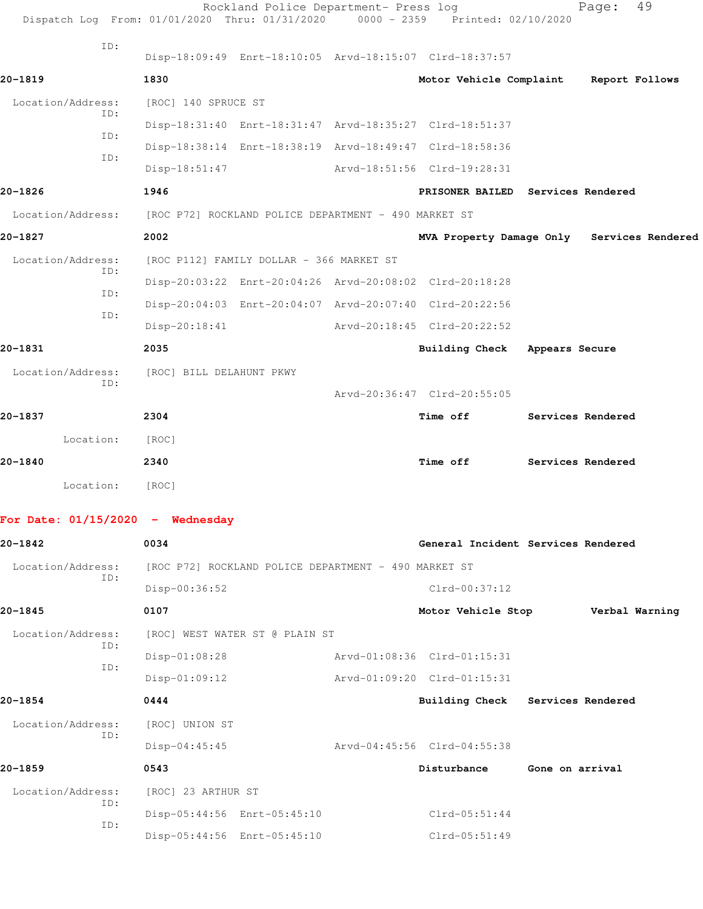ID:
Disp-18:09:49 Enrt-18:10:05 Arvd-18:15:07 Clrd-18:37:57

**20-1819** **1830** **Motor Vehicle Complaint** **Report Follows**

Location/Address: [ROC] 140 SPRUCE ST

ID:
Disp-18:31:40 Enrt-18:31:47 Arvd-18:35:27 Clrd-18:51:37

ID:
Disp-18:38:14 Enrt-18:38:19 Arvd-18:49:47 Clrd-18:58:36

ID:
Disp-18:51:47 Arvd-18:51:56 Clrd-19:28:31

**20-1826** **1946** **PRISONER BAILED** **Services Rendered**

Location/Address: [ROC P72] ROCKLAND POLICE DEPARTMENT - 490 MARKET ST

**20-1827** **2002** **MVA Property Damage Only** **Services Rendered**

Location/Address: [ROC P112] FAMILY DOLLAR - 366 MARKET ST

ID:
Disp-20:03:22 Enrt-20:04:26 Arvd-20:08:02 Clrd-20:18:28

ID:
Disp-20:04:03 Enrt-20:04:07 Arvd-20:07:40 Clrd-20:22:56

ID:
Disp-20:18:41 Arvd-20:18:45 Clrd-20:22:52

**20-1831** **2035** **Building Check** **Appears Secure**

Location/Address: [ROC] BILL DELAHUNT PKWY

ID:
Arvd-20:36:47 Clrd-20:55:05

**20-1837** **2304** **Time off** **Services Rendered**

Location: [ROC]

**20-1840** **2340** **Time off** **Services Rendered**

Location: [ROC]

## For Date: 01/15/2020 - Wednesday

**20-1842** **0034** **General Incident** **Services Rendered**

Location/Address: [ROC P72] ROCKLAND POLICE DEPARTMENT - 490 MARKET ST

ID:
Disp-00:36:52 Clrd-00:37:12

**20-1845** **0107** **Motor Vehicle Stop** **Verbal Warning**

Location/Address: [ROC] WEST WATER ST @ PLAIN ST

ID:
Disp-01:08:28 Arvd-01:08:36 Clrd-01:15:31

ID:
Disp-01:09:12 Arvd-01:09:20 Clrd-01:15:31

**20-1854** **0444** **Building Check** **Services Rendered**

Location/Address: [ROC] UNION ST

ID:
Disp-04:45:45 Arvd-04:45:56 Clrd-04:55:38

**20-1859** **0543** **Disturbance** **Gone on arrival**

Location/Address: [ROC] 23 ARTHUR ST

ID:
Disp-05:44:56 Enrt-05:45:10 Clrd-05:51:44

ID:
Disp-05:44:56 Enrt-05:45:10 Clrd-05:51:49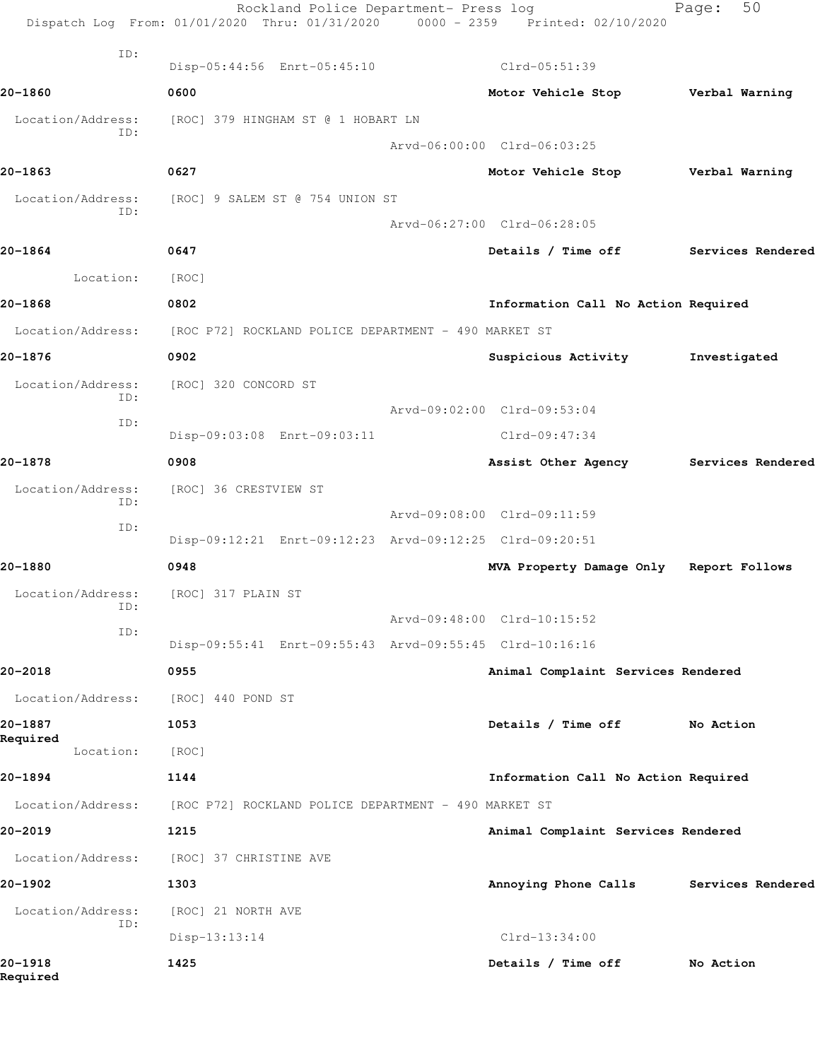ID:
Disp-05:44:56 Enrt-05:45:10 Clrd-05:51:39

**20-1860** 0600 **Motor Vehicle Stop** **Verbal Warning**

Location/Address: [ROC] 379 HINGHAM ST @ 1 HOBART LN
ID:
Arvd-06:00:00 Clrd-06:03:25

**20-1863** 0627 **Motor Vehicle Stop** **Verbal Warning**

Location/Address: [ROC] 9 SALEM ST @ 754 UNION ST
ID:
Arvd-06:27:00 Clrd-06:28:05

**20-1864** 0647 **Details / Time off** **Services Rendered**

Location: [ROC]

**20-1868** 0802 **Information Call No Action Required**

Location/Address: [ROC P72] ROCKLAND POLICE DEPARTMENT - 490 MARKET ST

**20-1876** 0902 **Suspicious Activity** **Investigated**

Location/Address: [ROC] 320 CONCORD ST
ID:
Arvd-09:02:00 Clrd-09:53:04
ID:
Disp-09:03:08 Enrt-09:03:11 Clrd-09:47:34

**20-1878** 0908 **Assist Other Agency** **Services Rendered**

Location/Address: [ROC] 36 CRESTVIEW ST
ID:
Arvd-09:08:00 Clrd-09:11:59
ID:
Disp-09:12:21 Enrt-09:12:23 Arvd-09:12:25 Clrd-09:20:51

**20-1880** 0948 **MVA Property Damage Only** **Report Follows**

Location/Address: [ROC] 317 PLAIN ST
ID:
Arvd-09:48:00 Clrd-10:15:52
ID:
Disp-09:55:41 Enrt-09:55:43 Arvd-09:55:45 Clrd-10:16:16

**20-2018** 0955 **Animal Complaint Services Rendered**

Location/Address: [ROC] 440 POND ST

**20-1887** 1053 **Details / Time off** **No Action Required**

Location: [ROC]

**20-1894** 1144 **Information Call No Action Required**

Location/Address: [ROC P72] ROCKLAND POLICE DEPARTMENT - 490 MARKET ST

**20-2019** 1215 **Animal Complaint Services Rendered**

Location/Address: [ROC] 37 CHRISTINE AVE

**20-1902** 1303 **Annoying Phone Calls** **Services Rendered**

Location/Address: [ROC] 21 NORTH AVE
ID:
Disp-13:13:14 Clrd-13:34:00

**20-1918** 1425 **Details / Time off** **No Action Required**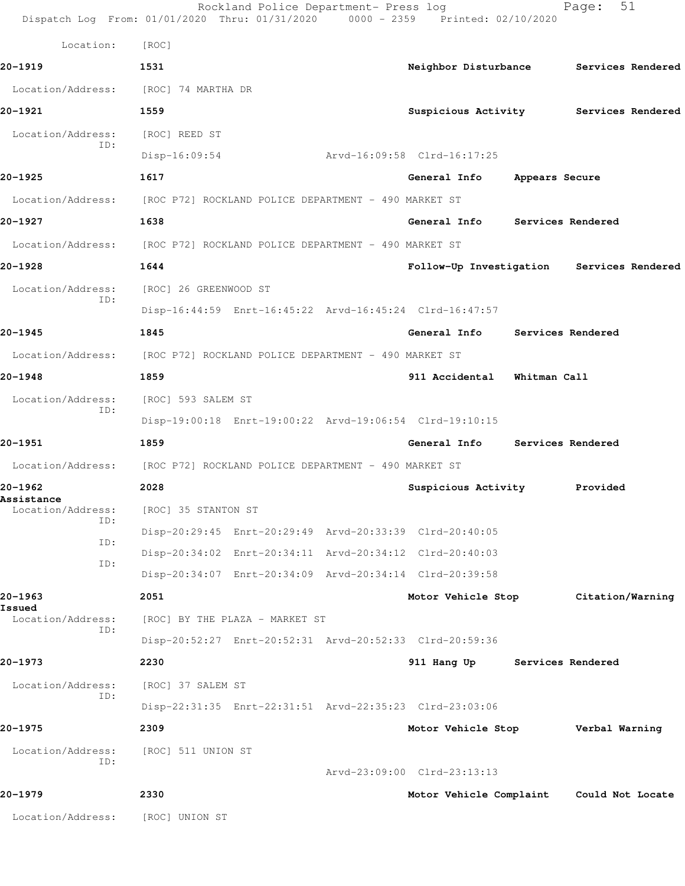Location: [ROC]

**20-1919** 1531 Neighbor Disturbance Services Rendered

Location/Address: [ROC] 74 MARTHA DR

**20-1921** 1559 Suspicious Activity Services Rendered

Location/Address: [ROC] REED ST
ID:
Disp-16:09:54 Arvd-16:09:58 Clrd-16:17:25

**20-1925** 1617 General Info Appears Secure

Location/Address: [ROC P72] ROCKLAND POLICE DEPARTMENT - 490 MARKET ST

**20-1927** 1638 General Info Services Rendered

Location/Address: [ROC P72] ROCKLAND POLICE DEPARTMENT - 490 MARKET ST

**20-1928** 1644 Follow-Up Investigation Services Rendered

Location/Address: [ROC] 26 GREENWOOD ST
ID:
Disp-16:44:59 Enrt-16:45:22 Arvd-16:45:24 Clrd-16:47:57

**20-1945** 1845 General Info Services Rendered

Location/Address: [ROC P72] ROCKLAND POLICE DEPARTMENT - 490 MARKET ST

**20-1948** 1859 911 Accidental Whitman Call

Location/Address: [ROC] 593 SALEM ST
ID:
Disp-19:00:18 Enrt-19:00:22 Arvd-19:06:54 Clrd-19:10:15

**20-1951** 1859 General Info Services Rendered

Location/Address: [ROC P72] ROCKLAND POLICE DEPARTMENT - 490 MARKET ST

**20-1962** 2028 Suspicious Activity Provided Assistance

Location/Address: [ROC] 35 STANTON ST
ID:
Disp-20:29:45 Enrt-20:29:49 Arvd-20:33:39 Clrd-20:40:05
ID:
Disp-20:34:02 Enrt-20:34:11 Arvd-20:34:12 Clrd-20:40:03
ID:
Disp-20:34:07 Enrt-20:34:09 Arvd-20:34:14 Clrd-20:39:58

**20-1963** 2051 Motor Vehicle Stop Citation/Warning Issued

Location/Address: [ROC] BY THE PLAZA - MARKET ST
ID:
Disp-20:52:27 Enrt-20:52:31 Arvd-20:52:33 Clrd-20:59:36

**20-1973** 2230 911 Hang Up Services Rendered

Location/Address: [ROC] 37 SALEM ST
ID:
Disp-22:31:35 Enrt-22:31:51 Arvd-22:35:23 Clrd-23:03:06

**20-1975** 2309 Motor Vehicle Stop Verbal Warning

Location/Address: [ROC] 511 UNION ST
ID:
Arvd-23:09:00 Clrd-23:13:13

**20-1979** 2330 Motor Vehicle Complaint Could Not Locate

Location/Address: [ROC] UNION ST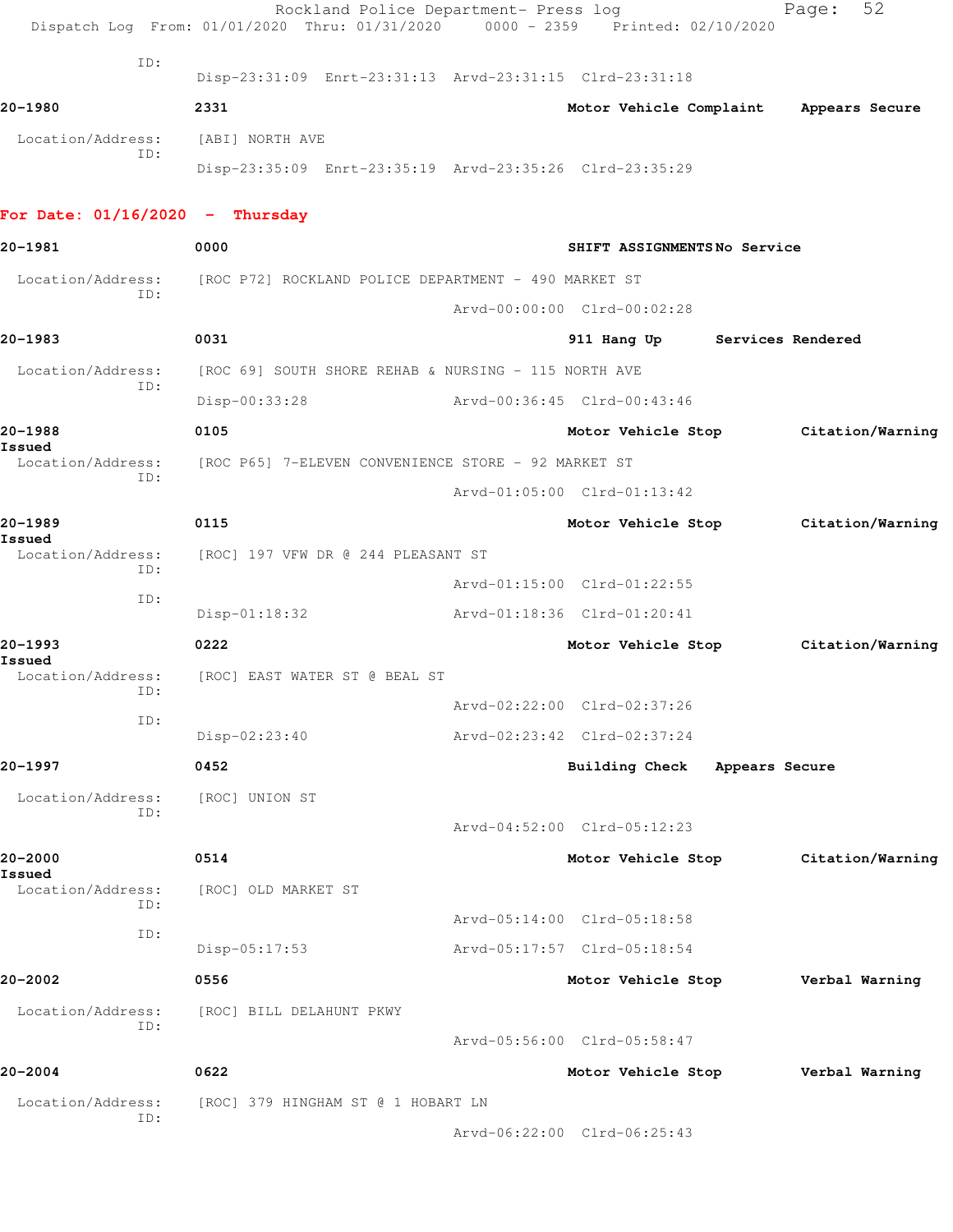ID:
Disp-23:31:09 Enrt-23:31:13 Arvd-23:31:15 Clrd-23:31:18

**20-1980** 2331 **Motor Vehicle Complaint** **Appears Secure**

Location/Address: [ABI] NORTH AVE
ID:
Disp-23:35:09 Enrt-23:35:19 Arvd-23:35:26 Clrd-23:35:29

## For Date: 01/16/2020 - Thursday

**20-1981** 0000 **SHIFT ASSIGNMENTS** **No Service**

Location/Address: [ROC P72] ROCKLAND POLICE DEPARTMENT - 490 MARKET ST
ID:
Arvd-00:00:00 Clrd-00:02:28

**20-1983** 0031 **911 Hang Up** **Services Rendered**

Location/Address: [ROC 69] SOUTH SHORE REHAB & NURSING - 115 NORTH AVE
ID:
Disp-00:33:28 Arvd-00:36:45 Clrd-00:43:46

**20-1988** 0105 **Motor Vehicle Stop** **Citation/Warning Issued**

Location/Address: [ROC P65] 7-ELEVEN CONVENIENCE STORE - 92 MARKET ST
ID:
Arvd-01:05:00 Clrd-01:13:42

**20-1989** 0115 **Motor Vehicle Stop** **Citation/Warning Issued**

Location/Address: [ROC] 197 VFW DR @ 244 PLEASANT ST
ID:
Arvd-01:15:00 Clrd-01:22:55
ID:
Disp-01:18:32 Arvd-01:18:36 Clrd-01:20:41

**20-1993** 0222 **Motor Vehicle Stop** **Citation/Warning Issued**

Location/Address: [ROC] EAST WATER ST @ BEAL ST
ID:
Arvd-02:22:00 Clrd-02:37:26
ID:
Disp-02:23:40 Arvd-02:23:42 Clrd-02:37:24

**20-1997** 0452 **Building Check** **Appears Secure**

Location/Address: [ROC] UNION ST
ID:
Arvd-04:52:00 Clrd-05:12:23

**20-2000** 0514 **Motor Vehicle Stop** **Citation/Warning Issued**

Location/Address: [ROC] OLD MARKET ST
ID:
Arvd-05:14:00 Clrd-05:18:58
ID:
Disp-05:17:53 Arvd-05:17:57 Clrd-05:18:54

**20-2002** 0556 **Motor Vehicle Stop** **Verbal Warning**

Location/Address: [ROC] BILL DELAHUNT PKWY
ID:
Arvd-05:56:00 Clrd-05:58:47

**20-2004** 0622 **Motor Vehicle Stop** **Verbal Warning**

Location/Address: [ROC] 379 HINGHAM ST @ 1 HOBART LN
ID:
Arvd-06:22:00 Clrd-06:25:43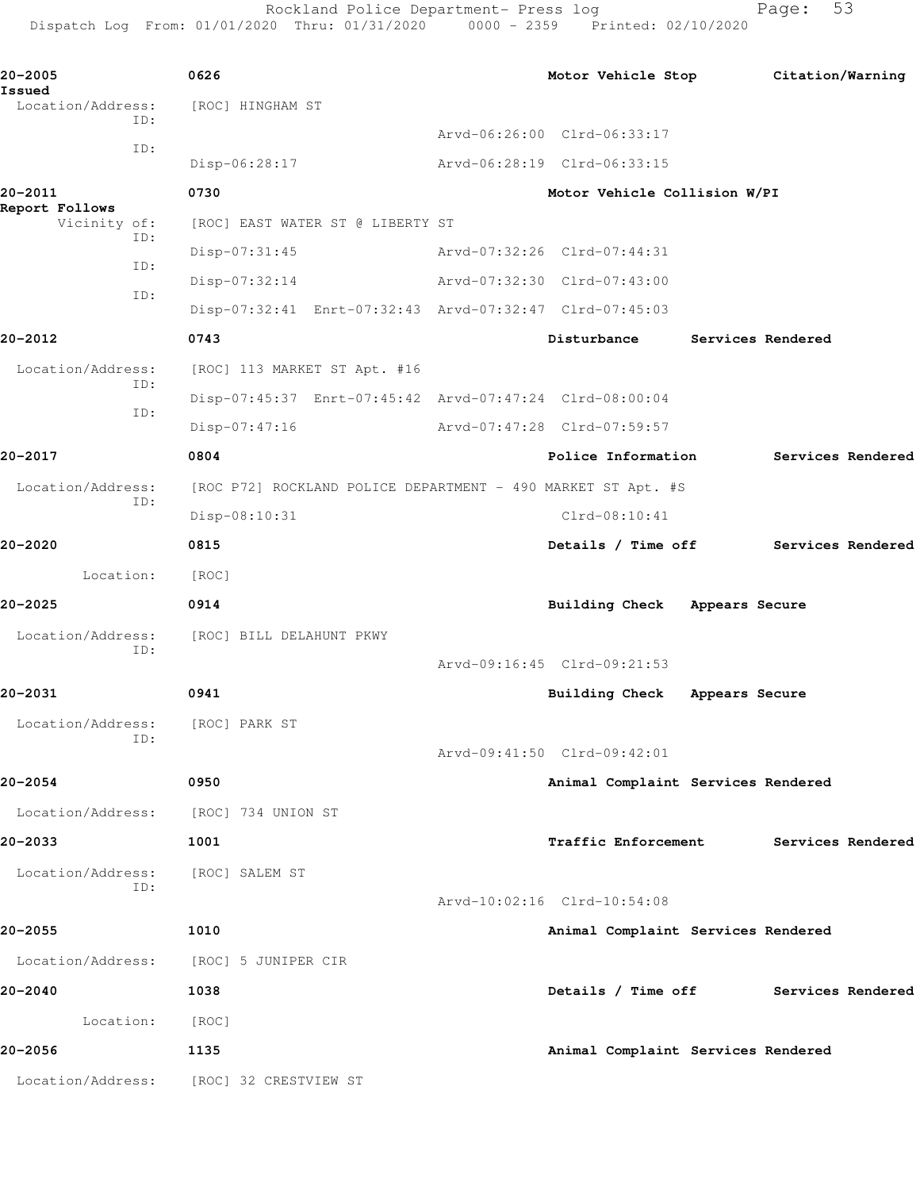**20-2005** 0626 **Motor Vehicle Stop** **Citation/Warning Issued**

Location/Address: [ROC] HINGHAM ST

ID: Arvd-06:26:00 Clrd-06:33:17

ID: Disp-06:28:17 Arvd-06:28:19 Clrd-06:33:15

**20-2011** 0730 **Motor Vehicle Collision W/PI** **Report Follows**

Vicinity of: [ROC] EAST WATER ST @ LIBERTY ST

ID: Disp-07:31:45 Arvd-07:32:26 Clrd-07:44:31

ID: Disp-07:32:14 Arvd-07:32:30 Clrd-07:43:00

ID: Disp-07:32:41 Enrt-07:32:43 Arvd-07:32:47 Clrd-07:45:03

**20-2012** 0743 **Disturbance** **Services Rendered**

Location/Address: [ROC] 113 MARKET ST Apt. #16

ID: Disp-07:45:37 Enrt-07:45:42 Arvd-07:47:24 Clrd-08:00:04

ID: Disp-07:47:16 Arvd-07:47:28 Clrd-07:59:57

**20-2017** 0804 **Police Information** **Services Rendered**

Location/Address: [ROC P72] ROCKLAND POLICE DEPARTMENT - 490 MARKET ST Apt. #S

ID: Disp-08:10:31 Clrd-08:10:41

**20-2020** 0815 **Details / Time off** **Services Rendered**

Location: [ROC]

**20-2025** 0914 **Building Check** **Appears Secure**

Location/Address: [ROC] BILL DELAHUNT PKWY

ID: Arvd-09:16:45 Clrd-09:21:53

**20-2031** 0941 **Building Check** **Appears Secure**

Location/Address: [ROC] PARK ST

ID: Arvd-09:41:50 Clrd-09:42:01

**20-2054** 0950 **Animal Complaint** **Services Rendered**

Location/Address: [ROC] 734 UNION ST

**20-2033** 1001 **Traffic Enforcement** **Services Rendered**

Location/Address: [ROC] SALEM ST

ID: Arvd-10:02:16 Clrd-10:54:08

**20-2055** 1010 **Animal Complaint** **Services Rendered**

Location/Address: [ROC] 5 JUNIPER CIR

**20-2040** 1038 **Details / Time off** **Services Rendered**

Location: [ROC]

**20-2056** 1135 **Animal Complaint** **Services Rendered**

Location/Address: [ROC] 32 CRESTVIEW ST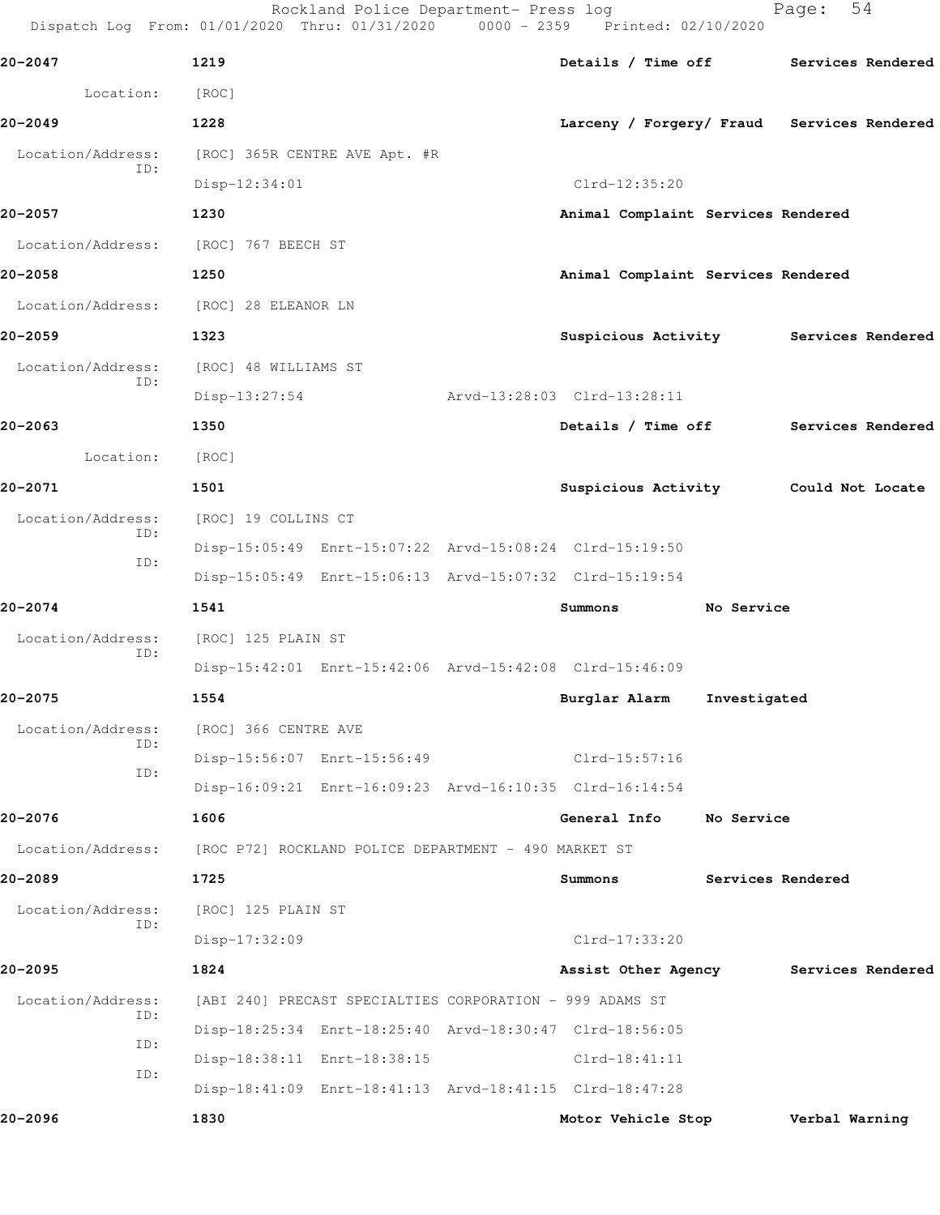20-2047 1219 Details / Time off Services Rendered

Location: [ROC]

20-2049 1228 Larceny / Forgery/ Fraud Services Rendered

Location/Address: [ROC] 365R CENTRE AVE Apt. #R
ID:
Disp-12:34:01 Clrd-12:35:20

20-2057 1230 Animal Complaint Services Rendered

Location/Address: [ROC] 767 BEECH ST

20-2058 1250 Animal Complaint Services Rendered

Location/Address: [ROC] 28 ELEANOR LN

20-2059 1323 Suspicious Activity Services Rendered

Location/Address: [ROC] 48 WILLIAMS ST
ID:
Disp-13:27:54 Arvd-13:28:03 Clrd-13:28:11

20-2063 1350 Details / Time off Services Rendered

Location: [ROC]

20-2071 1501 Suspicious Activity Could Not Locate

Location/Address: [ROC] 19 COLLINS CT
ID:
Disp-15:05:49 Enrt-15:07:22 Arvd-15:08:24 Clrd-15:19:50
ID:
Disp-15:05:49 Enrt-15:06:13 Arvd-15:07:32 Clrd-15:19:54

20-2074 1541 Summons No Service

Location/Address: [ROC] 125 PLAIN ST
ID:
Disp-15:42:01 Enrt-15:42:06 Arvd-15:42:08 Clrd-15:46:09

20-2075 1554 Burglar Alarm Investigated

Location/Address: [ROC] 366 CENTRE AVE
ID:
Disp-15:56:07 Enrt-15:56:49 Clrd-15:57:16
ID:
Disp-16:09:21 Enrt-16:09:23 Arvd-16:10:35 Clrd-16:14:54

20-2076 1606 General Info No Service

Location/Address: [ROC P72] ROCKLAND POLICE DEPARTMENT - 490 MARKET ST

20-2089 1725 Summons Services Rendered

Location/Address: [ROC] 125 PLAIN ST
ID:
Disp-17:32:09 Clrd-17:33:20

20-2095 1824 Assist Other Agency Services Rendered

Location/Address: [ABI 240] PRECAST SPECIALTIES CORPORATION - 999 ADAMS ST
ID:
Disp-18:25:34 Enrt-18:25:40 Arvd-18:30:47 Clrd-18:56:05
ID:
Disp-18:38:11 Enrt-18:38:15 Clrd-18:41:11
ID:
Disp-18:41:09 Enrt-18:41:13 Arvd-18:41:15 Clrd-18:47:28

20-2096 1830 Motor Vehicle Stop Verbal Warning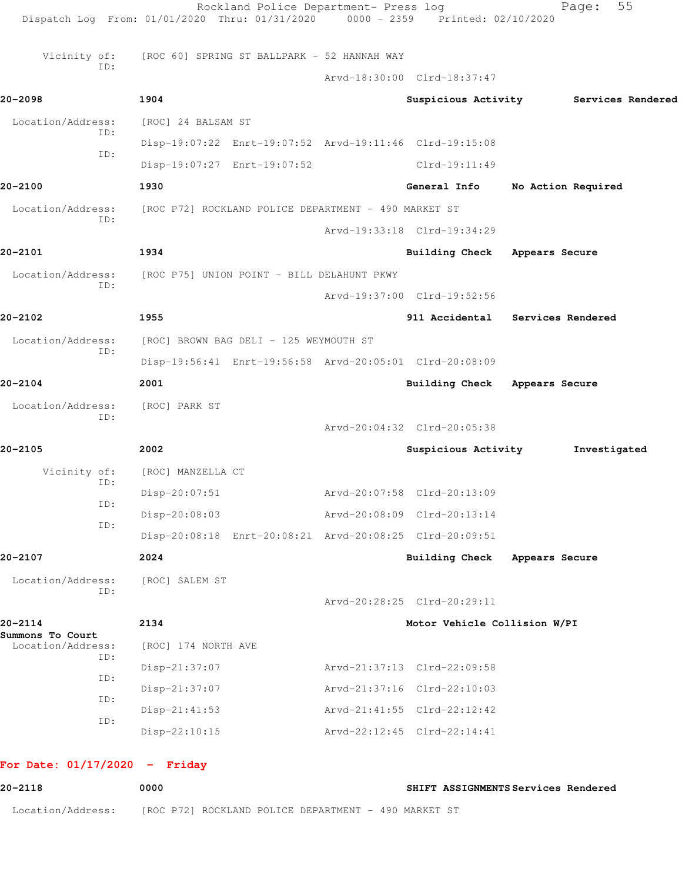Vicinity of: [ROC 60] SPRING ST BALLPARK - 52 HANNAH WAY
ID:
Arvd-18:30:00 Clrd-18:37:47

**20-2098** **1904** **Suspicious Activity** **Services Rendered**

Location/Address: [ROC] 24 BALSAM ST
ID: Disp-19:07:22 Enrt-19:07:52 Arvd-19:11:46 Clrd-19:15:08
ID: Disp-19:07:27 Enrt-19:07:52 Clrd-19:11:49

**20-2100** **1930** **General Info** **No Action Required**

Location/Address: [ROC P72] ROCKLAND POLICE DEPARTMENT - 490 MARKET ST
ID:
Arvd-19:33:18 Clrd-19:34:29

**20-2101** **1934** **Building Check** **Appears Secure**

Location/Address: [ROC P75] UNION POINT - BILL DELAHUNT PKWY
ID:
Arvd-19:37:00 Clrd-19:52:56

**20-2102** **1955** **911 Accidental** **Services Rendered**

Location/Address: [ROC] BROWN BAG DELI - 125 WEYMOUTH ST
ID: Disp-19:56:41 Enrt-19:56:58 Arvd-20:05:01 Clrd-20:08:09

**20-2104** **2001** **Building Check** **Appears Secure**

Location/Address: [ROC] PARK ST
ID:
Arvd-20:04:32 Clrd-20:05:38

**20-2105** **2002** **Suspicious Activity** **Investigated**

Vicinity of: [ROC] MANZELLA CT
ID: Disp-20:07:51 Arvd-20:07:58 Clrd-20:13:09
ID: Disp-20:08:03 Arvd-20:08:09 Clrd-20:13:14
ID: Disp-20:08:18 Enrt-20:08:21 Arvd-20:08:25 Clrd-20:09:51

**20-2107** **2024** **Building Check** **Appears Secure**

Location/Address: [ROC] SALEM ST
ID:
Arvd-20:28:25 Clrd-20:29:11

**20-2114** **2134** **Motor Vehicle Collision W/PI**
**Summons To Court**

Location/Address: [ROC] 174 NORTH AVE
ID: Disp-21:37:07 Arvd-21:37:13 Clrd-22:09:58
ID: Disp-21:37:07 Arvd-21:37:16 Clrd-22:10:03
ID: Disp-21:41:53 Arvd-21:41:55 Clrd-22:12:42
ID: Disp-22:10:15 Arvd-22:12:45 Clrd-22:14:41

## For Date: 01/17/2020 - Friday

**20-2118** **0000** **SHIFT ASSIGNMENTS** **Services Rendered**

Location/Address: [ROC P72] ROCKLAND POLICE DEPARTMENT - 490 MARKET ST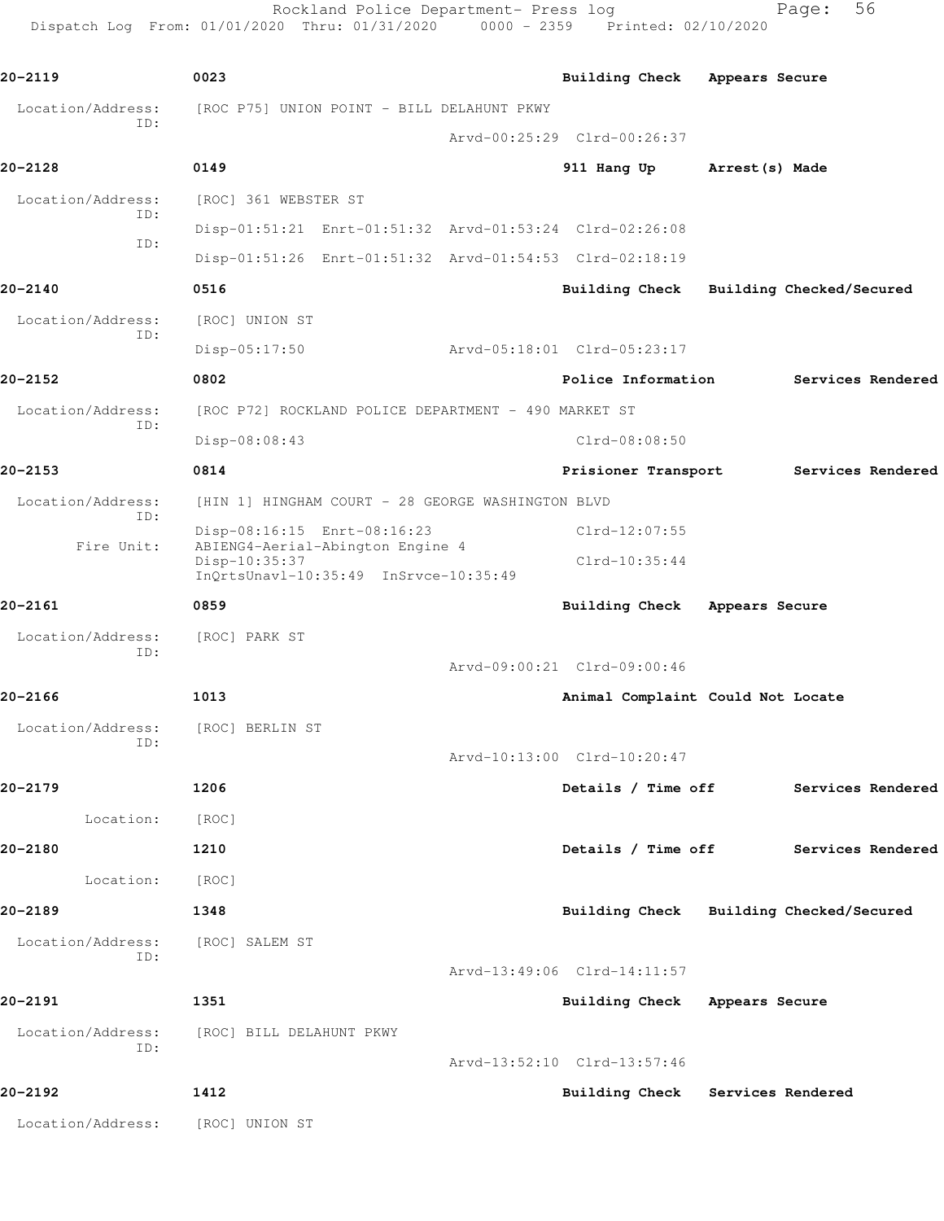| Call # | Time | Call Reason | Action |
|---|---|---|---|
| 20-2119 | 0023 | Building Check | Appears Secure |

Location/Address: [ROC P75] UNION POINT - BILL DELAHUNT PKWY
ID:
Arvd-00:25:29 Clrd-00:26:37

| | | | |
|---|---|---|---|
| 20-2128 | 0149 | 911 Hang Up | Arrest(s) Made |

Location/Address: [ROC] 361 WEBSTER ST
ID: Disp-01:51:21 Enrt-01:51:32 Arvd-01:53:24 Clrd-02:26:08
ID: Disp-01:51:26 Enrt-01:51:32 Arvd-01:54:53 Clrd-02:18:19

| | | | |
|---|---|---|---|
| 20-2140 | 0516 | Building Check | Building Checked/Secured |

Location/Address: [ROC] UNION ST
ID: Disp-05:17:50 Arvd-05:18:01 Clrd-05:23:17

| | | | |
|---|---|---|---|
| 20-2152 | 0802 | Police Information | Services Rendered |

Location/Address: [ROC P72] ROCKLAND POLICE DEPARTMENT - 490 MARKET ST
ID: Disp-08:08:43 Clrd-08:08:50

| | | | |
|---|---|---|---|
| 20-2153 | 0814 | Prisioner Transport | Services Rendered |

Location/Address: [HIN 1] HINGHAM COURT - 28 GEORGE WASHINGTON BLVD
ID: Disp-08:16:15 Enrt-08:16:23 Clrd-12:07:55
Fire Unit: ABIENG4-Aerial-Abington Engine 4
Disp-10:35:37 Clrd-10:35:44
InQrtsUnavl-10:35:49 InSrvce-10:35:49

| | | | |
|---|---|---|---|
| 20-2161 | 0859 | Building Check | Appears Secure |

Location/Address: [ROC] PARK ST
ID:
Arvd-09:00:21 Clrd-09:00:46

| | | | |
|---|---|---|---|
| 20-2166 | 1013 | Animal Complaint | Could Not Locate |

Location/Address: [ROC] BERLIN ST
ID:
Arvd-10:13:00 Clrd-10:20:47

| | | | |
|---|---|---|---|
| 20-2179 | 1206 | Details / Time off | Services Rendered |

Location: [ROC]

| | | | |
|---|---|---|---|
| 20-2180 | 1210 | Details / Time off | Services Rendered |

Location: [ROC]

| | | | |
|---|---|---|---|
| 20-2189 | 1348 | Building Check | Building Checked/Secured |

Location/Address: [ROC] SALEM ST
ID:
Arvd-13:49:06 Clrd-14:11:57

| | | | |
|---|---|---|---|
| 20-2191 | 1351 | Building Check | Appears Secure |

Location/Address: [ROC] BILL DELAHUNT PKWY
ID:
Arvd-13:52:10 Clrd-13:57:46

| | | | |
|---|---|---|---|
| 20-2192 | 1412 | Building Check | Services Rendered |

Location/Address: [ROC] UNION ST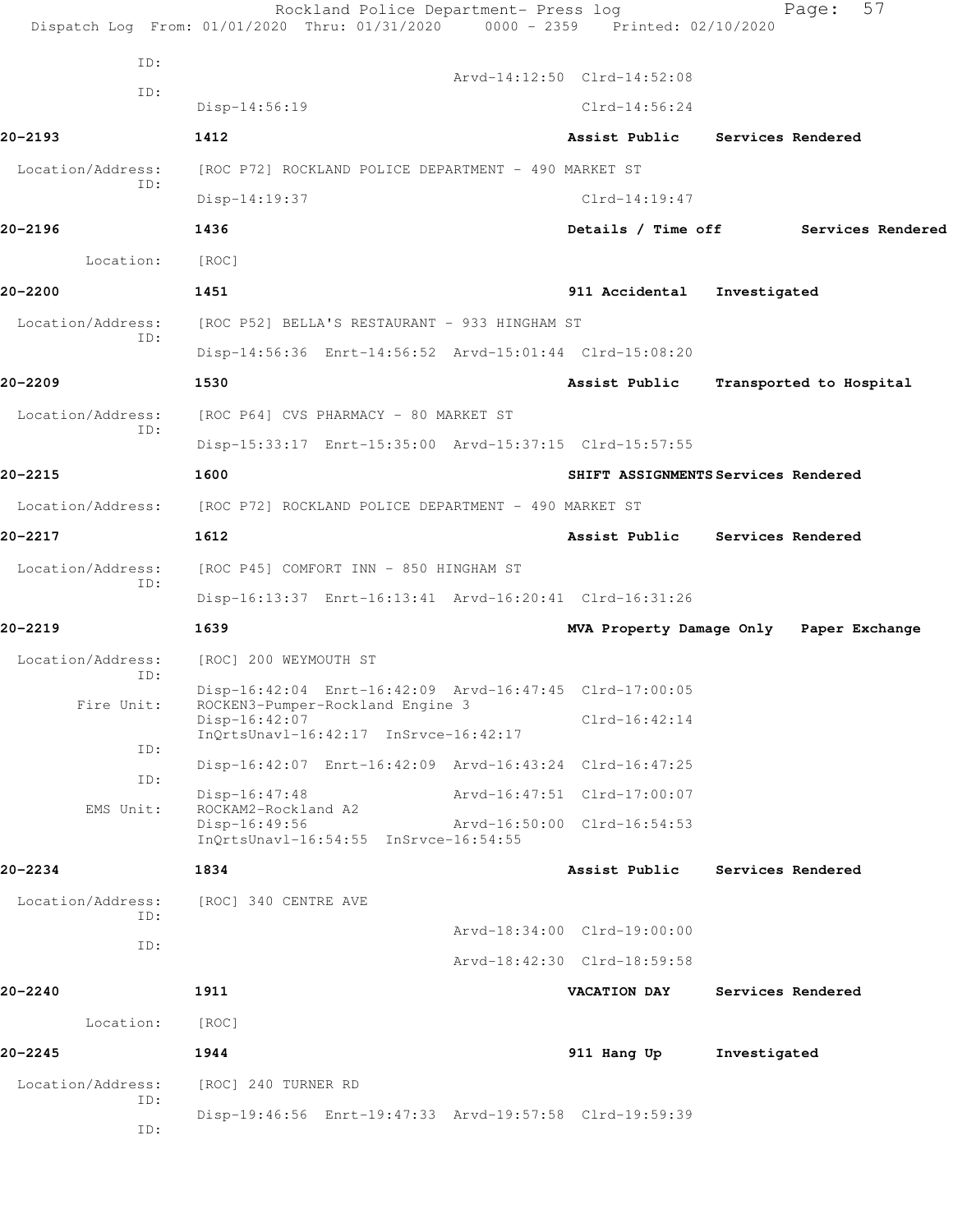```
ID:
                                        Arvd-14:12:50  Clrd-14:52:08
ID:
          Disp-14:56:19                                Clrd-14:56:24

20-2193        1412                              Assist Public    Services Rendered

 Location/Address:   [ROC P72] ROCKLAND POLICE DEPARTMENT - 490 MARKET ST
          ID:
          Disp-14:19:37                                Clrd-14:19:47

20-2196        1436                              Details / Time off        Services Rendered

        Location:    [ROC]

20-2200        1451                              911 Accidental   Investigated

 Location/Address:   [ROC P52] BELLA'S RESTAURANT - 933 HINGHAM ST
          ID:
          Disp-14:56:36  Enrt-14:56:52  Arvd-15:01:44  Clrd-15:08:20

20-2209        1530                              Assist Public    Transported to Hospital

 Location/Address:   [ROC P64] CVS PHARMACY - 80 MARKET ST
          ID:
          Disp-15:33:17  Enrt-15:35:00  Arvd-15:37:15  Clrd-15:57:55

20-2215        1600                              SHIFT ASSIGNMENTS Services Rendered

 Location/Address:   [ROC P72] ROCKLAND POLICE DEPARTMENT - 490 MARKET ST

20-2217        1612                              Assist Public    Services Rendered

 Location/Address:   [ROC P45] COMFORT INN - 850 HINGHAM ST
          ID:
          Disp-16:13:37  Enrt-16:13:41  Arvd-16:20:41  Clrd-16:31:26

20-2219        1639                              MVA Property Damage Only   Paper Exchange

 Location/Address:   [ROC] 200 WEYMOUTH ST
          ID:
          Disp-16:42:04  Enrt-16:42:09  Arvd-16:47:45  Clrd-17:00:05
      Fire Unit:     ROCKEN3-Pumper-Rockland Engine 3
          Disp-16:42:07                                Clrd-16:42:14
          InQrtsUnavl-16:42:17  InSrvce-16:42:17
          ID:
          Disp-16:42:07  Enrt-16:42:09  Arvd-16:43:24  Clrd-16:47:25
          ID:
          Disp-16:47:48                 Arvd-16:47:51  Clrd-17:00:07
      EMS Unit:      ROCKAM2-Rockland A2
          Disp-16:49:56                 Arvd-16:50:00  Clrd-16:54:53
          InQrtsUnavl-16:54:55  InSrvce-16:54:55

20-2234        1834                              Assist Public    Services Rendered

 Location/Address:   [ROC] 340 CENTRE AVE
          ID:
                                        Arvd-18:34:00  Clrd-19:00:00
          ID:
                                        Arvd-18:42:30  Clrd-18:59:58

20-2240        1911                              VACATION DAY     Services Rendered

        Location:    [ROC]

20-2245        1944                              911 Hang Up      Investigated

 Location/Address:   [ROC] 240 TURNER RD
          ID:
          Disp-19:46:56  Enrt-19:47:33  Arvd-19:57:58  Clrd-19:59:39
          ID:
```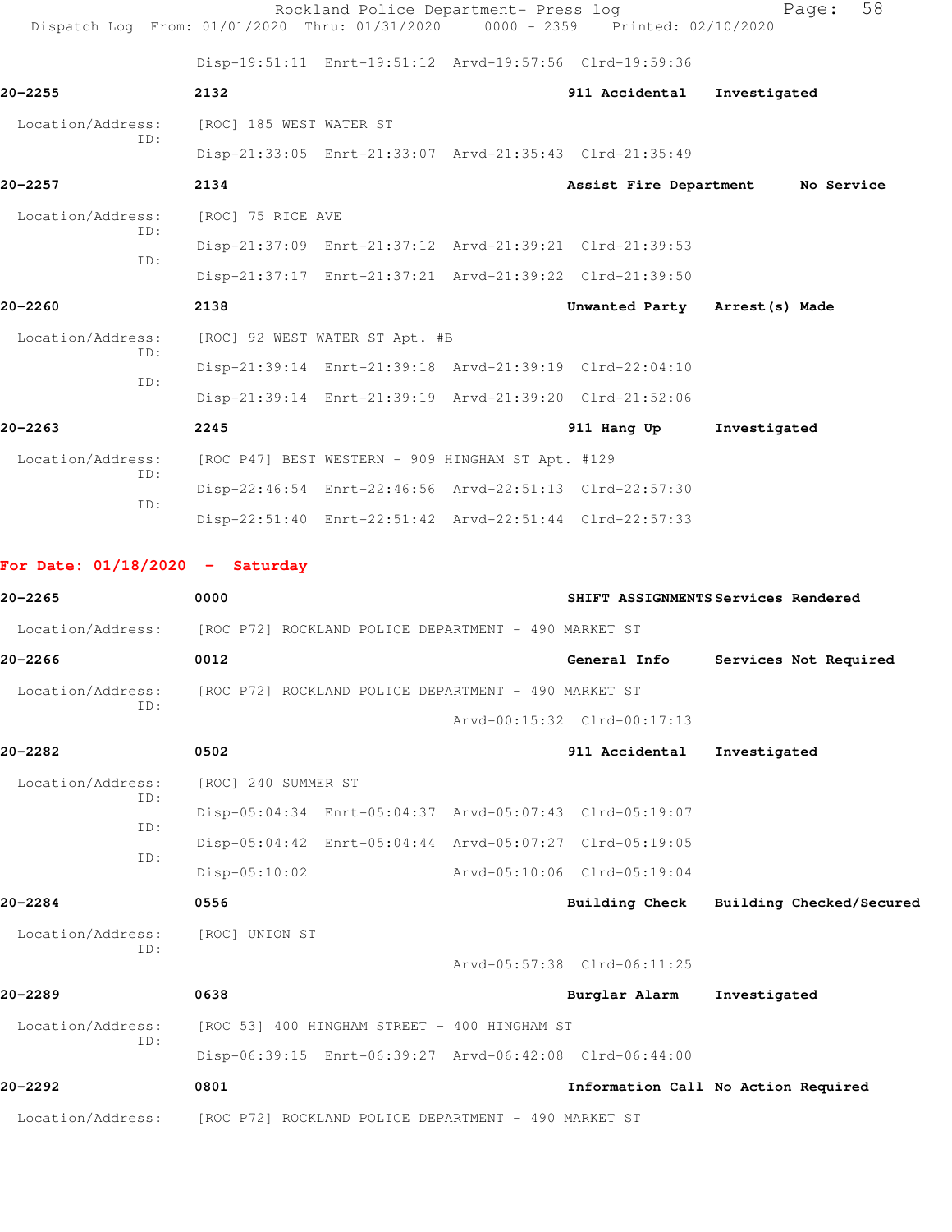Disp-19:51:11 Enrt-19:51:12 Arvd-19:57:56 Clrd-19:59:36

**20-2255** 2132 **911 Accidental** **Investigated**

Location/Address: [ROC] 185 WEST WATER ST
ID:
Disp-21:33:05 Enrt-21:33:07 Arvd-21:35:43 Clrd-21:35:49

**20-2257** 2134 **Assist Fire Department** **No Service**

Location/Address: [ROC] 75 RICE AVE
ID:
Disp-21:37:09 Enrt-21:37:12 Arvd-21:39:21 Clrd-21:39:53
ID:
Disp-21:37:17 Enrt-21:37:21 Arvd-21:39:22 Clrd-21:39:50

**20-2260** 2138 **Unwanted Party** **Arrest(s) Made**

Location/Address: [ROC] 92 WEST WATER ST Apt. #B
ID:
Disp-21:39:14 Enrt-21:39:18 Arvd-21:39:19 Clrd-22:04:10
ID:
Disp-21:39:14 Enrt-21:39:19 Arvd-21:39:20 Clrd-21:52:06

**20-2263** 2245 **911 Hang Up** **Investigated**

Location/Address: [ROC P47] BEST WESTERN - 909 HINGHAM ST Apt. #129
ID:
Disp-22:46:54 Enrt-22:46:56 Arvd-22:51:13 Clrd-22:57:30
ID:
Disp-22:51:40 Enrt-22:51:42 Arvd-22:51:44 Clrd-22:57:33

## For Date: 01/18/2020 - Saturday

**20-2265** 0000 **SHIFT ASSIGNMENTS** **Services Rendered**

Location/Address: [ROC P72] ROCKLAND POLICE DEPARTMENT - 490 MARKET ST

**20-2266** 0012 **General Info** **Services Not Required**

Location/Address: [ROC P72] ROCKLAND POLICE DEPARTMENT - 490 MARKET ST
ID:
Arvd-00:15:32 Clrd-00:17:13

**20-2282** 0502 **911 Accidental** **Investigated**

Location/Address: [ROC] 240 SUMMER ST
ID:
Disp-05:04:34 Enrt-05:04:37 Arvd-05:07:43 Clrd-05:19:07
ID:
Disp-05:04:42 Enrt-05:04:44 Arvd-05:07:27 Clrd-05:19:05
ID:
Disp-05:10:02 Arvd-05:10:06 Clrd-05:19:04

**20-2284** 0556 **Building Check** **Building Checked/Secured**

Location/Address: [ROC] UNION ST
ID:
Arvd-05:57:38 Clrd-06:11:25

**20-2289** 0638 **Burglar Alarm** **Investigated**

Location/Address: [ROC 53] 400 HINGHAM STREET - 400 HINGHAM ST
ID:
Disp-06:39:15 Enrt-06:39:27 Arvd-06:42:08 Clrd-06:44:00

**20-2292** 0801 **Information Call** **No Action Required**

Location/Address: [ROC P72] ROCKLAND POLICE DEPARTMENT - 490 MARKET ST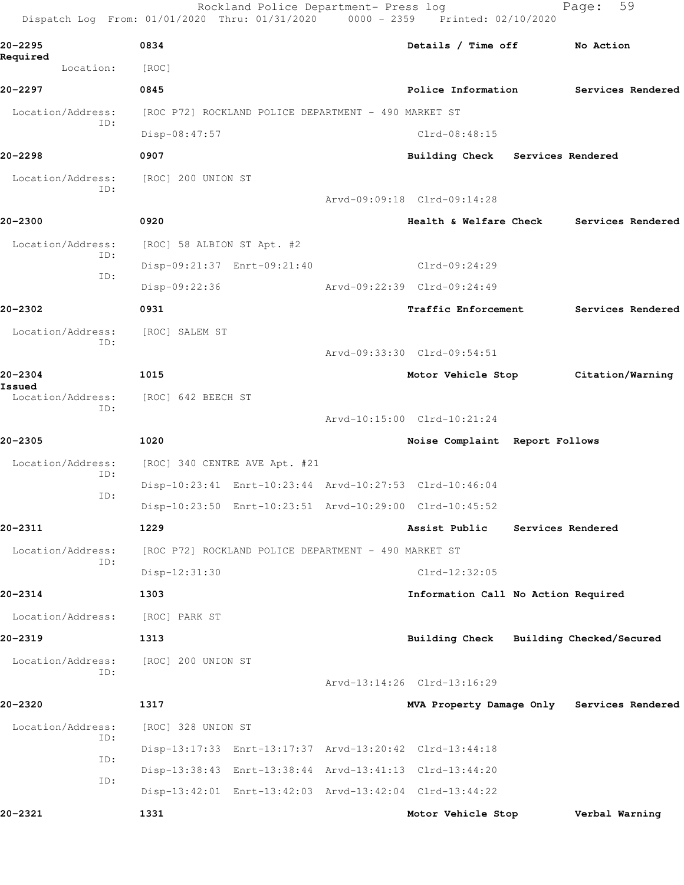20-2295 0834 Details / Time off No Action Required
Location: [ROC]

20-2297 0845 Police Information Services Rendered
Location/Address: [ROC P72] ROCKLAND POLICE DEPARTMENT - 490 MARKET ST
ID:
Disp-08:47:57 Clrd-08:48:15

20-2298 0907 Building Check Services Rendered
Location/Address: [ROC] 200 UNION ST
ID:
Arvd-09:09:18 Clrd-09:14:28

20-2300 0920 Health & Welfare Check Services Rendered
Location/Address: [ROC] 58 ALBION ST Apt. #2
ID:
Disp-09:21:37 Enrt-09:21:40 Clrd-09:24:29
ID:
Disp-09:22:36 Arvd-09:22:39 Clrd-09:24:49

20-2302 0931 Traffic Enforcement Services Rendered
Location/Address: [ROC] SALEM ST
ID:
Arvd-09:33:30 Clrd-09:54:51

20-2304 1015 Motor Vehicle Stop Citation/Warning Issued
Location/Address: [ROC] 642 BEECH ST
ID:
Arvd-10:15:00 Clrd-10:21:24

20-2305 1020 Noise Complaint Report Follows
Location/Address: [ROC] 340 CENTRE AVE Apt. #21
ID:
Disp-10:23:41 Enrt-10:23:44 Arvd-10:27:53 Clrd-10:46:04
ID:
Disp-10:23:50 Enrt-10:23:51 Arvd-10:29:00 Clrd-10:45:52

20-2311 1229 Assist Public Services Rendered
Location/Address: [ROC P72] ROCKLAND POLICE DEPARTMENT - 490 MARKET ST
ID:
Disp-12:31:30 Clrd-12:32:05

20-2314 1303 Information Call No Action Required
Location/Address: [ROC] PARK ST

20-2319 1313 Building Check Building Checked/Secured
Location/Address: [ROC] 200 UNION ST
ID:
Arvd-13:14:26 Clrd-13:16:29

20-2320 1317 MVA Property Damage Only Services Rendered
Location/Address: [ROC] 328 UNION ST
ID:
Disp-13:17:33 Enrt-13:17:37 Arvd-13:20:42 Clrd-13:44:18
ID:
Disp-13:38:43 Enrt-13:38:44 Arvd-13:41:13 Clrd-13:44:20
ID:
Disp-13:42:01 Enrt-13:42:03 Arvd-13:42:04 Clrd-13:44:22

20-2321 1331 Motor Vehicle Stop Verbal Warning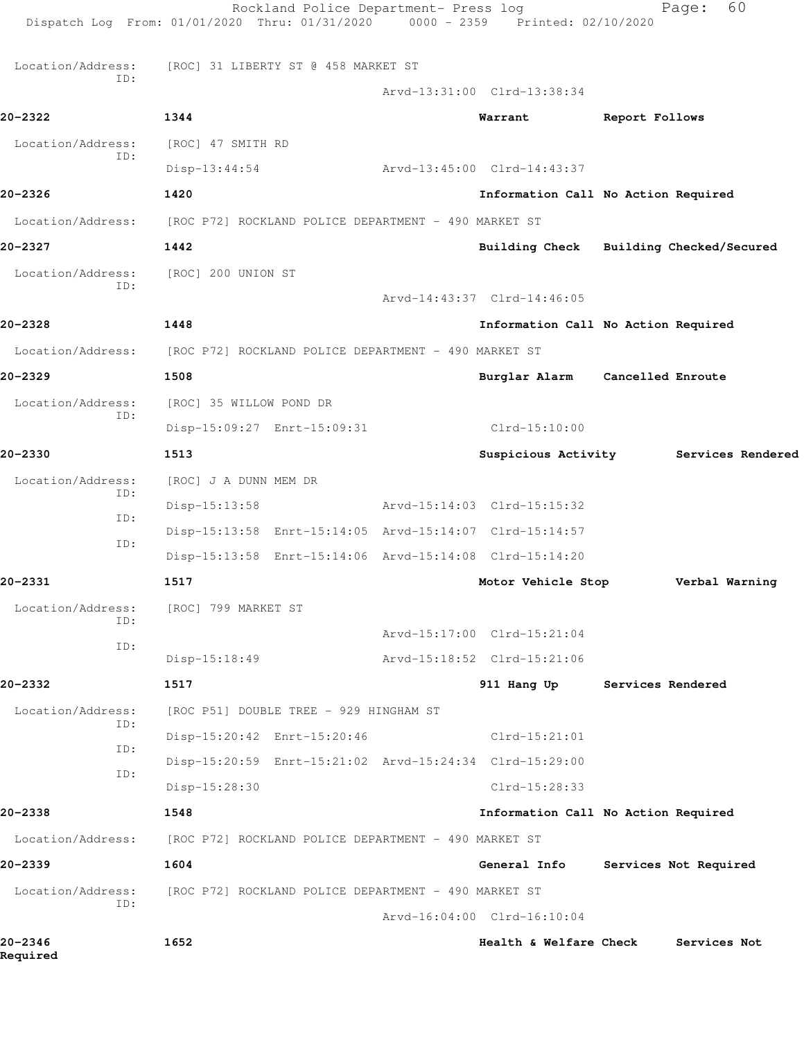Location/Address: [ROC] 31 LIBERTY ST @ 458 MARKET ST
ID:
Arvd-13:31:00 Clrd-13:38:34

**20-2322** 1344 Warrant Report Follows

Location/Address: [ROC] 47 SMITH RD
ID:
Disp-13:44:54 Arvd-13:45:00 Clrd-14:43:37

**20-2326** 1420 Information Call No Action Required

Location/Address: [ROC P72] ROCKLAND POLICE DEPARTMENT - 490 MARKET ST

**20-2327** 1442 Building Check Building Checked/Secured

Location/Address: [ROC] 200 UNION ST
ID:
Arvd-14:43:37 Clrd-14:46:05

**20-2328** 1448 Information Call No Action Required

Location/Address: [ROC P72] ROCKLAND POLICE DEPARTMENT - 490 MARKET ST

**20-2329** 1508 Burglar Alarm Cancelled Enroute

Location/Address: [ROC] 35 WILLOW POND DR
ID:
Disp-15:09:27 Enrt-15:09:31 Clrd-15:10:00

**20-2330** 1513 Suspicious Activity Services Rendered

Location/Address: [ROC] J A DUNN MEM DR
ID:
Disp-15:13:58 Arvd-15:14:03 Clrd-15:15:32
ID:
Disp-15:13:58 Enrt-15:14:05 Arvd-15:14:07 Clrd-15:14:57
ID:
Disp-15:13:58 Enrt-15:14:06 Arvd-15:14:08 Clrd-15:14:20

**20-2331** 1517 Motor Vehicle Stop Verbal Warning

Location/Address: [ROC] 799 MARKET ST
ID:
Arvd-15:17:00 Clrd-15:21:04
ID:
Disp-15:18:49 Arvd-15:18:52 Clrd-15:21:06

**20-2332** 1517 911 Hang Up Services Rendered

Location/Address: [ROC P51] DOUBLE TREE - 929 HINGHAM ST
ID:
Disp-15:20:42 Enrt-15:20:46 Clrd-15:21:01
ID:
Disp-15:20:59 Enrt-15:21:02 Arvd-15:24:34 Clrd-15:29:00
ID:
Disp-15:28:30 Clrd-15:28:33

**20-2338** 1548 Information Call No Action Required

Location/Address: [ROC P72] ROCKLAND POLICE DEPARTMENT - 490 MARKET ST

**20-2339** 1604 General Info Services Not Required

Location/Address: [ROC P72] ROCKLAND POLICE DEPARTMENT - 490 MARKET ST
ID:
Arvd-16:04:00 Clrd-16:10:04

**20-2346** 1652 Health & Welfare Check Services Not Required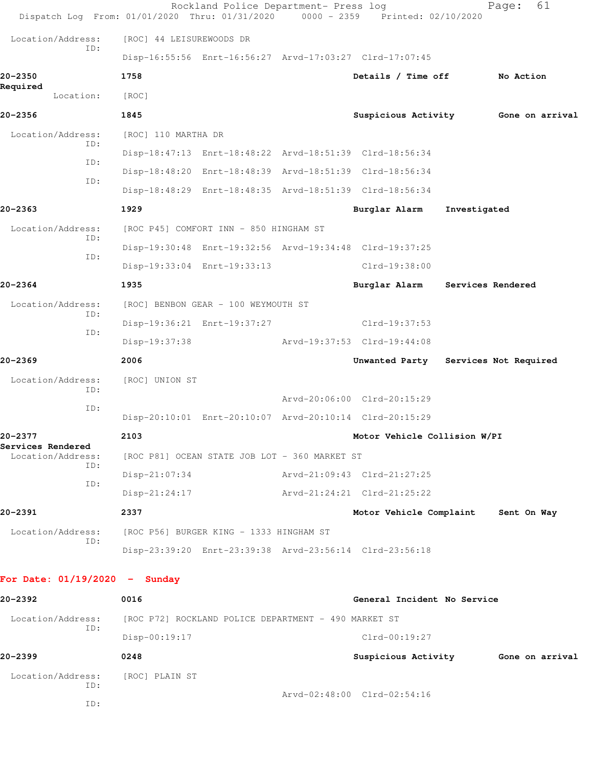Location/Address: [ROC] 44 LEISUREWOODS DR
ID:
Disp-16:55:56 Enrt-16:56:27 Arvd-17:03:27 Clrd-17:07:45

**20-2350** **1758** **Details / Time off** **No Action Required**
Location: [ROC]

**20-2356** **1845** **Suspicious Activity** **Gone on arrival**

Location/Address: [ROC] 110 MARTHA DR
ID:
Disp-18:47:13 Enrt-18:48:22 Arvd-18:51:39 Clrd-18:56:34
ID:
Disp-18:48:20 Enrt-18:48:39 Arvd-18:51:39 Clrd-18:56:34
ID:
Disp-18:48:29 Enrt-18:48:35 Arvd-18:51:39 Clrd-18:56:34

**20-2363** **1929** **Burglar Alarm** **Investigated**

Location/Address: [ROC P45] COMFORT INN - 850 HINGHAM ST
ID:
Disp-19:30:48 Enrt-19:32:56 Arvd-19:34:48 Clrd-19:37:25
ID:
Disp-19:33:04 Enrt-19:33:13 Clrd-19:38:00

**20-2364** **1935** **Burglar Alarm** **Services Rendered**

Location/Address: [ROC] BENBON GEAR - 100 WEYMOUTH ST
ID:
Disp-19:36:21 Enrt-19:37:27 Clrd-19:37:53
ID:
Disp-19:37:38 Arvd-19:37:53 Clrd-19:44:08

**20-2369** **2006** **Unwanted Party** **Services Not Required**

Location/Address: [ROC] UNION ST
ID:
Arvd-20:06:00 Clrd-20:15:29
ID:
Disp-20:10:01 Enrt-20:10:07 Arvd-20:10:14 Clrd-20:15:29

**20-2377** **2103** **Motor Vehicle Collision W/PI** **Services Rendered**
Location/Address: [ROC P81] OCEAN STATE JOB LOT - 360 MARKET ST
ID:
Disp-21:07:34 Arvd-21:09:43 Clrd-21:27:25
ID:
Disp-21:24:17 Arvd-21:24:21 Clrd-21:25:22

**20-2391** **2337** **Motor Vehicle Complaint** **Sent On Way**

Location/Address: [ROC P56] BURGER KING - 1333 HINGHAM ST
ID:
Disp-23:39:20 Enrt-23:39:38 Arvd-23:56:14 Clrd-23:56:18

## For Date: 01/19/2020 - Sunday

**20-2392** **0016** **General Incident No Service**

Location/Address: [ROC P72] ROCKLAND POLICE DEPARTMENT - 490 MARKET ST
ID:
Disp-00:19:17 Clrd-00:19:27

**20-2399** **0248** **Suspicious Activity** **Gone on arrival**

Location/Address: [ROC] PLAIN ST
ID:
Arvd-02:48:00 Clrd-02:54:16
ID: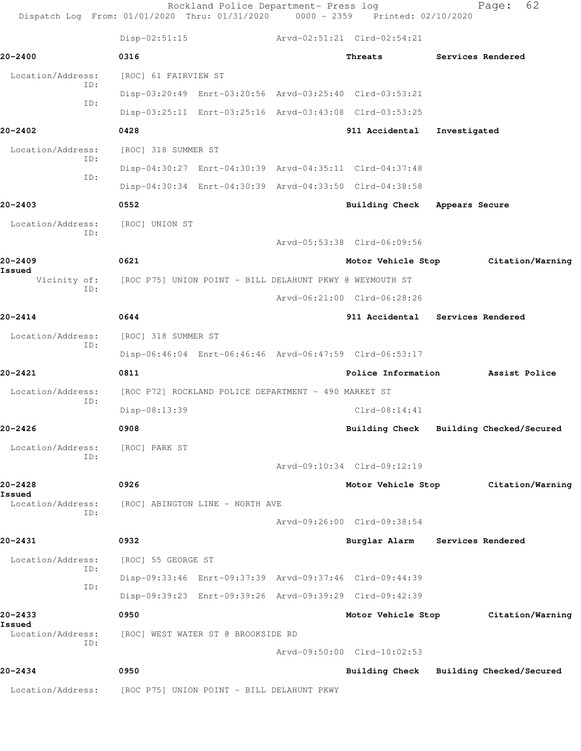Disp-02:51:15 Arvd-02:51:21 Clrd-02:54:21

**20-2400** 0316 **Threats** **Services Rendered**

Location/Address: [ROC] 61 FAIRVIEW ST
ID:
Disp-03:20:49 Enrt-03:20:56 Arvd-03:25:40 Clrd-03:53:21
ID:
Disp-03:25:11 Enrt-03:25:16 Arvd-03:43:08 Clrd-03:53:25

**20-2402** 0428 **911 Accidental** **Investigated**

Location/Address: [ROC] 318 SUMMER ST
ID:
Disp-04:30:27 Enrt-04:30:39 Arvd-04:35:11 Clrd-04:37:48
ID:
Disp-04:30:34 Enrt-04:30:39 Arvd-04:33:50 Clrd-04:38:58

**20-2403** 0552 **Building Check** **Appears Secure**

Location/Address: [ROC] UNION ST
ID:
Arvd-05:53:38 Clrd-06:09:56

**20-2409** 0621 **Motor Vehicle Stop** **Citation/Warning Issued**

Vicinity of: [ROC P75] UNION POINT - BILL DELAHUNT PKWY @ WEYMOUTH ST
ID:
Arvd-06:21:00 Clrd-06:28:26

**20-2414** 0644 **911 Accidental** **Services Rendered**

Location/Address: [ROC] 318 SUMMER ST
ID:
Disp-06:46:04 Enrt-06:46:46 Arvd-06:47:59 Clrd-06:53:17

**20-2421** 0811 **Police Information** **Assist Police**

Location/Address: [ROC P72] ROCKLAND POLICE DEPARTMENT - 490 MARKET ST
ID:
Disp-08:13:39 Clrd-08:14:41

**20-2426** 0908 **Building Check** **Building Checked/Secured**

Location/Address: [ROC] PARK ST
ID:
Arvd-09:10:34 Clrd-09:12:19

**20-2428** 0926 **Motor Vehicle Stop** **Citation/Warning Issued**

Location/Address: [ROC] ABINGTON LINE - NORTH AVE
ID:
Arvd-09:26:00 Clrd-09:38:54

**20-2431** 0932 **Burglar Alarm** **Services Rendered**

Location/Address: [ROC] 55 GEORGE ST
ID:
Disp-09:33:46 Enrt-09:37:39 Arvd-09:37:46 Clrd-09:44:39
ID:
Disp-09:39:23 Enrt-09:39:26 Arvd-09:39:29 Clrd-09:42:39

**20-2433** 0950 **Motor Vehicle Stop** **Citation/Warning Issued**

Location/Address: [ROC] WEST WATER ST @ BROOKSIDE RD
ID:
Arvd-09:50:00 Clrd-10:02:53

**20-2434** 0950 **Building Check** **Building Checked/Secured**

Location/Address: [ROC P75] UNION POINT - BILL DELAHUNT PKWY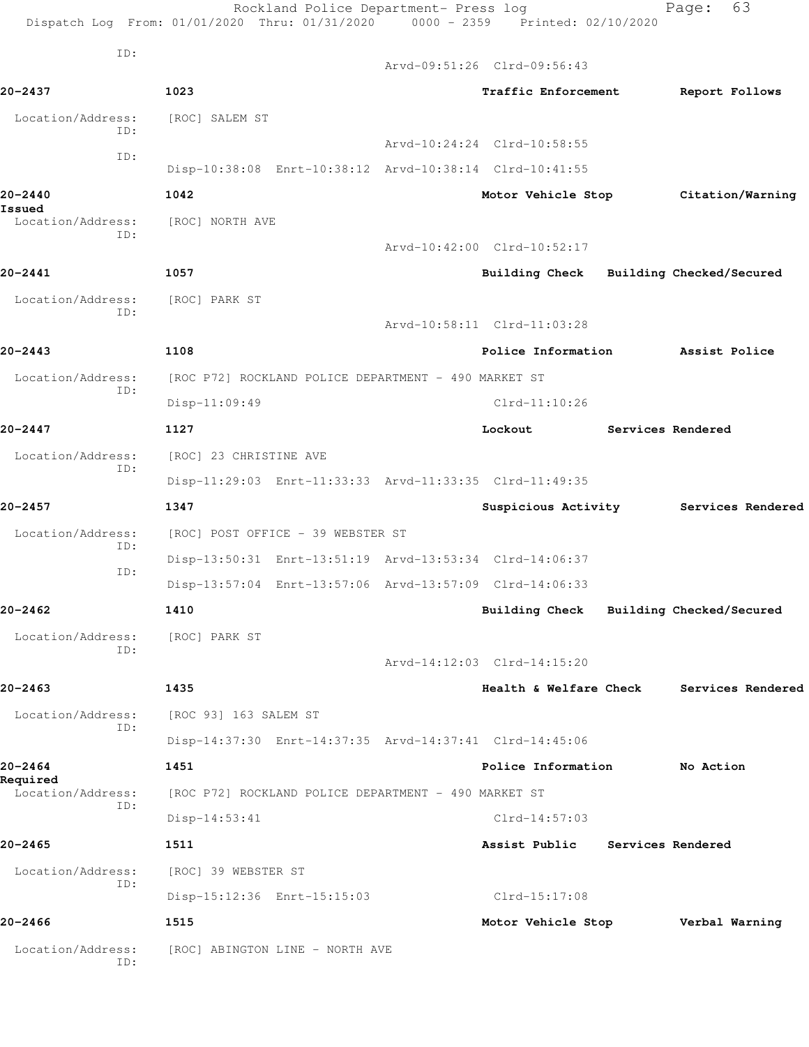ID:

Arvd-09:51:26 Clrd-09:56:43

**20-2437** 1023 **Traffic Enforcement** **Report Follows**

Location/Address: [ROC] SALEM ST

ID:

Arvd-10:24:24 Clrd-10:58:55

ID:

Disp-10:38:08 Enrt-10:38:12 Arvd-10:38:14 Clrd-10:41:55

**20-2440** 1042 **Motor Vehicle Stop** **Citation/Warning Issued**

Location/Address: [ROC] NORTH AVE

ID:

Arvd-10:42:00 Clrd-10:52:17

**20-2441** 1057 **Building Check** **Building Checked/Secured**

Location/Address: [ROC] PARK ST

ID:

Arvd-10:58:11 Clrd-11:03:28

**20-2443** 1108 **Police Information** **Assist Police**

Location/Address: [ROC P72] ROCKLAND POLICE DEPARTMENT - 490 MARKET ST

ID:

Disp-11:09:49 Clrd-11:10:26

**20-2447** 1127 **Lockout** **Services Rendered**

Location/Address: [ROC] 23 CHRISTINE AVE

ID:

Disp-11:29:03 Enrt-11:33:33 Arvd-11:33:35 Clrd-11:49:35

**20-2457** 1347 **Suspicious Activity** **Services Rendered**

Location/Address: [ROC] POST OFFICE - 39 WEBSTER ST

ID:

Disp-13:50:31 Enrt-13:51:19 Arvd-13:53:34 Clrd-14:06:37

ID:

Disp-13:57:04 Enrt-13:57:06 Arvd-13:57:09 Clrd-14:06:33

**20-2462** 1410 **Building Check** **Building Checked/Secured**

Location/Address: [ROC] PARK ST

ID:

Arvd-14:12:03 Clrd-14:15:20

**20-2463** 1435 **Health & Welfare Check** **Services Rendered**

Location/Address: [ROC 93] 163 SALEM ST

ID:

Disp-14:37:30 Enrt-14:37:35 Arvd-14:37:41 Clrd-14:45:06

**20-2464** 1451 **Police Information** **No Action Required**

Location/Address: [ROC P72] ROCKLAND POLICE DEPARTMENT - 490 MARKET ST

ID:

Disp-14:53:41 Clrd-14:57:03

**20-2465** 1511 **Assist Public** **Services Rendered**

Location/Address: [ROC] 39 WEBSTER ST

ID:

Disp-15:12:36 Enrt-15:15:03 Clrd-15:17:08

**20-2466** 1515 **Motor Vehicle Stop** **Verbal Warning**

Location/Address: [ROC] ABINGTON LINE - NORTH AVE

ID: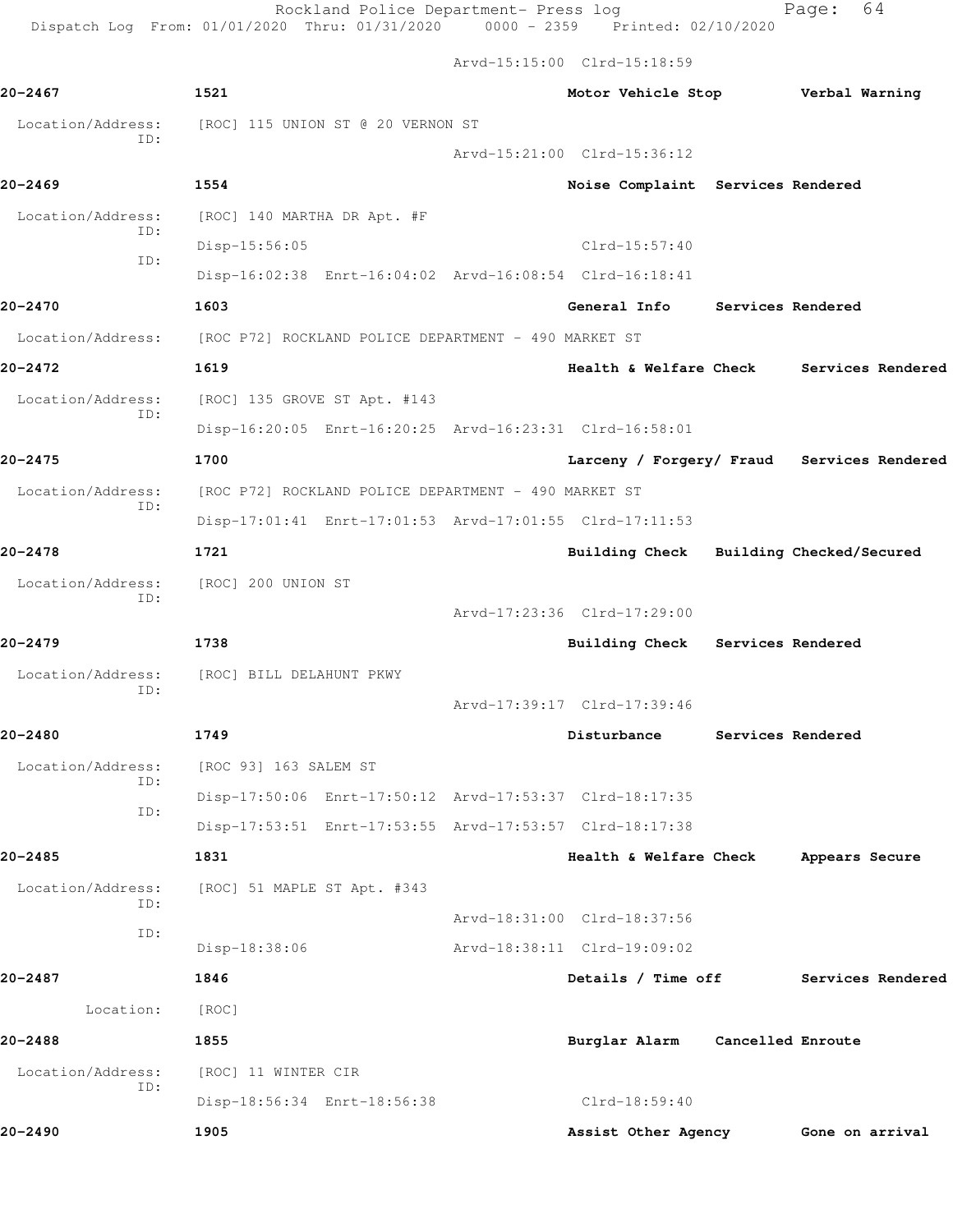Arvd-15:15:00 Clrd-15:18:59

**20-2467** 1521 Motor Vehicle Stop Verbal Warning

Location/Address: [ROC] 115 UNION ST @ 20 VERNON ST
ID:
Arvd-15:21:00 Clrd-15:36:12

**20-2469** 1554 Noise Complaint Services Rendered

Location/Address: [ROC] 140 MARTHA DR Apt. #F
ID:
Disp-15:56:05 Clrd-15:57:40
ID:
Disp-16:02:38 Enrt-16:04:02 Arvd-16:08:54 Clrd-16:18:41

**20-2470** 1603 General Info Services Rendered

Location/Address: [ROC P72] ROCKLAND POLICE DEPARTMENT - 490 MARKET ST

**20-2472** 1619 Health & Welfare Check Services Rendered

Location/Address: [ROC] 135 GROVE ST Apt. #143
ID:
Disp-16:20:05 Enrt-16:20:25 Arvd-16:23:31 Clrd-16:58:01

**20-2475** 1700 Larceny / Forgery/ Fraud Services Rendered

Location/Address: [ROC P72] ROCKLAND POLICE DEPARTMENT - 490 MARKET ST
ID:
Disp-17:01:41 Enrt-17:01:53 Arvd-17:01:55 Clrd-17:11:53

**20-2478** 1721 Building Check Building Checked/Secured

Location/Address: [ROC] 200 UNION ST
ID:
Arvd-17:23:36 Clrd-17:29:00

**20-2479** 1738 Building Check Services Rendered

Location/Address: [ROC] BILL DELAHUNT PKWY
ID:
Arvd-17:39:17 Clrd-17:39:46

**20-2480** 1749 Disturbance Services Rendered

Location/Address: [ROC 93] 163 SALEM ST
ID:
Disp-17:50:06 Enrt-17:50:12 Arvd-17:53:37 Clrd-18:17:35
ID:
Disp-17:53:51 Enrt-17:53:55 Arvd-17:53:57 Clrd-18:17:38

**20-2485** 1831 Health & Welfare Check Appears Secure

Location/Address: [ROC] 51 MAPLE ST Apt. #343
ID:
Arvd-18:31:00 Clrd-18:37:56
ID:
Disp-18:38:06 Arvd-18:38:11 Clrd-19:09:02

**20-2487** 1846 Details / Time off Services Rendered

Location: [ROC]

**20-2488** 1855 Burglar Alarm Cancelled Enroute

Location/Address: [ROC] 11 WINTER CIR
ID:
Disp-18:56:34 Enrt-18:56:38 Clrd-18:59:40

**20-2490** 1905 Assist Other Agency Gone on arrival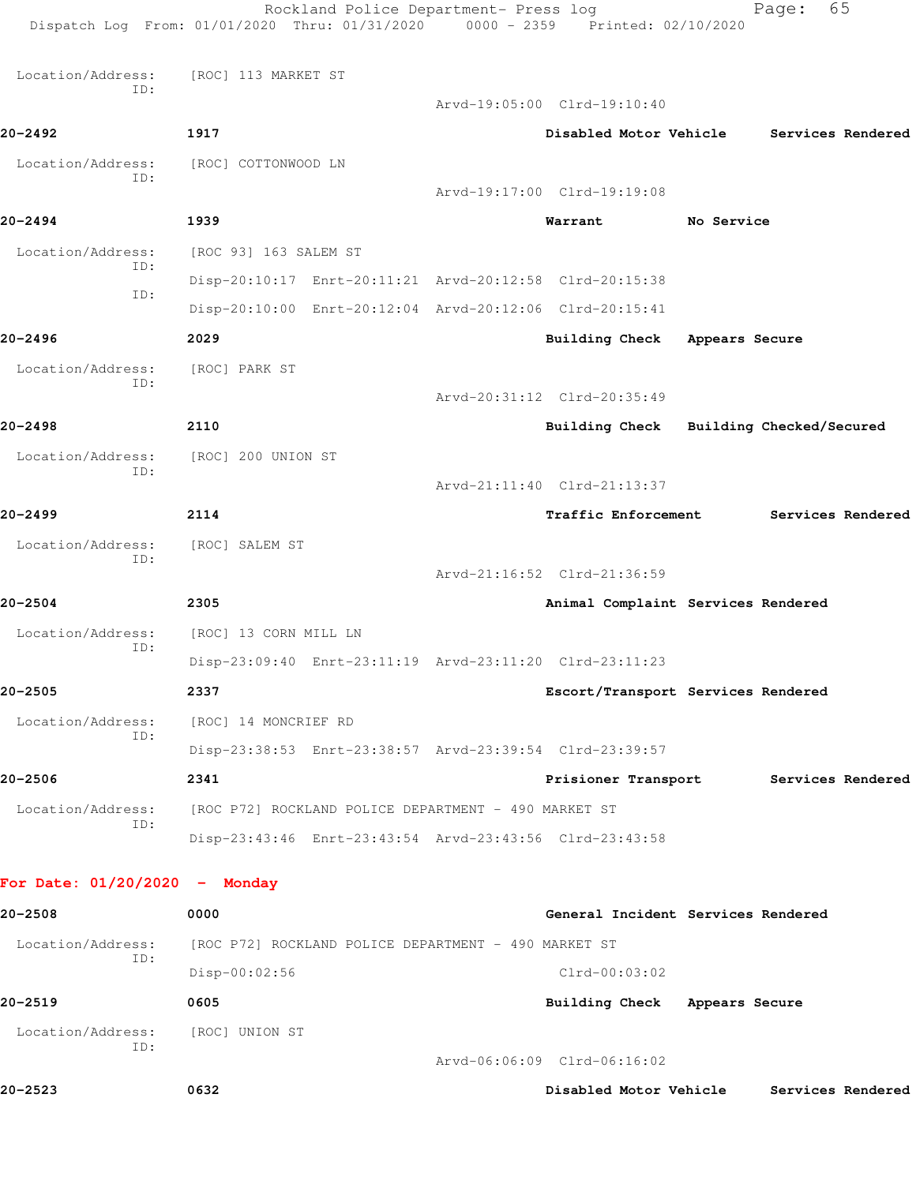Location/Address: [ROC] 113 MARKET ST
ID:
Arvd-19:05:00 Clrd-19:10:40

**20-2492** **1917** **Disabled Motor Vehicle** **Services Rendered**

Location/Address: [ROC] COTTONWOOD LN
ID:
Arvd-19:17:00 Clrd-19:19:08

**20-2494** **1939** **Warrant** **No Service**

Location/Address: [ROC 93] 163 SALEM ST
ID:
Disp-20:10:17 Enrt-20:11:21 Arvd-20:12:58 Clrd-20:15:38
ID:
Disp-20:10:00 Enrt-20:12:04 Arvd-20:12:06 Clrd-20:15:41

**20-2496** **2029** **Building Check** **Appears Secure**

Location/Address: [ROC] PARK ST
ID:
Arvd-20:31:12 Clrd-20:35:49

**20-2498** **2110** **Building Check** **Building Checked/Secured**

Location/Address: [ROC] 200 UNION ST
ID:
Arvd-21:11:40 Clrd-21:13:37

**20-2499** **2114** **Traffic Enforcement** **Services Rendered**

Location/Address: [ROC] SALEM ST
ID:
Arvd-21:16:52 Clrd-21:36:59

**20-2504** **2305** **Animal Complaint** **Services Rendered**

Location/Address: [ROC] 13 CORN MILL LN
ID:
Disp-23:09:40 Enrt-23:11:19 Arvd-23:11:20 Clrd-23:11:23

**20-2505** **2337** **Escort/Transport** **Services Rendered**

Location/Address: [ROC] 14 MONCRIEF RD
ID:
Disp-23:38:53 Enrt-23:38:57 Arvd-23:39:54 Clrd-23:39:57

**20-2506** **2341** **Prisioner Transport** **Services Rendered**

Location/Address: [ROC P72] ROCKLAND POLICE DEPARTMENT - 490 MARKET ST
ID:
Disp-23:43:46 Enrt-23:43:54 Arvd-23:43:56 Clrd-23:43:58

## For Date: 01/20/2020 - Monday

**20-2508** **0000** **General Incident** **Services Rendered**

Location/Address: [ROC P72] ROCKLAND POLICE DEPARTMENT - 490 MARKET ST
ID:
Disp-00:02:56 Clrd-00:03:02

**20-2519** **0605** **Building Check** **Appears Secure**

Location/Address: [ROC] UNION ST
ID:
Arvd-06:06:09 Clrd-06:16:02

**20-2523** **0632** **Disabled Motor Vehicle** **Services Rendered**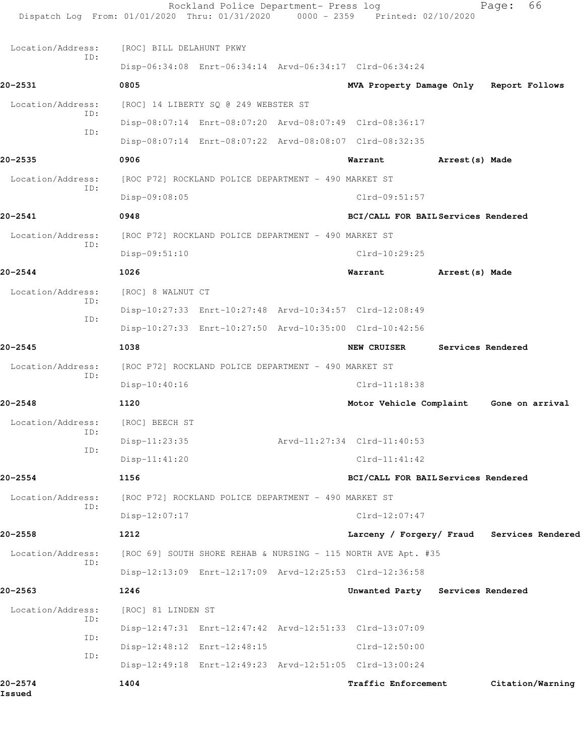Location/Address: [ROC] BILL DELAHUNT PKWY
ID: Disp-06:34:08 Enrt-06:34:14 Arvd-06:34:17 Clrd-06:34:24

**20-2531** **0805** **MVA Property Damage Only** **Report Follows**

Location/Address: [ROC] 14 LIBERTY SQ @ 249 WEBSTER ST
ID: Disp-08:07:14 Enrt-08:07:20 Arvd-08:07:49 Clrd-08:36:17
ID: Disp-08:07:14 Enrt-08:07:22 Arvd-08:08:07 Clrd-08:32:35

**20-2535** **0906** **Warrant** **Arrest(s) Made**

Location/Address: [ROC P72] ROCKLAND POLICE DEPARTMENT - 490 MARKET ST
ID: Disp-09:08:05 Clrd-09:51:57

**20-2541** **0948** **BCI/CALL FOR BAIL** **Services Rendered**

Location/Address: [ROC P72] ROCKLAND POLICE DEPARTMENT - 490 MARKET ST
ID: Disp-09:51:10 Clrd-10:29:25

**20-2544** **1026** **Warrant** **Arrest(s) Made**

Location/Address: [ROC] 8 WALNUT CT
ID: Disp-10:27:33 Enrt-10:27:48 Arvd-10:34:57 Clrd-12:08:49
ID: Disp-10:27:33 Enrt-10:27:50 Arvd-10:35:00 Clrd-10:42:56

**20-2545** **1038** **NEW CRUISER** **Services Rendered**

Location/Address: [ROC P72] ROCKLAND POLICE DEPARTMENT - 490 MARKET ST
ID: Disp-10:40:16 Clrd-11:18:38

**20-2548** **1120** **Motor Vehicle Complaint** **Gone on arrival**

Location/Address: [ROC] BEECH ST
ID: Disp-11:23:35 Arvd-11:27:34 Clrd-11:40:53
ID: Disp-11:41:20 Clrd-11:41:42

**20-2554** **1156** **BCI/CALL FOR BAIL** **Services Rendered**

Location/Address: [ROC P72] ROCKLAND POLICE DEPARTMENT - 490 MARKET ST
ID: Disp-12:07:17 Clrd-12:07:47

**20-2558** **1212** **Larceny / Forgery/ Fraud** **Services Rendered**

Location/Address: [ROC 69] SOUTH SHORE REHAB & NURSING - 115 NORTH AVE Apt. #35
ID: Disp-12:13:09 Enrt-12:17:09 Arvd-12:25:53 Clrd-12:36:58

**20-2563** **1246** **Unwanted Party** **Services Rendered**

Location/Address: [ROC] 81 LINDEN ST
ID: Disp-12:47:31 Enrt-12:47:42 Arvd-12:51:33 Clrd-13:07:09
ID: Disp-12:48:12 Enrt-12:48:15 Clrd-12:50:00
ID: Disp-12:49:18 Enrt-12:49:23 Arvd-12:51:05 Clrd-13:00:24

**20-2574** **1404** **Traffic Enforcement** **Citation/Warning Issued**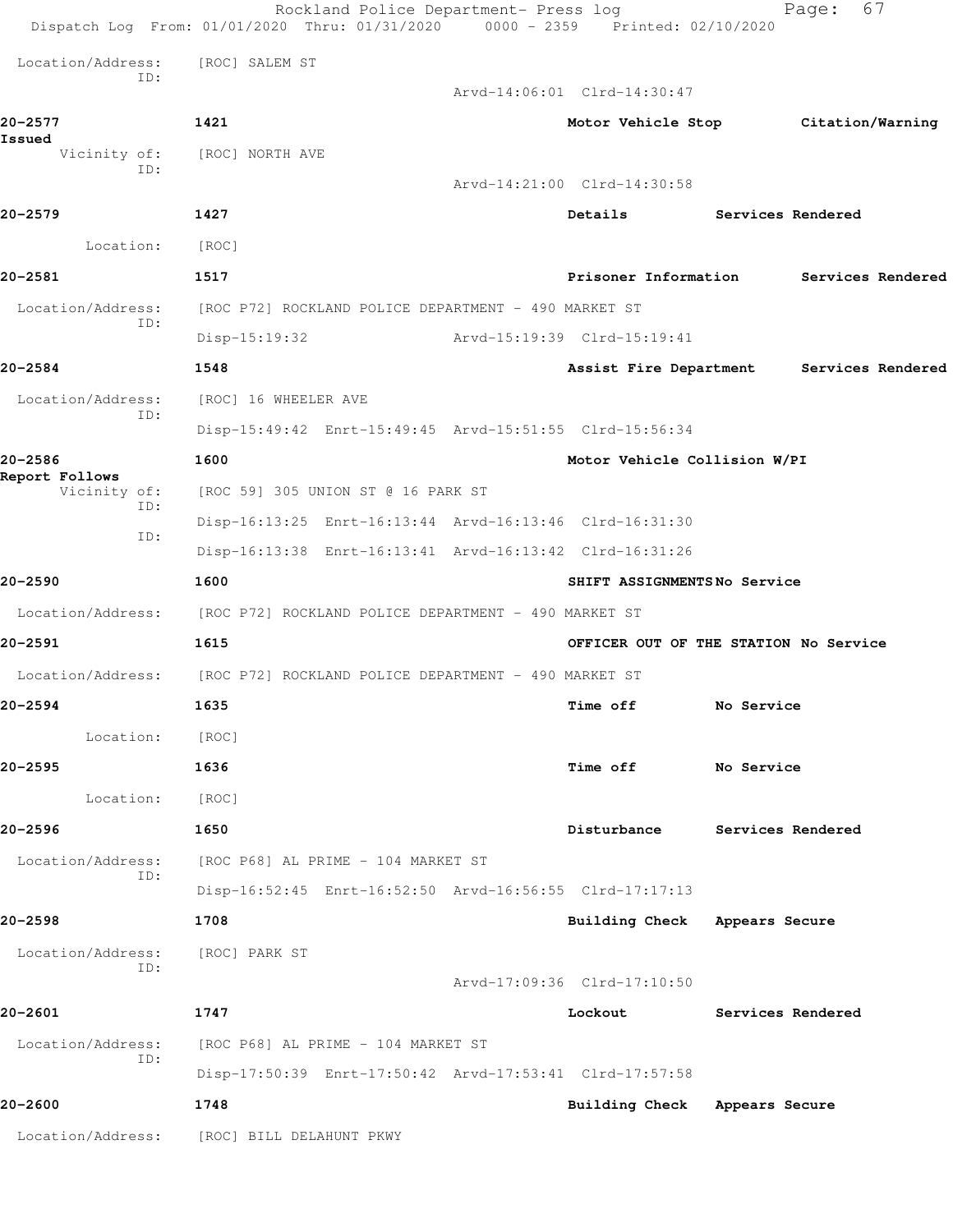Location/Address: [ROC] SALEM ST
ID:
Arvd-14:06:01 Clrd-14:30:47

**20-2577** **1421** **Motor Vehicle Stop** **Citation/Warning Issued**
Vicinity of: [ROC] NORTH AVE
ID:
Arvd-14:21:00 Clrd-14:30:58

**20-2579** **1427** **Details** **Services Rendered**
Location: [ROC]

**20-2581** **1517** **Prisoner Information** **Services Rendered**
Location/Address: [ROC P72] ROCKLAND POLICE DEPARTMENT - 490 MARKET ST
ID:
Disp-15:19:32 Arvd-15:19:39 Clrd-15:19:41

**20-2584** **1548** **Assist Fire Department** **Services Rendered**
Location/Address: [ROC] 16 WHEELER AVE
ID:
Disp-15:49:42 Enrt-15:49:45 Arvd-15:51:55 Clrd-15:56:34

**20-2586** **1600** **Motor Vehicle Collision W/PI** **Report Follows**
Vicinity of: [ROC 59] 305 UNION ST @ 16 PARK ST
ID:
Disp-16:13:25 Enrt-16:13:44 Arvd-16:13:46 Clrd-16:31:30
ID:
Disp-16:13:38 Enrt-16:13:41 Arvd-16:13:42 Clrd-16:31:26

**20-2590** **1600** **SHIFT ASSIGNMENTS** **No Service**
Location/Address: [ROC P72] ROCKLAND POLICE DEPARTMENT - 490 MARKET ST

**20-2591** **1615** **OFFICER OUT OF THE STATION** **No Service**
Location/Address: [ROC P72] ROCKLAND POLICE DEPARTMENT - 490 MARKET ST

**20-2594** **1635** **Time off** **No Service**
Location: [ROC]

**20-2595** **1636** **Time off** **No Service**
Location: [ROC]

**20-2596** **1650** **Disturbance** **Services Rendered**
Location/Address: [ROC P68] AL PRIME - 104 MARKET ST
ID:
Disp-16:52:45 Enrt-16:52:50 Arvd-16:56:55 Clrd-17:17:13

**20-2598** **1708** **Building Check** **Appears Secure**
Location/Address: [ROC] PARK ST
ID:
Arvd-17:09:36 Clrd-17:10:50

**20-2601** **1747** **Lockout** **Services Rendered**
Location/Address: [ROC P68] AL PRIME - 104 MARKET ST
ID:
Disp-17:50:39 Enrt-17:50:42 Arvd-17:53:41 Clrd-17:57:58

**20-2600** **1748** **Building Check** **Appears Secure**
Location/Address: [ROC] BILL DELAHUNT PKWY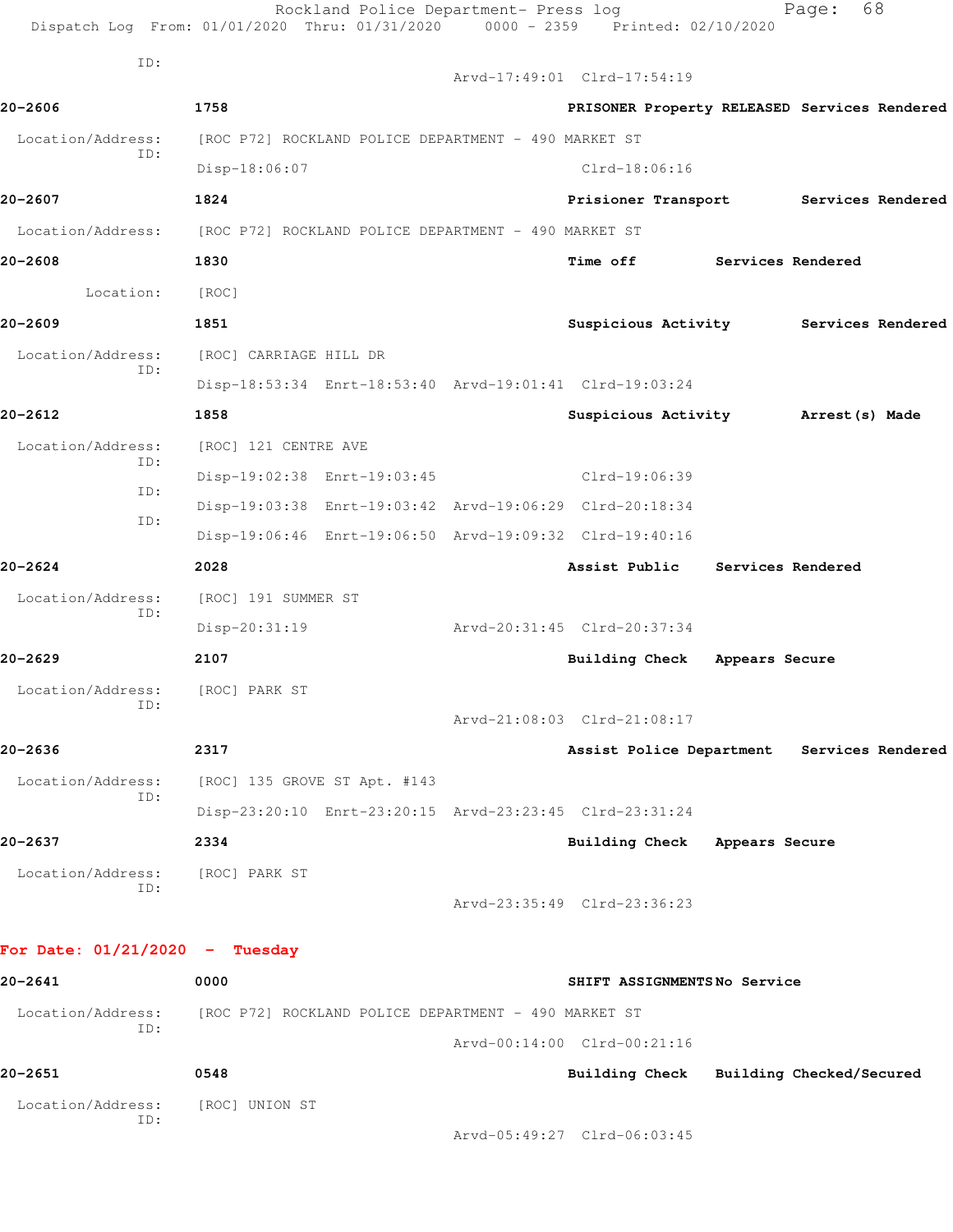ID:

Arvd-17:49:01 Clrd-17:54:19

**20-2606** **1758** **PRISONER Property RELEASED** **Services Rendered**

Location/Address: [ROC P72] ROCKLAND POLICE DEPARTMENT - 490 MARKET ST
ID:
Disp-18:06:07 Clrd-18:06:16

**20-2607** **1824** **Prisioner Transport** **Services Rendered**

Location/Address: [ROC P72] ROCKLAND POLICE DEPARTMENT - 490 MARKET ST

**20-2608** **1830** **Time off** **Services Rendered**

Location: [ROC]

**20-2609** **1851** **Suspicious Activity** **Services Rendered**

Location/Address: [ROC] CARRIAGE HILL DR
ID:
Disp-18:53:34 Enrt-18:53:40 Arvd-19:01:41 Clrd-19:03:24

**20-2612** **1858** **Suspicious Activity** **Arrest(s) Made**

Location/Address: [ROC] 121 CENTRE AVE
ID:
Disp-19:02:38 Enrt-19:03:45 Clrd-19:06:39
ID:
Disp-19:03:38 Enrt-19:03:42 Arvd-19:06:29 Clrd-20:18:34
ID:
Disp-19:06:46 Enrt-19:06:50 Arvd-19:09:32 Clrd-19:40:16

**20-2624** **2028** **Assist Public** **Services Rendered**

Location/Address: [ROC] 191 SUMMER ST
ID:
Disp-20:31:19 Arvd-20:31:45 Clrd-20:37:34

**20-2629** **2107** **Building Check** **Appears Secure**

Location/Address: [ROC] PARK ST
ID:
Arvd-21:08:03 Clrd-21:08:17

**20-2636** **2317** **Assist Police Department** **Services Rendered**

Location/Address: [ROC] 135 GROVE ST Apt. #143
ID:
Disp-23:20:10 Enrt-23:20:15 Arvd-23:23:45 Clrd-23:31:24

**20-2637** **2334** **Building Check** **Appears Secure**

Location/Address: [ROC] PARK ST
ID:
Arvd-23:35:49 Clrd-23:36:23

**For Date: 01/21/2020 - Tuesday**

**20-2641** **0000** **SHIFT ASSIGNMENTS** **No Service**

Location/Address: [ROC P72] ROCKLAND POLICE DEPARTMENT - 490 MARKET ST
ID:
Arvd-00:14:00 Clrd-00:21:16

**20-2651** **0548** **Building Check** **Building Checked/Secured**

Location/Address: [ROC] UNION ST
ID:
Arvd-05:49:27 Clrd-06:03:45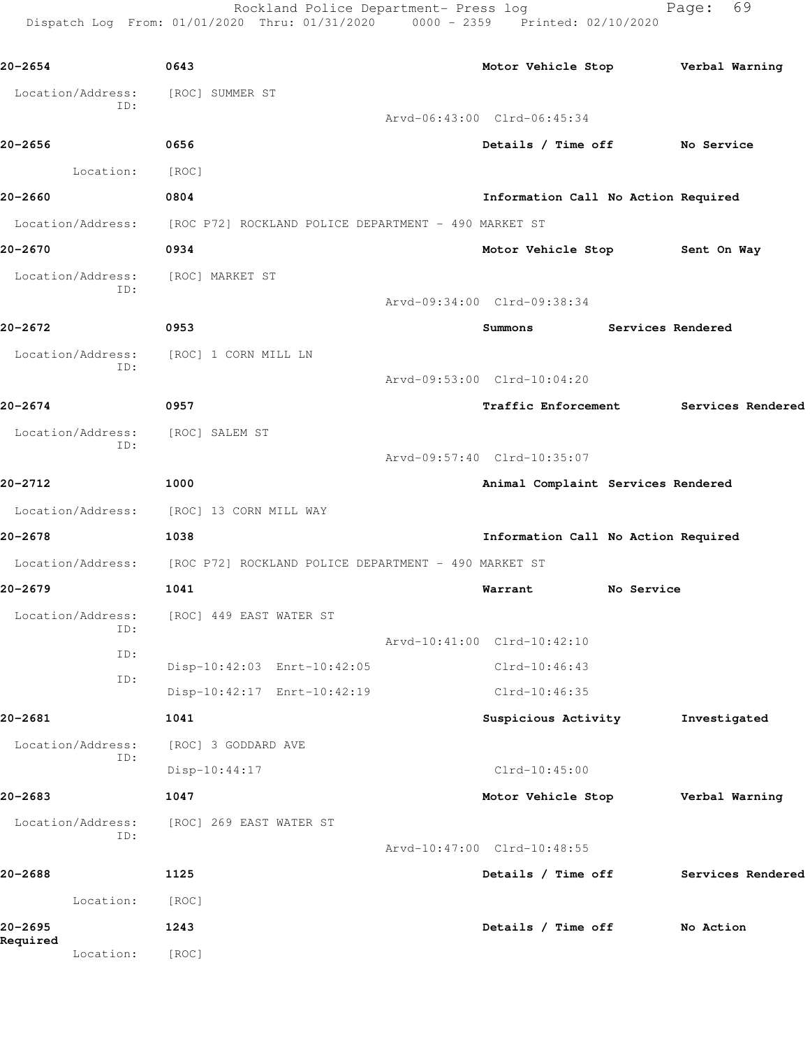Rockland Police Department- Press log

Dispatch Log From: 01/01/2020 Thru: 01/31/2020 0000 - 2359 Printed: 02/10/2020

**20-2654** 0643 Motor Vehicle Stop Verbal Warning

Location/Address: [ROC] SUMMER ST
ID:
Arvd-06:43:00 Clrd-06:45:34

**20-2656** 0656 Details / Time off No Service

Location: [ROC]

**20-2660** 0804 Information Call No Action Required

Location/Address: [ROC P72] ROCKLAND POLICE DEPARTMENT - 490 MARKET ST

**20-2670** 0934 Motor Vehicle Stop Sent On Way

Location/Address: [ROC] MARKET ST
ID:
Arvd-09:34:00 Clrd-09:38:34

**20-2672** 0953 Summons Services Rendered

Location/Address: [ROC] 1 CORN MILL LN
ID:
Arvd-09:53:00 Clrd-10:04:20

**20-2674** 0957 Traffic Enforcement Services Rendered

Location/Address: [ROC] SALEM ST
ID:
Arvd-09:57:40 Clrd-10:35:07

**20-2712** 1000 Animal Complaint Services Rendered

Location/Address: [ROC] 13 CORN MILL WAY

**20-2678** 1038 Information Call No Action Required

Location/Address: [ROC P72] ROCKLAND POLICE DEPARTMENT - 490 MARKET ST

**20-2679** 1041 Warrant No Service

Location/Address: [ROC] 449 EAST WATER ST
ID:
Arvd-10:41:00 Clrd-10:42:10
ID:
Disp-10:42:03 Enrt-10:42:05 Clrd-10:46:43
ID:
Disp-10:42:17 Enrt-10:42:19 Clrd-10:46:35

**20-2681** 1041 Suspicious Activity Investigated

Location/Address: [ROC] 3 GODDARD AVE
ID:
Disp-10:44:17 Clrd-10:45:00

**20-2683** 1047 Motor Vehicle Stop Verbal Warning

Location/Address: [ROC] 269 EAST WATER ST
ID:
Arvd-10:47:00 Clrd-10:48:55

**20-2688** 1125 Details / Time off Services Rendered

Location: [ROC]

**20-2695** 1243 Details / Time off No Action Required

Location: [ROC]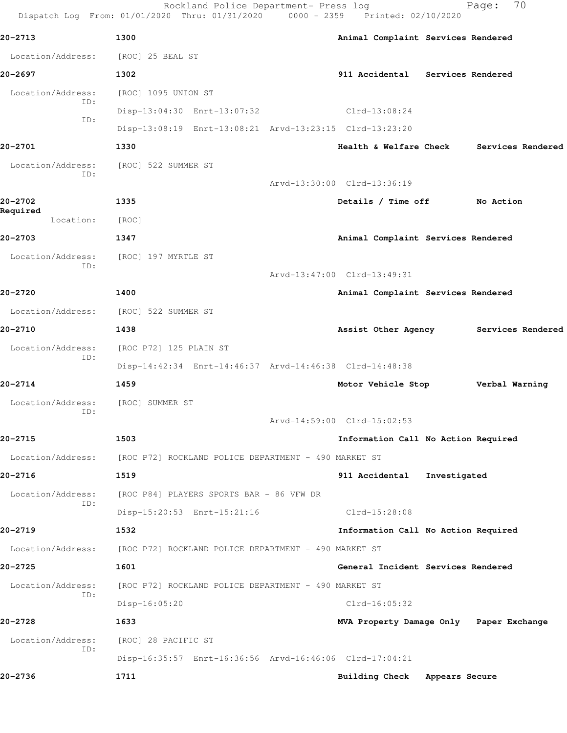Rockland Police Department- Press log
Dispatch Log From: 01/01/2020 Thru: 01/31/2020 0000 - 2359 Printed: 02/10/2020

**20-2713** 1300 Animal Complaint Services Rendered

Location/Address: [ROC] 25 BEAL ST

**20-2697** 1302 911 Accidental Services Rendered

Location/Address: [ROC] 1095 UNION ST
ID: Disp-13:04:30 Enrt-13:07:32 Clrd-13:08:24
ID: Disp-13:08:19 Enrt-13:08:21 Arvd-13:23:15 Clrd-13:23:20

**20-2701** 1330 Health & Welfare Check Services Rendered

Location/Address: [ROC] 522 SUMMER ST
ID: Arvd-13:30:00 Clrd-13:36:19

**20-2702** 1335 Details / Time off No Action Required

Location: [ROC]

**20-2703** 1347 Animal Complaint Services Rendered

Location/Address: [ROC] 197 MYRTLE ST
ID: Arvd-13:47:00 Clrd-13:49:31

**20-2720** 1400 Animal Complaint Services Rendered

Location/Address: [ROC] 522 SUMMER ST

**20-2710** 1438 Assist Other Agency Services Rendered

Location/Address: [ROC P72] 125 PLAIN ST
ID: Disp-14:42:34 Enrt-14:46:37 Arvd-14:46:38 Clrd-14:48:38

**20-2714** 1459 Motor Vehicle Stop Verbal Warning

Location/Address: [ROC] SUMMER ST
ID: Arvd-14:59:00 Clrd-15:02:53

**20-2715** 1503 Information Call No Action Required

Location/Address: [ROC P72] ROCKLAND POLICE DEPARTMENT - 490 MARKET ST

**20-2716** 1519 911 Accidental Investigated

Location/Address: [ROC P84] PLAYERS SPORTS BAR - 86 VFW DR
ID: Disp-15:20:53 Enrt-15:21:16 Clrd-15:28:08

**20-2719** 1532 Information Call No Action Required

Location/Address: [ROC P72] ROCKLAND POLICE DEPARTMENT - 490 MARKET ST

**20-2725** 1601 General Incident Services Rendered

Location/Address: [ROC P72] ROCKLAND POLICE DEPARTMENT - 490 MARKET ST
ID: Disp-16:05:20 Clrd-16:05:32

**20-2728** 1633 MVA Property Damage Only Paper Exchange

Location/Address: [ROC] 28 PACIFIC ST
ID: Disp-16:35:57 Enrt-16:36:56 Arvd-16:46:06 Clrd-17:04:21

**20-2736** 1711 Building Check Appears Secure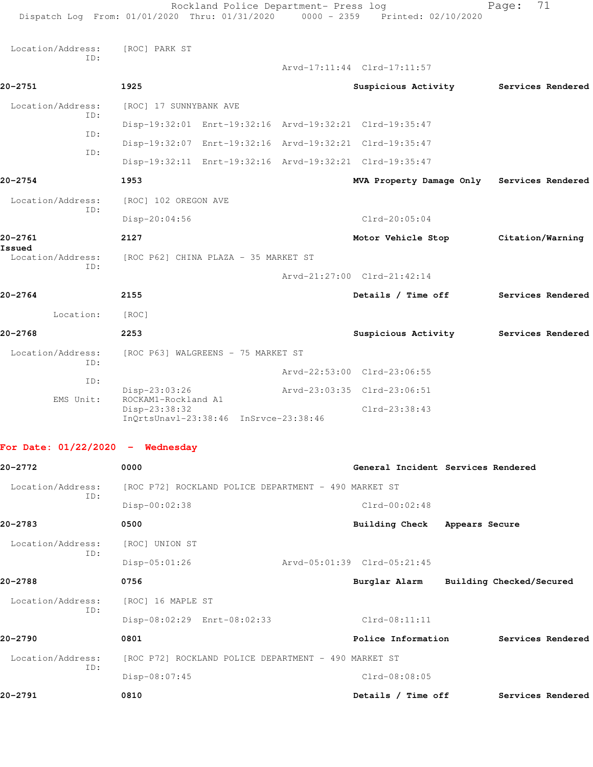Location/Address: [ROC] PARK ST
ID:
Arvd-17:11:44 Clrd-17:11:57

**20-2751** 1925 **Suspicious Activity** **Services Rendered**

Location/Address: [ROC] 17 SUNNYBANK AVE
ID: Disp-19:32:01 Enrt-19:32:16 Arvd-19:32:21 Clrd-19:35:47
ID: Disp-19:32:07 Enrt-19:32:16 Arvd-19:32:21 Clrd-19:35:47
ID: Disp-19:32:11 Enrt-19:32:16 Arvd-19:32:21 Clrd-19:35:47

**20-2754** 1953 **MVA Property Damage Only** **Services Rendered**

Location/Address: [ROC] 102 OREGON AVE
ID: Disp-20:04:56 Clrd-20:05:04

**20-2761** 2127 **Motor Vehicle Stop** **Citation/Warning Issued**

Location/Address: [ROC P62] CHINA PLAZA - 35 MARKET ST
ID:
Arvd-21:27:00 Clrd-21:42:14

**20-2764** 2155 **Details / Time off** **Services Rendered**

Location: [ROC]

**20-2768** 2253 **Suspicious Activity** **Services Rendered**

Location/Address: [ROC P63] WALGREENS - 75 MARKET ST
ID:
Arvd-22:53:00 Clrd-23:06:55
ID: Disp-23:03:26 Arvd-23:03:35 Clrd-23:06:51
EMS Unit: ROCKAM1-Rockland A1
Disp-23:38:32 Clrd-23:38:43
InQrtsUnavl-23:38:46 InSrvce-23:38:46

## For Date: 01/22/2020 - Wednesday

**20-2772** 0000 **General Incident** **Services Rendered**

Location/Address: [ROC P72] ROCKLAND POLICE DEPARTMENT - 490 MARKET ST
ID: Disp-00:02:38 Clrd-00:02:48

**20-2783** 0500 **Building Check** **Appears Secure**

Location/Address: [ROC] UNION ST
ID: Disp-05:01:26 Arvd-05:01:39 Clrd-05:21:45

**20-2788** 0756 **Burglar Alarm** **Building Checked/Secured**

Location/Address: [ROC] 16 MAPLE ST
ID: Disp-08:02:29 Enrt-08:02:33 Clrd-08:11:11

**20-2790** 0801 **Police Information** **Services Rendered**

Location/Address: [ROC P72] ROCKLAND POLICE DEPARTMENT - 490 MARKET ST
ID: Disp-08:07:45 Clrd-08:08:05

**20-2791** 0810 **Details / Time off** **Services Rendered**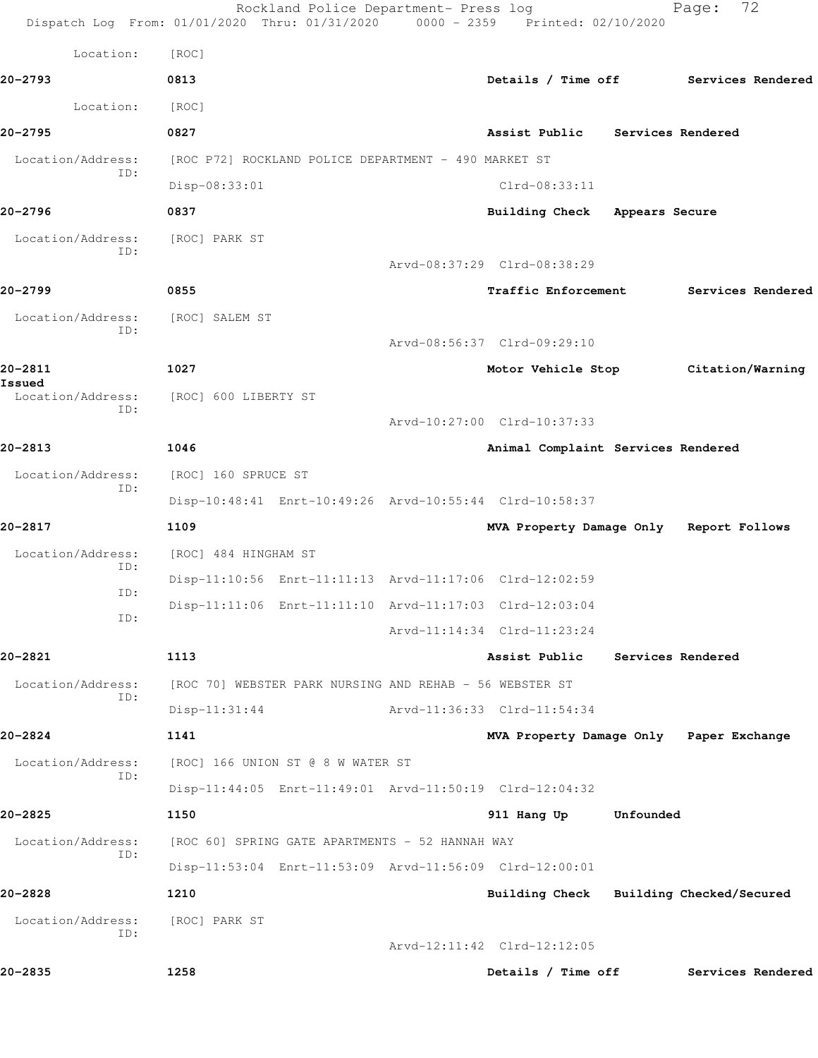Location: [ROC]

**20-2793** 0813 Details / Time off Services Rendered

Location: [ROC]

**20-2795** 0827 Assist Public Services Rendered

Location/Address: [ROC P72] ROCKLAND POLICE DEPARTMENT - 490 MARKET ST
ID:
Disp-08:33:01 Clrd-08:33:11

**20-2796** 0837 Building Check Appears Secure

Location/Address: [ROC] PARK ST
ID:
Arvd-08:37:29 Clrd-08:38:29

**20-2799** 0855 Traffic Enforcement Services Rendered

Location/Address: [ROC] SALEM ST
ID:
Arvd-08:56:37 Clrd-09:29:10

**20-2811** 1027 Motor Vehicle Stop Citation/Warning Issued

Location/Address: [ROC] 600 LIBERTY ST
ID:
Arvd-10:27:00 Clrd-10:37:33

**20-2813** 1046 Animal Complaint Services Rendered

Location/Address: [ROC] 160 SPRUCE ST
ID:
Disp-10:48:41 Enrt-10:49:26 Arvd-10:55:44 Clrd-10:58:37

**20-2817** 1109 MVA Property Damage Only Report Follows

Location/Address: [ROC] 484 HINGHAM ST
ID:
Disp-11:10:56 Enrt-11:11:13 Arvd-11:17:06 Clrd-12:02:59
ID:
Disp-11:11:06 Enrt-11:11:10 Arvd-11:17:03 Clrd-12:03:04
ID:
Arvd-11:14:34 Clrd-11:23:24

**20-2821** 1113 Assist Public Services Rendered

Location/Address: [ROC 70] WEBSTER PARK NURSING AND REHAB - 56 WEBSTER ST
ID:
Disp-11:31:44 Arvd-11:36:33 Clrd-11:54:34

**20-2824** 1141 MVA Property Damage Only Paper Exchange

Location/Address: [ROC] 166 UNION ST @ 8 W WATER ST
ID:
Disp-11:44:05 Enrt-11:49:01 Arvd-11:50:19 Clrd-12:04:32

**20-2825** 1150 911 Hang Up Unfounded

Location/Address: [ROC 60] SPRING GATE APARTMENTS - 52 HANNAH WAY
ID:
Disp-11:53:04 Enrt-11:53:09 Arvd-11:56:09 Clrd-12:00:01

**20-2828** 1210 Building Check Building Checked/Secured

Location/Address: [ROC] PARK ST
ID:
Arvd-12:11:42 Clrd-12:12:05

**20-2835** 1258 Details / Time off Services Rendered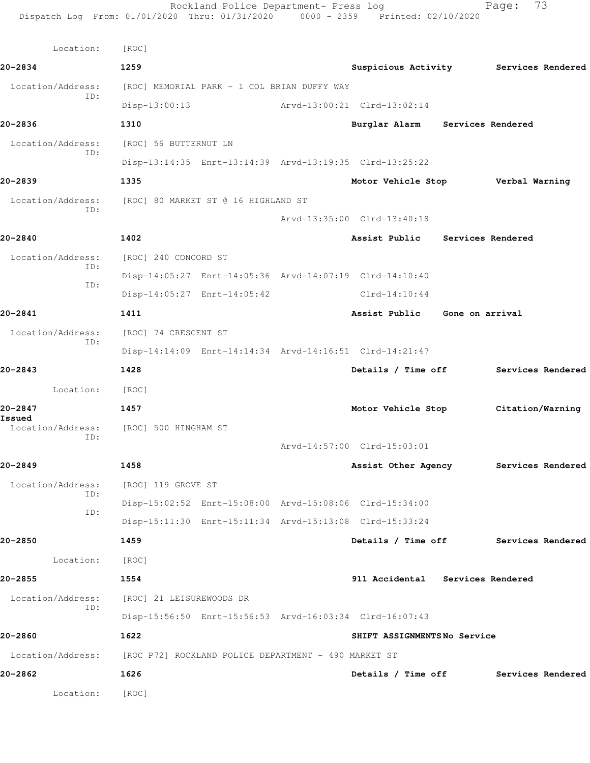Location: [ROC]

**20-2834** 1259 Suspicious Activity Services Rendered

Location/Address: [ROC] MEMORIAL PARK - 1 COL BRIAN DUFFY WAY
ID:
Disp-13:00:13 Arvd-13:00:21 Clrd-13:02:14

**20-2836** 1310 Burglar Alarm Services Rendered

Location/Address: [ROC] 56 BUTTERNUT LN
ID:
Disp-13:14:35 Enrt-13:14:39 Arvd-13:19:35 Clrd-13:25:22

**20-2839** 1335 Motor Vehicle Stop Verbal Warning

Location/Address: [ROC] 80 MARKET ST @ 16 HIGHLAND ST
ID:
Arvd-13:35:00 Clrd-13:40:18

**20-2840** 1402 Assist Public Services Rendered

Location/Address: [ROC] 240 CONCORD ST
ID:
Disp-14:05:27 Enrt-14:05:36 Arvd-14:07:19 Clrd-14:10:40
ID:
Disp-14:05:27 Enrt-14:05:42 Clrd-14:10:44

**20-2841** 1411 Assist Public Gone on arrival

Location/Address: [ROC] 74 CRESCENT ST
ID:
Disp-14:14:09 Enrt-14:14:34 Arvd-14:16:51 Clrd-14:21:47

**20-2843** 1428 Details / Time off Services Rendered

Location: [ROC]

**20-2847** 1457 Motor Vehicle Stop Citation/Warning Issued

Location/Address: [ROC] 500 HINGHAM ST
ID:
Arvd-14:57:00 Clrd-15:03:01

**20-2849** 1458 Assist Other Agency Services Rendered

Location/Address: [ROC] 119 GROVE ST
ID:
Disp-15:02:52 Enrt-15:08:00 Arvd-15:08:06 Clrd-15:34:00
ID:
Disp-15:11:30 Enrt-15:11:34 Arvd-15:13:08 Clrd-15:33:24

**20-2850** 1459 Details / Time off Services Rendered

Location: [ROC]

**20-2855** 1554 911 Accidental Services Rendered

Location/Address: [ROC] 21 LEISUREWOODS DR
ID:
Disp-15:56:50 Enrt-15:56:53 Arvd-16:03:34 Clrd-16:07:43

**20-2860** 1622 SHIFT ASSIGNMENTS No Service

Location/Address: [ROC P72] ROCKLAND POLICE DEPARTMENT - 490 MARKET ST

**20-2862** 1626 Details / Time off Services Rendered

Location: [ROC]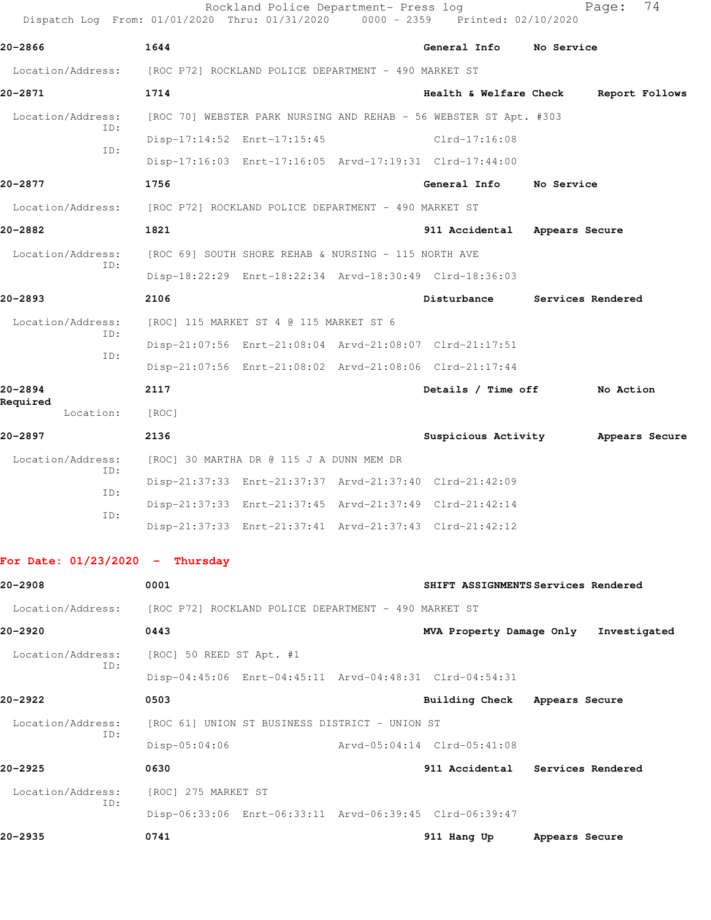**20-2866** 1644 General Info No Service

Location/Address: [ROC P72] ROCKLAND POLICE DEPARTMENT - 490 MARKET ST

**20-2871** 1714 Health & Welfare Check Report Follows

Location/Address: [ROC 70] WEBSTER PARK NURSING AND REHAB - 56 WEBSTER ST Apt. #303

ID: Disp-17:14:52 Enrt-17:15:45 Clrd-17:16:08

ID: Disp-17:16:03 Enrt-17:16:05 Arvd-17:19:31 Clrd-17:44:00

**20-2877** 1756 General Info No Service

Location/Address: [ROC P72] ROCKLAND POLICE DEPARTMENT - 490 MARKET ST

**20-2882** 1821 911 Accidental Appears Secure

Location/Address: [ROC 69] SOUTH SHORE REHAB & NURSING - 115 NORTH AVE

ID: Disp-18:22:29 Enrt-18:22:34 Arvd-18:30:49 Clrd-18:36:03

**20-2893** 2106 Disturbance Services Rendered

Location/Address: [ROC] 115 MARKET ST 4 @ 115 MARKET ST 6

ID: Disp-21:07:56 Enrt-21:08:04 Arvd-21:08:07 Clrd-21:17:51

ID: Disp-21:07:56 Enrt-21:08:02 Arvd-21:08:06 Clrd-21:17:44

**20-2894** 2117 Details / Time off No Action Required

Location: [ROC]

**20-2897** 2136 Suspicious Activity Appears Secure

Location/Address: [ROC] 30 MARTHA DR @ 115 J A DUNN MEM DR

ID: Disp-21:37:33 Enrt-21:37:37 Arvd-21:37:40 Clrd-21:42:09

ID: Disp-21:37:33 Enrt-21:37:45 Arvd-21:37:49 Clrd-21:42:14

ID: Disp-21:37:33 Enrt-21:37:41 Arvd-21:37:43 Clrd-21:42:12

## For Date: 01/23/2020 - Thursday

**20-2908** 0001 SHIFT ASSIGNMENTS Services Rendered

Location/Address: [ROC P72] ROCKLAND POLICE DEPARTMENT - 490 MARKET ST

**20-2920** 0443 MVA Property Damage Only Investigated

Location/Address: [ROC] 50 REED ST Apt. #1

ID: Disp-04:45:06 Enrt-04:45:11 Arvd-04:48:31 Clrd-04:54:31

**20-2922** 0503 Building Check Appears Secure

Location/Address: [ROC 61] UNION ST BUSINESS DISTRICT - UNION ST

ID: Disp-05:04:06 Arvd-05:04:14 Clrd-05:41:08

**20-2925** 0630 911 Accidental Services Rendered

Location/Address: [ROC] 275 MARKET ST

ID: Disp-06:33:06 Enrt-06:33:11 Arvd-06:39:45 Clrd-06:39:47

**20-2935** 0741 911 Hang Up Appears Secure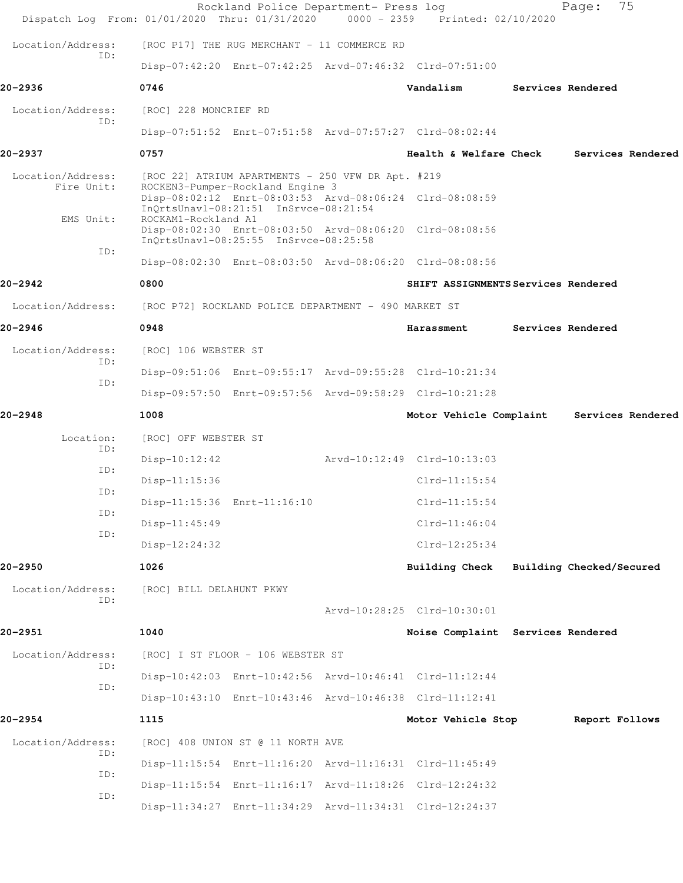Location/Address: [ROC P17] THE RUG MERCHANT - 11 COMMERCE RD
ID:
Disp-07:42:20 Enrt-07:42:25 Arvd-07:46:32 Clrd-07:51:00

**20-2936** 0746 **Vandalism** **Services Rendered**

Location/Address: [ROC] 228 MONCRIEF RD
ID:
Disp-07:51:52 Enrt-07:51:58 Arvd-07:57:27 Clrd-08:02:44

**20-2937** 0757 **Health & Welfare Check** **Services Rendered**

Location/Address: [ROC 22] ATRIUM APARTMENTS - 250 VFW DR Apt. #219
Fire Unit: ROCKEN3-Pumper-Rockland Engine 3
Disp-08:02:12 Enrt-08:03:53 Arvd-08:06:24 Clrd-08:08:59
InQrtsUnavl-08:21:51 InSrvce-08:21:54
EMS Unit: ROCKAM1-Rockland A1
Disp-08:02:30 Enrt-08:03:50 Arvd-08:06:20 Clrd-08:08:56
InQrtsUnavl-08:25:55 InSrvce-08:25:58
ID:
Disp-08:02:30 Enrt-08:03:50 Arvd-08:06:20 Clrd-08:08:56

**20-2942** 0800 **SHIFT ASSIGNMENTS** **Services Rendered**

Location/Address: [ROC P72] ROCKLAND POLICE DEPARTMENT - 490 MARKET ST

**20-2946** 0948 **Harassment** **Services Rendered**

Location/Address: [ROC] 106 WEBSTER ST
ID:
Disp-09:51:06 Enrt-09:55:17 Arvd-09:55:28 Clrd-10:21:34
ID:
Disp-09:57:50 Enrt-09:57:56 Arvd-09:58:29 Clrd-10:21:28

**20-2948** 1008 **Motor Vehicle Complaint** **Services Rendered**

Location: [ROC] OFF WEBSTER ST
ID:
Disp-10:12:42 Arvd-10:12:49 Clrd-10:13:03
ID:
Disp-11:15:36 Clrd-11:15:54
ID:
Disp-11:15:36 Enrt-11:16:10 Clrd-11:15:54
ID:
Disp-11:45:49 Clrd-11:46:04
ID:
Disp-12:24:32 Clrd-12:25:34

**20-2950** 1026 **Building Check** **Building Checked/Secured**

Location/Address: [ROC] BILL DELAHUNT PKWY
ID:
Arvd-10:28:25 Clrd-10:30:01

**20-2951** 1040 **Noise Complaint** **Services Rendered**

Location/Address: [ROC] I ST FLOOR - 106 WEBSTER ST
ID:
Disp-10:42:03 Enrt-10:42:56 Arvd-10:46:41 Clrd-11:12:44
ID:
Disp-10:43:10 Enrt-10:43:46 Arvd-10:46:38 Clrd-11:12:41

**20-2954** 1115 **Motor Vehicle Stop** **Report Follows**

Location/Address: [ROC] 408 UNION ST @ 11 NORTH AVE
ID:
Disp-11:15:54 Enrt-11:16:20 Arvd-11:16:31 Clrd-11:45:49
ID:
Disp-11:15:54 Enrt-11:16:17 Arvd-11:18:26 Clrd-12:24:32
ID:
Disp-11:34:27 Enrt-11:34:29 Arvd-11:34:31 Clrd-12:24:37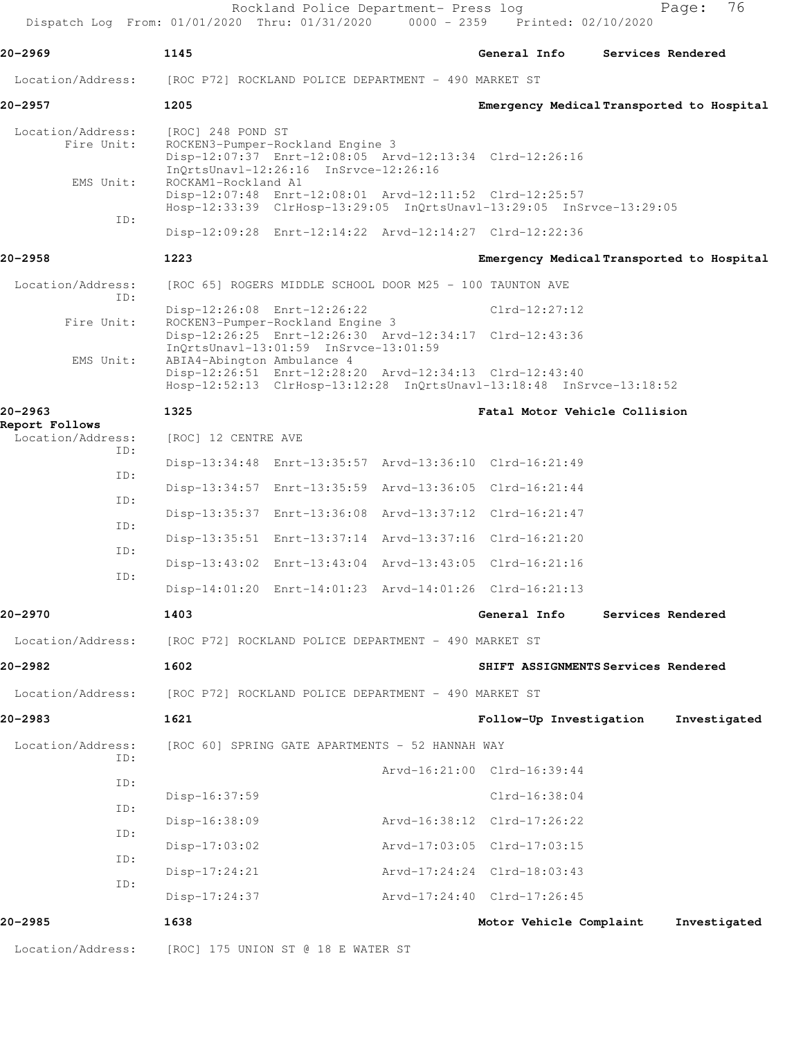**20-2969** 1145 General Info Services Rendered

Location/Address: [ROC P72] ROCKLAND POLICE DEPARTMENT - 490 MARKET ST

**20-2957** 1205 Emergency Medical Transported to Hospital

Location/Address: [ROC] 248 POND ST
Fire Unit: ROCKEN3-Pumper-Rockland Engine 3
Disp-12:07:37 Enrt-12:08:05 Arvd-12:13:34 Clrd-12:26:16
InQrtsUnavl-12:26:16 InSrvce-12:26:16
EMS Unit: ROCKAM1-Rockland A1
Disp-12:07:48 Enrt-12:08:01 Arvd-12:11:52 Clrd-12:25:57
Hosp-12:33:39 ClrHosp-13:29:05 InQrtsUnavl-13:29:05 InSrvce-13:29:05
ID:
Disp-12:09:28 Enrt-12:14:22 Arvd-12:14:27 Clrd-12:22:36

**20-2958** 1223 Emergency Medical Transported to Hospital

Location/Address: [ROC 65] ROGERS MIDDLE SCHOOL DOOR M25 - 100 TAUNTON AVE
ID:
Disp-12:26:08 Enrt-12:26:22 Clrd-12:27:12
Fire Unit: ROCKEN3-Pumper-Rockland Engine 3
Disp-12:26:25 Enrt-12:26:30 Arvd-12:34:17 Clrd-12:43:36
InQrtsUnavl-13:01:59 InSrvce-13:01:59
EMS Unit: ABIA4-Abington Ambulance 4
Disp-12:26:51 Enrt-12:28:20 Arvd-12:34:13 Clrd-12:43:40
Hosp-12:52:13 ClrHosp-13:12:28 InQrtsUnavl-13:18:48 InSrvce-13:18:52

**20-2963** 1325 Fatal Motor Vehicle Collision
**Report Follows**
Location/Address: [ROC] 12 CENTRE AVE
ID:
Disp-13:34:48 Enrt-13:35:57 Arvd-13:36:10 Clrd-16:21:49
ID:
Disp-13:34:57 Enrt-13:35:59 Arvd-13:36:05 Clrd-16:21:44
ID:
Disp-13:35:37 Enrt-13:36:08 Arvd-13:37:12 Clrd-16:21:47
ID:
Disp-13:35:51 Enrt-13:37:14 Arvd-13:37:16 Clrd-16:21:20
ID:
Disp-13:43:02 Enrt-13:43:04 Arvd-13:43:05 Clrd-16:21:16
ID:
Disp-14:01:20 Enrt-14:01:23 Arvd-14:01:26 Clrd-16:21:13

**20-2970** 1403 General Info Services Rendered

Location/Address: [ROC P72] ROCKLAND POLICE DEPARTMENT - 490 MARKET ST

**20-2982** 1602 SHIFT ASSIGNMENTS Services Rendered

Location/Address: [ROC P72] ROCKLAND POLICE DEPARTMENT - 490 MARKET ST

**20-2983** 1621 Follow-Up Investigation Investigated

Location/Address: [ROC 60] SPRING GATE APARTMENTS - 52 HANNAH WAY
ID:
Arvd-16:21:00 Clrd-16:39:44
ID:
Disp-16:37:59 Clrd-16:38:04
ID:
Disp-16:38:09 Arvd-16:38:12 Clrd-17:26:22
ID:
Disp-17:03:02 Arvd-17:03:05 Clrd-17:03:15
ID:
Disp-17:24:21 Arvd-17:24:24 Clrd-18:03:43
ID:
Disp-17:24:37 Arvd-17:24:40 Clrd-17:26:45

**20-2985** 1638 Motor Vehicle Complaint Investigated

Location/Address: [ROC] 175 UNION ST @ 18 E WATER ST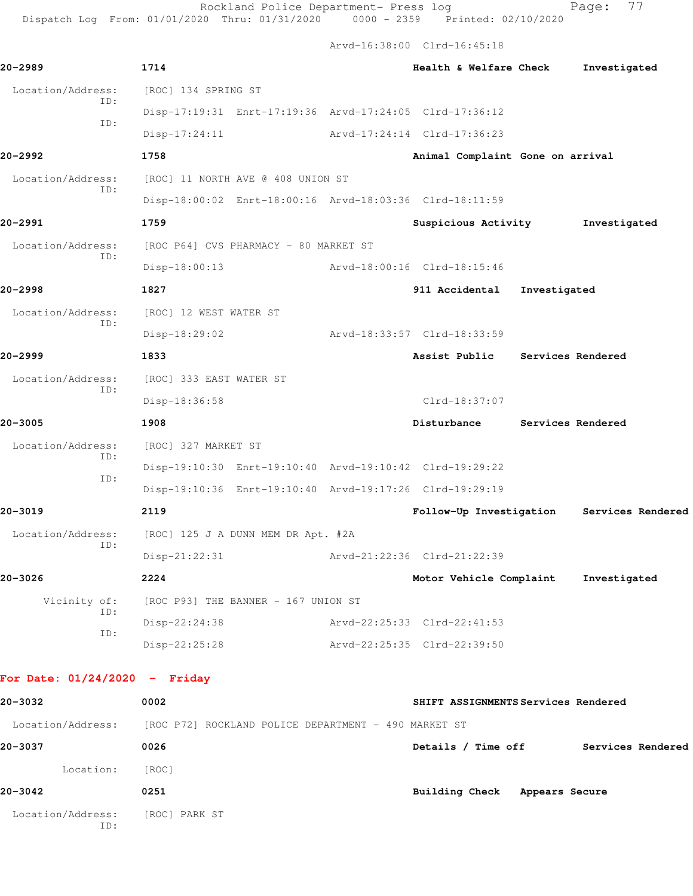Arvd-16:38:00 Clrd-16:45:18

**20-2989** **1714** **Health & Welfare Check** **Investigated**

Location/Address: [ROC] 134 SPRING ST
ID: Disp-17:19:31 Enrt-17:19:36 Arvd-17:24:05 Clrd-17:36:12
ID: Disp-17:24:11 Arvd-17:24:14 Clrd-17:36:23

**20-2992** **1758** **Animal Complaint** **Gone on arrival**

Location/Address: [ROC] 11 NORTH AVE @ 408 UNION ST
ID: Disp-18:00:02 Enrt-18:00:16 Arvd-18:03:36 Clrd-18:11:59

**20-2991** **1759** **Suspicious Activity** **Investigated**

Location/Address: [ROC P64] CVS PHARMACY - 80 MARKET ST
ID: Disp-18:00:13 Arvd-18:00:16 Clrd-18:15:46

**20-2998** **1827** **911 Accidental** **Investigated**

Location/Address: [ROC] 12 WEST WATER ST
ID: Disp-18:29:02 Arvd-18:33:57 Clrd-18:33:59

**20-2999** **1833** **Assist Public** **Services Rendered**

Location/Address: [ROC] 333 EAST WATER ST
ID: Disp-18:36:58 Clrd-18:37:07

**20-3005** **1908** **Disturbance** **Services Rendered**

Location/Address: [ROC] 327 MARKET ST
ID: Disp-19:10:30 Enrt-19:10:40 Arvd-19:10:42 Clrd-19:29:22
ID: Disp-19:10:36 Enrt-19:10:40 Arvd-19:17:26 Clrd-19:29:19

**20-3019** **2119** **Follow-Up Investigation** **Services Rendered**

Location/Address: [ROC] 125 J A DUNN MEM DR Apt. #2A
ID: Disp-21:22:31 Arvd-21:22:36 Clrd-21:22:39

**20-3026** **2224** **Motor Vehicle Complaint** **Investigated**

Vicinity of: [ROC P93] THE BANNER - 167 UNION ST
ID: Disp-22:24:38 Arvd-22:25:33 Clrd-22:41:53
ID: Disp-22:25:28 Arvd-22:25:35 Clrd-22:39:50

## For Date: 01/24/2020 - Friday

**20-3032** **0002** **SHIFT ASSIGNMENTS** **Services Rendered**

Location/Address: [ROC P72] ROCKLAND POLICE DEPARTMENT - 490 MARKET ST

**20-3037** **0026** **Details / Time off** **Services Rendered**

Location: [ROC]

**20-3042** **0251** **Building Check** **Appears Secure**

Location/Address: [ROC] PARK ST
ID: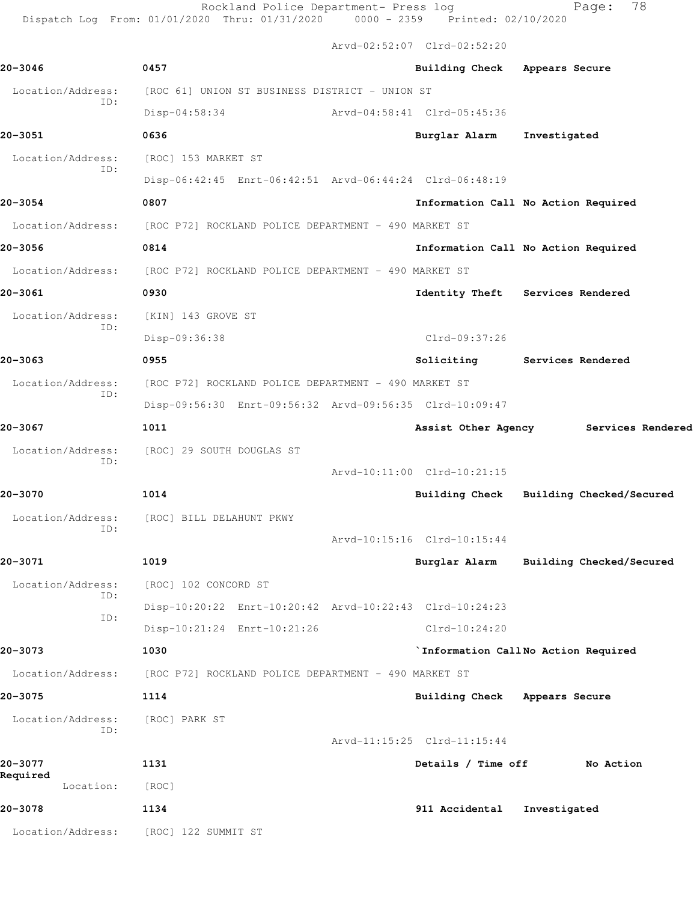Arvd-02:52:07 Clrd-02:52:20

**20-3046** 0457 Building Check Appears Secure

Location/Address: [ROC 61] UNION ST BUSINESS DISTRICT - UNION ST
ID:
Disp-04:58:34 Arvd-04:58:41 Clrd-05:45:36

**20-3051** 0636 Burglar Alarm Investigated

Location/Address: [ROC] 153 MARKET ST
ID:
Disp-06:42:45 Enrt-06:42:51 Arvd-06:44:24 Clrd-06:48:19

**20-3054** 0807 Information Call No Action Required

Location/Address: [ROC P72] ROCKLAND POLICE DEPARTMENT - 490 MARKET ST

**20-3056** 0814 Information Call No Action Required

Location/Address: [ROC P72] ROCKLAND POLICE DEPARTMENT - 490 MARKET ST

**20-3061** 0930 Identity Theft Services Rendered

Location/Address: [KIN] 143 GROVE ST
ID:
Disp-09:36:38 Clrd-09:37:26

**20-3063** 0955 Soliciting Services Rendered

Location/Address: [ROC P72] ROCKLAND POLICE DEPARTMENT - 490 MARKET ST
ID:
Disp-09:56:30 Enrt-09:56:32 Arvd-09:56:35 Clrd-10:09:47

**20-3067** 1011 Assist Other Agency Services Rendered

Location/Address: [ROC] 29 SOUTH DOUGLAS ST
ID:
Arvd-10:11:00 Clrd-10:21:15

**20-3070** 1014 Building Check Building Checked/Secured

Location/Address: [ROC] BILL DELAHUNT PKWY
ID:
Arvd-10:15:16 Clrd-10:15:44

**20-3071** 1019 Burglar Alarm Building Checked/Secured

Location/Address: [ROC] 102 CONCORD ST
ID:
Disp-10:20:22 Enrt-10:20:42 Arvd-10:22:43 Clrd-10:24:23
ID:
Disp-10:21:24 Enrt-10:21:26 Clrd-10:24:20

**20-3073** 1030 `Information Call No Action Required

Location/Address: [ROC P72] ROCKLAND POLICE DEPARTMENT - 490 MARKET ST

**20-3075** 1114 Building Check Appears Secure

Location/Address: [ROC] PARK ST
ID:
Arvd-11:15:25 Clrd-11:15:44

**20-3077** 1131 Details / Time off No Action Required

Location: [ROC]

**20-3078** 1134 911 Accidental Investigated

Location/Address: [ROC] 122 SUMMIT ST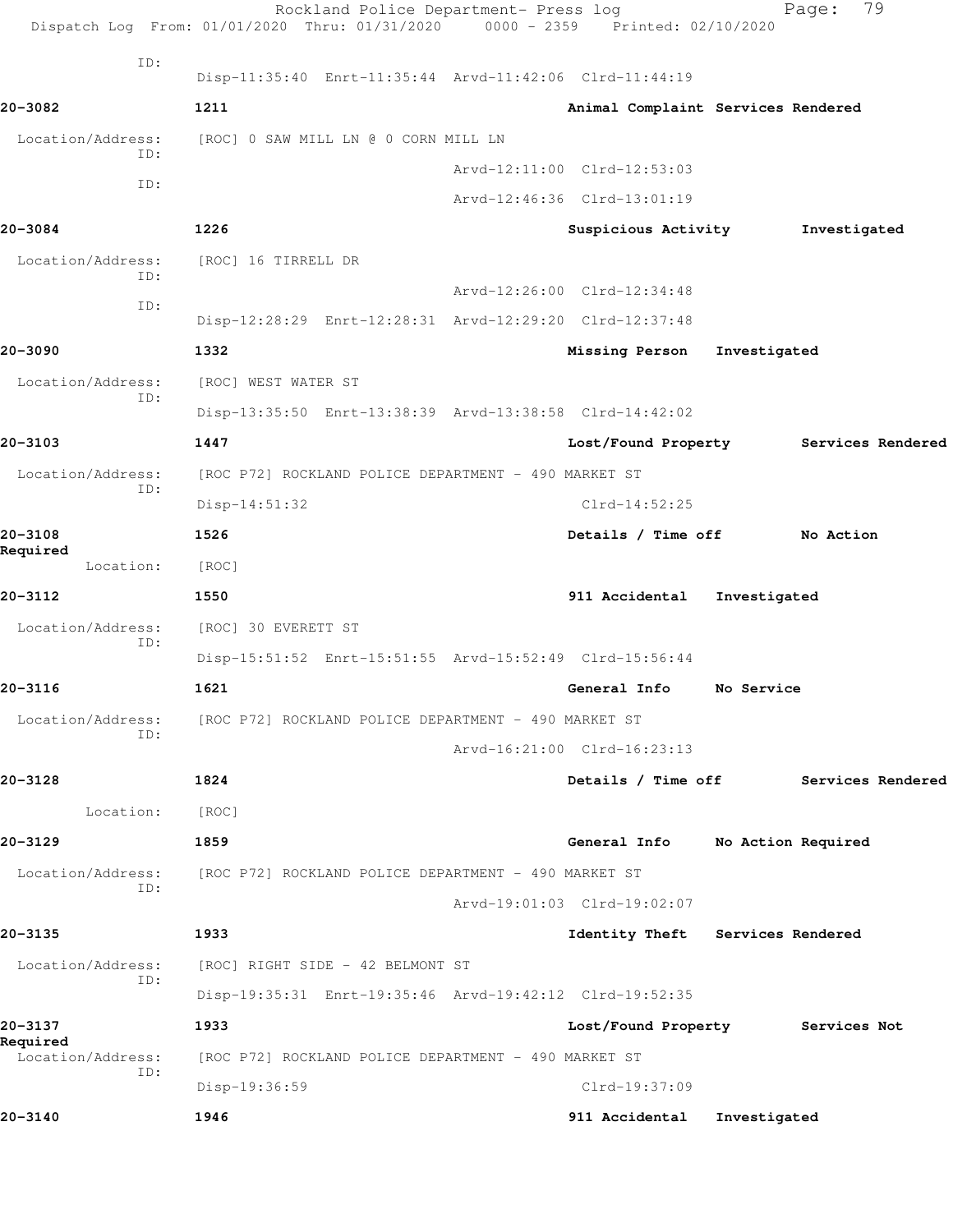ID:
Disp-11:35:40 Enrt-11:35:44 Arvd-11:42:06 Clrd-11:44:19

**20-3082** **1211** **Animal Complaint Services Rendered**

Location/Address: [ROC] 0 SAW MILL LN @ 0 CORN MILL LN
ID:
Arvd-12:11:00 Clrd-12:53:03
ID:
Arvd-12:46:36 Clrd-13:01:19

**20-3084** **1226** **Suspicious Activity Investigated**

Location/Address: [ROC] 16 TIRRELL DR
ID:
Arvd-12:26:00 Clrd-12:34:48
ID:
Disp-12:28:29 Enrt-12:28:31 Arvd-12:29:20 Clrd-12:37:48

**20-3090** **1332** **Missing Person Investigated**

Location/Address: [ROC] WEST WATER ST
ID:
Disp-13:35:50 Enrt-13:38:39 Arvd-13:38:58 Clrd-14:42:02

**20-3103** **1447** **Lost/Found Property Services Rendered**

Location/Address: [ROC P72] ROCKLAND POLICE DEPARTMENT - 490 MARKET ST
ID:
Disp-14:51:32 Clrd-14:52:25

**20-3108** **1526** **Details / Time off No Action Required**

Location: [ROC]

**20-3112** **1550** **911 Accidental Investigated**

Location/Address: [ROC] 30 EVERETT ST
ID:
Disp-15:51:52 Enrt-15:51:55 Arvd-15:52:49 Clrd-15:56:44

**20-3116** **1621** **General Info No Service**

Location/Address: [ROC P72] ROCKLAND POLICE DEPARTMENT - 490 MARKET ST
ID:
Arvd-16:21:00 Clrd-16:23:13

**20-3128** **1824** **Details / Time off Services Rendered**

Location: [ROC]

**20-3129** **1859** **General Info No Action Required**

Location/Address: [ROC P72] ROCKLAND POLICE DEPARTMENT - 490 MARKET ST
ID:
Arvd-19:01:03 Clrd-19:02:07

**20-3135** **1933** **Identity Theft Services Rendered**

Location/Address: [ROC] RIGHT SIDE - 42 BELMONT ST
ID:
Disp-19:35:31 Enrt-19:35:46 Arvd-19:42:12 Clrd-19:52:35

**20-3137** **1933** **Lost/Found Property Services Not Required**

Location/Address: [ROC P72] ROCKLAND POLICE DEPARTMENT - 490 MARKET ST
ID:
Disp-19:36:59 Clrd-19:37:09

**20-3140** **1946** **911 Accidental Investigated**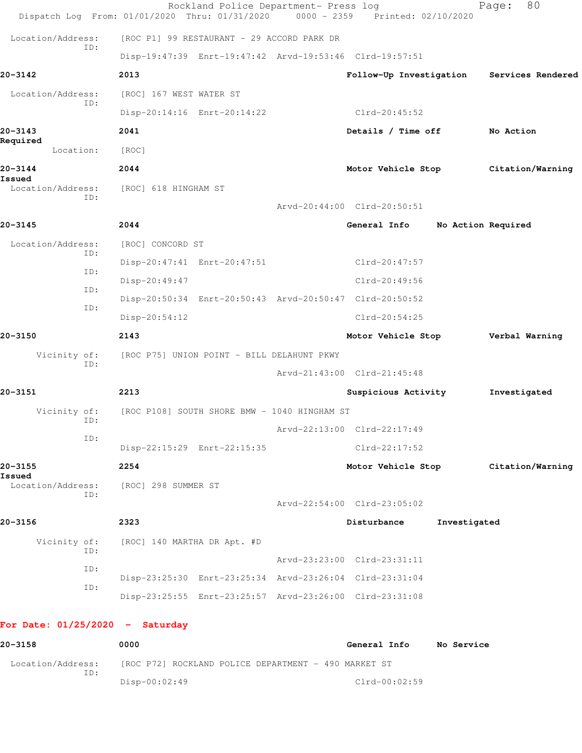Location/Address: [ROC P1] 99 RESTAURANT - 29 ACCORD PARK DR
ID:
Disp-19:47:39 Enrt-19:47:42 Arvd-19:53:46 Clrd-19:57:51

**20-3142** 2013 **Follow-Up Investigation** **Services Rendered**

Location/Address: [ROC] 167 WEST WATER ST
ID:
Disp-20:14:16 Enrt-20:14:22 Clrd-20:45:52

**20-3143** 2041 **Details / Time off** **No Action Required**

Location: [ROC]

**20-3144** 2044 **Motor Vehicle Stop** **Citation/Warning Issued**

Location/Address: [ROC] 618 HINGHAM ST
ID:
Arvd-20:44:00 Clrd-20:50:51

**20-3145** 2044 **General Info** **No Action Required**

Location/Address: [ROC] CONCORD ST
ID:
Disp-20:47:41 Enrt-20:47:51 Clrd-20:47:57
ID:
Disp-20:49:47 Clrd-20:49:56
ID:
Disp-20:50:34 Enrt-20:50:43 Arvd-20:50:47 Clrd-20:50:52
ID:
Disp-20:54:12 Clrd-20:54:25

**20-3150** 2143 **Motor Vehicle Stop** **Verbal Warning**

Vicinity of: [ROC P75] UNION POINT - BILL DELAHUNT PKWY
ID:
Arvd-21:43:00 Clrd-21:45:48

**20-3151** 2213 **Suspicious Activity** **Investigated**

Vicinity of: [ROC P108] SOUTH SHORE BMW - 1040 HINGHAM ST
ID:
Arvd-22:13:00 Clrd-22:17:49
ID:
Disp-22:15:29 Enrt-22:15:35 Clrd-22:17:52

**20-3155** 2254 **Motor Vehicle Stop** **Citation/Warning Issued**

Location/Address: [ROC] 298 SUMMER ST
ID:
Arvd-22:54:00 Clrd-23:05:02

**20-3156** 2323 **Disturbance** **Investigated**

Vicinity of: [ROC] 140 MARTHA DR Apt. #D
ID:
Arvd-23:23:00 Clrd-23:31:11
ID:
Disp-23:25:30 Enrt-23:25:34 Arvd-23:26:04 Clrd-23:31:04
ID:
Disp-23:25:55 Enrt-23:25:57 Arvd-23:26:00 Clrd-23:31:08

## For Date: 01/25/2020 - Saturday

**20-3158** 0000 **General Info** **No Service**

Location/Address: [ROC P72] ROCKLAND POLICE DEPARTMENT - 490 MARKET ST
ID:
Disp-00:02:49 Clrd-00:02:59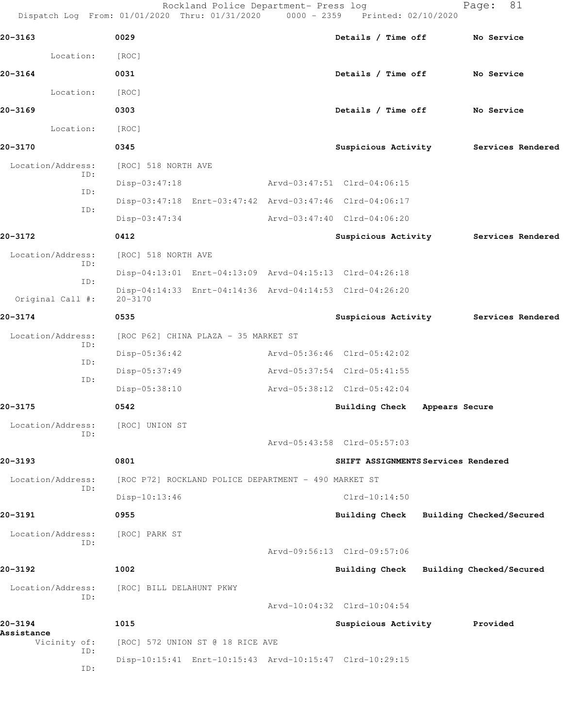Dispatch Log From: 01/01/2020 Thru: 01/31/2020 0000 - 2359 Printed: 02/10/2020

**20-3163** 0029 Details / Time off No Service

Location: [ROC]

**20-3164** 0031 Details / Time off No Service

Location: [ROC]

**20-3169** 0303 Details / Time off No Service

Location: [ROC]

**20-3170** 0345 Suspicious Activity Services Rendered

Location/Address: [ROC] 518 NORTH AVE

ID: Disp-03:47:18 Arvd-03:47:51 Clrd-04:06:15

ID: Disp-03:47:18 Enrt-03:47:42 Arvd-03:47:46 Clrd-04:06:17

ID: Disp-03:47:34 Arvd-03:47:40 Clrd-04:06:20

**20-3172** 0412 Suspicious Activity Services Rendered

Location/Address: [ROC] 518 NORTH AVE

ID: Disp-04:13:01 Enrt-04:13:09 Arvd-04:15:13 Clrd-04:26:18

ID: Disp-04:14:33 Enrt-04:14:36 Arvd-04:14:53 Clrd-04:26:20

Original Call #: 20-3170

**20-3174** 0535 Suspicious Activity Services Rendered

Location/Address: [ROC P62] CHINA PLAZA - 35 MARKET ST

ID: Disp-05:36:42 Arvd-05:36:46 Clrd-05:42:02

ID: Disp-05:37:49 Arvd-05:37:54 Clrd-05:41:55

ID: Disp-05:38:10 Arvd-05:38:12 Clrd-05:42:04

**20-3175** 0542 Building Check Appears Secure

Location/Address: [ROC] UNION ST

ID: Arvd-05:43:58 Clrd-05:57:03

**20-3193** 0801 SHIFT ASSIGNMENTS Services Rendered

Location/Address: [ROC P72] ROCKLAND POLICE DEPARTMENT - 490 MARKET ST

ID: Disp-10:13:46 Clrd-10:14:50

**20-3191** 0955 Building Check Building Checked/Secured

Location/Address: [ROC] PARK ST

ID: Arvd-09:56:13 Clrd-09:57:06

**20-3192** 1002 Building Check Building Checked/Secured

Location/Address: [ROC] BILL DELAHUNT PKWY

ID: Arvd-10:04:32 Clrd-10:04:54

**20-3194** 1015 Suspicious Activity Provided Assistance

Vicinity of: [ROC] 572 UNION ST @ 18 RICE AVE

ID: Disp-10:15:41 Enrt-10:15:43 Arvd-10:15:47 Clrd-10:29:15

ID: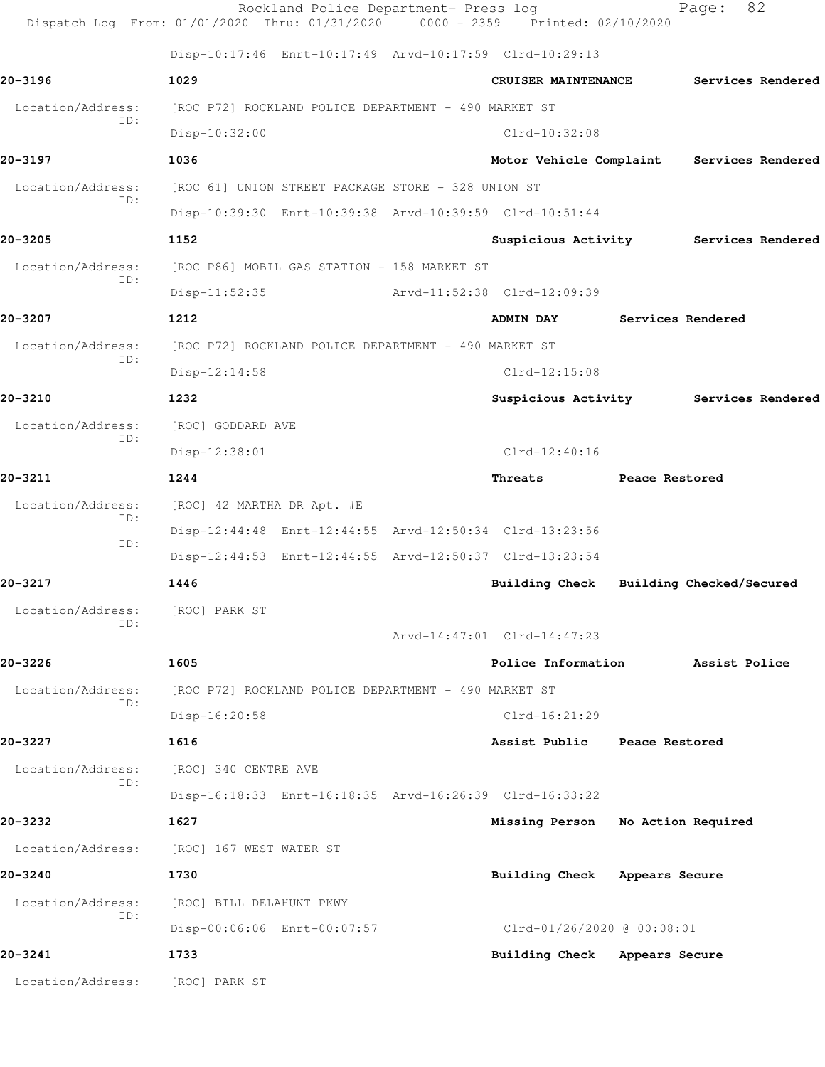Disp-10:17:46 Enrt-10:17:49 Arvd-10:17:59 Clrd-10:29:13

**20-3196** **1029** **CRUISER MAINTENANCE** **Services Rendered**

Location/Address: [ROC P72] ROCKLAND POLICE DEPARTMENT - 490 MARKET ST
ID: Disp-10:32:00 Clrd-10:32:08

**20-3197** **1036** **Motor Vehicle Complaint** **Services Rendered**

Location/Address: [ROC 61] UNION STREET PACKAGE STORE - 328 UNION ST
ID: Disp-10:39:30 Enrt-10:39:38 Arvd-10:39:59 Clrd-10:51:44

**20-3205** **1152** **Suspicious Activity** **Services Rendered**

Location/Address: [ROC P86] MOBIL GAS STATION - 158 MARKET ST
ID: Disp-11:52:35 Arvd-11:52:38 Clrd-12:09:39

**20-3207** **1212** **ADMIN DAY** **Services Rendered**

Location/Address: [ROC P72] ROCKLAND POLICE DEPARTMENT - 490 MARKET ST
ID: Disp-12:14:58 Clrd-12:15:08

**20-3210** **1232** **Suspicious Activity** **Services Rendered**

Location/Address: [ROC] GODDARD AVE
ID: Disp-12:38:01 Clrd-12:40:16

**20-3211** **1244** **Threats** **Peace Restored**

Location/Address: [ROC] 42 MARTHA DR Apt. #E
ID: Disp-12:44:48 Enrt-12:44:55 Arvd-12:50:34 Clrd-13:23:56
ID: Disp-12:44:53 Enrt-12:44:55 Arvd-12:50:37 Clrd-13:23:54

**20-3217** **1446** **Building Check** **Building Checked/Secured**

Location/Address: [ROC] PARK ST
ID: Arvd-14:47:01 Clrd-14:47:23

**20-3226** **1605** **Police Information** **Assist Police**

Location/Address: [ROC P72] ROCKLAND POLICE DEPARTMENT - 490 MARKET ST
ID: Disp-16:20:58 Clrd-16:21:29

**20-3227** **1616** **Assist Public** **Peace Restored**

Location/Address: [ROC] 340 CENTRE AVE
ID: Disp-16:18:33 Enrt-16:18:35 Arvd-16:26:39 Clrd-16:33:22

**20-3232** **1627** **Missing Person** **No Action Required**

Location/Address: [ROC] 167 WEST WATER ST

**20-3240** **1730** **Building Check** **Appears Secure**

Location/Address: [ROC] BILL DELAHUNT PKWY
ID: Disp-00:06:06 Enrt-00:07:57 Clrd-01/26/2020 @ 00:08:01

**20-3241** **1733** **Building Check** **Appears Secure**

Location/Address: [ROC] PARK ST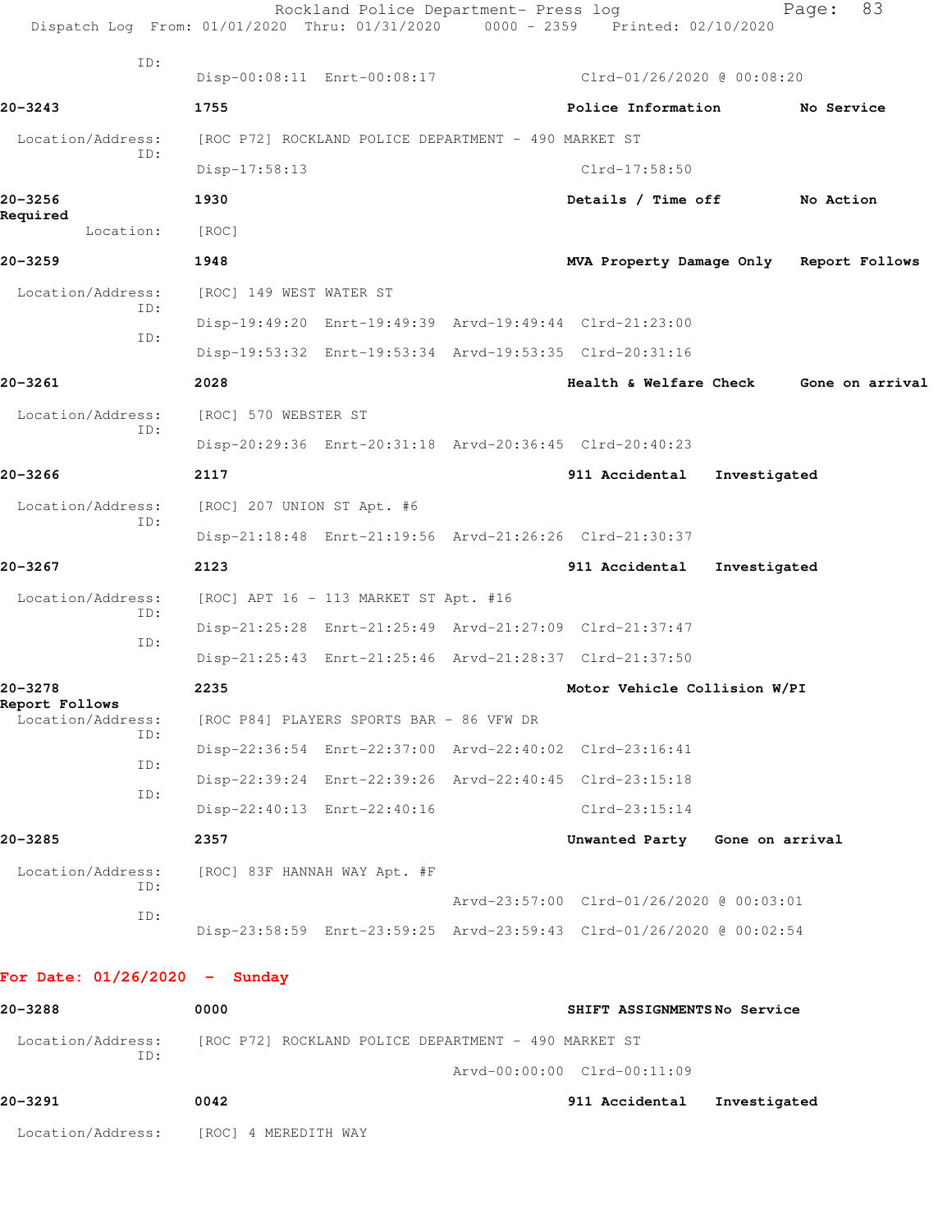ID:
Disp-00:08:11 Enrt-00:08:17 Clrd-01/26/2020 @ 00:08:20

**20-3243** **1755** **Police Information** **No Service**

Location/Address: [ROC P72] ROCKLAND POLICE DEPARTMENT - 490 MARKET ST
ID:
Disp-17:58:13 Clrd-17:58:50

**20-3256** **1930** **Details / Time off** **No Action Required**

Location: [ROC]

**20-3259** **1948** **MVA Property Damage Only** **Report Follows**

Location/Address: [ROC] 149 WEST WATER ST
ID:
Disp-19:49:20 Enrt-19:49:39 Arvd-19:49:44 Clrd-21:23:00
ID:
Disp-19:53:32 Enrt-19:53:34 Arvd-19:53:35 Clrd-20:31:16

**20-3261** **2028** **Health & Welfare Check** **Gone on arrival**

Location/Address: [ROC] 570 WEBSTER ST
ID:
Disp-20:29:36 Enrt-20:31:18 Arvd-20:36:45 Clrd-20:40:23

**20-3266** **2117** **911 Accidental** **Investigated**

Location/Address: [ROC] 207 UNION ST Apt. #6
ID:
Disp-21:18:48 Enrt-21:19:56 Arvd-21:26:26 Clrd-21:30:37

**20-3267** **2123** **911 Accidental** **Investigated**

Location/Address: [ROC] APT 16 - 113 MARKET ST Apt. #16
ID:
Disp-21:25:28 Enrt-21:25:49 Arvd-21:27:09 Clrd-21:37:47
ID:
Disp-21:25:43 Enrt-21:25:46 Arvd-21:28:37 Clrd-21:37:50

**20-3278** **2235** **Motor Vehicle Collision W/PI** **Report Follows**

Location/Address: [ROC P84] PLAYERS SPORTS BAR - 86 VFW DR
ID:
Disp-22:36:54 Enrt-22:37:00 Arvd-22:40:02 Clrd-23:16:41
ID:
Disp-22:39:24 Enrt-22:39:26 Arvd-22:40:45 Clrd-23:15:18
ID:
Disp-22:40:13 Enrt-22:40:16 Clrd-23:15:14

**20-3285** **2357** **Unwanted Party** **Gone on arrival**

Location/Address: [ROC] 83F HANNAH WAY Apt. #F
ID:
Arvd-23:57:00 Clrd-01/26/2020 @ 00:03:01
ID:
Disp-23:58:59 Enrt-23:59:25 Arvd-23:59:43 Clrd-01/26/2020 @ 00:02:54

## For Date: 01/26/2020 - Sunday

**20-3288** **0000** **SHIFT ASSIGNMENTS** **No Service**

Location/Address: [ROC P72] ROCKLAND POLICE DEPARTMENT - 490 MARKET ST
ID:
Arvd-00:00:00 Clrd-00:11:09

**20-3291** **0042** **911 Accidental** **Investigated**

Location/Address: [ROC] 4 MEREDITH WAY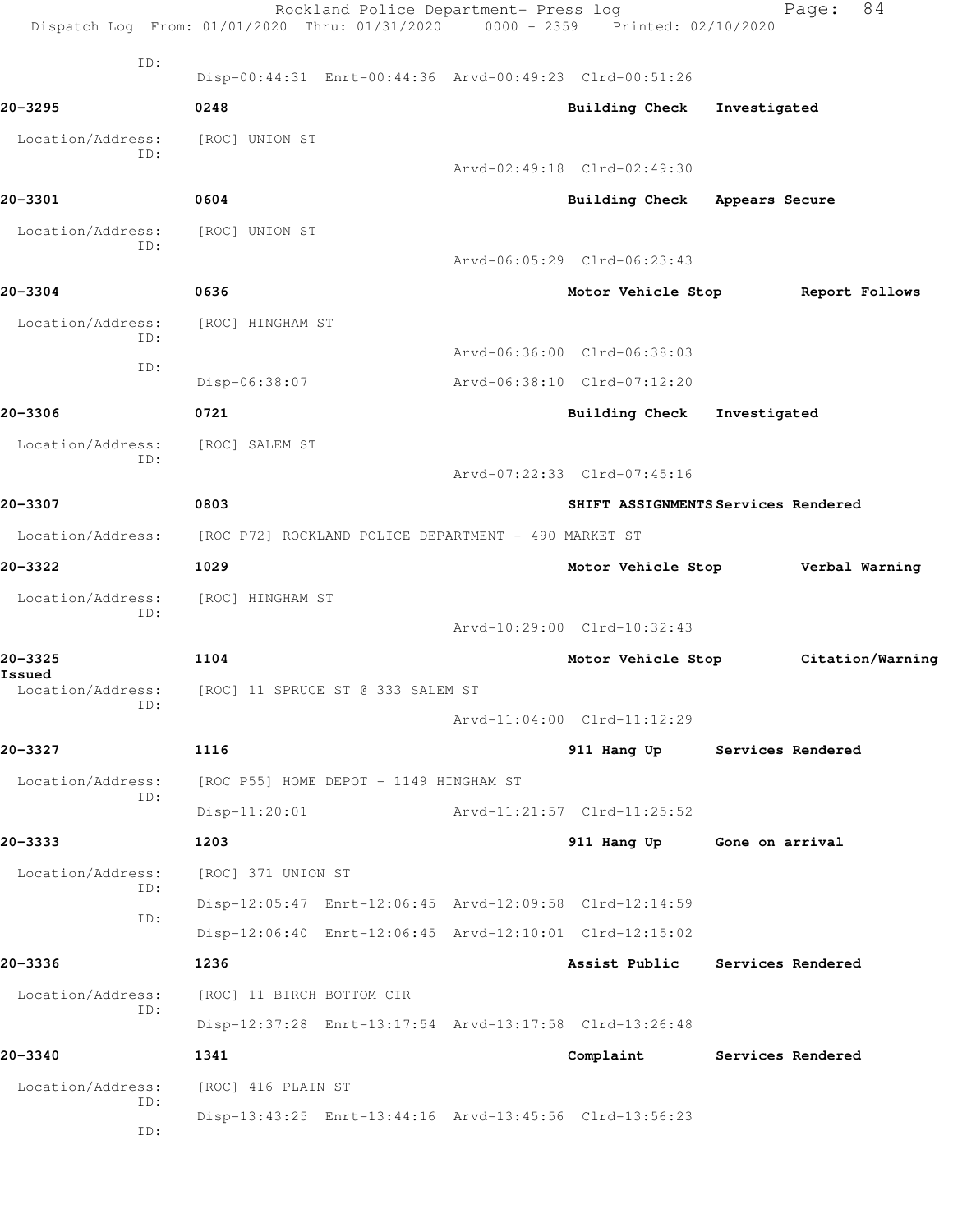ID:
Disp-00:44:31 Enrt-00:44:36 Arvd-00:49:23 Clrd-00:51:26

**20-3295** 0248 **Building Check Investigated**

Location/Address: [ROC] UNION ST
ID:
Arvd-02:49:18 Clrd-02:49:30

**20-3301** 0604 **Building Check Appears Secure**

Location/Address: [ROC] UNION ST
ID:
Arvd-06:05:29 Clrd-06:23:43

**20-3304** 0636 **Motor Vehicle Stop Report Follows**

Location/Address: [ROC] HINGHAM ST
ID:
Arvd-06:36:00 Clrd-06:38:03
ID:
Disp-06:38:07 Arvd-06:38:10 Clrd-07:12:20

**20-3306** 0721 **Building Check Investigated**

Location/Address: [ROC] SALEM ST
ID:
Arvd-07:22:33 Clrd-07:45:16

**20-3307** 0803 **SHIFT ASSIGNMENTS Services Rendered**

Location/Address: [ROC P72] ROCKLAND POLICE DEPARTMENT - 490 MARKET ST

**20-3322** 1029 **Motor Vehicle Stop Verbal Warning**

Location/Address: [ROC] HINGHAM ST
ID:
Arvd-10:29:00 Clrd-10:32:43

**20-3325** 1104 **Motor Vehicle Stop Citation/Warning Issued**

Location/Address: [ROC] 11 SPRUCE ST @ 333 SALEM ST
ID:
Arvd-11:04:00 Clrd-11:12:29

**20-3327** 1116 **911 Hang Up Services Rendered**

Location/Address: [ROC P55] HOME DEPOT - 1149 HINGHAM ST
ID:
Disp-11:20:01 Arvd-11:21:57 Clrd-11:25:52

**20-3333** 1203 **911 Hang Up Gone on arrival**

Location/Address: [ROC] 371 UNION ST
ID:
Disp-12:05:47 Enrt-12:06:45 Arvd-12:09:58 Clrd-12:14:59
ID:
Disp-12:06:40 Enrt-12:06:45 Arvd-12:10:01 Clrd-12:15:02

**20-3336** 1236 **Assist Public Services Rendered**

Location/Address: [ROC] 11 BIRCH BOTTOM CIR
ID:
Disp-12:37:28 Enrt-13:17:54 Arvd-13:17:58 Clrd-13:26:48

**20-3340** 1341 **Complaint Services Rendered**

Location/Address: [ROC] 416 PLAIN ST
ID:
Disp-13:43:25 Enrt-13:44:16 Arvd-13:45:56 Clrd-13:56:23
ID: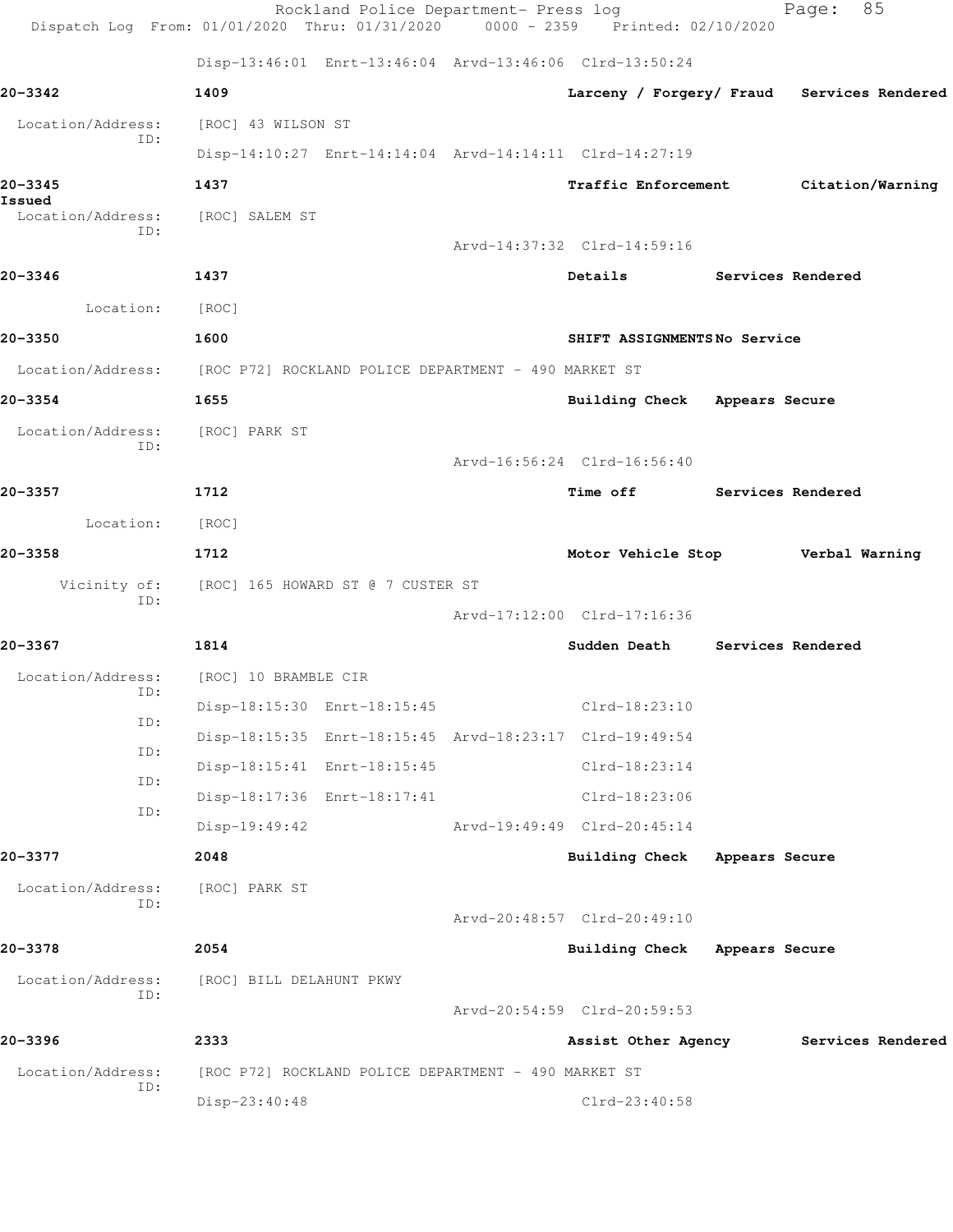Disp-13:46:01 Enrt-13:46:04 Arvd-13:46:06 Clrd-13:50:24

**20-3342** **1409** **Larceny / Forgery/ Fraud** **Services Rendered**

Location/Address: [ROC] 43 WILSON ST
ID:
Disp-14:10:27 Enrt-14:14:04 Arvd-14:14:11 Clrd-14:27:19

**20-3345** **1437** **Traffic Enforcement** **Citation/Warning Issued**

Location/Address: [ROC] SALEM ST
ID:
Arvd-14:37:32 Clrd-14:59:16

**20-3346** **1437** **Details** **Services Rendered**

Location: [ROC]

**20-3350** **1600** **SHIFT ASSIGNMENTS** **No Service**

Location/Address: [ROC P72] ROCKLAND POLICE DEPARTMENT - 490 MARKET ST

**20-3354** **1655** **Building Check** **Appears Secure**

Location/Address: [ROC] PARK ST
ID:
Arvd-16:56:24 Clrd-16:56:40

**20-3357** **1712** **Time off** **Services Rendered**

Location: [ROC]

**20-3358** **1712** **Motor Vehicle Stop** **Verbal Warning**

Vicinity of: [ROC] 165 HOWARD ST @ 7 CUSTER ST
ID:
Arvd-17:12:00 Clrd-17:16:36

**20-3367** **1814** **Sudden Death** **Services Rendered**

Location/Address: [ROC] 10 BRAMBLE CIR
ID:
Disp-18:15:30 Enrt-18:15:45 Clrd-18:23:10
ID:
Disp-18:15:35 Enrt-18:15:45 Arvd-18:23:17 Clrd-19:49:54
ID:
Disp-18:15:41 Enrt-18:15:45 Clrd-18:23:14
ID:
Disp-18:17:36 Enrt-18:17:41 Clrd-18:23:06
ID:
Disp-19:49:42 Arvd-19:49:49 Clrd-20:45:14

**20-3377** **2048** **Building Check** **Appears Secure**

Location/Address: [ROC] PARK ST
ID:
Arvd-20:48:57 Clrd-20:49:10

**20-3378** **2054** **Building Check** **Appears Secure**

Location/Address: [ROC] BILL DELAHUNT PKWY
ID:
Arvd-20:54:59 Clrd-20:59:53

**20-3396** **2333** **Assist Other Agency** **Services Rendered**

Location/Address: [ROC P72] ROCKLAND POLICE DEPARTMENT - 490 MARKET ST
ID:
Disp-23:40:48 Clrd-23:40:58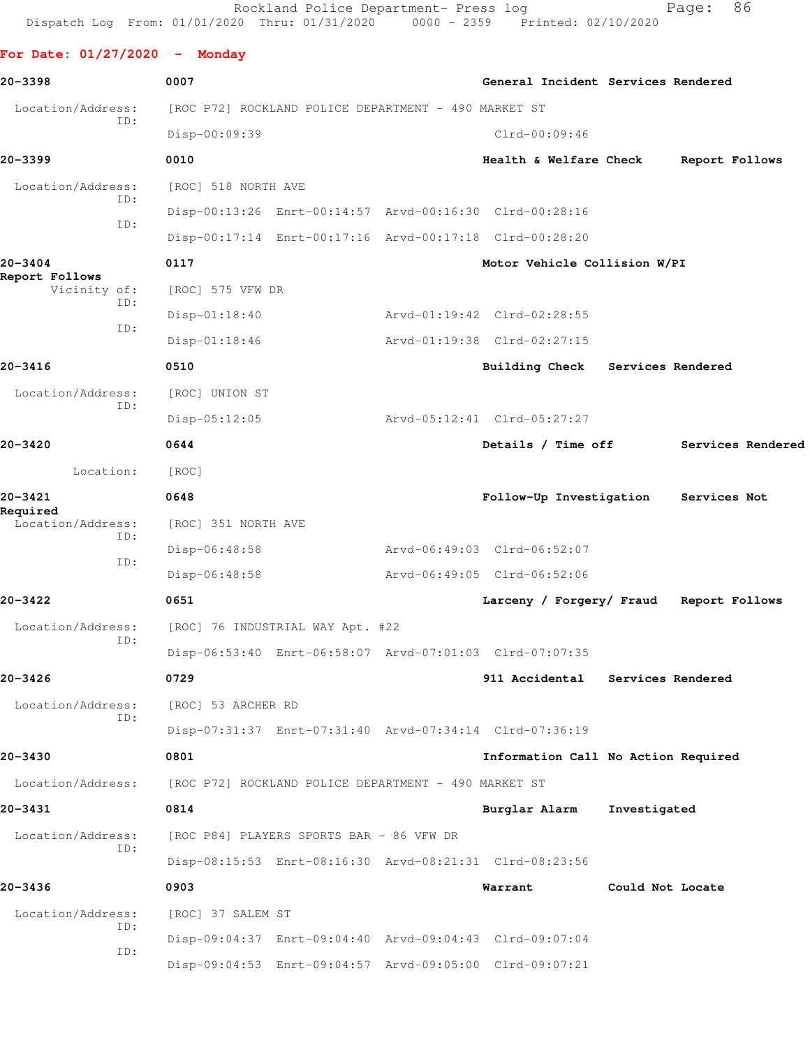**For Date: 01/27/2020 - Monday**

**20-3398** 0007 General Incident Services Rendered

Location/Address: [ROC P72] ROCKLAND POLICE DEPARTMENT - 490 MARKET ST
ID:
Disp-00:09:39 Clrd-00:09:46

**20-3399** 0010 Health & Welfare Check Report Follows

Location/Address: [ROC] 518 NORTH AVE
ID:
Disp-00:13:26 Enrt-00:14:57 Arvd-00:16:30 Clrd-00:28:16
ID:
Disp-00:17:14 Enrt-00:17:16 Arvd-00:17:18 Clrd-00:28:20

**20-3404** 0117 Motor Vehicle Collision W/PI Report Follows

Vicinity of: [ROC] 575 VFW DR
ID:
Disp-01:18:40 Arvd-01:19:42 Clrd-02:28:55
ID:
Disp-01:18:46 Arvd-01:19:38 Clrd-02:27:15

**20-3416** 0510 Building Check Services Rendered

Location/Address: [ROC] UNION ST
ID:
Disp-05:12:05 Arvd-05:12:41 Clrd-05:27:27

**20-3420** 0644 Details / Time off Services Rendered

Location: [ROC]

**20-3421** 0648 Follow-Up Investigation Services Not Required

Location/Address: [ROC] 351 NORTH AVE
ID:
Disp-06:48:58 Arvd-06:49:03 Clrd-06:52:07
ID:
Disp-06:48:58 Arvd-06:49:05 Clrd-06:52:06

**20-3422** 0651 Larceny / Forgery/ Fraud Report Follows

Location/Address: [ROC] 76 INDUSTRIAL WAY Apt. #22
ID:
Disp-06:53:40 Enrt-06:58:07 Arvd-07:01:03 Clrd-07:07:35

**20-3426** 0729 911 Accidental Services Rendered

Location/Address: [ROC] 53 ARCHER RD
ID:
Disp-07:31:37 Enrt-07:31:40 Arvd-07:34:14 Clrd-07:36:19

**20-3430** 0801 Information Call No Action Required

Location/Address: [ROC P72] ROCKLAND POLICE DEPARTMENT - 490 MARKET ST

**20-3431** 0814 Burglar Alarm Investigated

Location/Address: [ROC P84] PLAYERS SPORTS BAR - 86 VFW DR
ID:
Disp-08:15:53 Enrt-08:16:30 Arvd-08:21:31 Clrd-08:23:56

**20-3436** 0903 Warrant Could Not Locate

Location/Address: [ROC] 37 SALEM ST
ID:
Disp-09:04:37 Enrt-09:04:40 Arvd-09:04:43 Clrd-09:07:04
ID:
Disp-09:04:53 Enrt-09:04:57 Arvd-09:05:00 Clrd-09:07:21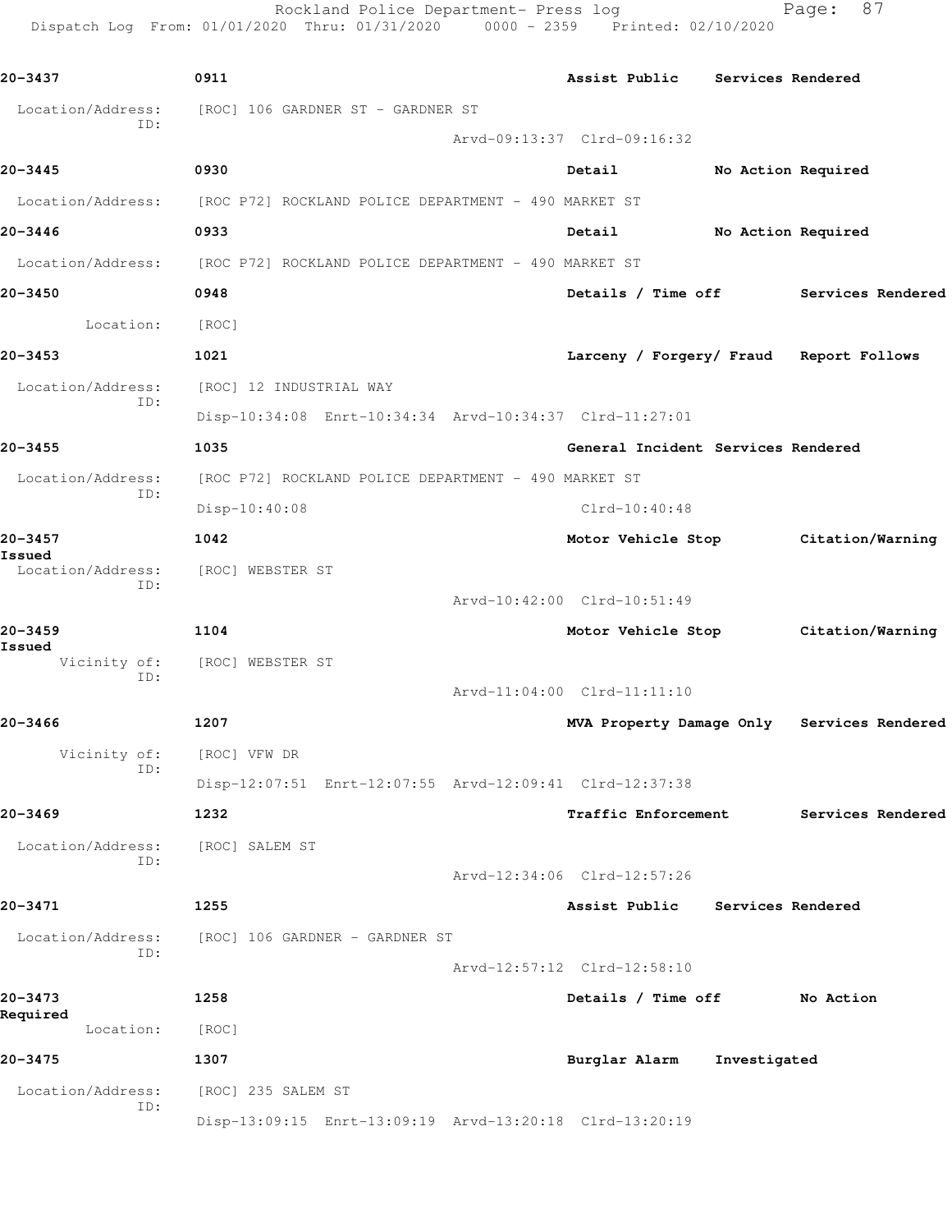| Call Number | Time | Call Reason | Action |
|---|---|---|---|
| 20-3437 | 0911 | Assist Public | Services Rendered |

Location/Address: [ROC] 106 GARDNER ST - GARDNER ST
ID:
Arvd-09:13:37 Clrd-09:16:32

| | | | |
|---|---|---|---|
| 20-3445 | 0930 | Detail | No Action Required |

Location/Address: [ROC P72] ROCKLAND POLICE DEPARTMENT - 490 MARKET ST

| | | | |
|---|---|---|---|
| 20-3446 | 0933 | Detail | No Action Required |

Location/Address: [ROC P72] ROCKLAND POLICE DEPARTMENT - 490 MARKET ST

| | | | |
|---|---|---|---|
| 20-3450 | 0948 | Details / Time off | Services Rendered |

Location: [ROC]

| | | | |
|---|---|---|---|
| 20-3453 | 1021 | Larceny / Forgery/ Fraud | Report Follows |

Location/Address: [ROC] 12 INDUSTRIAL WAY
ID:
Disp-10:34:08 Enrt-10:34:34 Arvd-10:34:37 Clrd-11:27:01

| | | | |
|---|---|---|---|
| 20-3455 | 1035 | General Incident | Services Rendered |

Location/Address: [ROC P72] ROCKLAND POLICE DEPARTMENT - 490 MARKET ST
ID:
Disp-10:40:08 Clrd-10:40:48

| | | | |
|---|---|---|---|
| 20-3457 | 1042 | Motor Vehicle Stop | Citation/Warning Issued |

Location/Address: [ROC] WEBSTER ST
ID:
Arvd-10:42:00 Clrd-10:51:49

| | | | |
|---|---|---|---|
| 20-3459 | 1104 | Motor Vehicle Stop | Citation/Warning Issued |

Vicinity of: [ROC] WEBSTER ST
ID:
Arvd-11:04:00 Clrd-11:11:10

| | | | |
|---|---|---|---|
| 20-3466 | 1207 | MVA Property Damage Only | Services Rendered |

Vicinity of: [ROC] VFW DR
ID:
Disp-12:07:51 Enrt-12:07:55 Arvd-12:09:41 Clrd-12:37:38

| | | | |
|---|---|---|---|
| 20-3469 | 1232 | Traffic Enforcement | Services Rendered |

Location/Address: [ROC] SALEM ST
ID:
Arvd-12:34:06 Clrd-12:57:26

| | | | |
|---|---|---|---|
| 20-3471 | 1255 | Assist Public | Services Rendered |

Location/Address: [ROC] 106 GARDNER - GARDNER ST
ID:
Arvd-12:57:12 Clrd-12:58:10

| | | | |
|---|---|---|---|
| 20-3473 | 1258 | Details / Time off | No Action Required |

Location: [ROC]

| | | | |
|---|---|---|---|
| 20-3475 | 1307 | Burglar Alarm | Investigated |

Location/Address: [ROC] 235 SALEM ST
ID:
Disp-13:09:15 Enrt-13:09:19 Arvd-13:20:18 Clrd-13:20:19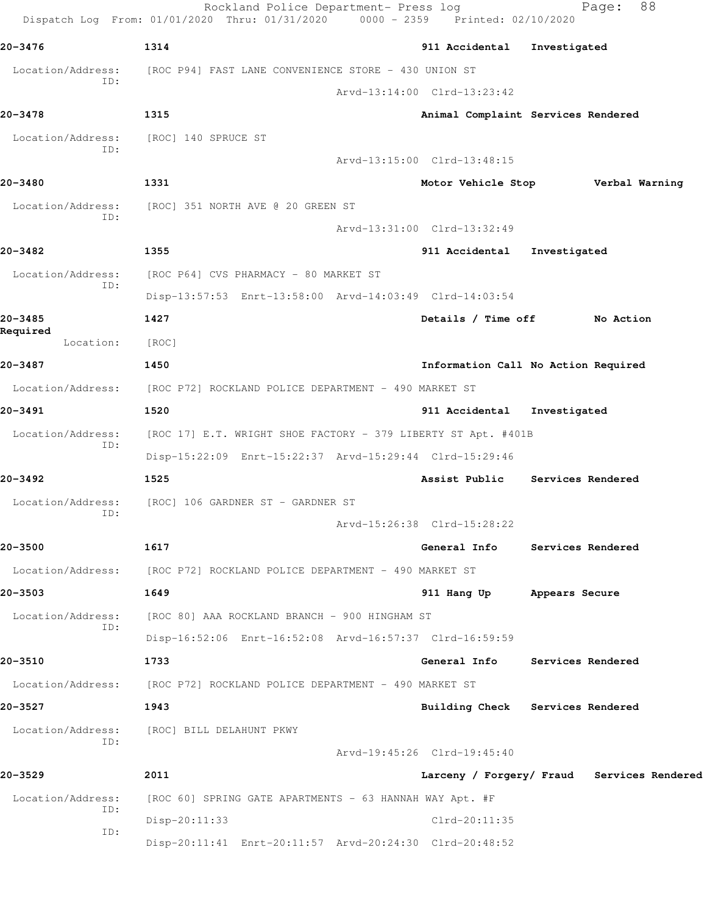20-3476 1314 911 Accidental Investigated

Location/Address: [ROC P94] FAST LANE CONVENIENCE STORE - 430 UNION ST
ID:
Arvd-13:14:00 Clrd-13:23:42

20-3478 1315 Animal Complaint Services Rendered

Location/Address: [ROC] 140 SPRUCE ST
ID:
Arvd-13:15:00 Clrd-13:48:15

20-3480 1331 Motor Vehicle Stop Verbal Warning

Location/Address: [ROC] 351 NORTH AVE @ 20 GREEN ST
ID:
Arvd-13:31:00 Clrd-13:32:49

20-3482 1355 911 Accidental Investigated

Location/Address: [ROC P64] CVS PHARMACY - 80 MARKET ST
ID:
Disp-13:57:53 Enrt-13:58:00 Arvd-14:03:49 Clrd-14:03:54

20-3485 1427 Details / Time off No Action Required

Location: [ROC]

20-3487 1450 Information Call No Action Required

Location/Address: [ROC P72] ROCKLAND POLICE DEPARTMENT - 490 MARKET ST

20-3491 1520 911 Accidental Investigated

Location/Address: [ROC 17] E.T. WRIGHT SHOE FACTORY - 379 LIBERTY ST Apt. #401B
ID:
Disp-15:22:09 Enrt-15:22:37 Arvd-15:29:44 Clrd-15:29:46

20-3492 1525 Assist Public Services Rendered

Location/Address: [ROC] 106 GARDNER ST - GARDNER ST
ID:
Arvd-15:26:38 Clrd-15:28:22

20-3500 1617 General Info Services Rendered

Location/Address: [ROC P72] ROCKLAND POLICE DEPARTMENT - 490 MARKET ST

20-3503 1649 911 Hang Up Appears Secure

Location/Address: [ROC 80] AAA ROCKLAND BRANCH - 900 HINGHAM ST
ID:
Disp-16:52:06 Enrt-16:52:08 Arvd-16:57:37 Clrd-16:59:59

20-3510 1733 General Info Services Rendered

Location/Address: [ROC P72] ROCKLAND POLICE DEPARTMENT - 490 MARKET ST

20-3527 1943 Building Check Services Rendered

Location/Address: [ROC] BILL DELAHUNT PKWY
ID:
Arvd-19:45:26 Clrd-19:45:40

20-3529 2011 Larceny / Forgery/ Fraud Services Rendered

Location/Address: [ROC 60] SPRING GATE APARTMENTS - 63 HANNAH WAY Apt. #F
ID:
Disp-20:11:33 Clrd-20:11:35
ID:
Disp-20:11:41 Enrt-20:11:57 Arvd-20:24:30 Clrd-20:48:52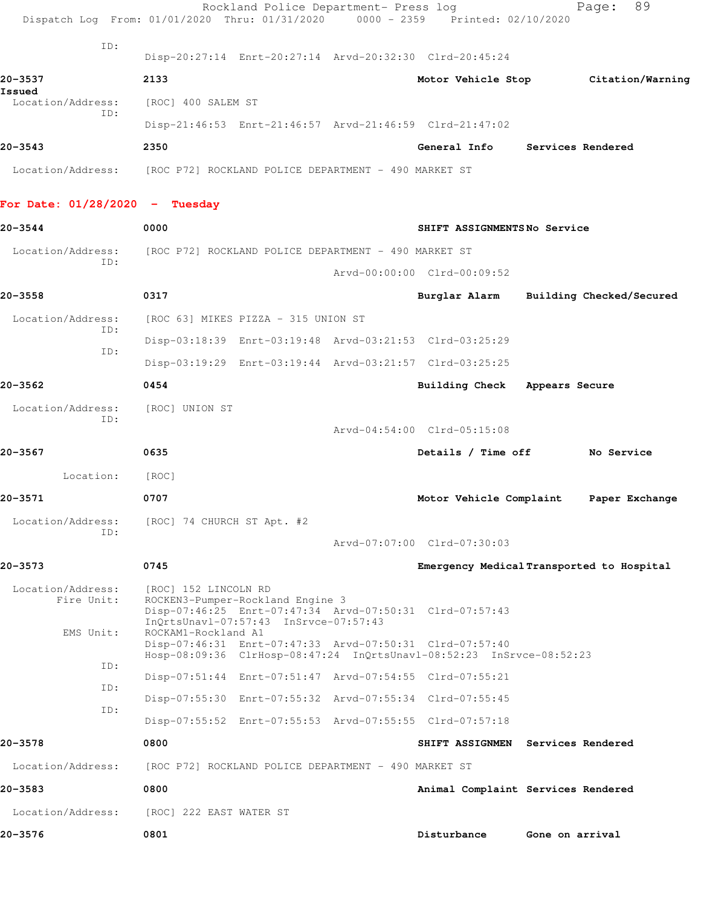ID:

Disp-20:27:14 Enrt-20:27:14 Arvd-20:32:30 Clrd-20:45:24

**20-3537** 2133 Motor Vehicle Stop Citation/Warning Issued

Location/Address: [ROC] 400 SALEM ST

ID:

Disp-21:46:53 Enrt-21:46:57 Arvd-21:46:59 Clrd-21:47:02

**20-3543** 2350 General Info Services Rendered

Location/Address: [ROC P72] ROCKLAND POLICE DEPARTMENT - 490 MARKET ST

## For Date: 01/28/2020 - Tuesday

**20-3544** 0000 SHIFT ASSIGNMENTS No Service

Location/Address: [ROC P72] ROCKLAND POLICE DEPARTMENT - 490 MARKET ST

ID:

Arvd-00:00:00 Clrd-00:09:52

**20-3558** 0317 Burglar Alarm Building Checked/Secured

Location/Address: [ROC 63] MIKES PIZZA - 315 UNION ST

ID:

Disp-03:18:39 Enrt-03:19:48 Arvd-03:21:53 Clrd-03:25:29

ID:

Disp-03:19:29 Enrt-03:19:44 Arvd-03:21:57 Clrd-03:25:25

**20-3562** 0454 Building Check Appears Secure

Location/Address: [ROC] UNION ST

ID:

Arvd-04:54:00 Clrd-05:15:08

**20-3567** 0635 Details / Time off No Service

Location: [ROC]

**20-3571** 0707 Motor Vehicle Complaint Paper Exchange

Location/Address: [ROC] 74 CHURCH ST Apt. #2

ID:

Arvd-07:07:00 Clrd-07:30:03

**20-3573** 0745 Emergency Medical Transported to Hospital

Location/Address: [ROC] 152 LINCOLN RD

Fire Unit: ROCKEN3-Pumper-Rockland Engine 3

Disp-07:46:25 Enrt-07:47:34 Arvd-07:50:31 Clrd-07:57:43

InQrtsUnavl-07:57:43 InSrvce-07:57:43

EMS Unit: ROCKAM1-Rockland A1

Disp-07:46:31 Enrt-07:47:33 Arvd-07:50:31 Clrd-07:57:40

Hosp-08:09:36 ClrHosp-08:47:24 InQrtsUnavl-08:52:23 InSrvce-08:52:23

ID:

Disp-07:51:44 Enrt-07:51:47 Arvd-07:54:55 Clrd-07:55:21

ID:

Disp-07:55:30 Enrt-07:55:32 Arvd-07:55:34 Clrd-07:55:45

ID:

Disp-07:55:52 Enrt-07:55:53 Arvd-07:55:55 Clrd-07:57:18

**20-3578** 0800 SHIFT ASSIGNMEN Services Rendered

Location/Address: [ROC P72] ROCKLAND POLICE DEPARTMENT - 490 MARKET ST

**20-3583** 0800 Animal Complaint Services Rendered

Location/Address: [ROC] 222 EAST WATER ST

**20-3576** 0801 Disturbance Gone on arrival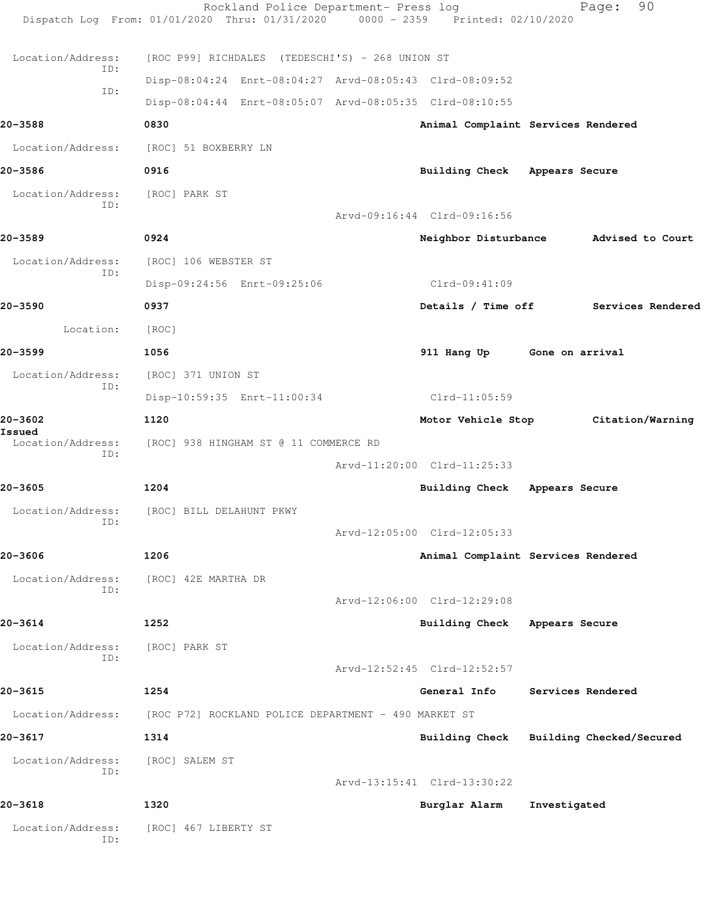Location/Address: [ROC P99] RICHDALES (TEDESCHI'S) - 268 UNION ST
ID:
Disp-08:04:24 Enrt-08:04:27 Arvd-08:05:43 Clrd-08:09:52
ID:
Disp-08:04:44 Enrt-08:05:07 Arvd-08:05:35 Clrd-08:10:55

**20-3588** **0830** **Animal Complaint Services Rendered**

Location/Address: [ROC] 51 BOXBERRY LN

**20-3586** **0916** **Building Check Appears Secure**

Location/Address: [ROC] PARK ST
ID:
Arvd-09:16:44 Clrd-09:16:56

**20-3589** **0924** **Neighbor Disturbance Advised to Court**

Location/Address: [ROC] 106 WEBSTER ST
ID:
Disp-09:24:56 Enrt-09:25:06 Clrd-09:41:09

**20-3590** **0937** **Details / Time off Services Rendered**

Location: [ROC]

**20-3599** **1056** **911 Hang Up Gone on arrival**

Location/Address: [ROC] 371 UNION ST
ID:
Disp-10:59:35 Enrt-11:00:34 Clrd-11:05:59

**20-3602** **1120** **Motor Vehicle Stop Citation/Warning Issued**

Location/Address: [ROC] 938 HINGHAM ST @ 11 COMMERCE RD
ID:
Arvd-11:20:00 Clrd-11:25:33

**20-3605** **1204** **Building Check Appears Secure**

Location/Address: [ROC] BILL DELAHUNT PKWY
ID:
Arvd-12:05:00 Clrd-12:05:33

**20-3606** **1206** **Animal Complaint Services Rendered**

Location/Address: [ROC] 42E MARTHA DR
ID:
Arvd-12:06:00 Clrd-12:29:08

**20-3614** **1252** **Building Check Appears Secure**

Location/Address: [ROC] PARK ST
ID:
Arvd-12:52:45 Clrd-12:52:57

**20-3615** **1254** **General Info Services Rendered**

Location/Address: [ROC P72] ROCKLAND POLICE DEPARTMENT - 490 MARKET ST

**20-3617** **1314** **Building Check Building Checked/Secured**

Location/Address: [ROC] SALEM ST
ID:
Arvd-13:15:41 Clrd-13:30:22

**20-3618** **1320** **Burglar Alarm Investigated**

Location/Address: [ROC] 467 LIBERTY ST
ID: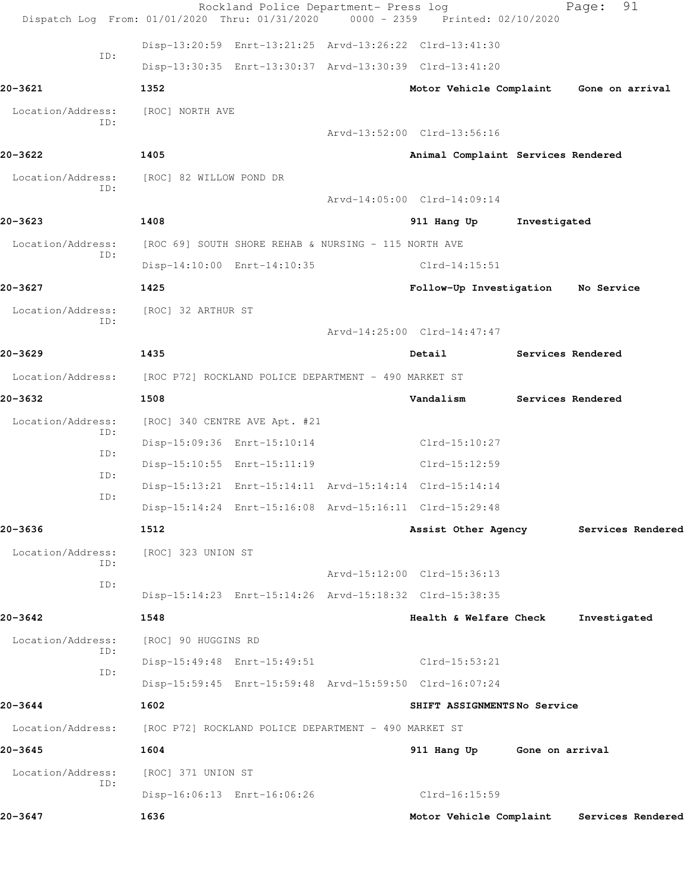Rockland Police Department- Press log

Dispatch Log From: 01/01/2020 Thru: 01/31/2020 0000 - 2359 Printed: 02/10/2020

ID: Disp-13:20:59 Enrt-13:21:25 Arvd-13:26:22 Clrd-13:41:30

Disp-13:30:35 Enrt-13:30:37 Arvd-13:30:39 Clrd-13:41:20

**20-3621** 1352 **Motor Vehicle Complaint** **Gone on arrival**

Location/Address: [ROC] NORTH AVE

ID: Arvd-13:52:00 Clrd-13:56:16

**20-3622** 1405 **Animal Complaint** **Services Rendered**

Location/Address: [ROC] 82 WILLOW POND DR

ID: Arvd-14:05:00 Clrd-14:09:14

**20-3623** 1408 **911 Hang Up** **Investigated**

Location/Address: [ROC 69] SOUTH SHORE REHAB & NURSING - 115 NORTH AVE

ID: Disp-14:10:00 Enrt-14:10:35 Clrd-14:15:51

**20-3627** 1425 **Follow-Up Investigation** **No Service**

Location/Address: [ROC] 32 ARTHUR ST

ID: Arvd-14:25:00 Clrd-14:47:47

**20-3629** 1435 **Detail** **Services Rendered**

Location/Address: [ROC P72] ROCKLAND POLICE DEPARTMENT - 490 MARKET ST

**20-3632** 1508 **Vandalism** **Services Rendered**

Location/Address: [ROC] 340 CENTRE AVE Apt. #21

ID: Disp-15:09:36 Enrt-15:10:14 Clrd-15:10:27

ID: Disp-15:10:55 Enrt-15:11:19 Clrd-15:12:59

ID: Disp-15:13:21 Enrt-15:14:11 Arvd-15:14:14 Clrd-15:14:14

ID: Disp-15:14:24 Enrt-15:16:08 Arvd-15:16:11 Clrd-15:29:48

**20-3636** 1512 **Assist Other Agency** **Services Rendered**

Location/Address: [ROC] 323 UNION ST

ID: Arvd-15:12:00 Clrd-15:36:13

ID: Disp-15:14:23 Enrt-15:14:26 Arvd-15:18:32 Clrd-15:38:35

**20-3642** 1548 **Health & Welfare Check** **Investigated**

Location/Address: [ROC] 90 HUGGINS RD

ID: Disp-15:49:48 Enrt-15:49:51 Clrd-15:53:21

ID: Disp-15:59:45 Enrt-15:59:48 Arvd-15:59:50 Clrd-16:07:24

**20-3644** 1602 **SHIFT ASSIGNMENTS** **No Service**

Location/Address: [ROC P72] ROCKLAND POLICE DEPARTMENT - 490 MARKET ST

**20-3645** 1604 **911 Hang Up** **Gone on arrival**

Location/Address: [ROC] 371 UNION ST

ID: Disp-16:06:13 Enrt-16:06:26 Clrd-16:15:59

**20-3647** 1636 **Motor Vehicle Complaint** **Services Rendered**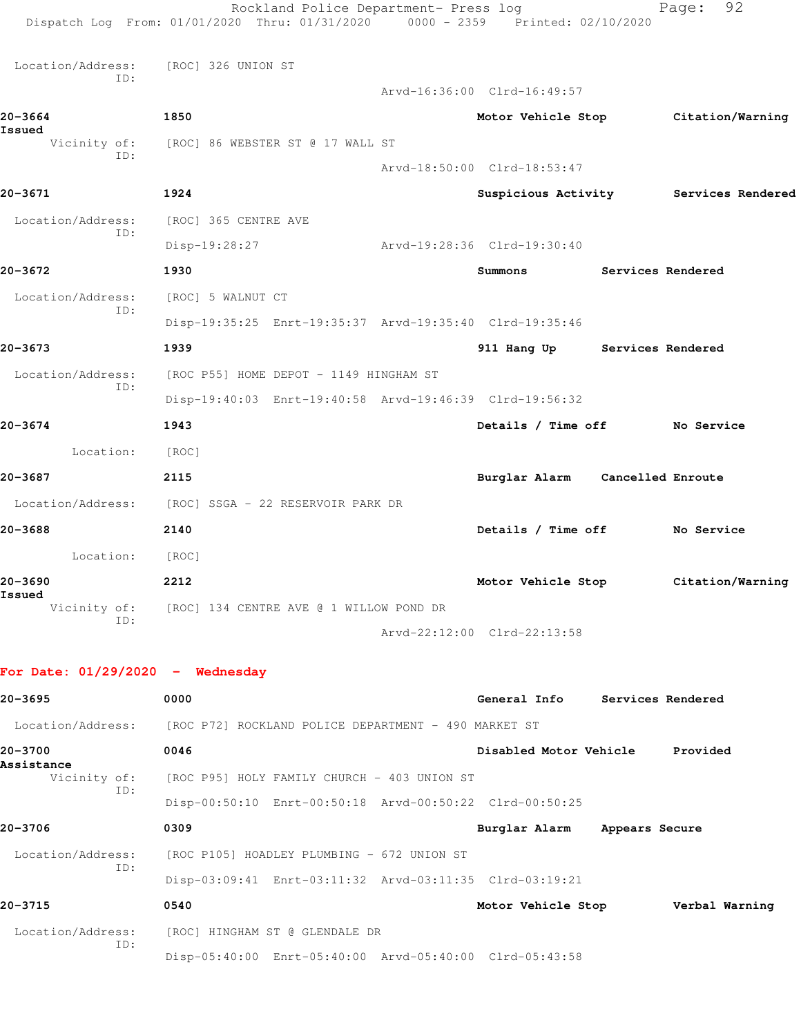Location/Address: [ROC] 326 UNION ST
ID:
Arvd-16:36:00 Clrd-16:49:57

**20-3664** **1850** **Motor Vehicle Stop** **Citation/Warning Issued**
Vicinity of: [ROC] 86 WEBSTER ST @ 17 WALL ST
ID:
Arvd-18:50:00 Clrd-18:53:47

**20-3671** **1924** **Suspicious Activity** **Services Rendered**
Location/Address: [ROC] 365 CENTRE AVE
ID:
Disp-19:28:27 Arvd-19:28:36 Clrd-19:30:40

**20-3672** **1930** **Summons** **Services Rendered**
Location/Address: [ROC] 5 WALNUT CT
ID:
Disp-19:35:25 Enrt-19:35:37 Arvd-19:35:40 Clrd-19:35:46

**20-3673** **1939** **911 Hang Up** **Services Rendered**
Location/Address: [ROC P55] HOME DEPOT - 1149 HINGHAM ST
ID:
Disp-19:40:03 Enrt-19:40:58 Arvd-19:46:39 Clrd-19:56:32

**20-3674** **1943** **Details / Time off** **No Service**
Location: [ROC]

**20-3687** **2115** **Burglar Alarm** **Cancelled Enroute**
Location/Address: [ROC] SSGA - 22 RESERVOIR PARK DR

**20-3688** **2140** **Details / Time off** **No Service**
Location: [ROC]

**20-3690** **2212** **Motor Vehicle Stop** **Citation/Warning Issued**
Vicinity of: [ROC] 134 CENTRE AVE @ 1 WILLOW POND DR
ID:
Arvd-22:12:00 Clrd-22:13:58

## For Date: 01/29/2020 - Wednesday

**20-3695** **0000** **General Info** **Services Rendered**
Location/Address: [ROC P72] ROCKLAND POLICE DEPARTMENT - 490 MARKET ST

**20-3700** **0046** **Disabled Motor Vehicle** **Provided Assistance**
Vicinity of: [ROC P95] HOLY FAMILY CHURCH - 403 UNION ST
ID:
Disp-00:50:10 Enrt-00:50:18 Arvd-00:50:22 Clrd-00:50:25

**20-3706** **0309** **Burglar Alarm** **Appears Secure**
Location/Address: [ROC P105] HOADLEY PLUMBING - 672 UNION ST
ID:
Disp-03:09:41 Enrt-03:11:32 Arvd-03:11:35 Clrd-03:19:21

**20-3715** **0540** **Motor Vehicle Stop** **Verbal Warning**
Location/Address: [ROC] HINGHAM ST @ GLENDALE DR
ID:
Disp-05:40:00 Enrt-05:40:00 Arvd-05:40:00 Clrd-05:43:58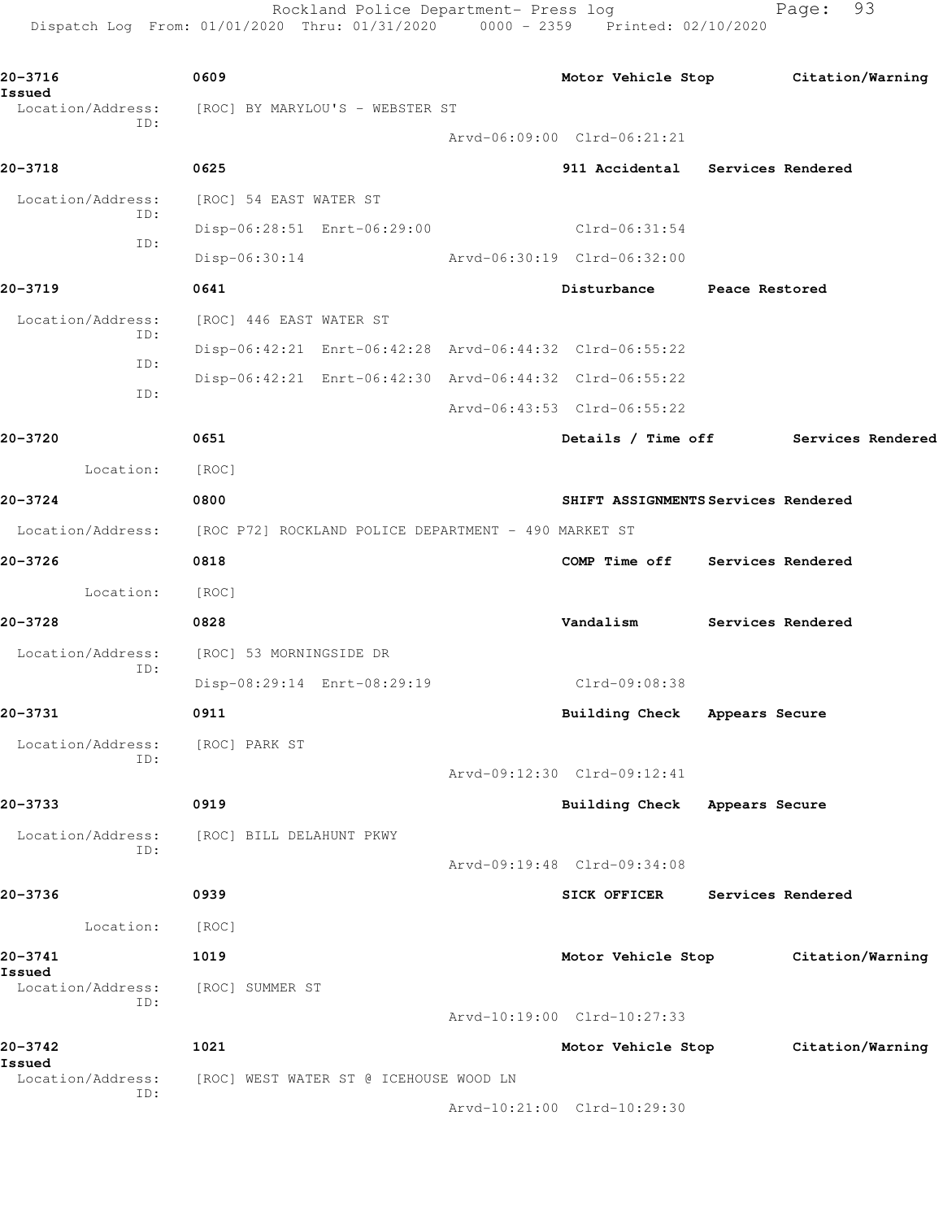20-3716 0609 Motor Vehicle Stop Citation/Warning Issued
Location/Address: [ROC] BY MARYLOU'S - WEBSTER ST
ID:
Arvd-06:09:00 Clrd-06:21:21

20-3718 0625 911 Accidental Services Rendered
Location/Address: [ROC] 54 EAST WATER ST
ID:
Disp-06:28:51 Enrt-06:29:00 Clrd-06:31:54
ID:
Disp-06:30:14 Arvd-06:30:19 Clrd-06:32:00

20-3719 0641 Disturbance Peace Restored
Location/Address: [ROC] 446 EAST WATER ST
ID:
Disp-06:42:21 Enrt-06:42:28 Arvd-06:44:32 Clrd-06:55:22
ID:
Disp-06:42:21 Enrt-06:42:30 Arvd-06:44:32 Clrd-06:55:22
ID:
Arvd-06:43:53 Clrd-06:55:22

20-3720 0651 Details / Time off Services Rendered
Location: [ROC]

20-3724 0800 SHIFT ASSIGNMENTS Services Rendered
Location/Address: [ROC P72] ROCKLAND POLICE DEPARTMENT - 490 MARKET ST

20-3726 0818 COMP Time off Services Rendered
Location: [ROC]

20-3728 0828 Vandalism Services Rendered
Location/Address: [ROC] 53 MORNINGSIDE DR
ID:
Disp-08:29:14 Enrt-08:29:19 Clrd-09:08:38

20-3731 0911 Building Check Appears Secure
Location/Address: [ROC] PARK ST
ID:
Arvd-09:12:30 Clrd-09:12:41

20-3733 0919 Building Check Appears Secure
Location/Address: [ROC] BILL DELAHUNT PKWY
ID:
Arvd-09:19:48 Clrd-09:34:08

20-3736 0939 SICK OFFICER Services Rendered
Location: [ROC]

20-3741 1019 Motor Vehicle Stop Citation/Warning Issued
Location/Address: [ROC] SUMMER ST
ID:
Arvd-10:19:00 Clrd-10:27:33

20-3742 1021 Motor Vehicle Stop Citation/Warning Issued
Location/Address: [ROC] WEST WATER ST @ ICEHOUSE WOOD LN
ID:
Arvd-10:21:00 Clrd-10:29:30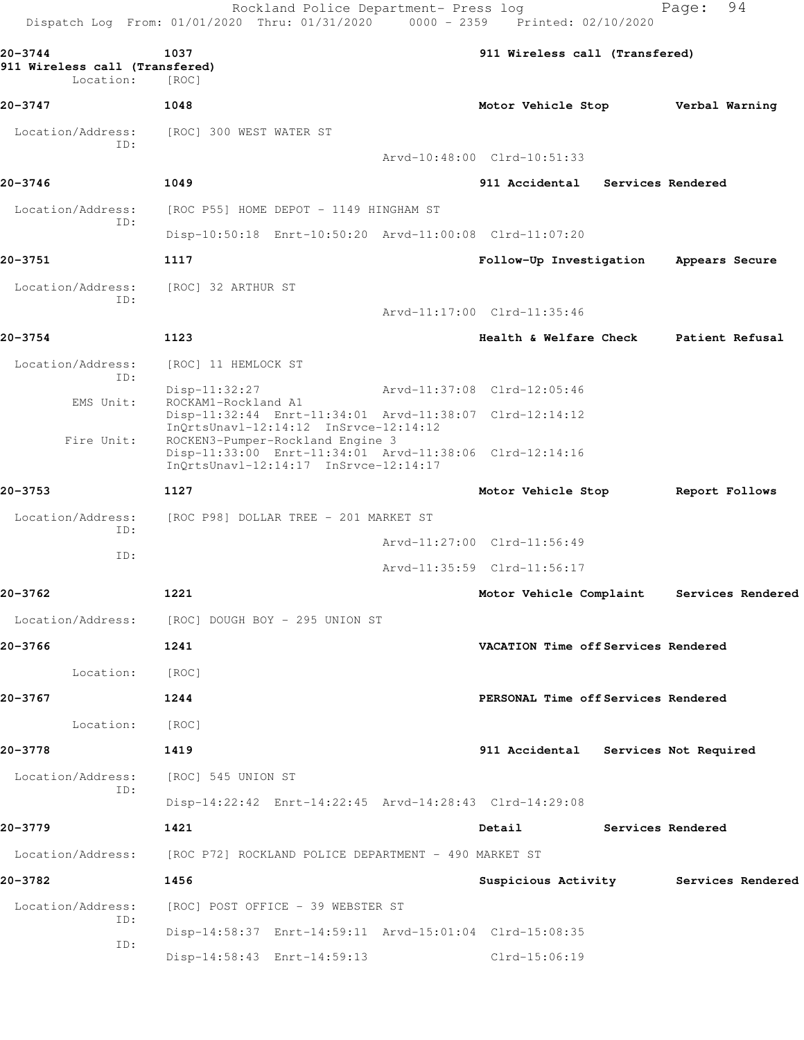**20-3744** **1037** **911 Wireless call (Transfered)**
**911 Wireless call (Transfered)**
Location: [ROC]

**20-3747** **1048** **Motor Vehicle Stop** **Verbal Warning**

Location/Address: [ROC] 300 WEST WATER ST
ID:
Arvd-10:48:00 Clrd-10:51:33

**20-3746** **1049** **911 Accidental** **Services Rendered**

Location/Address: [ROC P55] HOME DEPOT - 1149 HINGHAM ST
ID:
Disp-10:50:18 Enrt-10:50:20 Arvd-11:00:08 Clrd-11:07:20

**20-3751** **1117** **Follow-Up Investigation** **Appears Secure**

Location/Address: [ROC] 32 ARTHUR ST
ID:
Arvd-11:17:00 Clrd-11:35:46

**20-3754** **1123** **Health & Welfare Check** **Patient Refusal**

Location/Address: [ROC] 11 HEMLOCK ST
ID:
Disp-11:32:27 Arvd-11:37:08 Clrd-12:05:46
EMS Unit: ROCKAM1-Rockland A1
Disp-11:32:44 Enrt-11:34:01 Arvd-11:38:07 Clrd-12:14:12
InQrtsUnavl-12:14:12 InSrvce-12:14:12
Fire Unit: ROCKEN3-Pumper-Rockland Engine 3
Disp-11:33:00 Enrt-11:34:01 Arvd-11:38:06 Clrd-12:14:16
InQrtsUnavl-12:14:17 InSrvce-12:14:17

**20-3753** **1127** **Motor Vehicle Stop** **Report Follows**

Location/Address: [ROC P98] DOLLAR TREE - 201 MARKET ST
ID:
Arvd-11:27:00 Clrd-11:56:49
ID:
Arvd-11:35:59 Clrd-11:56:17

**20-3762** **1221** **Motor Vehicle Complaint** **Services Rendered**

Location/Address: [ROC] DOUGH BOY - 295 UNION ST

**20-3766** **1241** **VACATION Time off** **Services Rendered**

Location: [ROC]

**20-3767** **1244** **PERSONAL Time off** **Services Rendered**

Location: [ROC]

**20-3778** **1419** **911 Accidental** **Services Not Required**

Location/Address: [ROC] 545 UNION ST
ID:
Disp-14:22:42 Enrt-14:22:45 Arvd-14:28:43 Clrd-14:29:08

**20-3779** **1421** **Detail** **Services Rendered**

Location/Address: [ROC P72] ROCKLAND POLICE DEPARTMENT - 490 MARKET ST

**20-3782** **1456** **Suspicious Activity** **Services Rendered**

Location/Address: [ROC] POST OFFICE - 39 WEBSTER ST
ID:
Disp-14:58:37 Enrt-14:59:11 Arvd-15:01:04 Clrd-15:08:35
ID:
Disp-14:58:43 Enrt-14:59:13 Clrd-15:06:19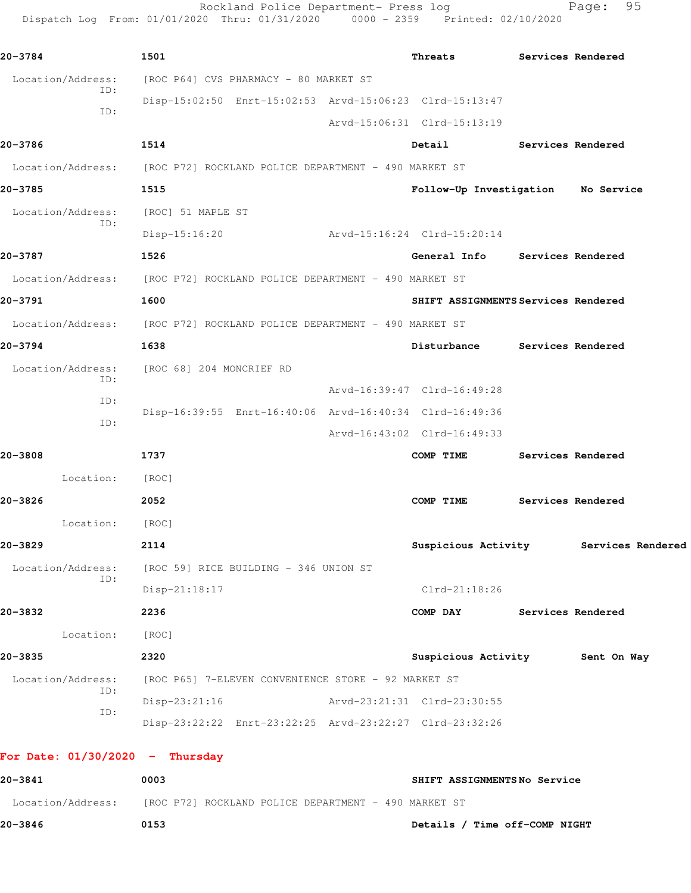**20-3784** 1501 **Threats** **Services Rendered**

Location/Address: [ROC P64] CVS PHARMACY - 80 MARKET ST

ID: Disp-15:02:50 Enrt-15:02:53 Arvd-15:06:23 Clrd-15:13:47

ID: Arvd-15:06:31 Clrd-15:13:19

**20-3786** 1514 **Detail** **Services Rendered**

Location/Address: [ROC P72] ROCKLAND POLICE DEPARTMENT - 490 MARKET ST

**20-3785** 1515 **Follow-Up Investigation** **No Service**

Location/Address: [ROC] 51 MAPLE ST

ID: Disp-15:16:20 Arvd-15:16:24 Clrd-15:20:14

**20-3787** 1526 **General Info** **Services Rendered**

Location/Address: [ROC P72] ROCKLAND POLICE DEPARTMENT - 490 MARKET ST

**20-3791** 1600 **SHIFT ASSIGNMENTS** **Services Rendered**

Location/Address: [ROC P72] ROCKLAND POLICE DEPARTMENT - 490 MARKET ST

**20-3794** 1638 **Disturbance** **Services Rendered**

Location/Address: [ROC 68] 204 MONCRIEF RD

ID: Arvd-16:39:47 Clrd-16:49:28

ID: Disp-16:39:55 Enrt-16:40:06 Arvd-16:40:34 Clrd-16:49:36

ID: Arvd-16:43:02 Clrd-16:49:33

**20-3808** 1737 **COMP TIME** **Services Rendered**

Location: [ROC]

**20-3826** 2052 **COMP TIME** **Services Rendered**

Location: [ROC]

**20-3829** 2114 **Suspicious Activity** **Services Rendered**

Location/Address: [ROC 59] RICE BUILDING - 346 UNION ST

ID: Disp-21:18:17 Clrd-21:18:26

**20-3832** 2236 **COMP DAY** **Services Rendered**

Location: [ROC]

**20-3835** 2320 **Suspicious Activity** **Sent On Way**

Location/Address: [ROC P65] 7-ELEVEN CONVENIENCE STORE - 92 MARKET ST

ID: Disp-23:21:16 Arvd-23:21:31 Clrd-23:30:55

ID: Disp-23:22:22 Enrt-23:22:25 Arvd-23:22:27 Clrd-23:32:26

## For Date: 01/30/2020 - Thursday

**20-3841** 0003 **SHIFT ASSIGNMENTS** **No Service**

Location/Address: [ROC P72] ROCKLAND POLICE DEPARTMENT - 490 MARKET ST

**20-3846** 0153 **Details / Time off-COMP NIGHT**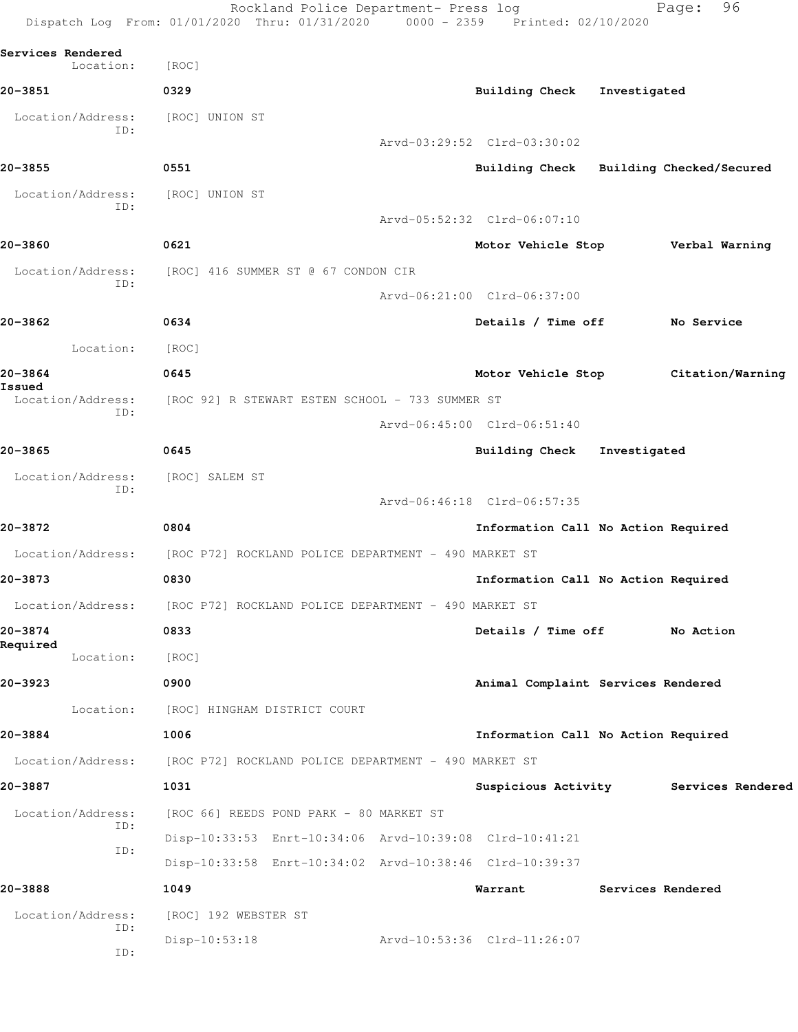Services Rendered
Location: [ROC]

**20-3851** 0329 Building Check Investigated

Location/Address: [ROC] UNION ST
ID:
Arvd-03:29:52 Clrd-03:30:02

**20-3855** 0551 Building Check Building Checked/Secured

Location/Address: [ROC] UNION ST
ID:
Arvd-05:52:32 Clrd-06:07:10

**20-3860** 0621 Motor Vehicle Stop Verbal Warning

Location/Address: [ROC] 416 SUMMER ST @ 67 CONDON CIR
ID:
Arvd-06:21:00 Clrd-06:37:00

**20-3862** 0634 Details / Time off No Service

Location: [ROC]

**20-3864** 0645 Motor Vehicle Stop Citation/Warning Issued

Location/Address: [ROC 92] R STEWART ESTEN SCHOOL - 733 SUMMER ST
ID:
Arvd-06:45:00 Clrd-06:51:40

**20-3865** 0645 Building Check Investigated

Location/Address: [ROC] SALEM ST
ID:
Arvd-06:46:18 Clrd-06:57:35

**20-3872** 0804 Information Call No Action Required

Location/Address: [ROC P72] ROCKLAND POLICE DEPARTMENT - 490 MARKET ST

**20-3873** 0830 Information Call No Action Required

Location/Address: [ROC P72] ROCKLAND POLICE DEPARTMENT - 490 MARKET ST

**20-3874** 0833 Details / Time off No Action Required

Location: [ROC]

**20-3923** 0900 Animal Complaint Services Rendered

Location: [ROC] HINGHAM DISTRICT COURT

**20-3884** 1006 Information Call No Action Required

Location/Address: [ROC P72] ROCKLAND POLICE DEPARTMENT - 490 MARKET ST

**20-3887** 1031 Suspicious Activity Services Rendered

Location/Address: [ROC 66] REEDS POND PARK - 80 MARKET ST
ID:
Disp-10:33:53 Enrt-10:34:06 Arvd-10:39:08 Clrd-10:41:21
ID:
Disp-10:33:58 Enrt-10:34:02 Arvd-10:38:46 Clrd-10:39:37

**20-3888** 1049 Warrant Services Rendered

Location/Address: [ROC] 192 WEBSTER ST
ID:
Disp-10:53:18 Arvd-10:53:36 Clrd-11:26:07
ID: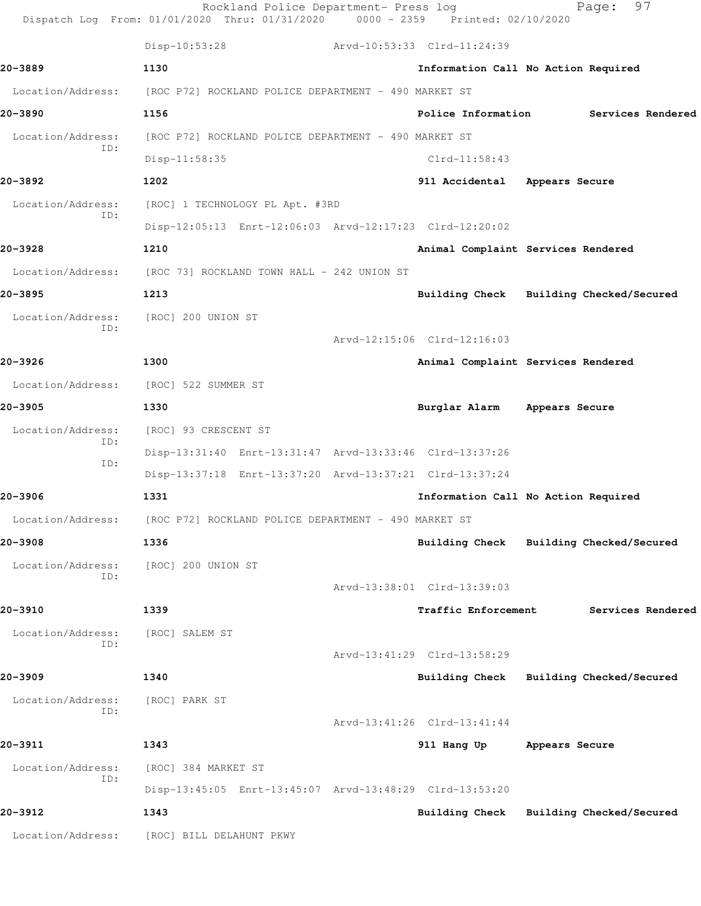Disp-10:53:28 Arvd-10:53:33 Clrd-11:24:39

**20-3889** **1130** **Information Call No Action Required**

Location/Address: [ROC P72] ROCKLAND POLICE DEPARTMENT - 490 MARKET ST

**20-3890** **1156** **Police Information Services Rendered**

Location/Address: [ROC P72] ROCKLAND POLICE DEPARTMENT - 490 MARKET ST
ID:
Disp-11:58:35 Clrd-11:58:43

**20-3892** **1202** **911 Accidental Appears Secure**

Location/Address: [ROC] 1 TECHNOLOGY PL Apt. #3RD
ID:
Disp-12:05:13 Enrt-12:06:03 Arvd-12:17:23 Clrd-12:20:02

**20-3928** **1210** **Animal Complaint Services Rendered**

Location/Address: [ROC 73] ROCKLAND TOWN HALL - 242 UNION ST

**20-3895** **1213** **Building Check Building Checked/Secured**

Location/Address: [ROC] 200 UNION ST
ID:
Arvd-12:15:06 Clrd-12:16:03

**20-3926** **1300** **Animal Complaint Services Rendered**

Location/Address: [ROC] 522 SUMMER ST

**20-3905** **1330** **Burglar Alarm Appears Secure**

Location/Address: [ROC] 93 CRESCENT ST
ID:
Disp-13:31:40 Enrt-13:31:47 Arvd-13:33:46 Clrd-13:37:26
ID:
Disp-13:37:18 Enrt-13:37:20 Arvd-13:37:21 Clrd-13:37:24

**20-3906** **1331** **Information Call No Action Required**

Location/Address: [ROC P72] ROCKLAND POLICE DEPARTMENT - 490 MARKET ST

**20-3908** **1336** **Building Check Building Checked/Secured**

Location/Address: [ROC] 200 UNION ST
ID:
Arvd-13:38:01 Clrd-13:39:03

**20-3910** **1339** **Traffic Enforcement Services Rendered**

Location/Address: [ROC] SALEM ST
ID:
Arvd-13:41:29 Clrd-13:58:29

**20-3909** **1340** **Building Check Building Checked/Secured**

Location/Address: [ROC] PARK ST
ID:
Arvd-13:41:26 Clrd-13:41:44

**20-3911** **1343** **911 Hang Up Appears Secure**

Location/Address: [ROC] 384 MARKET ST
ID:
Disp-13:45:05 Enrt-13:45:07 Arvd-13:48:29 Clrd-13:53:20

**20-3912** **1343** **Building Check Building Checked/Secured**

Location/Address: [ROC] BILL DELAHUNT PKWY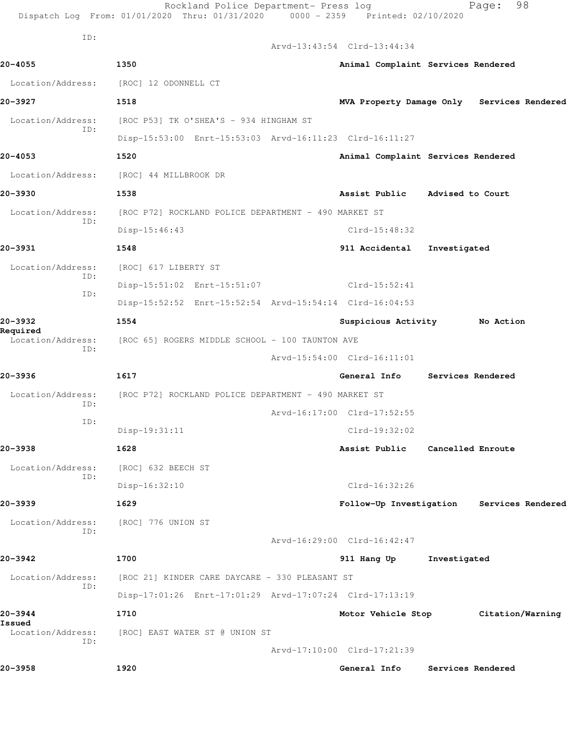ID:

Arvd-13:43:54 Clrd-13:44:34

**20-4055** 1350 **Animal Complaint Services Rendered**

Location/Address: [ROC] 12 ODONNELL CT

**20-3927** 1518 **MVA Property Damage Only Services Rendered**

Location/Address: [ROC P53] TK O'SHEA'S - 934 HINGHAM ST
ID:
Disp-15:53:00 Enrt-15:53:03 Arvd-16:11:23 Clrd-16:11:27

**20-4053** 1520 **Animal Complaint Services Rendered**

Location/Address: [ROC] 44 MILLBROOK DR

**20-3930** 1538 **Assist Public Advised to Court**

Location/Address: [ROC P72] ROCKLAND POLICE DEPARTMENT - 490 MARKET ST
ID:
Disp-15:46:43 Clrd-15:48:32

**20-3931** 1548 **911 Accidental Investigated**

Location/Address: [ROC] 617 LIBERTY ST
ID:
Disp-15:51:02 Enrt-15:51:07 Clrd-15:52:41
ID:
Disp-15:52:52 Enrt-15:52:54 Arvd-15:54:14 Clrd-16:04:53

**20-3932** 1554 **Suspicious Activity No Action Required**

Location/Address: [ROC 65] ROGERS MIDDLE SCHOOL - 100 TAUNTON AVE
ID:
Arvd-15:54:00 Clrd-16:11:01

**20-3936** 1617 **General Info Services Rendered**

Location/Address: [ROC P72] ROCKLAND POLICE DEPARTMENT - 490 MARKET ST
ID:
Arvd-16:17:00 Clrd-17:52:55
ID:
Disp-19:31:11 Clrd-19:32:02

**20-3938** 1628 **Assist Public Cancelled Enroute**

Location/Address: [ROC] 632 BEECH ST
ID:
Disp-16:32:10 Clrd-16:32:26

**20-3939** 1629 **Follow-Up Investigation Services Rendered**

Location/Address: [ROC] 776 UNION ST
ID:
Arvd-16:29:00 Clrd-16:42:47

**20-3942** 1700 **911 Hang Up Investigated**

Location/Address: [ROC 21] KINDER CARE DAYCARE - 330 PLEASANT ST
ID:
Disp-17:01:26 Enrt-17:01:29 Arvd-17:07:24 Clrd-17:13:19

**20-3944** 1710 **Motor Vehicle Stop Citation/Warning Issued**

Location/Address: [ROC] EAST WATER ST @ UNION ST
ID:
Arvd-17:10:00 Clrd-17:21:39

**20-3958** 1920 **General Info Services Rendered**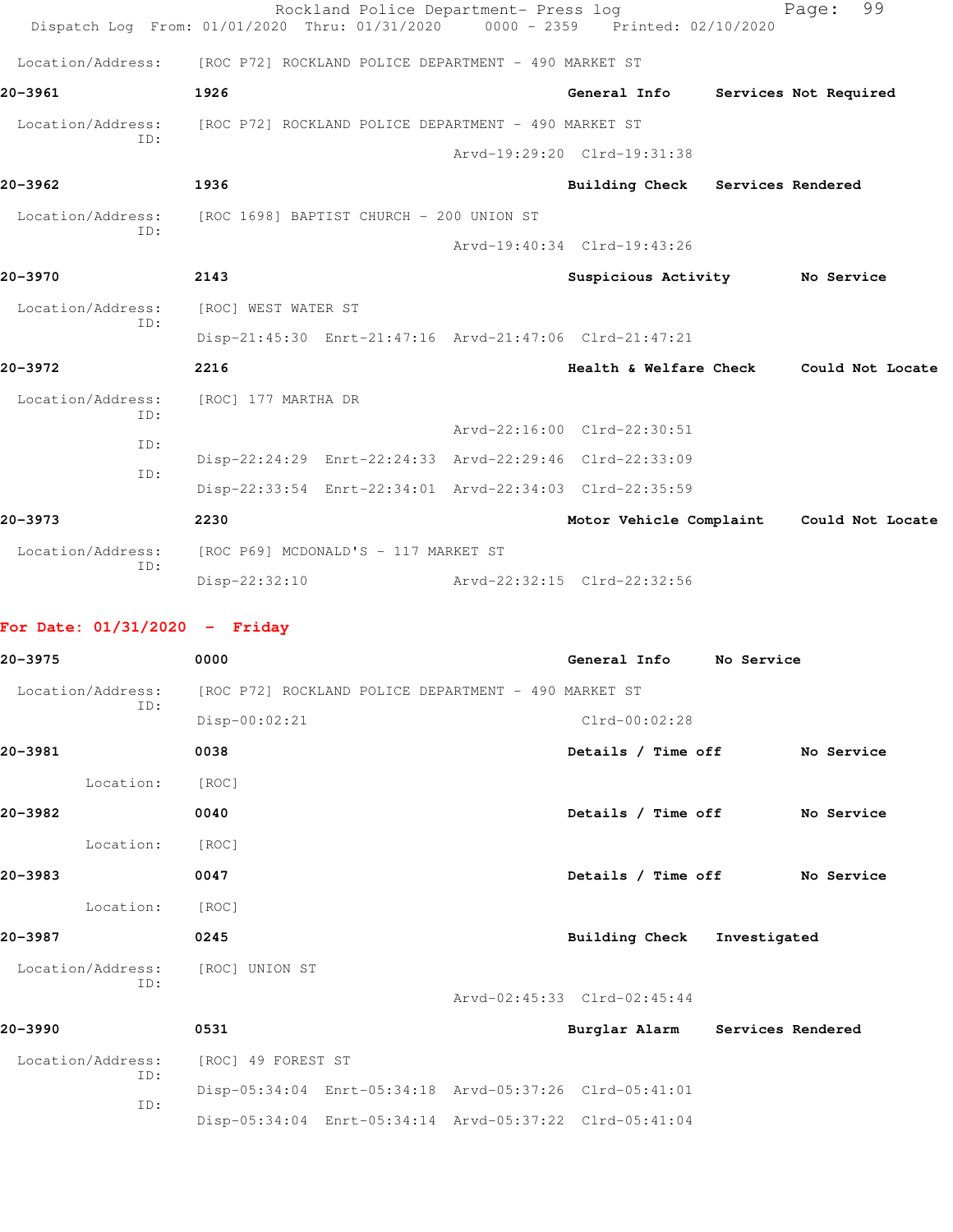Location/Address: [ROC P72] ROCKLAND POLICE DEPARTMENT - 490 MARKET ST

**20-3961** 1926 General Info Services Not Required

Location/Address: [ROC P72] ROCKLAND POLICE DEPARTMENT - 490 MARKET ST
ID:
Arvd-19:29:20 Clrd-19:31:38

**20-3962** 1936 Building Check Services Rendered

Location/Address: [ROC 1698] BAPTIST CHURCH - 200 UNION ST
ID:
Arvd-19:40:34 Clrd-19:43:26

**20-3970** 2143 Suspicious Activity No Service

Location/Address: [ROC] WEST WATER ST
ID:
Disp-21:45:30 Enrt-21:47:16 Arvd-21:47:06 Clrd-21:47:21

**20-3972** 2216 Health & Welfare Check Could Not Locate

Location/Address: [ROC] 177 MARTHA DR
ID:
Arvd-22:16:00 Clrd-22:30:51
ID:
Disp-22:24:29 Enrt-22:24:33 Arvd-22:29:46 Clrd-22:33:09
ID:
Disp-22:33:54 Enrt-22:34:01 Arvd-22:34:03 Clrd-22:35:59

**20-3973** 2230 Motor Vehicle Complaint Could Not Locate

Location/Address: [ROC P69] MCDONALD'S - 117 MARKET ST
ID:
Disp-22:32:10 Arvd-22:32:15 Clrd-22:32:56

## For Date: 01/31/2020 - Friday

**20-3975** 0000 General Info No Service

Location/Address: [ROC P72] ROCKLAND POLICE DEPARTMENT - 490 MARKET ST
ID:
Disp-00:02:21 Clrd-00:02:28

**20-3981** 0038 Details / Time off No Service

Location: [ROC]

**20-3982** 0040 Details / Time off No Service

Location: [ROC]

**20-3983** 0047 Details / Time off No Service

Location: [ROC]

**20-3987** 0245 Building Check Investigated

Location/Address: [ROC] UNION ST
ID:
Arvd-02:45:33 Clrd-02:45:44

**20-3990** 0531 Burglar Alarm Services Rendered

Location/Address: [ROC] 49 FOREST ST
ID:
Disp-05:34:04 Enrt-05:34:18 Arvd-05:37:26 Clrd-05:41:01
ID:
Disp-05:34:04 Enrt-05:34:14 Arvd-05:37:22 Clrd-05:41:04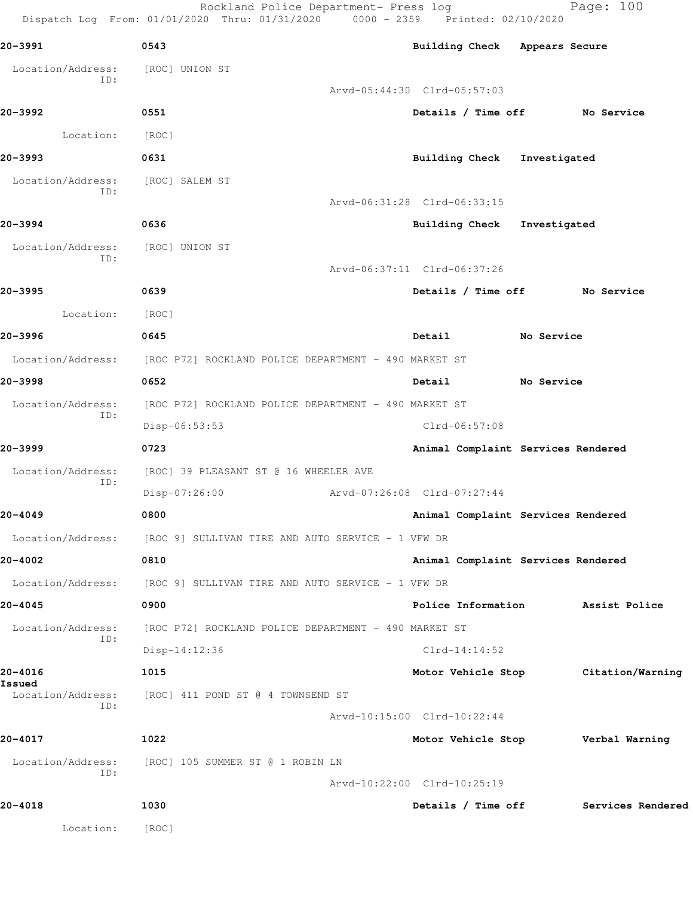**20-3991** 0543 Building Check Appears Secure

Location/Address: [ROC] UNION ST
ID:
Arvd-05:44:30 Clrd-05:57:03

**20-3992** 0551 Details / Time off No Service

Location: [ROC]

**20-3993** 0631 Building Check Investigated

Location/Address: [ROC] SALEM ST
ID:
Arvd-06:31:28 Clrd-06:33:15

**20-3994** 0636 Building Check Investigated

Location/Address: [ROC] UNION ST
ID:
Arvd-06:37:11 Clrd-06:37:26

**20-3995** 0639 Details / Time off No Service

Location: [ROC]

**20-3996** 0645 Detail No Service

Location/Address: [ROC P72] ROCKLAND POLICE DEPARTMENT - 490 MARKET ST

**20-3998** 0652 Detail No Service

Location/Address: [ROC P72] ROCKLAND POLICE DEPARTMENT - 490 MARKET ST
ID:
Disp-06:53:53 Clrd-06:57:08

**20-3999** 0723 Animal Complaint Services Rendered

Location/Address: [ROC] 39 PLEASANT ST @ 16 WHEELER AVE
ID:
Disp-07:26:00 Arvd-07:26:08 Clrd-07:27:44

**20-4049** 0800 Animal Complaint Services Rendered

Location/Address: [ROC 9] SULLIVAN TIRE AND AUTO SERVICE - 1 VFW DR

**20-4002** 0810 Animal Complaint Services Rendered

Location/Address: [ROC 9] SULLIVAN TIRE AND AUTO SERVICE - 1 VFW DR

**20-4045** 0900 Police Information Assist Police

Location/Address: [ROC P72] ROCKLAND POLICE DEPARTMENT - 490 MARKET ST
ID:
Disp-14:12:36 Clrd-14:14:52

**20-4016** 1015 Motor Vehicle Stop Citation/Warning Issued

Location/Address: [ROC] 411 POND ST @ 4 TOWNSEND ST
ID:
Arvd-10:15:00 Clrd-10:22:44

**20-4017** 1022 Motor Vehicle Stop Verbal Warning

Location/Address: [ROC] 105 SUMMER ST @ 1 ROBIN LN
ID:
Arvd-10:22:00 Clrd-10:25:19

**20-4018** 1030 Details / Time off Services Rendered

Location: [ROC]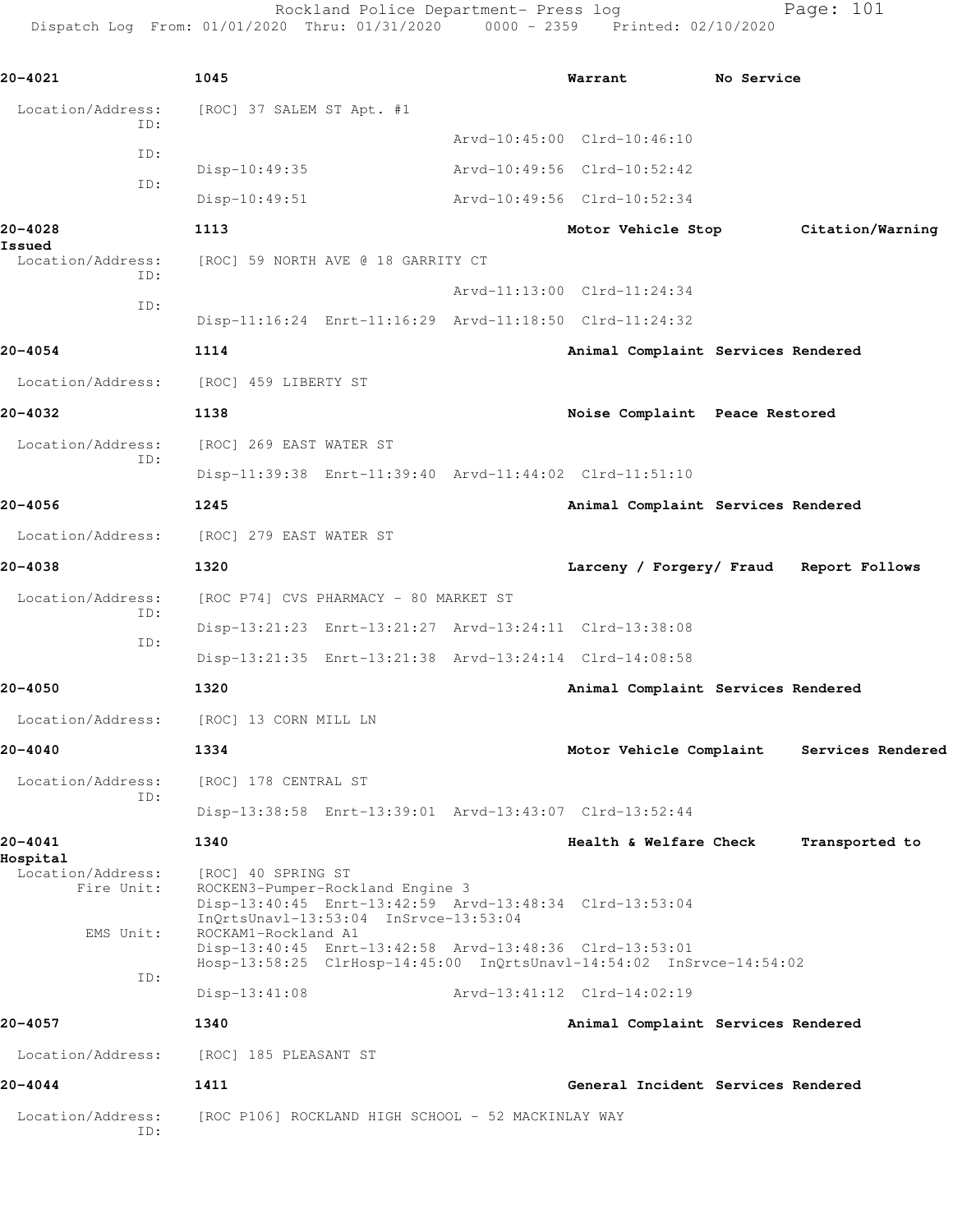**20-4021** 1045 Warrant No Service

Location/Address: [ROC] 37 SALEM ST Apt. #1

ID: Arvd-10:45:00 Clrd-10:46:10

ID: Disp-10:49:35 Arvd-10:49:56 Clrd-10:52:42

ID: Disp-10:49:51 Arvd-10:49:56 Clrd-10:52:34

**20-4028** 1113 Motor Vehicle Stop Citation/Warning Issued

Location/Address: [ROC] 59 NORTH AVE @ 18 GARRITY CT

ID: Arvd-11:13:00 Clrd-11:24:34

ID: Disp-11:16:24 Enrt-11:16:29 Arvd-11:18:50 Clrd-11:24:32

**20-4054** 1114 Animal Complaint Services Rendered

Location/Address: [ROC] 459 LIBERTY ST

**20-4032** 1138 Noise Complaint Peace Restored

Location/Address: [ROC] 269 EAST WATER ST

ID: Disp-11:39:38 Enrt-11:39:40 Arvd-11:44:02 Clrd-11:51:10

**20-4056** 1245 Animal Complaint Services Rendered

Location/Address: [ROC] 279 EAST WATER ST

**20-4038** 1320 Larceny / Forgery/ Fraud Report Follows

Location/Address: [ROC P74] CVS PHARMACY - 80 MARKET ST

ID: Disp-13:21:23 Enrt-13:21:27 Arvd-13:24:11 Clrd-13:38:08

ID: Disp-13:21:35 Enrt-13:21:38 Arvd-13:24:14 Clrd-14:08:58

**20-4050** 1320 Animal Complaint Services Rendered

Location/Address: [ROC] 13 CORN MILL LN

**20-4040** 1334 Motor Vehicle Complaint Services Rendered

Location/Address: [ROC] 178 CENTRAL ST

ID: Disp-13:38:58 Enrt-13:39:01 Arvd-13:43:07 Clrd-13:52:44

**20-4041** 1340 Health & Welfare Check Transported to Hospital

Location/Address: [ROC] 40 SPRING ST

Fire Unit: ROCKEN3-Pumper-Rockland Engine 3
Disp-13:40:45 Enrt-13:42:59 Arvd-13:48:34 Clrd-13:53:04
InQrtsUnavl-13:53:04 InSrvce-13:53:04

EMS Unit: ROCKAM1-Rockland A1
Disp-13:40:45 Enrt-13:42:58 Arvd-13:48:36 Clrd-13:53:01
Hosp-13:58:25 ClrHosp-14:45:00 InQrtsUnavl-14:54:02 InSrvce-14:54:02

ID: Disp-13:41:08 Arvd-13:41:12 Clrd-14:02:19

**20-4057** 1340 Animal Complaint Services Rendered

Location/Address: [ROC] 185 PLEASANT ST

**20-4044** 1411 General Incident Services Rendered

Location/Address: [ROC P106] ROCKLAND HIGH SCHOOL - 52 MACKINLAY WAY

ID: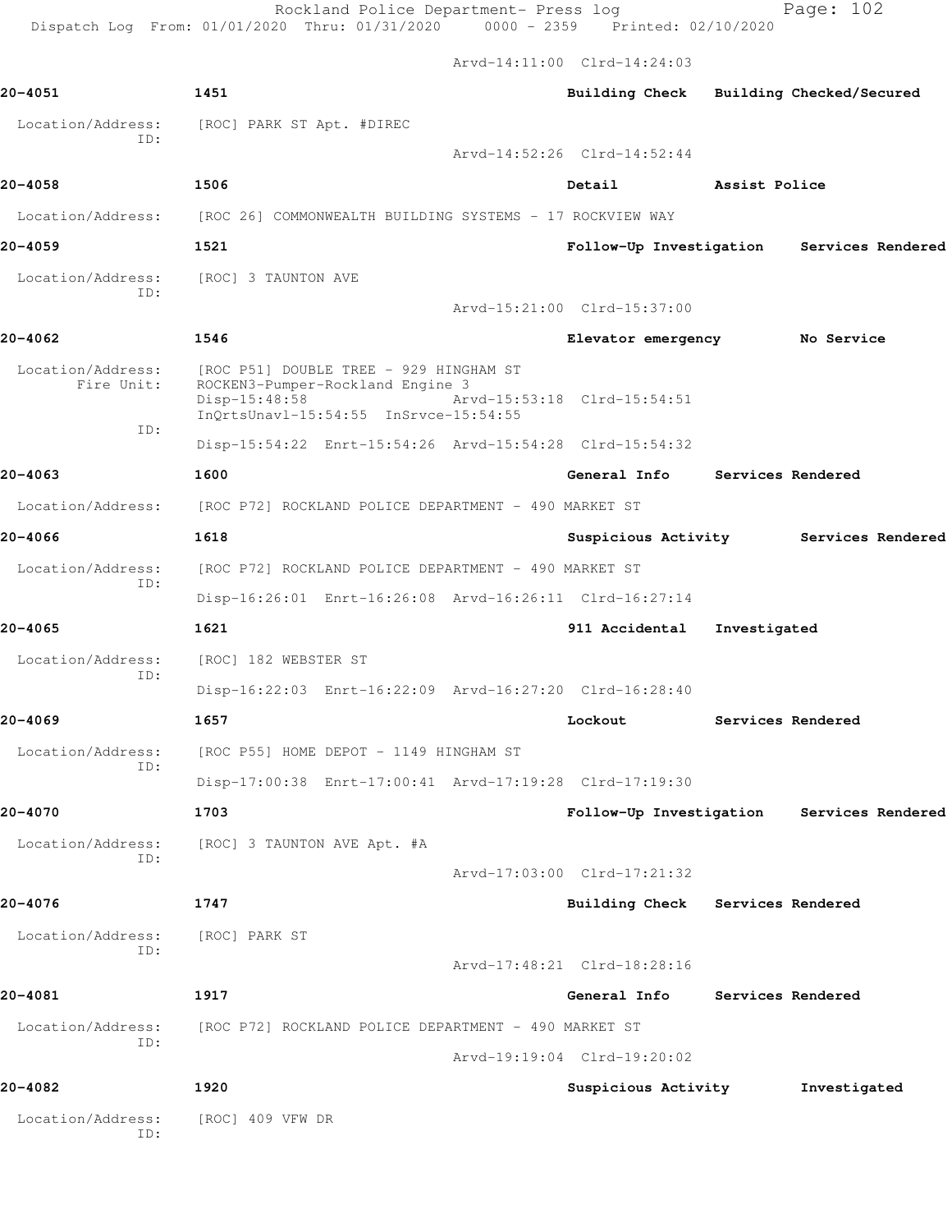Arvd-14:11:00 Clrd-14:24:03

**20-4051** **1451** **Building Check** **Building Checked/Secured**

Location/Address: [ROC] PARK ST Apt. #DIREC
ID:
Arvd-14:52:26 Clrd-14:52:44

**20-4058** **1506** **Detail** **Assist Police**

Location/Address: [ROC 26] COMMONWEALTH BUILDING SYSTEMS - 17 ROCKVIEW WAY

**20-4059** **1521** **Follow-Up Investigation** **Services Rendered**

Location/Address: [ROC] 3 TAUNTON AVE
ID:
Arvd-15:21:00 Clrd-15:37:00

**20-4062** **1546** **Elevator emergency** **No Service**

Location/Address: [ROC P51] DOUBLE TREE - 929 HINGHAM ST
Fire Unit: ROCKEN3-Pumper-Rockland Engine 3
Disp-15:48:58 Arvd-15:53:18 Clrd-15:54:51
InQrtsUnavl-15:54:55 InSrvce-15:54:55
ID:
Disp-15:54:22 Enrt-15:54:26 Arvd-15:54:28 Clrd-15:54:32

**20-4063** **1600** **General Info** **Services Rendered**

Location/Address: [ROC P72] ROCKLAND POLICE DEPARTMENT - 490 MARKET ST

**20-4066** **1618** **Suspicious Activity** **Services Rendered**

Location/Address: [ROC P72] ROCKLAND POLICE DEPARTMENT - 490 MARKET ST
ID:
Disp-16:26:01 Enrt-16:26:08 Arvd-16:26:11 Clrd-16:27:14

**20-4065** **1621** **911 Accidental** **Investigated**

Location/Address: [ROC] 182 WEBSTER ST
ID:
Disp-16:22:03 Enrt-16:22:09 Arvd-16:27:20 Clrd-16:28:40

**20-4069** **1657** **Lockout** **Services Rendered**

Location/Address: [ROC P55] HOME DEPOT - 1149 HINGHAM ST
ID:
Disp-17:00:38 Enrt-17:00:41 Arvd-17:19:28 Clrd-17:19:30

**20-4070** **1703** **Follow-Up Investigation** **Services Rendered**

Location/Address: [ROC] 3 TAUNTON AVE Apt. #A
ID:
Arvd-17:03:00 Clrd-17:21:32

**20-4076** **1747** **Building Check** **Services Rendered**

Location/Address: [ROC] PARK ST
ID:
Arvd-17:48:21 Clrd-18:28:16

**20-4081** **1917** **General Info** **Services Rendered**

Location/Address: [ROC P72] ROCKLAND POLICE DEPARTMENT - 490 MARKET ST
ID:
Arvd-19:19:04 Clrd-19:20:02

**20-4082** **1920** **Suspicious Activity** **Investigated**

Location/Address: [ROC] 409 VFW DR
ID: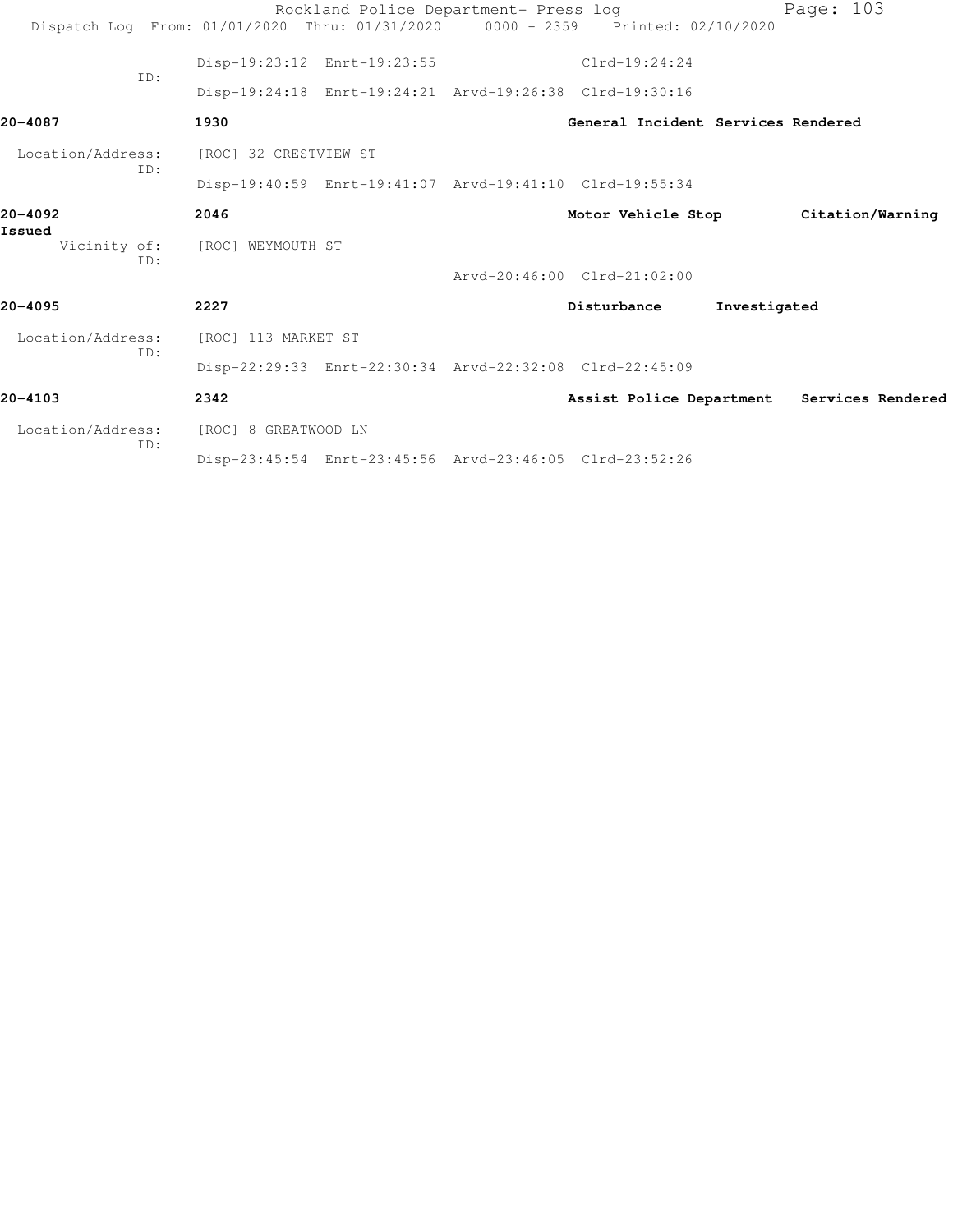Disp-19:23:12 Enrt-19:23:55 Clrd-19:24:24

ID:

Disp-19:24:18 Enrt-19:24:21 Arvd-19:26:38 Clrd-19:30:16

**20-4087** **1930** **General Incident Services Rendered**

Location/Address: [ROC] 32 CRESTVIEW ST

ID:

Disp-19:40:59 Enrt-19:41:07 Arvd-19:41:10 Clrd-19:55:34

**20-4092** **2046** **Motor Vehicle Stop** **Citation/Warning Issued**

Vicinity of: [ROC] WEYMOUTH ST

ID:

Arvd-20:46:00 Clrd-21:02:00

**20-4095** **2227** **Disturbance** **Investigated**

Location/Address: [ROC] 113 MARKET ST

ID:

Disp-22:29:33 Enrt-22:30:34 Arvd-22:32:08 Clrd-22:45:09

**20-4103** **2342** **Assist Police Department** **Services Rendered**

Location/Address: [ROC] 8 GREATWOOD LN

ID:

Disp-23:45:54 Enrt-23:45:56 Arvd-23:46:05 Clrd-23:52:26